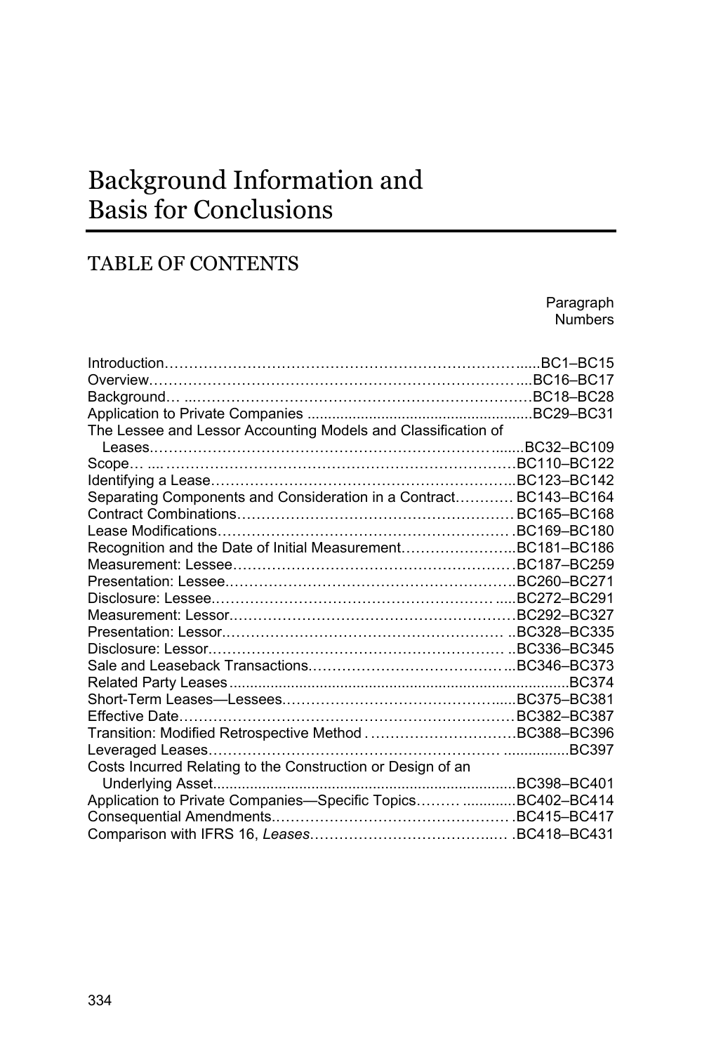# Background Information and Basis for Conclusions

## TABLE OF CONTENTS

| | Paragraph Numbers |
|---|---|
| Introduction | BC1–BC15 |
| Overview | BC16–BC17 |
| Background | BC18–BC28 |
| Application to Private Companies | BC29–BC31 |
| The Lessee and Lessor Accounting Models and Classification of Leases | BC32–BC109 |
| Scope | BC110–BC122 |
| Identifying a Lease | BC123–BC142 |
| Separating Components and Consideration in a Contract | BC143–BC164 |
| Contract Combinations | BC165–BC168 |
| Lease Modifications | BC169–BC180 |
| Recognition and the Date of Initial Measurement | BC181–BC186 |
| Measurement: Lessee | BC187–BC259 |
| Presentation: Lessee | BC260–BC271 |
| Disclosure: Lessee | BC272–BC291 |
| Measurement: Lessor | BC292–BC327 |
| Presentation: Lessor | BC328–BC335 |
| Disclosure: Lessor | BC336–BC345 |
| Sale and Leaseback Transactions | BC346–BC373 |
| Related Party Leases | BC374 |
| Short-Term Leases—Lessees | BC375–BC381 |
| Effective Date | BC382–BC387 |
| Transition: Modified Retrospective Method | BC388–BC396 |
| Leveraged Leases | BC397 |
| Costs Incurred Relating to the Construction or Design of an Underlying Asset | BC398–BC401 |
| Application to Private Companies—Specific Topics | BC402–BC414 |
| Consequential Amendments | BC415–BC417 |
| Comparison with IFRS 16, *Leases* | BC418–BC431 |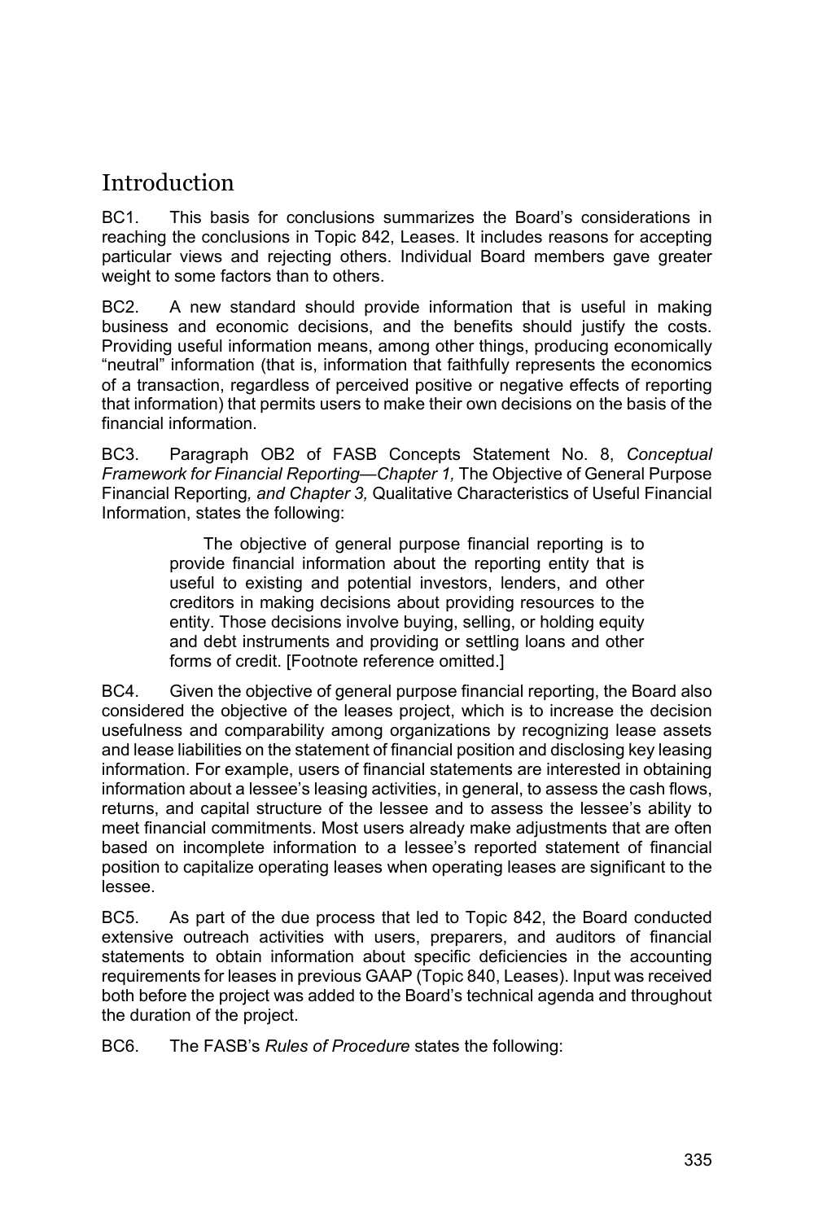## Introduction

BC1. This basis for conclusions summarizes the Board's considerations in reaching the conclusions in Topic 842, Leases. It includes reasons for accepting particular views and rejecting others. Individual Board members gave greater weight to some factors than to others.

BC2. A new standard should provide information that is useful in making business and economic decisions, and the benefits should justify the costs. Providing useful information means, among other things, producing economically "neutral" information (that is, information that faithfully represents the economics of a transaction, regardless of perceived positive or negative effects of reporting that information) that permits users to make their own decisions on the basis of the financial information.

BC3. Paragraph OB2 of FASB Concepts Statement No. 8, *Conceptual Framework for Financial Reporting—Chapter 1,* The Objective of General Purpose Financial Reporting*, and Chapter 3,* Qualitative Characteristics of Useful Financial Information, states the following:

> The objective of general purpose financial reporting is to provide financial information about the reporting entity that is useful to existing and potential investors, lenders, and other creditors in making decisions about providing resources to the entity. Those decisions involve buying, selling, or holding equity and debt instruments and providing or settling loans and other forms of credit. [Footnote reference omitted.]

BC4. Given the objective of general purpose financial reporting, the Board also considered the objective of the leases project, which is to increase the decision usefulness and comparability among organizations by recognizing lease assets and lease liabilities on the statement of financial position and disclosing key leasing information. For example, users of financial statements are interested in obtaining information about a lessee's leasing activities, in general, to assess the cash flows, returns, and capital structure of the lessee and to assess the lessee's ability to meet financial commitments. Most users already make adjustments that are often based on incomplete information to a lessee's reported statement of financial position to capitalize operating leases when operating leases are significant to the lessee.

BC5. As part of the due process that led to Topic 842, the Board conducted extensive outreach activities with users, preparers, and auditors of financial statements to obtain information about specific deficiencies in the accounting requirements for leases in previous GAAP (Topic 840, Leases). Input was received both before the project was added to the Board's technical agenda and throughout the duration of the project.

BC6. The FASB's *Rules of Procedure* states the following: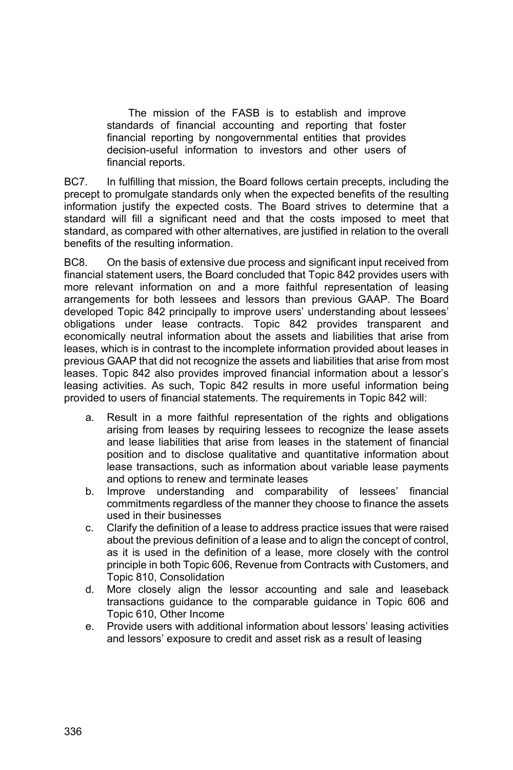> The mission of the FASB is to establish and improve standards of financial accounting and reporting that foster financial reporting by nongovernmental entities that provides decision-useful information to investors and other users of financial reports.

BC7. In fulfilling that mission, the Board follows certain precepts, including the precept to promulgate standards only when the expected benefits of the resulting information justify the expected costs. The Board strives to determine that a standard will fill a significant need and that the costs imposed to meet that standard, as compared with other alternatives, are justified in relation to the overall benefits of the resulting information.

BC8. On the basis of extensive due process and significant input received from financial statement users, the Board concluded that Topic 842 provides users with more relevant information on and a more faithful representation of leasing arrangements for both lessees and lessors than previous GAAP. The Board developed Topic 842 principally to improve users' understanding about lessees' obligations under lease contracts. Topic 842 provides transparent and economically neutral information about the assets and liabilities that arise from leases, which is in contrast to the incomplete information provided about leases in previous GAAP that did not recognize the assets and liabilities that arise from most leases. Topic 842 also provides improved financial information about a lessor's leasing activities. As such, Topic 842 results in more useful information being provided to users of financial statements. The requirements in Topic 842 will:

a. Result in a more faithful representation of the rights and obligations arising from leases by requiring lessees to recognize the lease assets and lease liabilities that arise from leases in the statement of financial position and to disclose qualitative and quantitative information about lease transactions, such as information about variable lease payments and options to renew and terminate leases
b. Improve understanding and comparability of lessees' financial commitments regardless of the manner they choose to finance the assets used in their businesses
c. Clarify the definition of a lease to address practice issues that were raised about the previous definition of a lease and to align the concept of control, as it is used in the definition of a lease, more closely with the control principle in both Topic 606, Revenue from Contracts with Customers, and Topic 810, Consolidation
d. More closely align the lessor accounting and sale and leaseback transactions guidance to the comparable guidance in Topic 606 and Topic 610, Other Income
e. Provide users with additional information about lessors' leasing activities and lessors' exposure to credit and asset risk as a result of leasing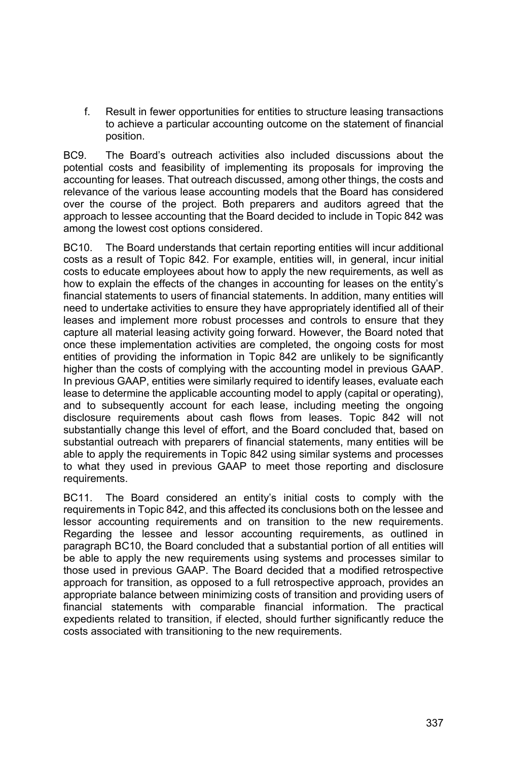f. Result in fewer opportunities for entities to structure leasing transactions to achieve a particular accounting outcome on the statement of financial position.

BC9. The Board's outreach activities also included discussions about the potential costs and feasibility of implementing its proposals for improving the accounting for leases. That outreach discussed, among other things, the costs and relevance of the various lease accounting models that the Board has considered over the course of the project. Both preparers and auditors agreed that the approach to lessee accounting that the Board decided to include in Topic 842 was among the lowest cost options considered.

BC10. The Board understands that certain reporting entities will incur additional costs as a result of Topic 842. For example, entities will, in general, incur initial costs to educate employees about how to apply the new requirements, as well as how to explain the effects of the changes in accounting for leases on the entity's financial statements to users of financial statements. In addition, many entities will need to undertake activities to ensure they have appropriately identified all of their leases and implement more robust processes and controls to ensure that they capture all material leasing activity going forward. However, the Board noted that once these implementation activities are completed, the ongoing costs for most entities of providing the information in Topic 842 are unlikely to be significantly higher than the costs of complying with the accounting model in previous GAAP. In previous GAAP, entities were similarly required to identify leases, evaluate each lease to determine the applicable accounting model to apply (capital or operating), and to subsequently account for each lease, including meeting the ongoing disclosure requirements about cash flows from leases. Topic 842 will not substantially change this level of effort, and the Board concluded that, based on substantial outreach with preparers of financial statements, many entities will be able to apply the requirements in Topic 842 using similar systems and processes to what they used in previous GAAP to meet those reporting and disclosure requirements.

BC11. The Board considered an entity's initial costs to comply with the requirements in Topic 842, and this affected its conclusions both on the lessee and lessor accounting requirements and on transition to the new requirements. Regarding the lessee and lessor accounting requirements, as outlined in paragraph BC10, the Board concluded that a substantial portion of all entities will be able to apply the new requirements using systems and processes similar to those used in previous GAAP. The Board decided that a modified retrospective approach for transition, as opposed to a full retrospective approach, provides an appropriate balance between minimizing costs of transition and providing users of financial statements with comparable financial information. The practical expedients related to transition, if elected, should further significantly reduce the costs associated with transitioning to the new requirements.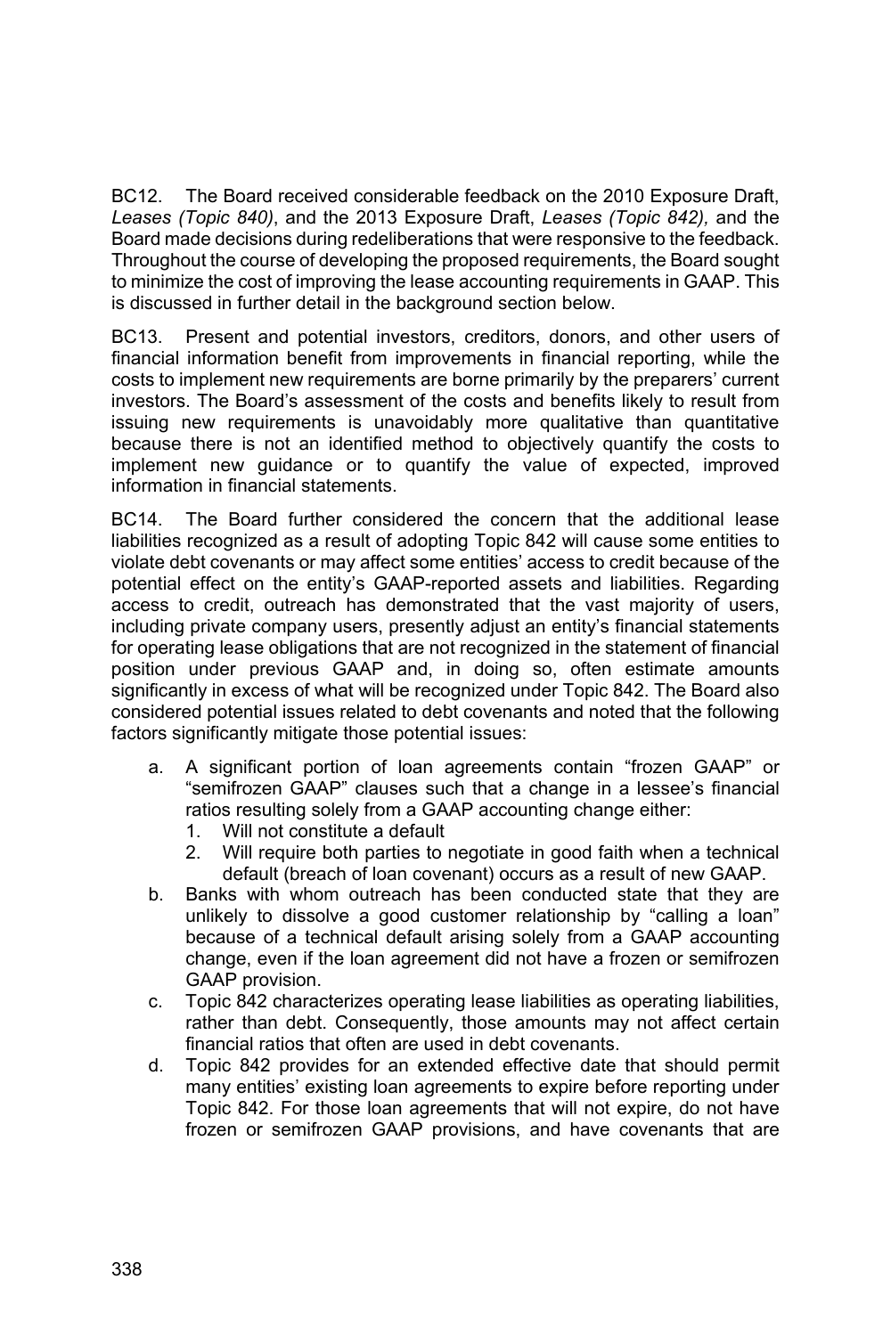BC12. The Board received considerable feedback on the 2010 Exposure Draft, *Leases (Topic 840)*, and the 2013 Exposure Draft, *Leases (Topic 842),* and the Board made decisions during redeliberations that were responsive to the feedback. Throughout the course of developing the proposed requirements, the Board sought to minimize the cost of improving the lease accounting requirements in GAAP. This is discussed in further detail in the background section below.

BC13. Present and potential investors, creditors, donors, and other users of financial information benefit from improvements in financial reporting, while the costs to implement new requirements are borne primarily by the preparers' current investors. The Board's assessment of the costs and benefits likely to result from issuing new requirements is unavoidably more qualitative than quantitative because there is not an identified method to objectively quantify the costs to implement new guidance or to quantify the value of expected, improved information in financial statements.

BC14. The Board further considered the concern that the additional lease liabilities recognized as a result of adopting Topic 842 will cause some entities to violate debt covenants or may affect some entities' access to credit because of the potential effect on the entity's GAAP-reported assets and liabilities. Regarding access to credit, outreach has demonstrated that the vast majority of users, including private company users, presently adjust an entity's financial statements for operating lease obligations that are not recognized in the statement of financial position under previous GAAP and, in doing so, often estimate amounts significantly in excess of what will be recognized under Topic 842. The Board also considered potential issues related to debt covenants and noted that the following factors significantly mitigate those potential issues:

a. A significant portion of loan agreements contain "frozen GAAP" or "semifrozen GAAP" clauses such that a change in a lessee's financial ratios resulting solely from a GAAP accounting change either:
   1. Will not constitute a default
   2. Will require both parties to negotiate in good faith when a technical default (breach of loan covenant) occurs as a result of new GAAP.
b. Banks with whom outreach has been conducted state that they are unlikely to dissolve a good customer relationship by "calling a loan" because of a technical default arising solely from a GAAP accounting change, even if the loan agreement did not have a frozen or semifrozen GAAP provision.
c. Topic 842 characterizes operating lease liabilities as operating liabilities, rather than debt. Consequently, those amounts may not affect certain financial ratios that often are used in debt covenants.
d. Topic 842 provides for an extended effective date that should permit many entities' existing loan agreements to expire before reporting under Topic 842. For those loan agreements that will not expire, do not have frozen or semifrozen GAAP provisions, and have covenants that are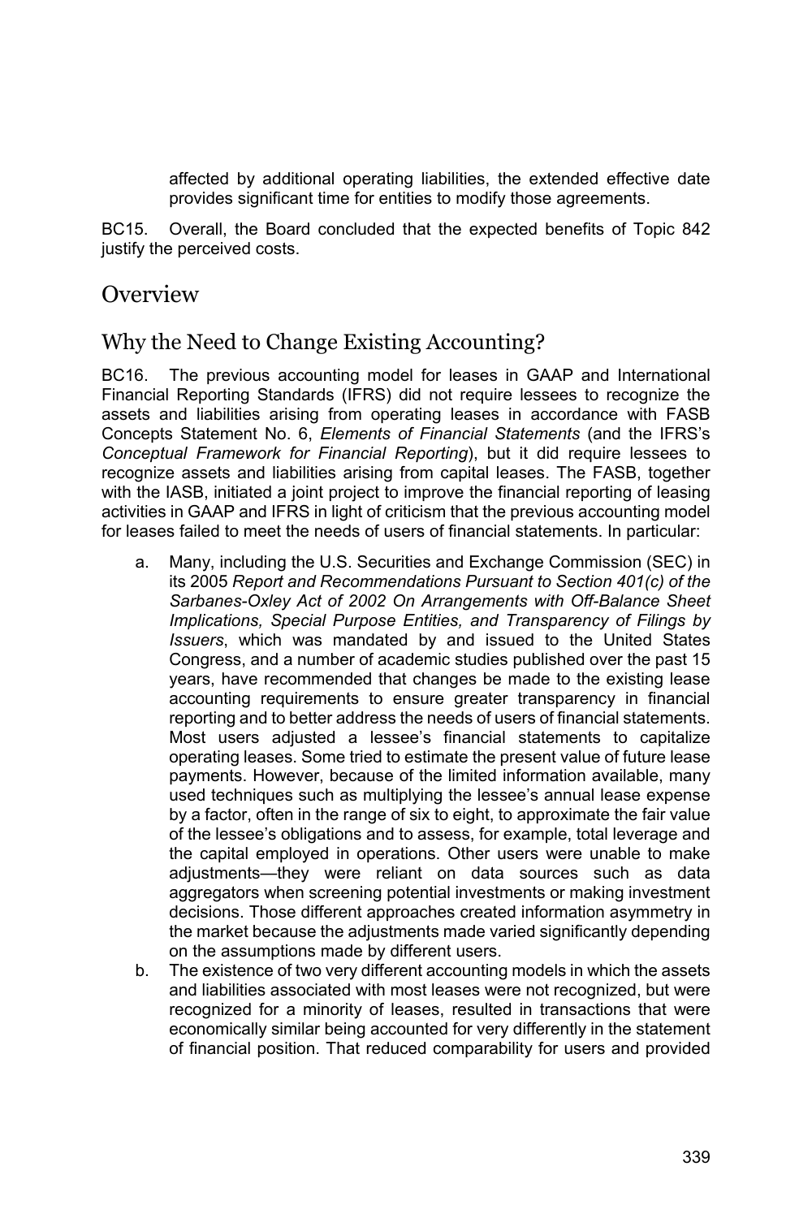affected by additional operating liabilities, the extended effective date provides significant time for entities to modify those agreements.

BC15. Overall, the Board concluded that the expected benefits of Topic 842 justify the perceived costs.

## Overview

### Why the Need to Change Existing Accounting?

BC16. The previous accounting model for leases in GAAP and International Financial Reporting Standards (IFRS) did not require lessees to recognize the assets and liabilities arising from operating leases in accordance with FASB Concepts Statement No. 6, *Elements of Financial Statements* (and the IFRS's *Conceptual Framework for Financial Reporting*), but it did require lessees to recognize assets and liabilities arising from capital leases. The FASB, together with the IASB, initiated a joint project to improve the financial reporting of leasing activities in GAAP and IFRS in light of criticism that the previous accounting model for leases failed to meet the needs of users of financial statements. In particular:

a. Many, including the U.S. Securities and Exchange Commission (SEC) in its 2005 *Report and Recommendations Pursuant to Section 401(c) of the Sarbanes-Oxley Act of 2002 On Arrangements with Off-Balance Sheet Implications, Special Purpose Entities, and Transparency of Filings by Issuers*, which was mandated by and issued to the United States Congress, and a number of academic studies published over the past 15 years, have recommended that changes be made to the existing lease accounting requirements to ensure greater transparency in financial reporting and to better address the needs of users of financial statements. Most users adjusted a lessee's financial statements to capitalize operating leases. Some tried to estimate the present value of future lease payments. However, because of the limited information available, many used techniques such as multiplying the lessee's annual lease expense by a factor, often in the range of six to eight, to approximate the fair value of the lessee's obligations and to assess, for example, total leverage and the capital employed in operations. Other users were unable to make adjustments—they were reliant on data sources such as data aggregators when screening potential investments or making investment decisions. Those different approaches created information asymmetry in the market because the adjustments made varied significantly depending on the assumptions made by different users.

b. The existence of two very different accounting models in which the assets and liabilities associated with most leases were not recognized, but were recognized for a minority of leases, resulted in transactions that were economically similar being accounted for very differently in the statement of financial position. That reduced comparability for users and provided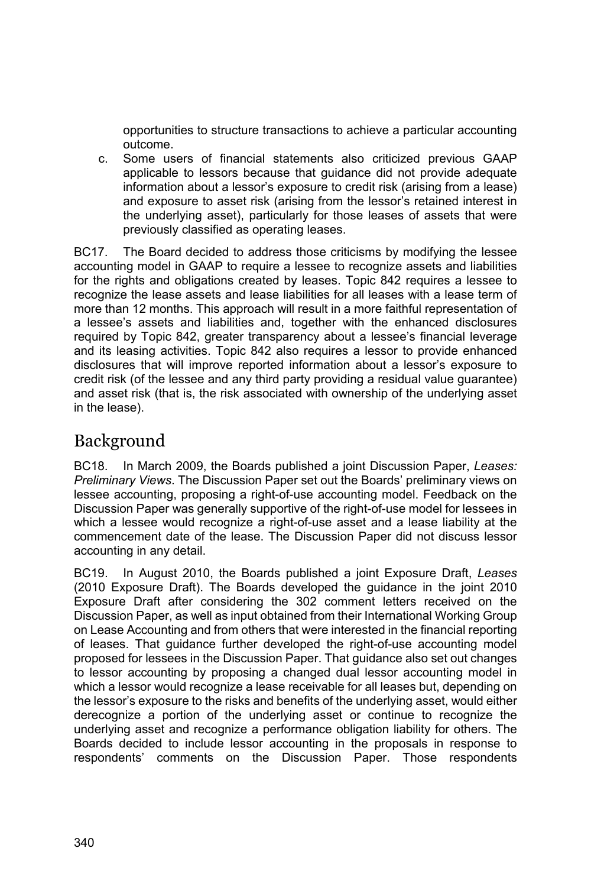opportunities to structure transactions to achieve a particular accounting outcome.

c. Some users of financial statements also criticized previous GAAP applicable to lessors because that guidance did not provide adequate information about a lessor's exposure to credit risk (arising from a lease) and exposure to asset risk (arising from the lessor's retained interest in the underlying asset), particularly for those leases of assets that were previously classified as operating leases.

BC17. The Board decided to address those criticisms by modifying the lessee accounting model in GAAP to require a lessee to recognize assets and liabilities for the rights and obligations created by leases. Topic 842 requires a lessee to recognize the lease assets and lease liabilities for all leases with a lease term of more than 12 months. This approach will result in a more faithful representation of a lessee's assets and liabilities and, together with the enhanced disclosures required by Topic 842, greater transparency about a lessee's financial leverage and its leasing activities. Topic 842 also requires a lessor to provide enhanced disclosures that will improve reported information about a lessor's exposure to credit risk (of the lessee and any third party providing a residual value guarantee) and asset risk (that is, the risk associated with ownership of the underlying asset in the lease).

## Background

BC18. In March 2009, the Boards published a joint Discussion Paper, *Leases: Preliminary Views*. The Discussion Paper set out the Boards' preliminary views on lessee accounting, proposing a right-of-use accounting model. Feedback on the Discussion Paper was generally supportive of the right-of-use model for lessees in which a lessee would recognize a right-of-use asset and a lease liability at the commencement date of the lease. The Discussion Paper did not discuss lessor accounting in any detail.

BC19. In August 2010, the Boards published a joint Exposure Draft, *Leases* (2010 Exposure Draft). The Boards developed the guidance in the joint 2010 Exposure Draft after considering the 302 comment letters received on the Discussion Paper, as well as input obtained from their International Working Group on Lease Accounting and from others that were interested in the financial reporting of leases. That guidance further developed the right-of-use accounting model proposed for lessees in the Discussion Paper. That guidance also set out changes to lessor accounting by proposing a changed dual lessor accounting model in which a lessor would recognize a lease receivable for all leases but, depending on the lessor's exposure to the risks and benefits of the underlying asset, would either derecognize a portion of the underlying asset or continue to recognize the underlying asset and recognize a performance obligation liability for others. The Boards decided to include lessor accounting in the proposals in response to respondents' comments on the Discussion Paper. Those respondents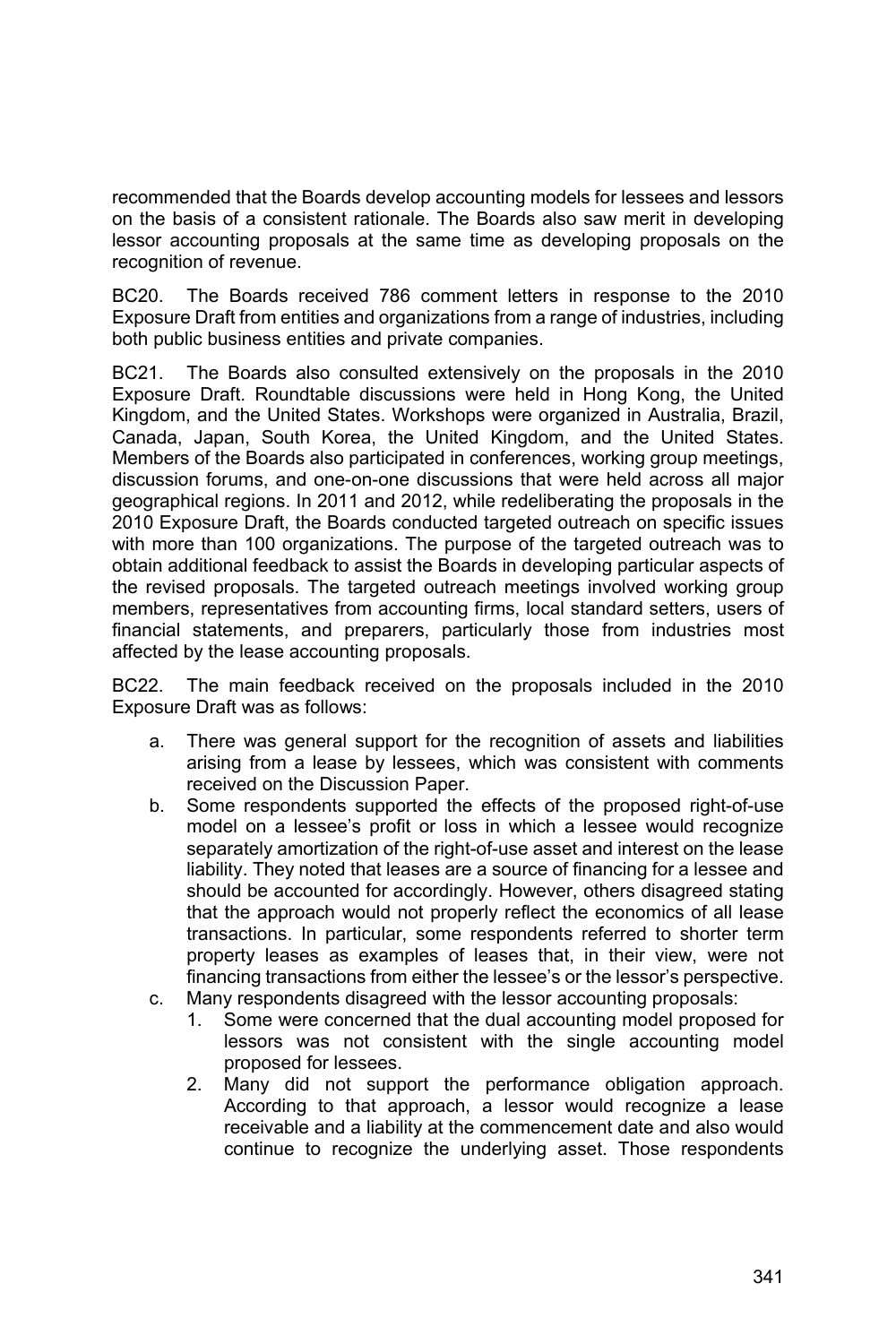recommended that the Boards develop accounting models for lessees and lessors on the basis of a consistent rationale. The Boards also saw merit in developing lessor accounting proposals at the same time as developing proposals on the recognition of revenue.

BC20. The Boards received 786 comment letters in response to the 2010 Exposure Draft from entities and organizations from a range of industries, including both public business entities and private companies.

BC21. The Boards also consulted extensively on the proposals in the 2010 Exposure Draft. Roundtable discussions were held in Hong Kong, the United Kingdom, and the United States. Workshops were organized in Australia, Brazil, Canada, Japan, South Korea, the United Kingdom, and the United States. Members of the Boards also participated in conferences, working group meetings, discussion forums, and one-on-one discussions that were held across all major geographical regions. In 2011 and 2012, while redeliberating the proposals in the 2010 Exposure Draft, the Boards conducted targeted outreach on specific issues with more than 100 organizations. The purpose of the targeted outreach was to obtain additional feedback to assist the Boards in developing particular aspects of the revised proposals. The targeted outreach meetings involved working group members, representatives from accounting firms, local standard setters, users of financial statements, and preparers, particularly those from industries most affected by the lease accounting proposals.

BC22. The main feedback received on the proposals included in the 2010 Exposure Draft was as follows:

a. There was general support for the recognition of assets and liabilities arising from a lease by lessees, which was consistent with comments received on the Discussion Paper.
b. Some respondents supported the effects of the proposed right-of-use model on a lessee's profit or loss in which a lessee would recognize separately amortization of the right-of-use asset and interest on the lease liability. They noted that leases are a source of financing for a lessee and should be accounted for accordingly. However, others disagreed stating that the approach would not properly reflect the economics of all lease transactions. In particular, some respondents referred to shorter term property leases as examples of leases that, in their view, were not financing transactions from either the lessee's or the lessor's perspective.
c. Many respondents disagreed with the lessor accounting proposals:
    1. Some were concerned that the dual accounting model proposed for lessors was not consistent with the single accounting model proposed for lessees.
    2. Many did not support the performance obligation approach. According to that approach, a lessor would recognize a lease receivable and a liability at the commencement date and also would continue to recognize the underlying asset. Those respondents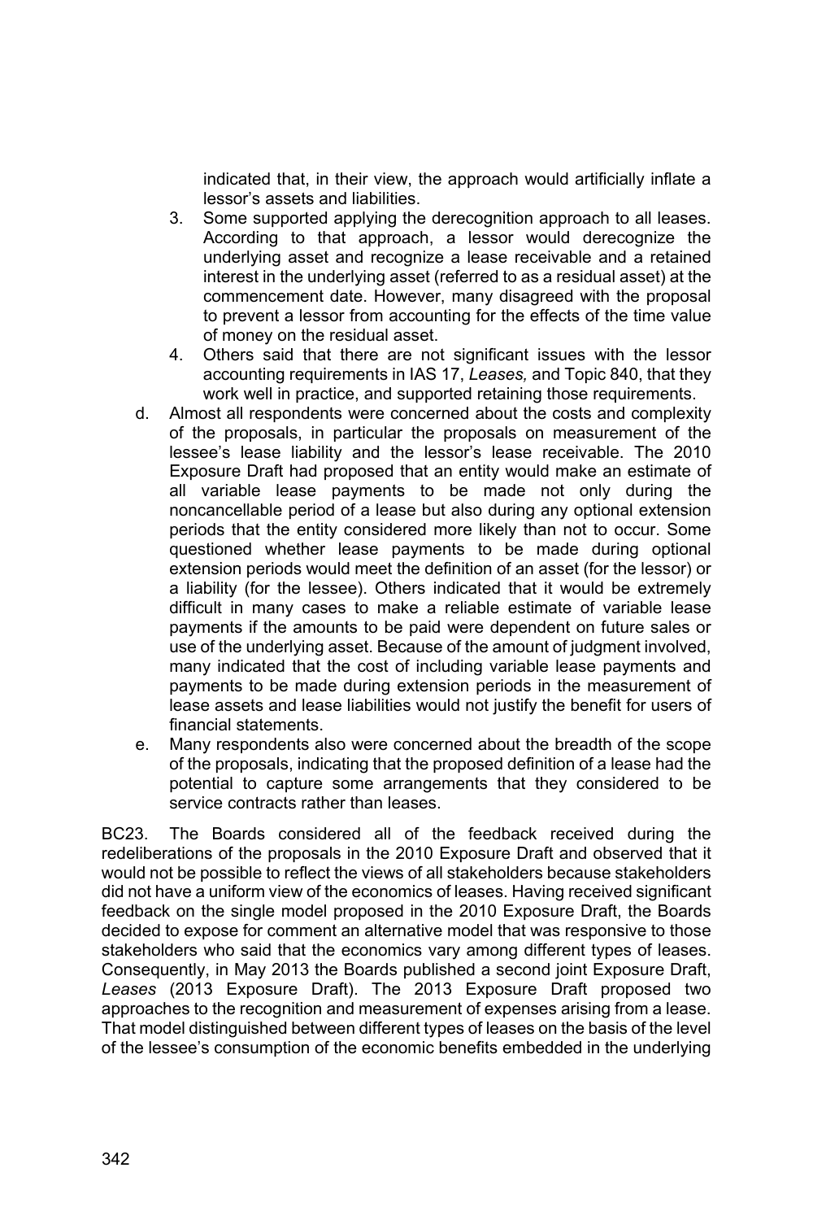indicated that, in their view, the approach would artificially inflate a lessor's assets and liabilities.

3. Some supported applying the derecognition approach to all leases. According to that approach, a lessor would derecognize the underlying asset and recognize a lease receivable and a retained interest in the underlying asset (referred to as a residual asset) at the commencement date. However, many disagreed with the proposal to prevent a lessor from accounting for the effects of the time value of money on the residual asset.
4. Others said that there are not significant issues with the lessor accounting requirements in IAS 17, *Leases,* and Topic 840, that they work well in practice, and supported retaining those requirements.

d. Almost all respondents were concerned about the costs and complexity of the proposals, in particular the proposals on measurement of the lessee's lease liability and the lessor's lease receivable. The 2010 Exposure Draft had proposed that an entity would make an estimate of all variable lease payments to be made not only during the noncancellable period of a lease but also during any optional extension periods that the entity considered more likely than not to occur. Some questioned whether lease payments to be made during optional extension periods would meet the definition of an asset (for the lessor) or a liability (for the lessee). Others indicated that it would be extremely difficult in many cases to make a reliable estimate of variable lease payments if the amounts to be paid were dependent on future sales or use of the underlying asset. Because of the amount of judgment involved, many indicated that the cost of including variable lease payments and payments to be made during extension periods in the measurement of lease assets and lease liabilities would not justify the benefit for users of financial statements.

e. Many respondents also were concerned about the breadth of the scope of the proposals, indicating that the proposed definition of a lease had the potential to capture some arrangements that they considered to be service contracts rather than leases.

BC23. The Boards considered all of the feedback received during the redeliberations of the proposals in the 2010 Exposure Draft and observed that it would not be possible to reflect the views of all stakeholders because stakeholders did not have a uniform view of the economics of leases. Having received significant feedback on the single model proposed in the 2010 Exposure Draft, the Boards decided to expose for comment an alternative model that was responsive to those stakeholders who said that the economics vary among different types of leases. Consequently, in May 2013 the Boards published a second joint Exposure Draft, *Leases* (2013 Exposure Draft). The 2013 Exposure Draft proposed two approaches to the recognition and measurement of expenses arising from a lease. That model distinguished between different types of leases on the basis of the level of the lessee's consumption of the economic benefits embedded in the underlying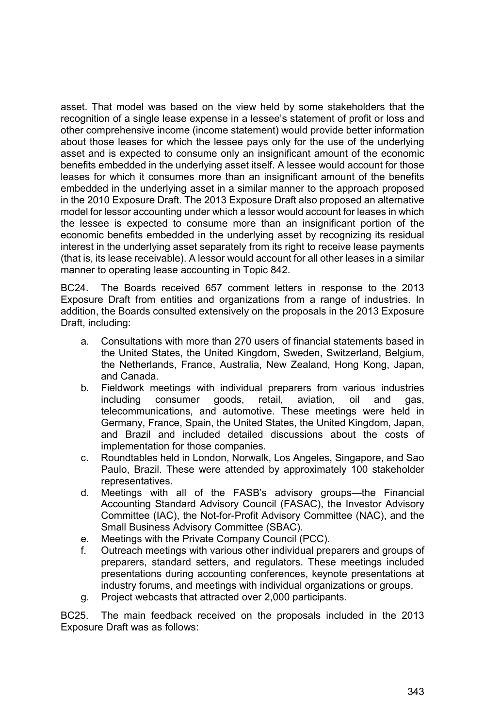asset. That model was based on the view held by some stakeholders that the recognition of a single lease expense in a lessee's statement of profit or loss and other comprehensive income (income statement) would provide better information about those leases for which the lessee pays only for the use of the underlying asset and is expected to consume only an insignificant amount of the economic benefits embedded in the underlying asset itself. A lessee would account for those leases for which it consumes more than an insignificant amount of the benefits embedded in the underlying asset in a similar manner to the approach proposed in the 2010 Exposure Draft. The 2013 Exposure Draft also proposed an alternative model for lessor accounting under which a lessor would account for leases in which the lessee is expected to consume more than an insignificant portion of the economic benefits embedded in the underlying asset by recognizing its residual interest in the underlying asset separately from its right to receive lease payments (that is, its lease receivable). A lessor would account for all other leases in a similar manner to operating lease accounting in Topic 842.

BC24. The Boards received 657 comment letters in response to the 2013 Exposure Draft from entities and organizations from a range of industries. In addition, the Boards consulted extensively on the proposals in the 2013 Exposure Draft, including:

a. Consultations with more than 270 users of financial statements based in the United States, the United Kingdom, Sweden, Switzerland, Belgium, the Netherlands, France, Australia, New Zealand, Hong Kong, Japan, and Canada.
b. Fieldwork meetings with individual preparers from various industries including consumer goods, retail, aviation, oil and gas, telecommunications, and automotive. These meetings were held in Germany, France, Spain, the United States, the United Kingdom, Japan, and Brazil and included detailed discussions about the costs of implementation for those companies.
c. Roundtables held in London, Norwalk, Los Angeles, Singapore, and Sao Paulo, Brazil. These were attended by approximately 100 stakeholder representatives.
d. Meetings with all of the FASB's advisory groups—the Financial Accounting Standard Advisory Council (FASAC), the Investor Advisory Committee (IAC), the Not-for-Profit Advisory Committee (NAC), and the Small Business Advisory Committee (SBAC).
e. Meetings with the Private Company Council (PCC).
f. Outreach meetings with various other individual preparers and groups of preparers, standard setters, and regulators. These meetings included presentations during accounting conferences, keynote presentations at industry forums, and meetings with individual organizations or groups.
g. Project webcasts that attracted over 2,000 participants.

BC25. The main feedback received on the proposals included in the 2013 Exposure Draft was as follows: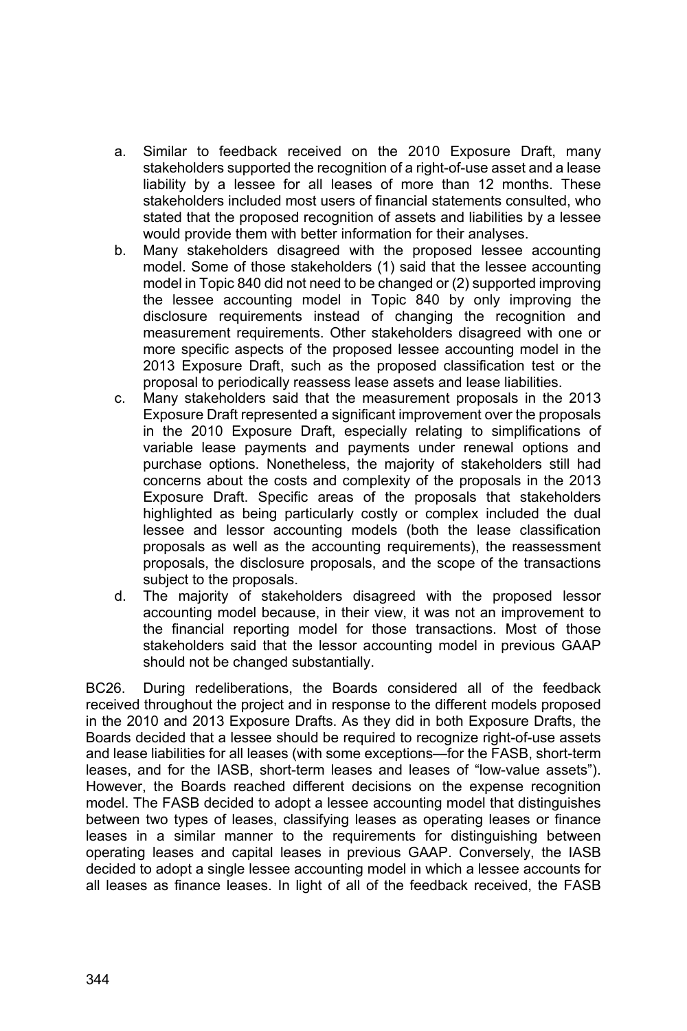a. Similar to feedback received on the 2010 Exposure Draft, many stakeholders supported the recognition of a right-of-use asset and a lease liability by a lessee for all leases of more than 12 months. These stakeholders included most users of financial statements consulted, who stated that the proposed recognition of assets and liabilities by a lessee would provide them with better information for their analyses.
b. Many stakeholders disagreed with the proposed lessee accounting model. Some of those stakeholders (1) said that the lessee accounting model in Topic 840 did not need to be changed or (2) supported improving the lessee accounting model in Topic 840 by only improving the disclosure requirements instead of changing the recognition and measurement requirements. Other stakeholders disagreed with one or more specific aspects of the proposed lessee accounting model in the 2013 Exposure Draft, such as the proposed classification test or the proposal to periodically reassess lease assets and lease liabilities.
c. Many stakeholders said that the measurement proposals in the 2013 Exposure Draft represented a significant improvement over the proposals in the 2010 Exposure Draft, especially relating to simplifications of variable lease payments and payments under renewal options and purchase options. Nonetheless, the majority of stakeholders still had concerns about the costs and complexity of the proposals in the 2013 Exposure Draft. Specific areas of the proposals that stakeholders highlighted as being particularly costly or complex included the dual lessee and lessor accounting models (both the lease classification proposals as well as the accounting requirements), the reassessment proposals, the disclosure proposals, and the scope of the transactions subject to the proposals.
d. The majority of stakeholders disagreed with the proposed lessor accounting model because, in their view, it was not an improvement to the financial reporting model for those transactions. Most of those stakeholders said that the lessor accounting model in previous GAAP should not be changed substantially.

BC26. During redeliberations, the Boards considered all of the feedback received throughout the project and in response to the different models proposed in the 2010 and 2013 Exposure Drafts. As they did in both Exposure Drafts, the Boards decided that a lessee should be required to recognize right-of-use assets and lease liabilities for all leases (with some exceptions—for the FASB, short-term leases, and for the IASB, short-term leases and leases of "low-value assets"). However, the Boards reached different decisions on the expense recognition model. The FASB decided to adopt a lessee accounting model that distinguishes between two types of leases, classifying leases as operating leases or finance leases in a similar manner to the requirements for distinguishing between operating leases and capital leases in previous GAAP. Conversely, the IASB decided to adopt a single lessee accounting model in which a lessee accounts for all leases as finance leases. In light of all of the feedback received, the FASB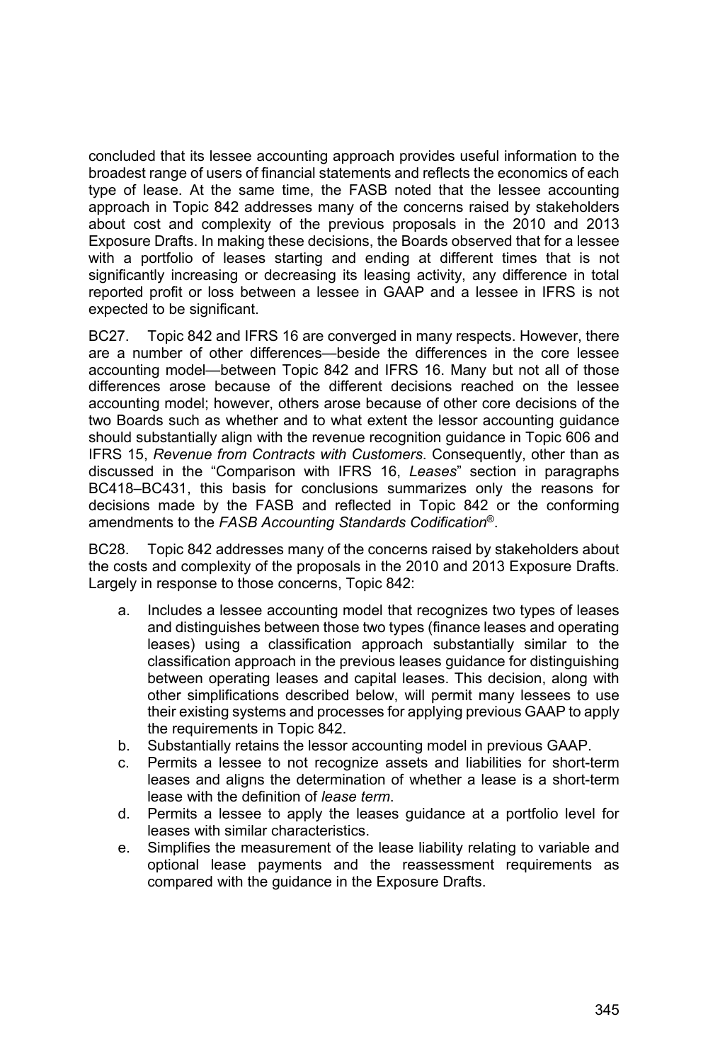concluded that its lessee accounting approach provides useful information to the broadest range of users of financial statements and reflects the economics of each type of lease. At the same time, the FASB noted that the lessee accounting approach in Topic 842 addresses many of the concerns raised by stakeholders about cost and complexity of the previous proposals in the 2010 and 2013 Exposure Drafts. In making these decisions, the Boards observed that for a lessee with a portfolio of leases starting and ending at different times that is not significantly increasing or decreasing its leasing activity, any difference in total reported profit or loss between a lessee in GAAP and a lessee in IFRS is not expected to be significant.

BC27. Topic 842 and IFRS 16 are converged in many respects. However, there are a number of other differences—beside the differences in the core lessee accounting model—between Topic 842 and IFRS 16. Many but not all of those differences arose because of the different decisions reached on the lessee accounting model; however, others arose because of other core decisions of the two Boards such as whether and to what extent the lessor accounting guidance should substantially align with the revenue recognition guidance in Topic 606 and IFRS 15, *Revenue from Contracts with Customers*. Consequently, other than as discussed in the "Comparison with IFRS 16, *Leases*" section in paragraphs BC418–BC431, this basis for conclusions summarizes only the reasons for decisions made by the FASB and reflected in Topic 842 or the conforming amendments to the *FASB Accounting Standards Codification*®.

BC28. Topic 842 addresses many of the concerns raised by stakeholders about the costs and complexity of the proposals in the 2010 and 2013 Exposure Drafts. Largely in response to those concerns, Topic 842:

a. Includes a lessee accounting model that recognizes two types of leases and distinguishes between those two types (finance leases and operating leases) using a classification approach substantially similar to the classification approach in the previous leases guidance for distinguishing between operating leases and capital leases. This decision, along with other simplifications described below, will permit many lessees to use their existing systems and processes for applying previous GAAP to apply the requirements in Topic 842.
b. Substantially retains the lessor accounting model in previous GAAP.
c. Permits a lessee to not recognize assets and liabilities for short-term leases and aligns the determination of whether a lease is a short-term lease with the definition of *lease term*.
d. Permits a lessee to apply the leases guidance at a portfolio level for leases with similar characteristics.
e. Simplifies the measurement of the lease liability relating to variable and optional lease payments and the reassessment requirements as compared with the guidance in the Exposure Drafts.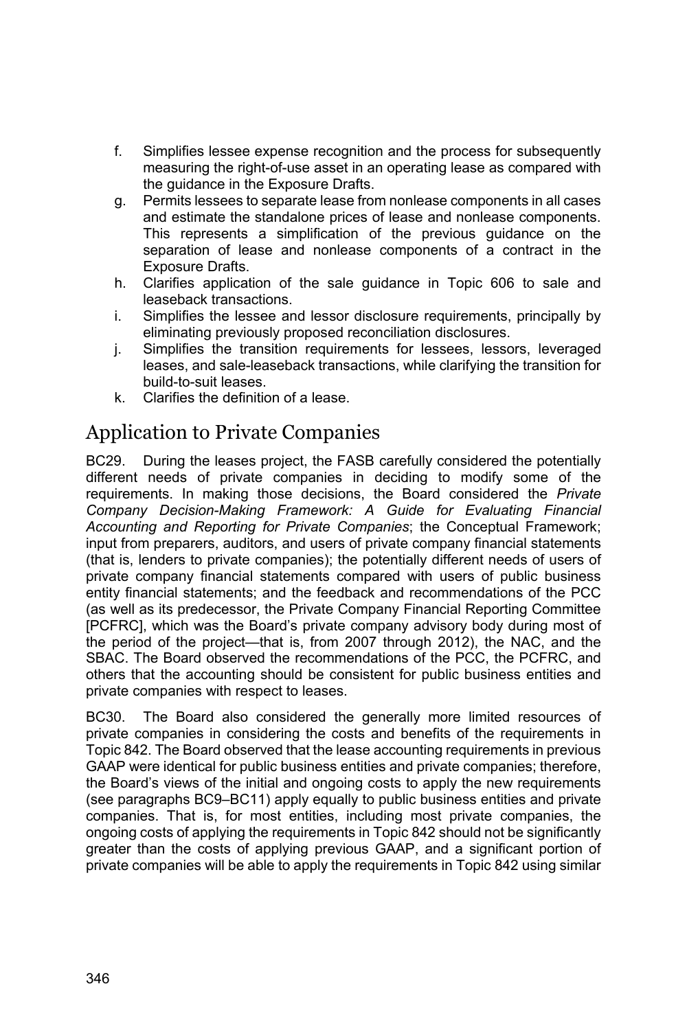f. Simplifies lessee expense recognition and the process for subsequently measuring the right-of-use asset in an operating lease as compared with the guidance in the Exposure Drafts.
g. Permits lessees to separate lease from nonlease components in all cases and estimate the standalone prices of lease and nonlease components. This represents a simplification of the previous guidance on the separation of lease and nonlease components of a contract in the Exposure Drafts.
h. Clarifies application of the sale guidance in Topic 606 to sale and leaseback transactions.
i. Simplifies the lessee and lessor disclosure requirements, principally by eliminating previously proposed reconciliation disclosures.
j. Simplifies the transition requirements for lessees, lessors, leveraged leases, and sale-leaseback transactions, while clarifying the transition for build-to-suit leases.
k. Clarifies the definition of a lease.

## Application to Private Companies

BC29. During the leases project, the FASB carefully considered the potentially different needs of private companies in deciding to modify some of the requirements. In making those decisions, the Board considered the *Private Company Decision-Making Framework: A Guide for Evaluating Financial Accounting and Reporting for Private Companies*; the Conceptual Framework; input from preparers, auditors, and users of private company financial statements (that is, lenders to private companies); the potentially different needs of users of private company financial statements compared with users of public business entity financial statements; and the feedback and recommendations of the PCC (as well as its predecessor, the Private Company Financial Reporting Committee [PCFRC], which was the Board's private company advisory body during most of the period of the project—that is, from 2007 through 2012), the NAC, and the SBAC. The Board observed the recommendations of the PCC, the PCFRC, and others that the accounting should be consistent for public business entities and private companies with respect to leases.

BC30. The Board also considered the generally more limited resources of private companies in considering the costs and benefits of the requirements in Topic 842. The Board observed that the lease accounting requirements in previous GAAP were identical for public business entities and private companies; therefore, the Board's views of the initial and ongoing costs to apply the new requirements (see paragraphs BC9–BC11) apply equally to public business entities and private companies. That is, for most entities, including most private companies, the ongoing costs of applying the requirements in Topic 842 should not be significantly greater than the costs of applying previous GAAP, and a significant portion of private companies will be able to apply the requirements in Topic 842 using similar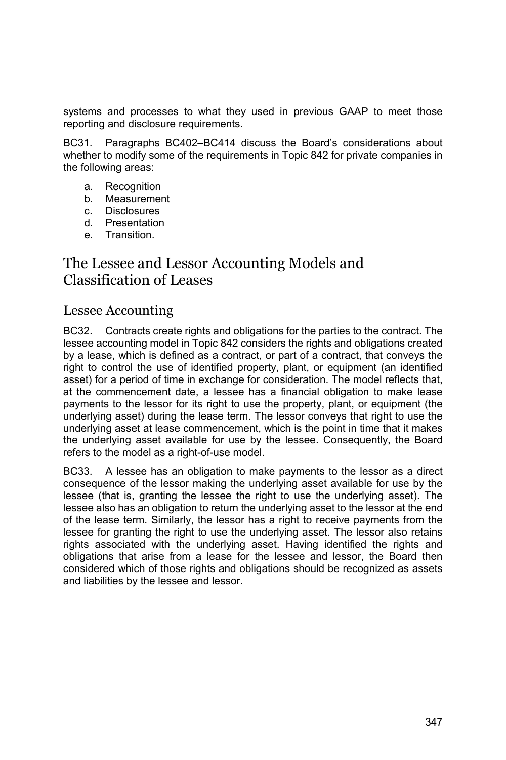systems and processes to what they used in previous GAAP to meet those reporting and disclosure requirements.

BC31. Paragraphs BC402–BC414 discuss the Board's considerations about whether to modify some of the requirements in Topic 842 for private companies in the following areas:

a. Recognition
b. Measurement
c. Disclosures
d. Presentation
e. Transition.

## The Lessee and Lessor Accounting Models and Classification of Leases

### Lessee Accounting

BC32. Contracts create rights and obligations for the parties to the contract. The lessee accounting model in Topic 842 considers the rights and obligations created by a lease, which is defined as a contract, or part of a contract, that conveys the right to control the use of identified property, plant, or equipment (an identified asset) for a period of time in exchange for consideration. The model reflects that, at the commencement date, a lessee has a financial obligation to make lease payments to the lessor for its right to use the property, plant, or equipment (the underlying asset) during the lease term. The lessor conveys that right to use the underlying asset at lease commencement, which is the point in time that it makes the underlying asset available for use by the lessee. Consequently, the Board refers to the model as a right-of-use model.

BC33. A lessee has an obligation to make payments to the lessor as a direct consequence of the lessor making the underlying asset available for use by the lessee (that is, granting the lessee the right to use the underlying asset). The lessee also has an obligation to return the underlying asset to the lessor at the end of the lease term. Similarly, the lessor has a right to receive payments from the lessee for granting the right to use the underlying asset. The lessor also retains rights associated with the underlying asset. Having identified the rights and obligations that arise from a lease for the lessee and lessor, the Board then considered which of those rights and obligations should be recognized as assets and liabilities by the lessee and lessor.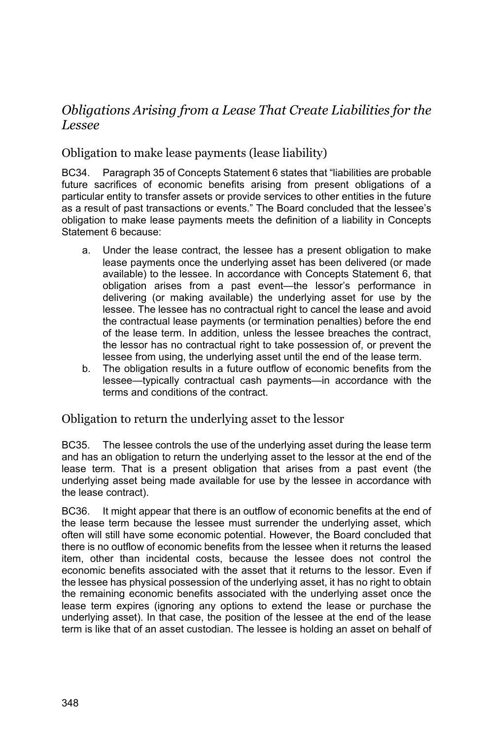## *Obligations Arising from a Lease That Create Liabilities for the Lessee*

### Obligation to make lease payments (lease liability)

BC34. Paragraph 35 of Concepts Statement 6 states that "liabilities are probable future sacrifices of economic benefits arising from present obligations of a particular entity to transfer assets or provide services to other entities in the future as a result of past transactions or events." The Board concluded that the lessee's obligation to make lease payments meets the definition of a liability in Concepts Statement 6 because:

a. Under the lease contract, the lessee has a present obligation to make lease payments once the underlying asset has been delivered (or made available) to the lessee. In accordance with Concepts Statement 6, that obligation arises from a past event—the lessor's performance in delivering (or making available) the underlying asset for use by the lessee. The lessee has no contractual right to cancel the lease and avoid the contractual lease payments (or termination penalties) before the end of the lease term. In addition, unless the lessee breaches the contract, the lessor has no contractual right to take possession of, or prevent the lessee from using, the underlying asset until the end of the lease term.
b. The obligation results in a future outflow of economic benefits from the lessee—typically contractual cash payments—in accordance with the terms and conditions of the contract.

### Obligation to return the underlying asset to the lessor

BC35. The lessee controls the use of the underlying asset during the lease term and has an obligation to return the underlying asset to the lessor at the end of the lease term. That is a present obligation that arises from a past event (the underlying asset being made available for use by the lessee in accordance with the lease contract).

BC36. It might appear that there is an outflow of economic benefits at the end of the lease term because the lessee must surrender the underlying asset, which often will still have some economic potential. However, the Board concluded that there is no outflow of economic benefits from the lessee when it returns the leased item, other than incidental costs, because the lessee does not control the economic benefits associated with the asset that it returns to the lessor. Even if the lessee has physical possession of the underlying asset, it has no right to obtain the remaining economic benefits associated with the underlying asset once the lease term expires (ignoring any options to extend the lease or purchase the underlying asset). In that case, the position of the lessee at the end of the lease term is like that of an asset custodian. The lessee is holding an asset on behalf of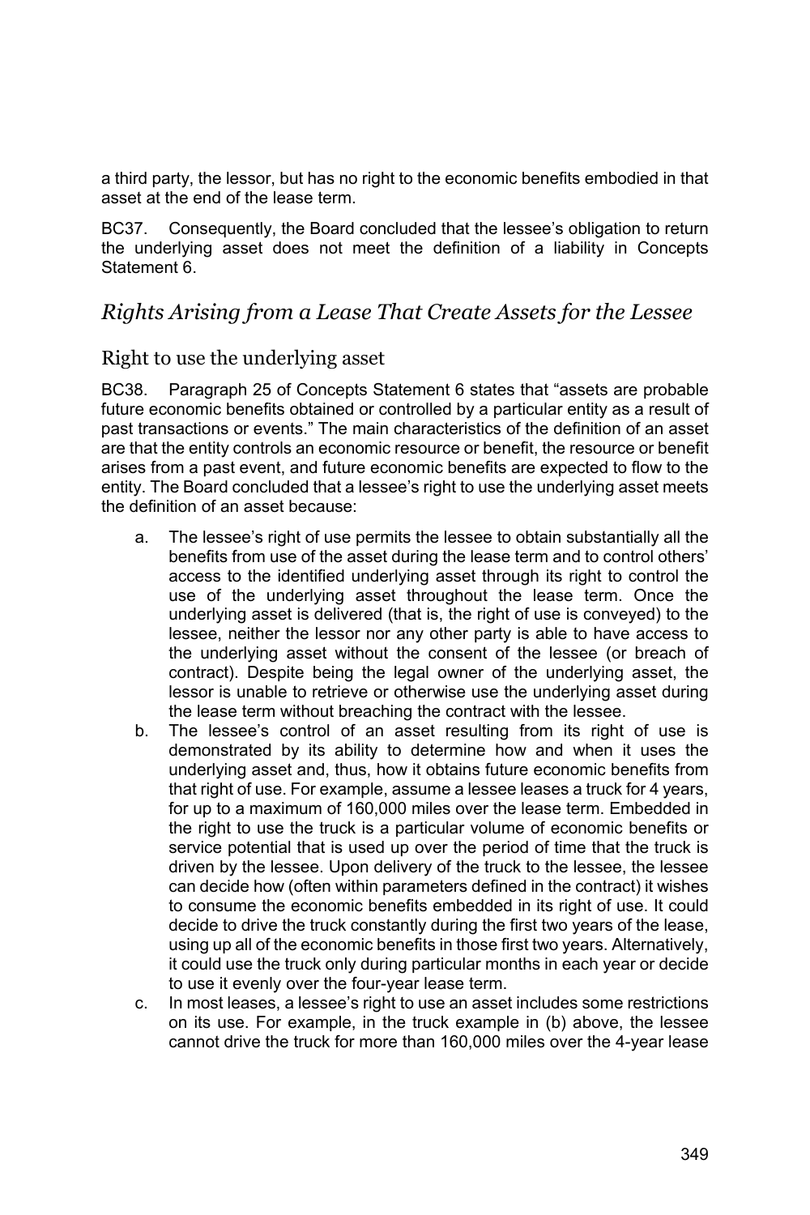a third party, the lessor, but has no right to the economic benefits embodied in that asset at the end of the lease term.

BC37. Consequently, the Board concluded that the lessee's obligation to return the underlying asset does not meet the definition of a liability in Concepts Statement 6.

## *Rights Arising from a Lease That Create Assets for the Lessee*

### Right to use the underlying asset

BC38. Paragraph 25 of Concepts Statement 6 states that "assets are probable future economic benefits obtained or controlled by a particular entity as a result of past transactions or events." The main characteristics of the definition of an asset are that the entity controls an economic resource or benefit, the resource or benefit arises from a past event, and future economic benefits are expected to flow to the entity. The Board concluded that a lessee's right to use the underlying asset meets the definition of an asset because:

a. The lessee's right of use permits the lessee to obtain substantially all the benefits from use of the asset during the lease term and to control others' access to the identified underlying asset through its right to control the use of the underlying asset throughout the lease term. Once the underlying asset is delivered (that is, the right of use is conveyed) to the lessee, neither the lessor nor any other party is able to have access to the underlying asset without the consent of the lessee (or breach of contract). Despite being the legal owner of the underlying asset, the lessor is unable to retrieve or otherwise use the underlying asset during the lease term without breaching the contract with the lessee.

b. The lessee's control of an asset resulting from its right of use is demonstrated by its ability to determine how and when it uses the underlying asset and, thus, how it obtains future economic benefits from that right of use. For example, assume a lessee leases a truck for 4 years, for up to a maximum of 160,000 miles over the lease term. Embedded in the right to use the truck is a particular volume of economic benefits or service potential that is used up over the period of time that the truck is driven by the lessee. Upon delivery of the truck to the lessee, the lessee can decide how (often within parameters defined in the contract) it wishes to consume the economic benefits embedded in its right of use. It could decide to drive the truck constantly during the first two years of the lease, using up all of the economic benefits in those first two years. Alternatively, it could use the truck only during particular months in each year or decide to use it evenly over the four-year lease term.

c. In most leases, a lessee's right to use an asset includes some restrictions on its use. For example, in the truck example in (b) above, the lessee cannot drive the truck for more than 160,000 miles over the 4-year lease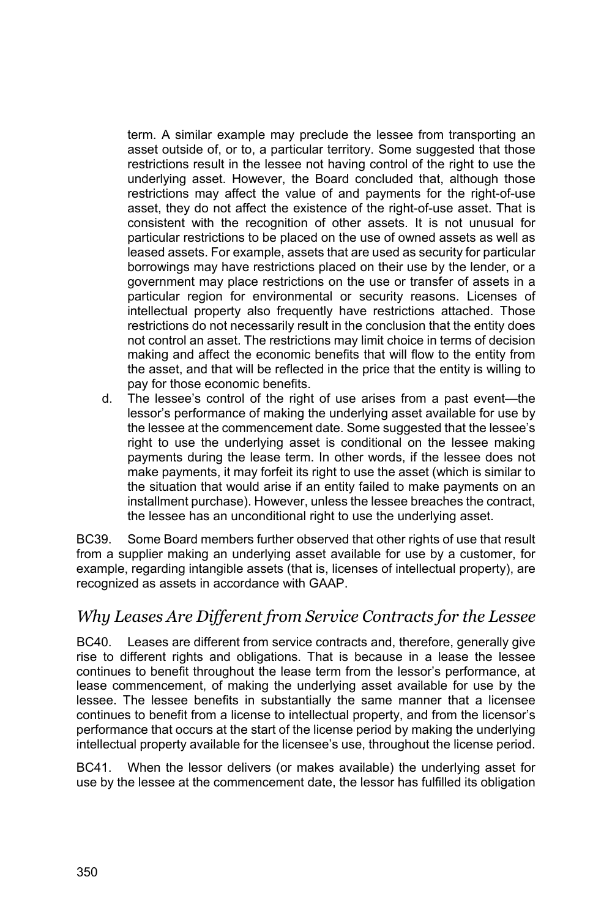term. A similar example may preclude the lessee from transporting an asset outside of, or to, a particular territory. Some suggested that those restrictions result in the lessee not having control of the right to use the underlying asset. However, the Board concluded that, although those restrictions may affect the value of and payments for the right-of-use asset, they do not affect the existence of the right-of-use asset. That is consistent with the recognition of other assets. It is not unusual for particular restrictions to be placed on the use of owned assets as well as leased assets. For example, assets that are used as security for particular borrowings may have restrictions placed on their use by the lender, or a government may place restrictions on the use or transfer of assets in a particular region for environmental or security reasons. Licenses of intellectual property also frequently have restrictions attached. Those restrictions do not necessarily result in the conclusion that the entity does not control an asset. The restrictions may limit choice in terms of decision making and affect the economic benefits that will flow to the entity from the asset, and that will be reflected in the price that the entity is willing to pay for those economic benefits.

d. The lessee's control of the right of use arises from a past event—the lessor's performance of making the underlying asset available for use by the lessee at the commencement date. Some suggested that the lessee's right to use the underlying asset is conditional on the lessee making payments during the lease term. In other words, if the lessee does not make payments, it may forfeit its right to use the asset (which is similar to the situation that would arise if an entity failed to make payments on an installment purchase). However, unless the lessee breaches the contract, the lessee has an unconditional right to use the underlying asset.

BC39. Some Board members further observed that other rights of use that result from a supplier making an underlying asset available for use by a customer, for example, regarding intangible assets (that is, licenses of intellectual property), are recognized as assets in accordance with GAAP.

### *Why Leases Are Different from Service Contracts for the Lessee*

BC40. Leases are different from service contracts and, therefore, generally give rise to different rights and obligations. That is because in a lease the lessee continues to benefit throughout the lease term from the lessor's performance, at lease commencement, of making the underlying asset available for use by the lessee. The lessee benefits in substantially the same manner that a licensee continues to benefit from a license to intellectual property, and from the licensor's performance that occurs at the start of the license period by making the underlying intellectual property available for the licensee's use, throughout the license period.

BC41. When the lessor delivers (or makes available) the underlying asset for use by the lessee at the commencement date, the lessor has fulfilled its obligation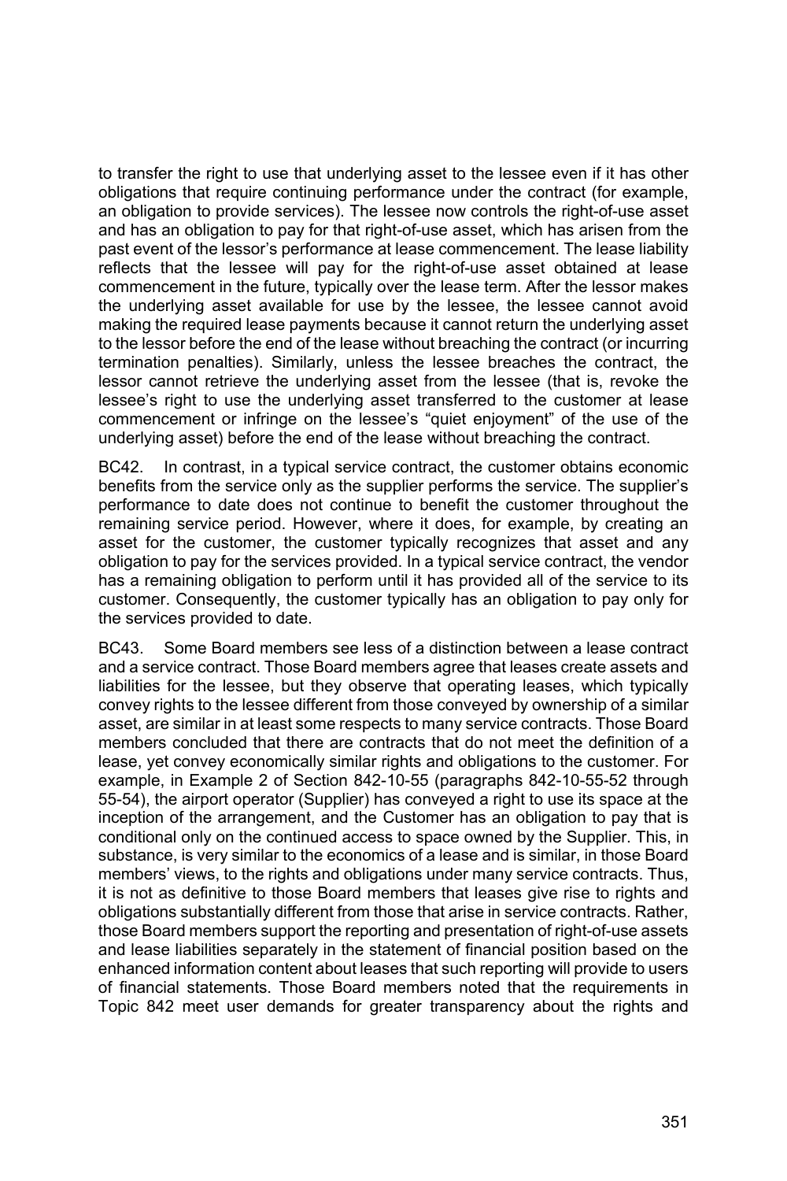to transfer the right to use that underlying asset to the lessee even if it has other obligations that require continuing performance under the contract (for example, an obligation to provide services). The lessee now controls the right-of-use asset and has an obligation to pay for that right-of-use asset, which has arisen from the past event of the lessor's performance at lease commencement. The lease liability reflects that the lessee will pay for the right-of-use asset obtained at lease commencement in the future, typically over the lease term. After the lessor makes the underlying asset available for use by the lessee, the lessee cannot avoid making the required lease payments because it cannot return the underlying asset to the lessor before the end of the lease without breaching the contract (or incurring termination penalties). Similarly, unless the lessee breaches the contract, the lessor cannot retrieve the underlying asset from the lessee (that is, revoke the lessee's right to use the underlying asset transferred to the customer at lease commencement or infringe on the lessee's "quiet enjoyment" of the use of the underlying asset) before the end of the lease without breaching the contract.

BC42. In contrast, in a typical service contract, the customer obtains economic benefits from the service only as the supplier performs the service. The supplier's performance to date does not continue to benefit the customer throughout the remaining service period. However, where it does, for example, by creating an asset for the customer, the customer typically recognizes that asset and any obligation to pay for the services provided. In a typical service contract, the vendor has a remaining obligation to perform until it has provided all of the service to its customer. Consequently, the customer typically has an obligation to pay only for the services provided to date.

BC43. Some Board members see less of a distinction between a lease contract and a service contract. Those Board members agree that leases create assets and liabilities for the lessee, but they observe that operating leases, which typically convey rights to the lessee different from those conveyed by ownership of a similar asset, are similar in at least some respects to many service contracts. Those Board members concluded that there are contracts that do not meet the definition of a lease, yet convey economically similar rights and obligations to the customer. For example, in Example 2 of Section 842-10-55 (paragraphs 842-10-55-52 through 55-54), the airport operator (Supplier) has conveyed a right to use its space at the inception of the arrangement, and the Customer has an obligation to pay that is conditional only on the continued access to space owned by the Supplier. This, in substance, is very similar to the economics of a lease and is similar, in those Board members' views, to the rights and obligations under many service contracts. Thus, it is not as definitive to those Board members that leases give rise to rights and obligations substantially different from those that arise in service contracts. Rather, those Board members support the reporting and presentation of right-of-use assets and lease liabilities separately in the statement of financial position based on the enhanced information content about leases that such reporting will provide to users of financial statements. Those Board members noted that the requirements in Topic 842 meet user demands for greater transparency about the rights and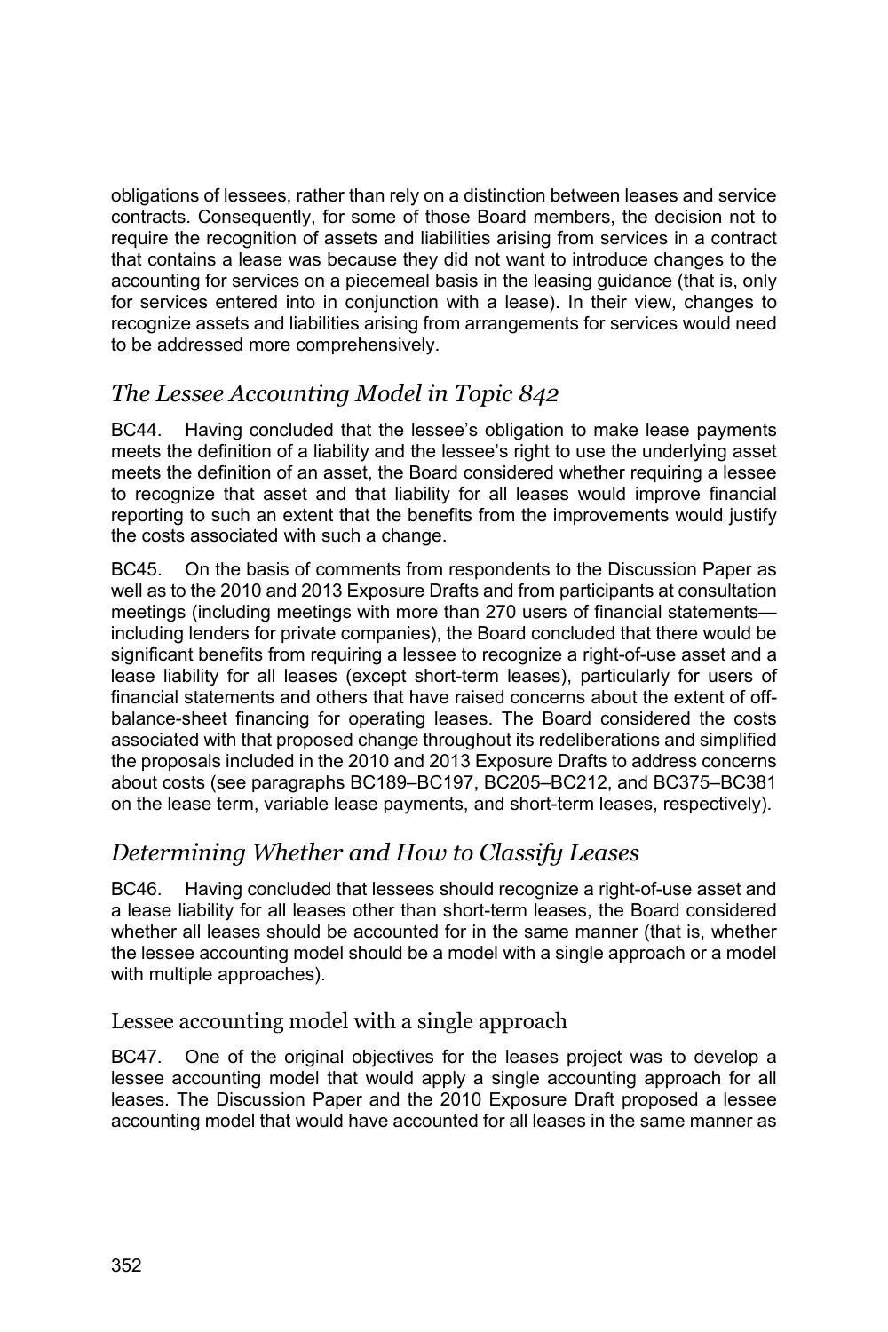obligations of lessees, rather than rely on a distinction between leases and service contracts. Consequently, for some of those Board members, the decision not to require the recognition of assets and liabilities arising from services in a contract that contains a lease was because they did not want to introduce changes to the accounting for services on a piecemeal basis in the leasing guidance (that is, only for services entered into in conjunction with a lease). In their view, changes to recognize assets and liabilities arising from arrangements for services would need to be addressed more comprehensively.

## *The Lessee Accounting Model in Topic 842*

BC44. Having concluded that the lessee's obligation to make lease payments meets the definition of a liability and the lessee's right to use the underlying asset meets the definition of an asset, the Board considered whether requiring a lessee to recognize that asset and that liability for all leases would improve financial reporting to such an extent that the benefits from the improvements would justify the costs associated with such a change.

BC45. On the basis of comments from respondents to the Discussion Paper as well as to the 2010 and 2013 Exposure Drafts and from participants at consultation meetings (including meetings with more than 270 users of financial statements—including lenders for private companies), the Board concluded that there would be significant benefits from requiring a lessee to recognize a right-of-use asset and a lease liability for all leases (except short-term leases), particularly for users of financial statements and others that have raised concerns about the extent of off-balance-sheet financing for operating leases. The Board considered the costs associated with that proposed change throughout its redeliberations and simplified the proposals included in the 2010 and 2013 Exposure Drafts to address concerns about costs (see paragraphs BC189–BC197, BC205–BC212, and BC375–BC381 on the lease term, variable lease payments, and short-term leases, respectively).

## *Determining Whether and How to Classify Leases*

BC46. Having concluded that lessees should recognize a right-of-use asset and a lease liability for all leases other than short-term leases, the Board considered whether all leases should be accounted for in the same manner (that is, whether the lessee accounting model should be a model with a single approach or a model with multiple approaches).

### Lessee accounting model with a single approach

BC47. One of the original objectives for the leases project was to develop a lessee accounting model that would apply a single accounting approach for all leases. The Discussion Paper and the 2010 Exposure Draft proposed a lessee accounting model that would have accounted for all leases in the same manner as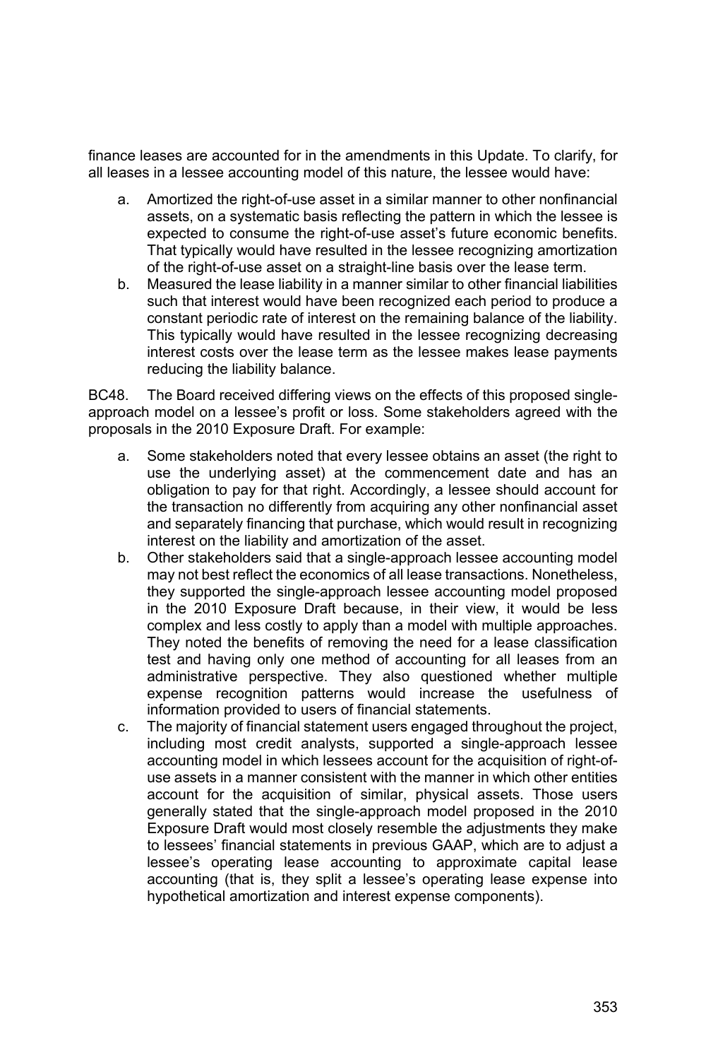finance leases are accounted for in the amendments in this Update. To clarify, for all leases in a lessee accounting model of this nature, the lessee would have:

a. Amortized the right-of-use asset in a similar manner to other nonfinancial assets, on a systematic basis reflecting the pattern in which the lessee is expected to consume the right-of-use asset's future economic benefits. That typically would have resulted in the lessee recognizing amortization of the right-of-use asset on a straight-line basis over the lease term.
b. Measured the lease liability in a manner similar to other financial liabilities such that interest would have been recognized each period to produce a constant periodic rate of interest on the remaining balance of the liability. This typically would have resulted in the lessee recognizing decreasing interest costs over the lease term as the lessee makes lease payments reducing the liability balance.

BC48. The Board received differing views on the effects of this proposed single-approach model on a lessee's profit or loss. Some stakeholders agreed with the proposals in the 2010 Exposure Draft. For example:

a. Some stakeholders noted that every lessee obtains an asset (the right to use the underlying asset) at the commencement date and has an obligation to pay for that right. Accordingly, a lessee should account for the transaction no differently from acquiring any other nonfinancial asset and separately financing that purchase, which would result in recognizing interest on the liability and amortization of the asset.
b. Other stakeholders said that a single-approach lessee accounting model may not best reflect the economics of all lease transactions. Nonetheless, they supported the single-approach lessee accounting model proposed in the 2010 Exposure Draft because, in their view, it would be less complex and less costly to apply than a model with multiple approaches. They noted the benefits of removing the need for a lease classification test and having only one method of accounting for all leases from an administrative perspective. They also questioned whether multiple expense recognition patterns would increase the usefulness of information provided to users of financial statements.
c. The majority of financial statement users engaged throughout the project, including most credit analysts, supported a single-approach lessee accounting model in which lessees account for the acquisition of right-of-use assets in a manner consistent with the manner in which other entities account for the acquisition of similar, physical assets. Those users generally stated that the single-approach model proposed in the 2010 Exposure Draft would most closely resemble the adjustments they make to lessees' financial statements in previous GAAP, which are to adjust a lessee's operating lease accounting to approximate capital lease accounting (that is, they split a lessee's operating lease expense into hypothetical amortization and interest expense components).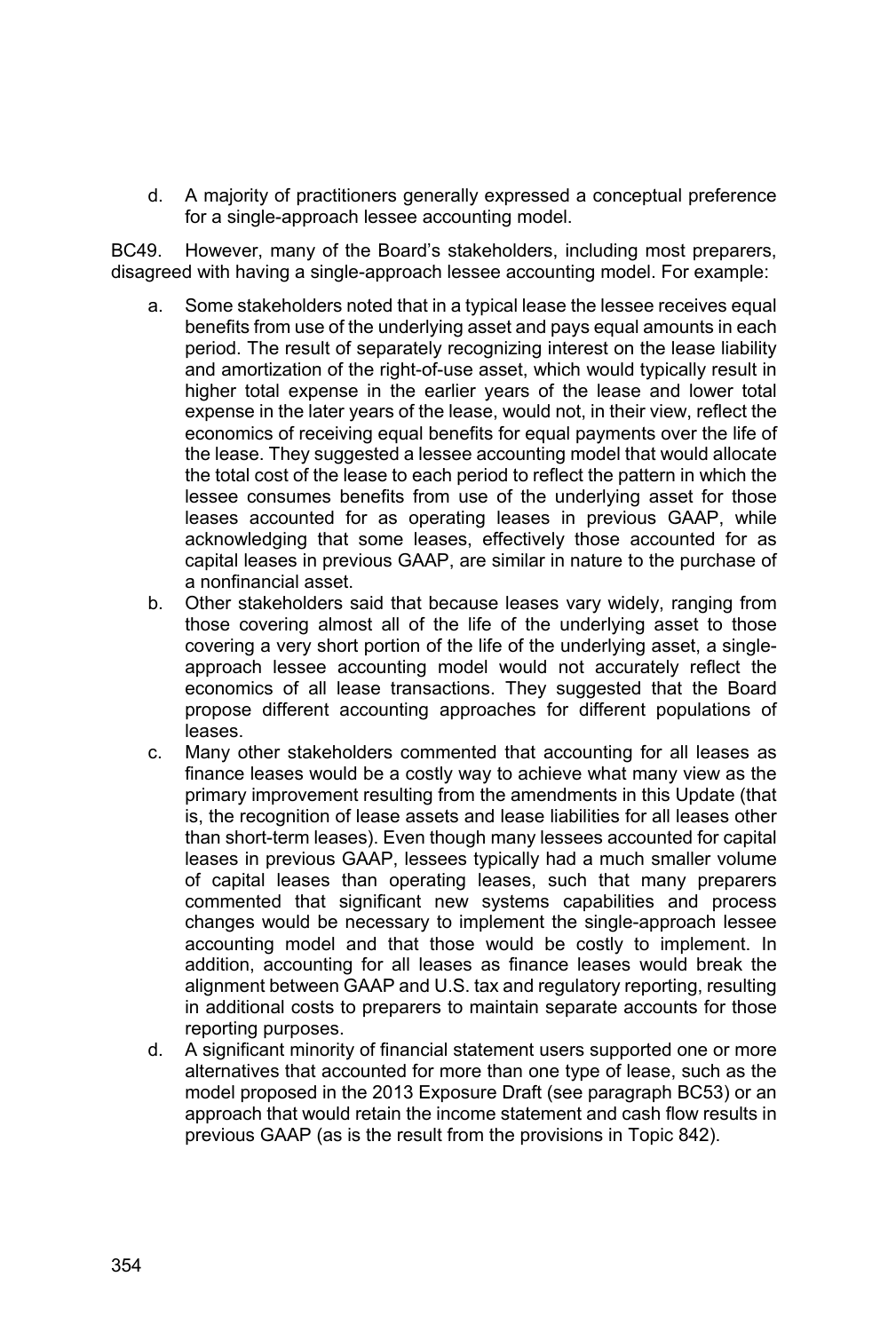d. A majority of practitioners generally expressed a conceptual preference for a single-approach lessee accounting model.

BC49. However, many of the Board's stakeholders, including most preparers, disagreed with having a single-approach lessee accounting model. For example:

a. Some stakeholders noted that in a typical lease the lessee receives equal benefits from use of the underlying asset and pays equal amounts in each period. The result of separately recognizing interest on the lease liability and amortization of the right-of-use asset, which would typically result in higher total expense in the earlier years of the lease and lower total expense in the later years of the lease, would not, in their view, reflect the economics of receiving equal benefits for equal payments over the life of the lease. They suggested a lessee accounting model that would allocate the total cost of the lease to each period to reflect the pattern in which the lessee consumes benefits from use of the underlying asset for those leases accounted for as operating leases in previous GAAP, while acknowledging that some leases, effectively those accounted for as capital leases in previous GAAP, are similar in nature to the purchase of a nonfinancial asset.

b. Other stakeholders said that because leases vary widely, ranging from those covering almost all of the life of the underlying asset to those covering a very short portion of the life of the underlying asset, a single-approach lessee accounting model would not accurately reflect the economics of all lease transactions. They suggested that the Board propose different accounting approaches for different populations of leases.

c. Many other stakeholders commented that accounting for all leases as finance leases would be a costly way to achieve what many view as the primary improvement resulting from the amendments in this Update (that is, the recognition of lease assets and lease liabilities for all leases other than short-term leases). Even though many lessees accounted for capital leases in previous GAAP, lessees typically had a much smaller volume of capital leases than operating leases, such that many preparers commented that significant new systems capabilities and process changes would be necessary to implement the single-approach lessee accounting model and that those would be costly to implement. In addition, accounting for all leases as finance leases would break the alignment between GAAP and U.S. tax and regulatory reporting, resulting in additional costs to preparers to maintain separate accounts for those reporting purposes.

d. A significant minority of financial statement users supported one or more alternatives that accounted for more than one type of lease, such as the model proposed in the 2013 Exposure Draft (see paragraph BC53) or an approach that would retain the income statement and cash flow results in previous GAAP (as is the result from the provisions in Topic 842).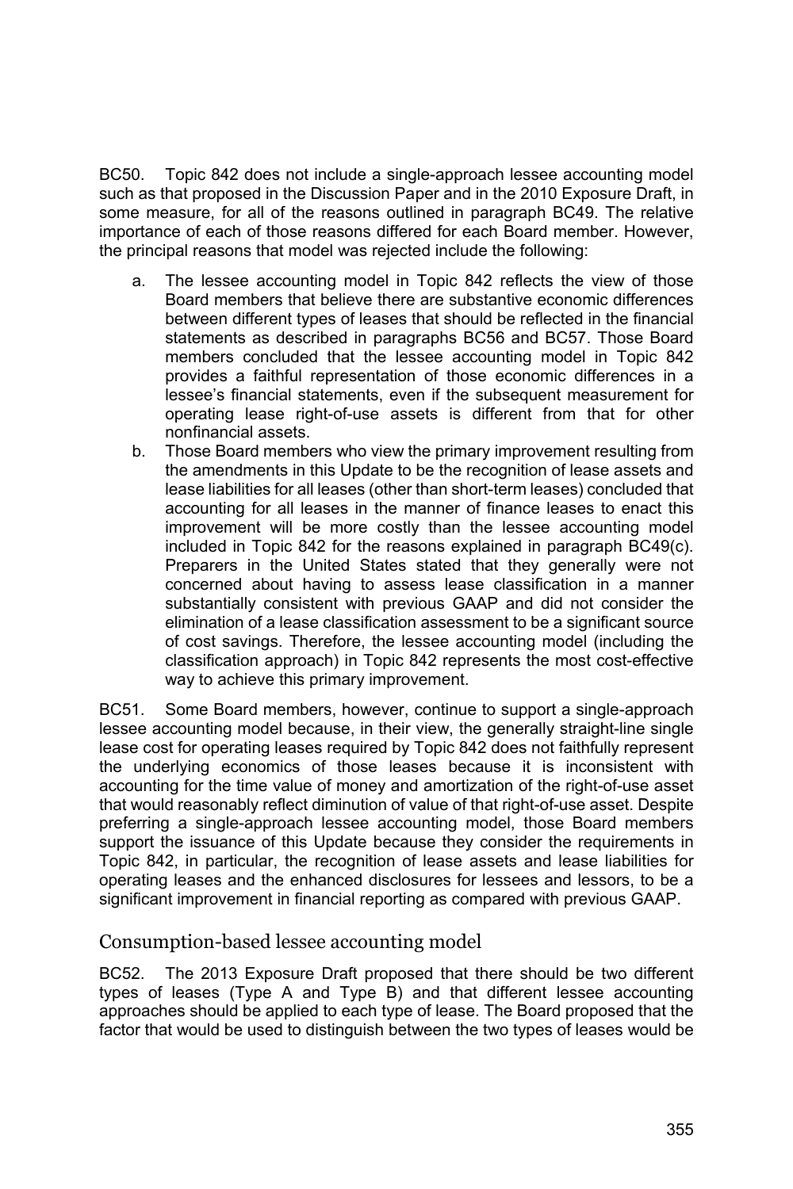BC50. Topic 842 does not include a single-approach lessee accounting model such as that proposed in the Discussion Paper and in the 2010 Exposure Draft, in some measure, for all of the reasons outlined in paragraph BC49. The relative importance of each of those reasons differed for each Board member. However, the principal reasons that model was rejected include the following:

a. The lessee accounting model in Topic 842 reflects the view of those Board members that believe there are substantive economic differences between different types of leases that should be reflected in the financial statements as described in paragraphs BC56 and BC57. Those Board members concluded that the lessee accounting model in Topic 842 provides a faithful representation of those economic differences in a lessee's financial statements, even if the subsequent measurement for operating lease right-of-use assets is different from that for other nonfinancial assets.
b. Those Board members who view the primary improvement resulting from the amendments in this Update to be the recognition of lease assets and lease liabilities for all leases (other than short-term leases) concluded that accounting for all leases in the manner of finance leases to enact this improvement will be more costly than the lessee accounting model included in Topic 842 for the reasons explained in paragraph BC49(c). Preparers in the United States stated that they generally were not concerned about having to assess lease classification in a manner substantially consistent with previous GAAP and did not consider the elimination of a lease classification assessment to be a significant source of cost savings. Therefore, the lessee accounting model (including the classification approach) in Topic 842 represents the most cost-effective way to achieve this primary improvement.

BC51. Some Board members, however, continue to support a single-approach lessee accounting model because, in their view, the generally straight-line single lease cost for operating leases required by Topic 842 does not faithfully represent the underlying economics of those leases because it is inconsistent with accounting for the time value of money and amortization of the right-of-use asset that would reasonably reflect diminution of value of that right-of-use asset. Despite preferring a single-approach lessee accounting model, those Board members support the issuance of this Update because they consider the requirements in Topic 842, in particular, the recognition of lease assets and lease liabilities for operating leases and the enhanced disclosures for lessees and lessors, to be a significant improvement in financial reporting as compared with previous GAAP.

## Consumption-based lessee accounting model

BC52. The 2013 Exposure Draft proposed that there should be two different types of leases (Type A and Type B) and that different lessee accounting approaches should be applied to each type of lease. The Board proposed that the factor that would be used to distinguish between the two types of leases would be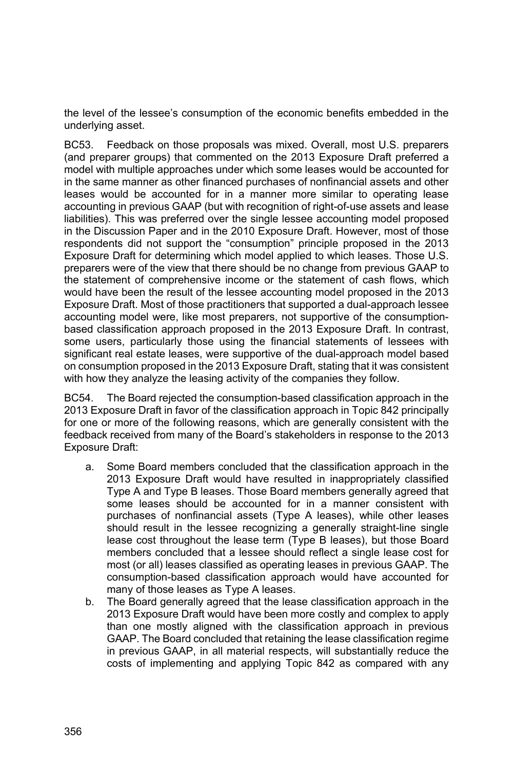the level of the lessee's consumption of the economic benefits embedded in the underlying asset.

BC53. Feedback on those proposals was mixed. Overall, most U.S. preparers (and preparer groups) that commented on the 2013 Exposure Draft preferred a model with multiple approaches under which some leases would be accounted for in the same manner as other financed purchases of nonfinancial assets and other leases would be accounted for in a manner more similar to operating lease accounting in previous GAAP (but with recognition of right-of-use assets and lease liabilities). This was preferred over the single lessee accounting model proposed in the Discussion Paper and in the 2010 Exposure Draft. However, most of those respondents did not support the "consumption" principle proposed in the 2013 Exposure Draft for determining which model applied to which leases. Those U.S. preparers were of the view that there should be no change from previous GAAP to the statement of comprehensive income or the statement of cash flows, which would have been the result of the lessee accounting model proposed in the 2013 Exposure Draft. Most of those practitioners that supported a dual-approach lessee accounting model were, like most preparers, not supportive of the consumption-based classification approach proposed in the 2013 Exposure Draft. In contrast, some users, particularly those using the financial statements of lessees with significant real estate leases, were supportive of the dual-approach model based on consumption proposed in the 2013 Exposure Draft, stating that it was consistent with how they analyze the leasing activity of the companies they follow.

BC54. The Board rejected the consumption-based classification approach in the 2013 Exposure Draft in favor of the classification approach in Topic 842 principally for one or more of the following reasons, which are generally consistent with the feedback received from many of the Board's stakeholders in response to the 2013 Exposure Draft:

a. Some Board members concluded that the classification approach in the 2013 Exposure Draft would have resulted in inappropriately classified Type A and Type B leases. Those Board members generally agreed that some leases should be accounted for in a manner consistent with purchases of nonfinancial assets (Type A leases), while other leases should result in the lessee recognizing a generally straight-line single lease cost throughout the lease term (Type B leases), but those Board members concluded that a lessee should reflect a single lease cost for most (or all) leases classified as operating leases in previous GAAP. The consumption-based classification approach would have accounted for many of those leases as Type A leases.
b. The Board generally agreed that the lease classification approach in the 2013 Exposure Draft would have been more costly and complex to apply than one mostly aligned with the classification approach in previous GAAP. The Board concluded that retaining the lease classification regime in previous GAAP, in all material respects, will substantially reduce the costs of implementing and applying Topic 842 as compared with any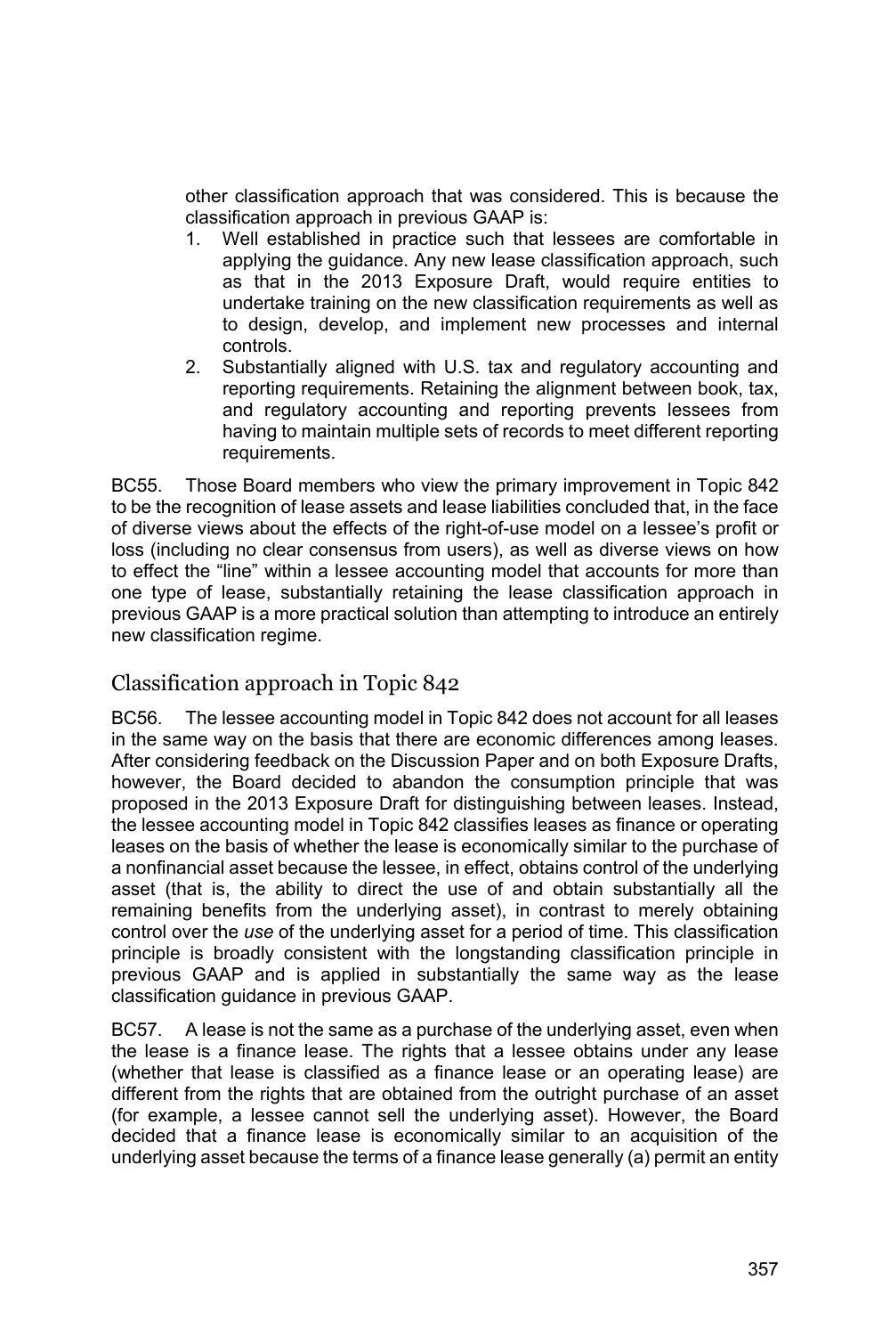other classification approach that was considered. This is because the classification approach in previous GAAP is:

1. Well established in practice such that lessees are comfortable in applying the guidance. Any new lease classification approach, such as that in the 2013 Exposure Draft, would require entities to undertake training on the new classification requirements as well as to design, develop, and implement new processes and internal controls.
2. Substantially aligned with U.S. tax and regulatory accounting and reporting requirements. Retaining the alignment between book, tax, and regulatory accounting and reporting prevents lessees from having to maintain multiple sets of records to meet different reporting requirements.

BC55. Those Board members who view the primary improvement in Topic 842 to be the recognition of lease assets and lease liabilities concluded that, in the face of diverse views about the effects of the right-of-use model on a lessee's profit or loss (including no clear consensus from users), as well as diverse views on how to effect the "line" within a lessee accounting model that accounts for more than one type of lease, substantially retaining the lease classification approach in previous GAAP is a more practical solution than attempting to introduce an entirely new classification regime.

## Classification approach in Topic 842

BC56. The lessee accounting model in Topic 842 does not account for all leases in the same way on the basis that there are economic differences among leases. After considering feedback on the Discussion Paper and on both Exposure Drafts, however, the Board decided to abandon the consumption principle that was proposed in the 2013 Exposure Draft for distinguishing between leases. Instead, the lessee accounting model in Topic 842 classifies leases as finance or operating leases on the basis of whether the lease is economically similar to the purchase of a nonfinancial asset because the lessee, in effect, obtains control of the underlying asset (that is, the ability to direct the use of and obtain substantially all the remaining benefits from the underlying asset), in contrast to merely obtaining control over the *use* of the underlying asset for a period of time. This classification principle is broadly consistent with the longstanding classification principle in previous GAAP and is applied in substantially the same way as the lease classification guidance in previous GAAP.

BC57. A lease is not the same as a purchase of the underlying asset, even when the lease is a finance lease. The rights that a lessee obtains under any lease (whether that lease is classified as a finance lease or an operating lease) are different from the rights that are obtained from the outright purchase of an asset (for example, a lessee cannot sell the underlying asset). However, the Board decided that a finance lease is economically similar to an acquisition of the underlying asset because the terms of a finance lease generally (a) permit an entity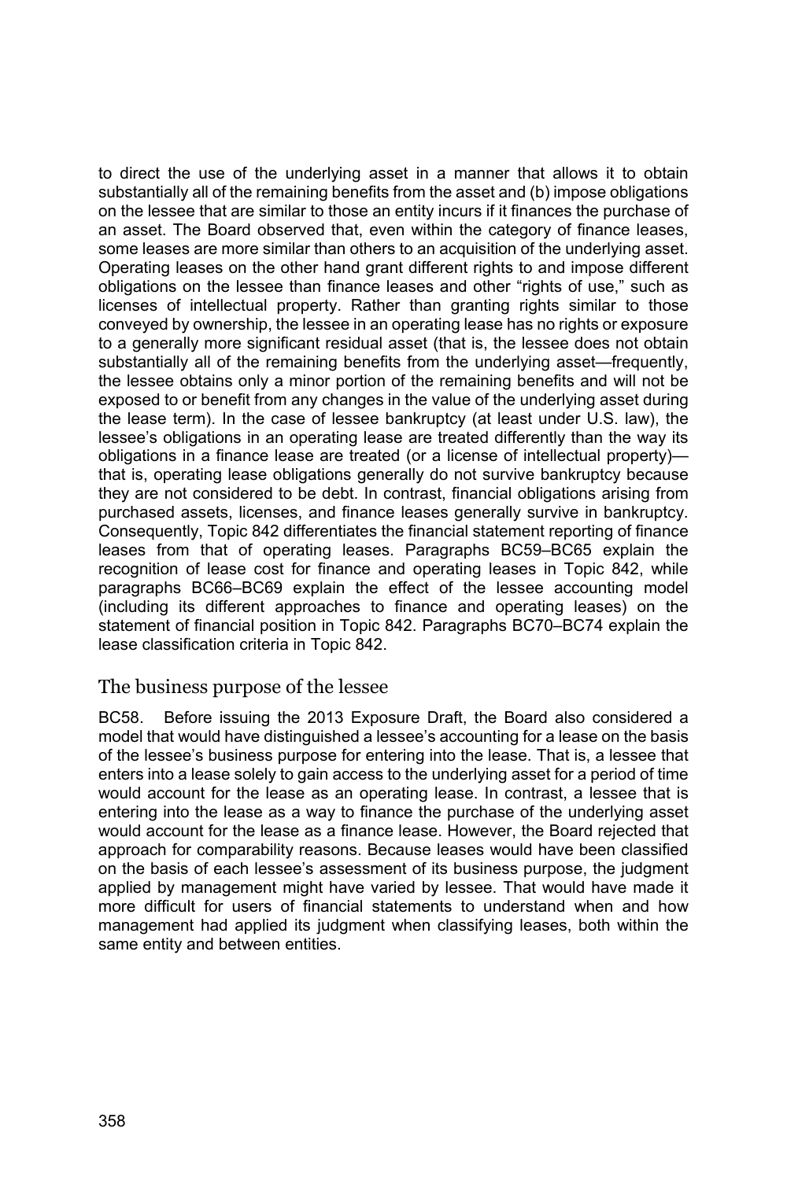to direct the use of the underlying asset in a manner that allows it to obtain substantially all of the remaining benefits from the asset and (b) impose obligations on the lessee that are similar to those an entity incurs if it finances the purchase of an asset. The Board observed that, even within the category of finance leases, some leases are more similar than others to an acquisition of the underlying asset. Operating leases on the other hand grant different rights to and impose different obligations on the lessee than finance leases and other "rights of use," such as licenses of intellectual property. Rather than granting rights similar to those conveyed by ownership, the lessee in an operating lease has no rights or exposure to a generally more significant residual asset (that is, the lessee does not obtain substantially all of the remaining benefits from the underlying asset—frequently, the lessee obtains only a minor portion of the remaining benefits and will not be exposed to or benefit from any changes in the value of the underlying asset during the lease term). In the case of lessee bankruptcy (at least under U.S. law), the lessee's obligations in an operating lease are treated differently than the way its obligations in a finance lease are treated (or a license of intellectual property)—that is, operating lease obligations generally do not survive bankruptcy because they are not considered to be debt. In contrast, financial obligations arising from purchased assets, licenses, and finance leases generally survive in bankruptcy. Consequently, Topic 842 differentiates the financial statement reporting of finance leases from that of operating leases. Paragraphs BC59–BC65 explain the recognition of lease cost for finance and operating leases in Topic 842, while paragraphs BC66–BC69 explain the effect of the lessee accounting model (including its different approaches to finance and operating leases) on the statement of financial position in Topic 842. Paragraphs BC70–BC74 explain the lease classification criteria in Topic 842.

## The business purpose of the lessee

BC58. Before issuing the 2013 Exposure Draft, the Board also considered a model that would have distinguished a lessee's accounting for a lease on the basis of the lessee's business purpose for entering into the lease. That is, a lessee that enters into a lease solely to gain access to the underlying asset for a period of time would account for the lease as an operating lease. In contrast, a lessee that is entering into the lease as a way to finance the purchase of the underlying asset would account for the lease as a finance lease. However, the Board rejected that approach for comparability reasons. Because leases would have been classified on the basis of each lessee's assessment of its business purpose, the judgment applied by management might have varied by lessee. That would have made it more difficult for users of financial statements to understand when and how management had applied its judgment when classifying leases, both within the same entity and between entities.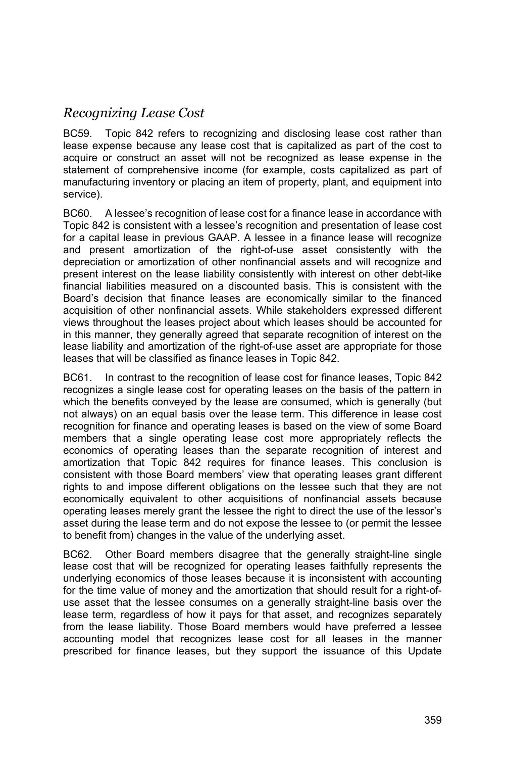## *Recognizing Lease Cost*

BC59. Topic 842 refers to recognizing and disclosing lease cost rather than lease expense because any lease cost that is capitalized as part of the cost to acquire or construct an asset will not be recognized as lease expense in the statement of comprehensive income (for example, costs capitalized as part of manufacturing inventory or placing an item of property, plant, and equipment into service).

BC60. A lessee's recognition of lease cost for a finance lease in accordance with Topic 842 is consistent with a lessee's recognition and presentation of lease cost for a capital lease in previous GAAP. A lessee in a finance lease will recognize and present amortization of the right-of-use asset consistently with the depreciation or amortization of other nonfinancial assets and will recognize and present interest on the lease liability consistently with interest on other debt-like financial liabilities measured on a discounted basis. This is consistent with the Board's decision that finance leases are economically similar to the financed acquisition of other nonfinancial assets. While stakeholders expressed different views throughout the leases project about which leases should be accounted for in this manner, they generally agreed that separate recognition of interest on the lease liability and amortization of the right-of-use asset are appropriate for those leases that will be classified as finance leases in Topic 842.

BC61. In contrast to the recognition of lease cost for finance leases, Topic 842 recognizes a single lease cost for operating leases on the basis of the pattern in which the benefits conveyed by the lease are consumed, which is generally (but not always) on an equal basis over the lease term. This difference in lease cost recognition for finance and operating leases is based on the view of some Board members that a single operating lease cost more appropriately reflects the economics of operating leases than the separate recognition of interest and amortization that Topic 842 requires for finance leases. This conclusion is consistent with those Board members' view that operating leases grant different rights to and impose different obligations on the lessee such that they are not economically equivalent to other acquisitions of nonfinancial assets because operating leases merely grant the lessee the right to direct the use of the lessor's asset during the lease term and do not expose the lessee to (or permit the lessee to benefit from) changes in the value of the underlying asset.

BC62. Other Board members disagree that the generally straight-line single lease cost that will be recognized for operating leases faithfully represents the underlying economics of those leases because it is inconsistent with accounting for the time value of money and the amortization that should result for a right-of-use asset that the lessee consumes on a generally straight-line basis over the lease term, regardless of how it pays for that asset, and recognizes separately from the lease liability. Those Board members would have preferred a lessee accounting model that recognizes lease cost for all leases in the manner prescribed for finance leases, but they support the issuance of this Update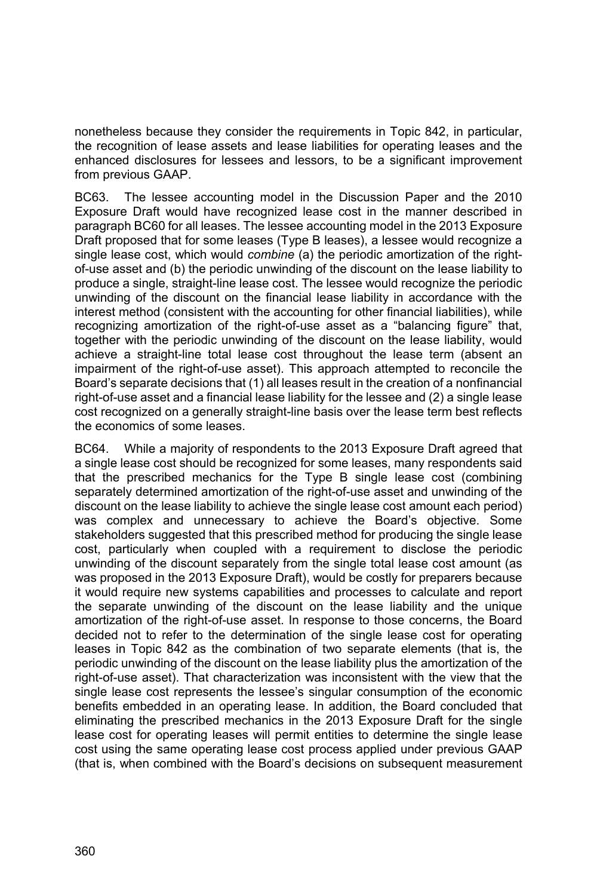nonetheless because they consider the requirements in Topic 842, in particular, the recognition of lease assets and lease liabilities for operating leases and the enhanced disclosures for lessees and lessors, to be a significant improvement from previous GAAP.

BC63. The lessee accounting model in the Discussion Paper and the 2010 Exposure Draft would have recognized lease cost in the manner described in paragraph BC60 for all leases. The lessee accounting model in the 2013 Exposure Draft proposed that for some leases (Type B leases), a lessee would recognize a single lease cost, which would *combine* (a) the periodic amortization of the right-of-use asset and (b) the periodic unwinding of the discount on the lease liability to produce a single, straight-line lease cost. The lessee would recognize the periodic unwinding of the discount on the financial lease liability in accordance with the interest method (consistent with the accounting for other financial liabilities), while recognizing amortization of the right-of-use asset as a "balancing figure" that, together with the periodic unwinding of the discount on the lease liability, would achieve a straight-line total lease cost throughout the lease term (absent an impairment of the right-of-use asset). This approach attempted to reconcile the Board's separate decisions that (1) all leases result in the creation of a nonfinancial right-of-use asset and a financial lease liability for the lessee and (2) a single lease cost recognized on a generally straight-line basis over the lease term best reflects the economics of some leases.

BC64. While a majority of respondents to the 2013 Exposure Draft agreed that a single lease cost should be recognized for some leases, many respondents said that the prescribed mechanics for the Type B single lease cost (combining separately determined amortization of the right-of-use asset and unwinding of the discount on the lease liability to achieve the single lease cost amount each period) was complex and unnecessary to achieve the Board's objective. Some stakeholders suggested that this prescribed method for producing the single lease cost, particularly when coupled with a requirement to disclose the periodic unwinding of the discount separately from the single total lease cost amount (as was proposed in the 2013 Exposure Draft), would be costly for preparers because it would require new systems capabilities and processes to calculate and report the separate unwinding of the discount on the lease liability and the unique amortization of the right-of-use asset. In response to those concerns, the Board decided not to refer to the determination of the single lease cost for operating leases in Topic 842 as the combination of two separate elements (that is, the periodic unwinding of the discount on the lease liability plus the amortization of the right-of-use asset). That characterization was inconsistent with the view that the single lease cost represents the lessee's singular consumption of the economic benefits embedded in an operating lease. In addition, the Board concluded that eliminating the prescribed mechanics in the 2013 Exposure Draft for the single lease cost for operating leases will permit entities to determine the single lease cost using the same operating lease cost process applied under previous GAAP (that is, when combined with the Board's decisions on subsequent measurement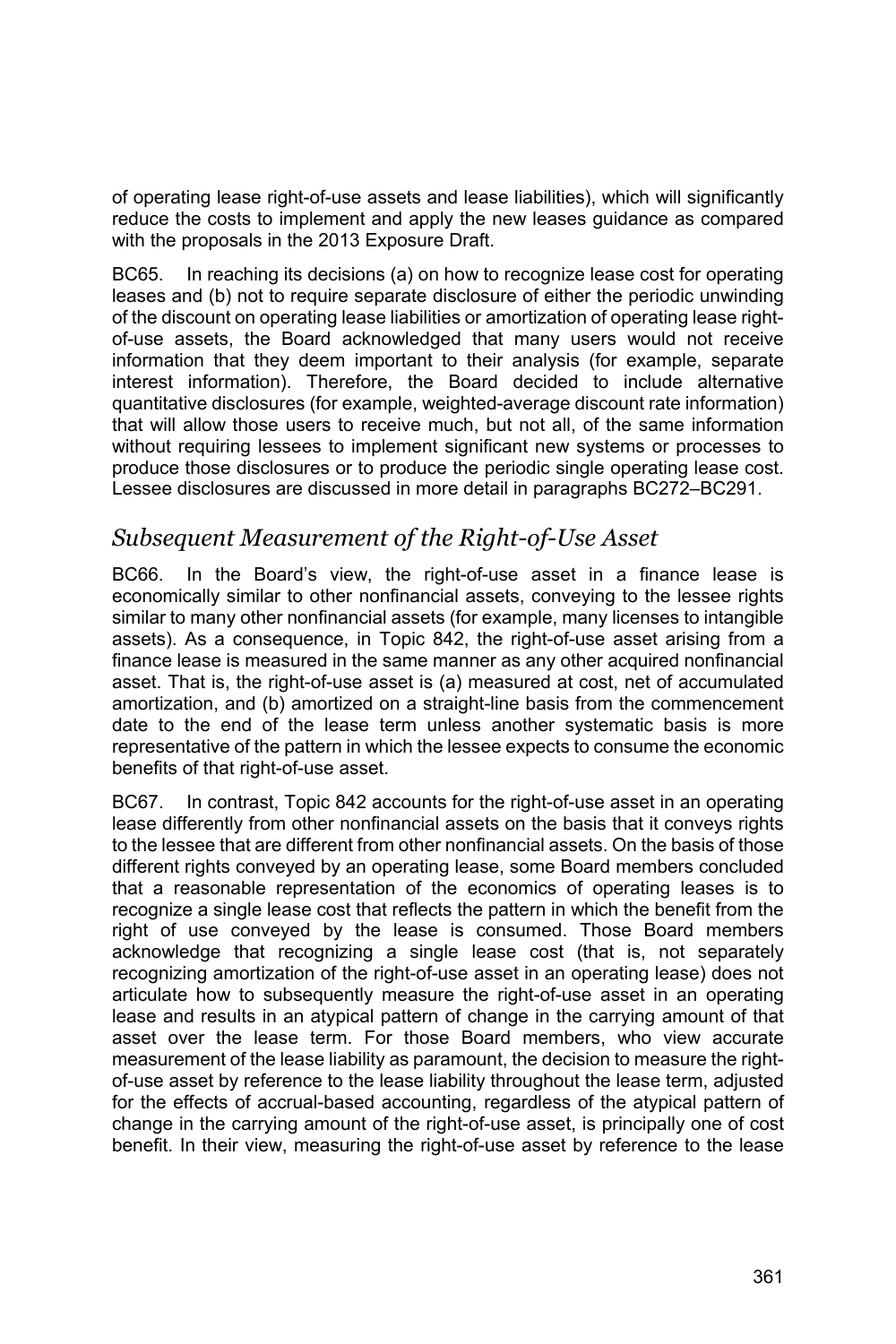of operating lease right-of-use assets and lease liabilities), which will significantly reduce the costs to implement and apply the new leases guidance as compared with the proposals in the 2013 Exposure Draft.

BC65. In reaching its decisions (a) on how to recognize lease cost for operating leases and (b) not to require separate disclosure of either the periodic unwinding of the discount on operating lease liabilities or amortization of operating lease right-of-use assets, the Board acknowledged that many users would not receive information that they deem important to their analysis (for example, separate interest information). Therefore, the Board decided to include alternative quantitative disclosures (for example, weighted-average discount rate information) that will allow those users to receive much, but not all, of the same information without requiring lessees to implement significant new systems or processes to produce those disclosures or to produce the periodic single operating lease cost. Lessee disclosures are discussed in more detail in paragraphs BC272–BC291.

## *Subsequent Measurement of the Right-of-Use Asset*

BC66. In the Board's view, the right-of-use asset in a finance lease is economically similar to other nonfinancial assets, conveying to the lessee rights similar to many other nonfinancial assets (for example, many licenses to intangible assets). As a consequence, in Topic 842, the right-of-use asset arising from a finance lease is measured in the same manner as any other acquired nonfinancial asset. That is, the right-of-use asset is (a) measured at cost, net of accumulated amortization, and (b) amortized on a straight-line basis from the commencement date to the end of the lease term unless another systematic basis is more representative of the pattern in which the lessee expects to consume the economic benefits of that right-of-use asset.

BC67. In contrast, Topic 842 accounts for the right-of-use asset in an operating lease differently from other nonfinancial assets on the basis that it conveys rights to the lessee that are different from other nonfinancial assets. On the basis of those different rights conveyed by an operating lease, some Board members concluded that a reasonable representation of the economics of operating leases is to recognize a single lease cost that reflects the pattern in which the benefit from the right of use conveyed by the lease is consumed. Those Board members acknowledge that recognizing a single lease cost (that is, not separately recognizing amortization of the right-of-use asset in an operating lease) does not articulate how to subsequently measure the right-of-use asset in an operating lease and results in an atypical pattern of change in the carrying amount of that asset over the lease term. For those Board members, who view accurate measurement of the lease liability as paramount, the decision to measure the right-of-use asset by reference to the lease liability throughout the lease term, adjusted for the effects of accrual-based accounting, regardless of the atypical pattern of change in the carrying amount of the right-of-use asset, is principally one of cost benefit. In their view, measuring the right-of-use asset by reference to the lease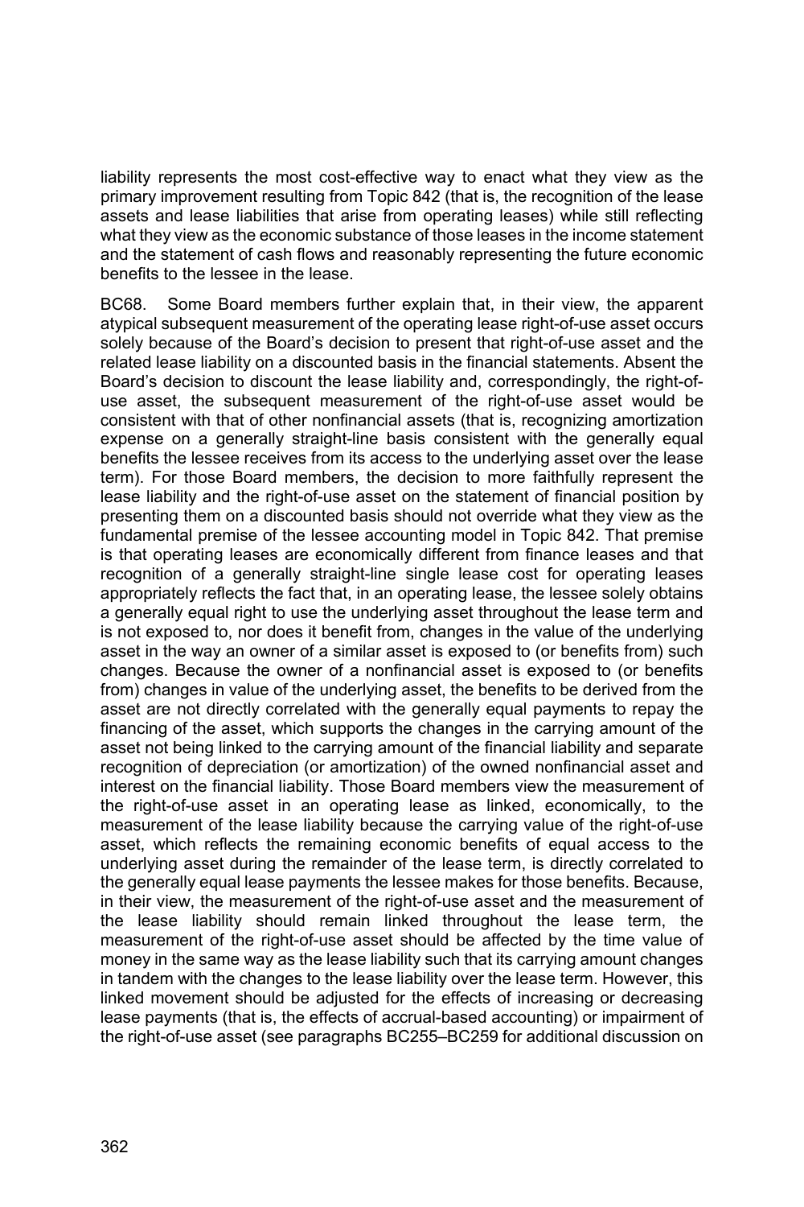liability represents the most cost-effective way to enact what they view as the primary improvement resulting from Topic 842 (that is, the recognition of the lease assets and lease liabilities that arise from operating leases) while still reflecting what they view as the economic substance of those leases in the income statement and the statement of cash flows and reasonably representing the future economic benefits to the lessee in the lease.

BC68. Some Board members further explain that, in their view, the apparent atypical subsequent measurement of the operating lease right-of-use asset occurs solely because of the Board's decision to present that right-of-use asset and the related lease liability on a discounted basis in the financial statements. Absent the Board's decision to discount the lease liability and, correspondingly, the right-of-use asset, the subsequent measurement of the right-of-use asset would be consistent with that of other nonfinancial assets (that is, recognizing amortization expense on a generally straight-line basis consistent with the generally equal benefits the lessee receives from its access to the underlying asset over the lease term). For those Board members, the decision to more faithfully represent the lease liability and the right-of-use asset on the statement of financial position by presenting them on a discounted basis should not override what they view as the fundamental premise of the lessee accounting model in Topic 842. That premise is that operating leases are economically different from finance leases and that recognition of a generally straight-line single lease cost for operating leases appropriately reflects the fact that, in an operating lease, the lessee solely obtains a generally equal right to use the underlying asset throughout the lease term and is not exposed to, nor does it benefit from, changes in the value of the underlying asset in the way an owner of a similar asset is exposed to (or benefits from) such changes. Because the owner of a nonfinancial asset is exposed to (or benefits from) changes in value of the underlying asset, the benefits to be derived from the asset are not directly correlated with the generally equal payments to repay the financing of the asset, which supports the changes in the carrying amount of the asset not being linked to the carrying amount of the financial liability and separate recognition of depreciation (or amortization) of the owned nonfinancial asset and interest on the financial liability. Those Board members view the measurement of the right-of-use asset in an operating lease as linked, economically, to the measurement of the lease liability because the carrying value of the right-of-use asset, which reflects the remaining economic benefits of equal access to the underlying asset during the remainder of the lease term, is directly correlated to the generally equal lease payments the lessee makes for those benefits. Because, in their view, the measurement of the right-of-use asset and the measurement of the lease liability should remain linked throughout the lease term, the measurement of the right-of-use asset should be affected by the time value of money in the same way as the lease liability such that its carrying amount changes in tandem with the changes to the lease liability over the lease term. However, this linked movement should be adjusted for the effects of increasing or decreasing lease payments (that is, the effects of accrual-based accounting) or impairment of the right-of-use asset (see paragraphs BC255–BC259 for additional discussion on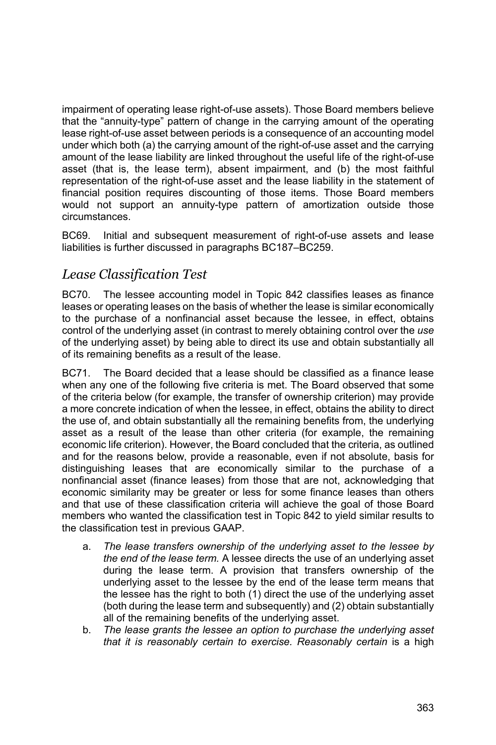impairment of operating lease right-of-use assets). Those Board members believe that the "annuity-type" pattern of change in the carrying amount of the operating lease right-of-use asset between periods is a consequence of an accounting model under which both (a) the carrying amount of the right-of-use asset and the carrying amount of the lease liability are linked throughout the useful life of the right-of-use asset (that is, the lease term), absent impairment, and (b) the most faithful representation of the right-of-use asset and the lease liability in the statement of financial position requires discounting of those items. Those Board members would not support an annuity-type pattern of amortization outside those circumstances.

BC69. Initial and subsequent measurement of right-of-use assets and lease liabilities is further discussed in paragraphs BC187–BC259.

## *Lease Classification Test*

BC70. The lessee accounting model in Topic 842 classifies leases as finance leases or operating leases on the basis of whether the lease is similar economically to the purchase of a nonfinancial asset because the lessee, in effect, obtains control of the underlying asset (in contrast to merely obtaining control over the *use* of the underlying asset) by being able to direct its use and obtain substantially all of its remaining benefits as a result of the lease.

BC71. The Board decided that a lease should be classified as a finance lease when any one of the following five criteria is met. The Board observed that some of the criteria below (for example, the transfer of ownership criterion) may provide a more concrete indication of when the lessee, in effect, obtains the ability to direct the use of, and obtain substantially all the remaining benefits from, the underlying asset as a result of the lease than other criteria (for example, the remaining economic life criterion). However, the Board concluded that the criteria, as outlined and for the reasons below, provide a reasonable, even if not absolute, basis for distinguishing leases that are economically similar to the purchase of a nonfinancial asset (finance leases) from those that are not, acknowledging that economic similarity may be greater or less for some finance leases than others and that use of these classification criteria will achieve the goal of those Board members who wanted the classification test in Topic 842 to yield similar results to the classification test in previous GAAP.

a. *The lease transfers ownership of the underlying asset to the lessee by the end of the lease term.* A lessee directs the use of an underlying asset during the lease term. A provision that transfers ownership of the underlying asset to the lessee by the end of the lease term means that the lessee has the right to both (1) direct the use of the underlying asset (both during the lease term and subsequently) and (2) obtain substantially all of the remaining benefits of the underlying asset.

b. *The lease grants the lessee an option to purchase the underlying asset that it is reasonably certain to exercise. Reasonably certain* is a high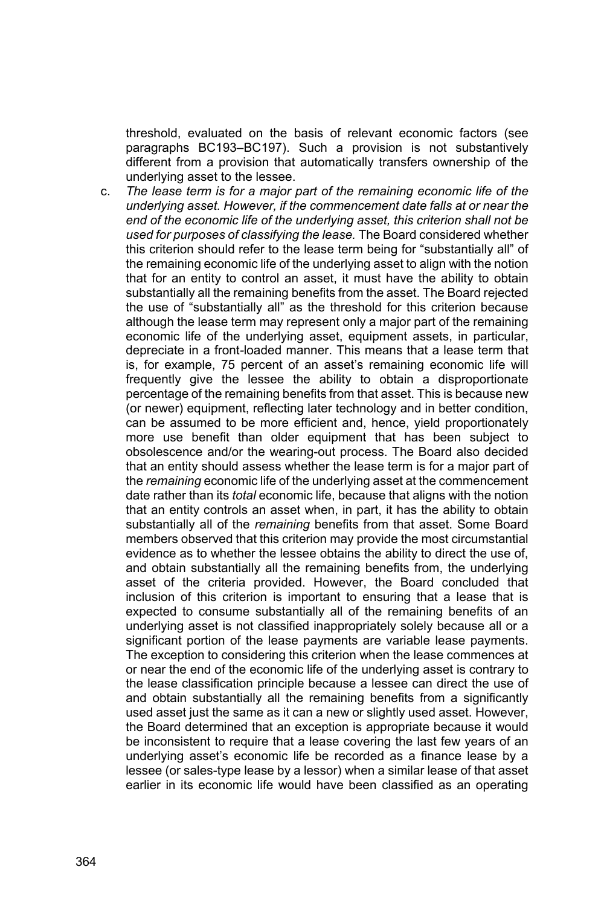threshold, evaluated on the basis of relevant economic factors (see paragraphs BC193–BC197). Such a provision is not substantively different from a provision that automatically transfers ownership of the underlying asset to the lessee.

c. *The lease term is for a major part of the remaining economic life of the underlying asset. However, if the commencement date falls at or near the end of the economic life of the underlying asset, this criterion shall not be used for purposes of classifying the lease.* The Board considered whether this criterion should refer to the lease term being for "substantially all" of the remaining economic life of the underlying asset to align with the notion that for an entity to control an asset, it must have the ability to obtain substantially all the remaining benefits from the asset. The Board rejected the use of "substantially all" as the threshold for this criterion because although the lease term may represent only a major part of the remaining economic life of the underlying asset, equipment assets, in particular, depreciate in a front-loaded manner. This means that a lease term that is, for example, 75 percent of an asset's remaining economic life will frequently give the lessee the ability to obtain a disproportionate percentage of the remaining benefits from that asset. This is because new (or newer) equipment, reflecting later technology and in better condition, can be assumed to be more efficient and, hence, yield proportionately more use benefit than older equipment that has been subject to obsolescence and/or the wearing-out process. The Board also decided that an entity should assess whether the lease term is for a major part of the *remaining* economic life of the underlying asset at the commencement date rather than its *total* economic life, because that aligns with the notion that an entity controls an asset when, in part, it has the ability to obtain substantially all of the *remaining* benefits from that asset. Some Board members observed that this criterion may provide the most circumstantial evidence as to whether the lessee obtains the ability to direct the use of, and obtain substantially all the remaining benefits from, the underlying asset of the criteria provided. However, the Board concluded that inclusion of this criterion is important to ensuring that a lease that is expected to consume substantially all of the remaining benefits of an underlying asset is not classified inappropriately solely because all or a significant portion of the lease payments are variable lease payments. The exception to considering this criterion when the lease commences at or near the end of the economic life of the underlying asset is contrary to the lease classification principle because a lessee can direct the use of and obtain substantially all the remaining benefits from a significantly used asset just the same as it can a new or slightly used asset. However, the Board determined that an exception is appropriate because it would be inconsistent to require that a lease covering the last few years of an underlying asset's economic life be recorded as a finance lease by a lessee (or sales-type lease by a lessor) when a similar lease of that asset earlier in its economic life would have been classified as an operating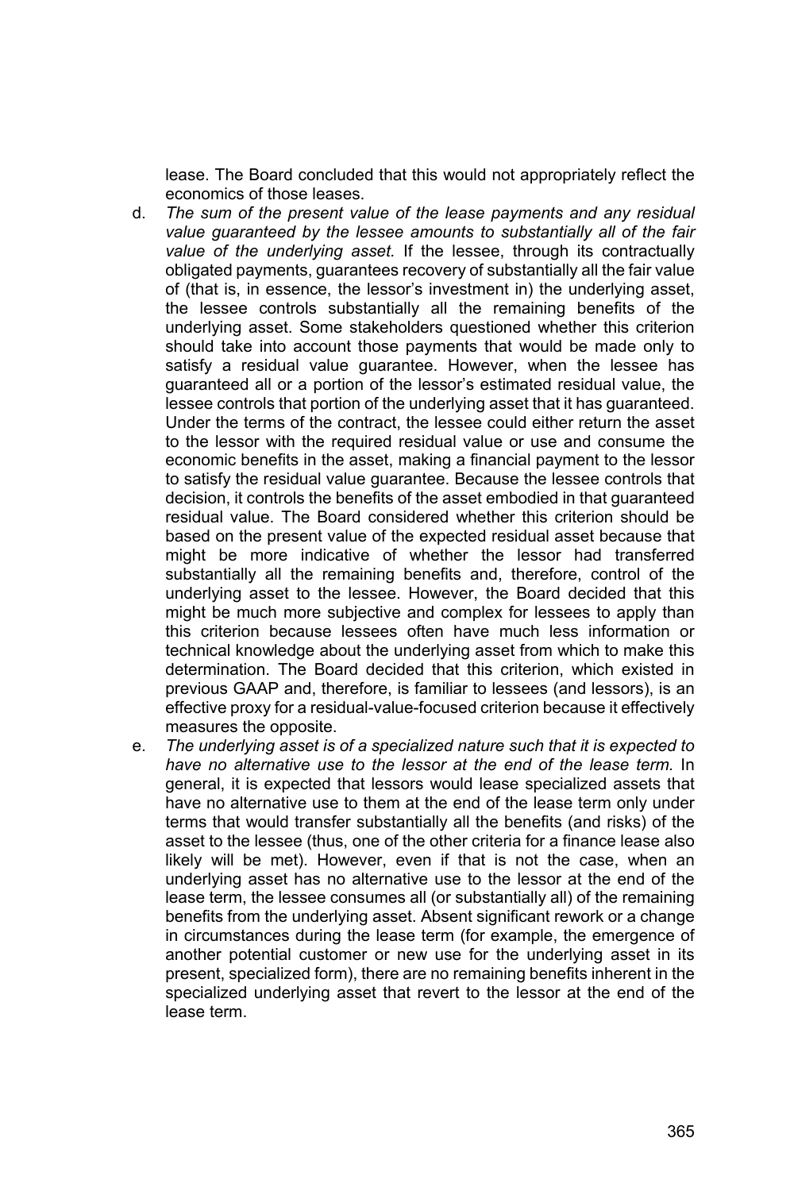lease. The Board concluded that this would not appropriately reflect the economics of those leases.

d. *The sum of the present value of the lease payments and any residual value guaranteed by the lessee amounts to substantially all of the fair value of the underlying asset.* If the lessee, through its contractually obligated payments, guarantees recovery of substantially all the fair value of (that is, in essence, the lessor's investment in) the underlying asset, the lessee controls substantially all the remaining benefits of the underlying asset. Some stakeholders questioned whether this criterion should take into account those payments that would be made only to satisfy a residual value guarantee. However, when the lessee has guaranteed all or a portion of the lessor's estimated residual value, the lessee controls that portion of the underlying asset that it has guaranteed. Under the terms of the contract, the lessee could either return the asset to the lessor with the required residual value or use and consume the economic benefits in the asset, making a financial payment to the lessor to satisfy the residual value guarantee. Because the lessee controls that decision, it controls the benefits of the asset embodied in that guaranteed residual value. The Board considered whether this criterion should be based on the present value of the expected residual asset because that might be more indicative of whether the lessor had transferred substantially all the remaining benefits and, therefore, control of the underlying asset to the lessee. However, the Board decided that this might be much more subjective and complex for lessees to apply than this criterion because lessees often have much less information or technical knowledge about the underlying asset from which to make this determination. The Board decided that this criterion, which existed in previous GAAP and, therefore, is familiar to lessees (and lessors), is an effective proxy for a residual-value-focused criterion because it effectively measures the opposite.

e. *The underlying asset is of a specialized nature such that it is expected to have no alternative use to the lessor at the end of the lease term.* In general, it is expected that lessors would lease specialized assets that have no alternative use to them at the end of the lease term only under terms that would transfer substantially all the benefits (and risks) of the asset to the lessee (thus, one of the other criteria for a finance lease also likely will be met). However, even if that is not the case, when an underlying asset has no alternative use to the lessor at the end of the lease term, the lessee consumes all (or substantially all) of the remaining benefits from the underlying asset. Absent significant rework or a change in circumstances during the lease term (for example, the emergence of another potential customer or new use for the underlying asset in its present, specialized form), there are no remaining benefits inherent in the specialized underlying asset that revert to the lessor at the end of the lease term.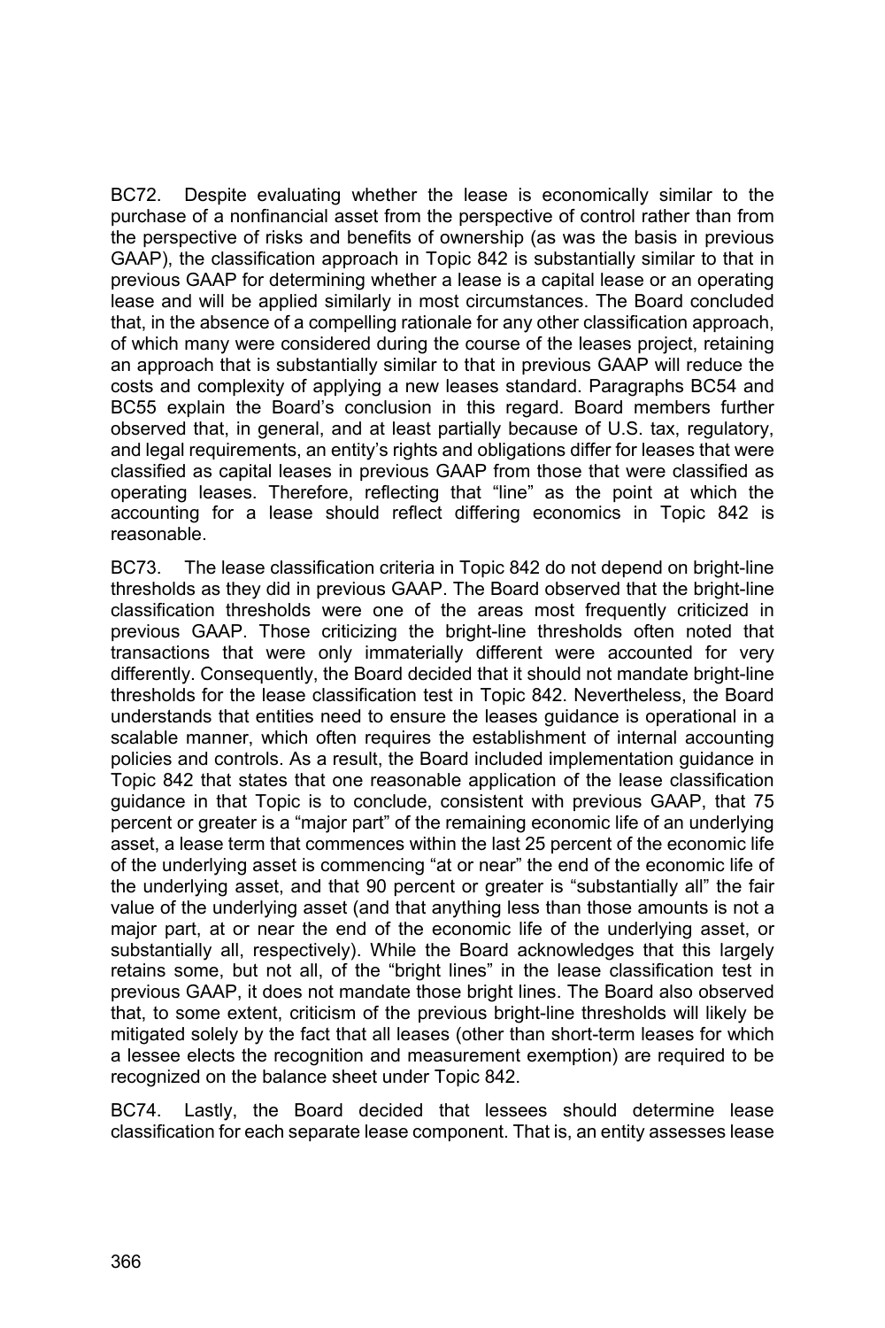BC72. Despite evaluating whether the lease is economically similar to the purchase of a nonfinancial asset from the perspective of control rather than from the perspective of risks and benefits of ownership (as was the basis in previous GAAP), the classification approach in Topic 842 is substantially similar to that in previous GAAP for determining whether a lease is a capital lease or an operating lease and will be applied similarly in most circumstances. The Board concluded that, in the absence of a compelling rationale for any other classification approach, of which many were considered during the course of the leases project, retaining an approach that is substantially similar to that in previous GAAP will reduce the costs and complexity of applying a new leases standard. Paragraphs BC54 and BC55 explain the Board's conclusion in this regard. Board members further observed that, in general, and at least partially because of U.S. tax, regulatory, and legal requirements, an entity's rights and obligations differ for leases that were classified as capital leases in previous GAAP from those that were classified as operating leases. Therefore, reflecting that "line" as the point at which the accounting for a lease should reflect differing economics in Topic 842 is reasonable.

BC73. The lease classification criteria in Topic 842 do not depend on bright-line thresholds as they did in previous GAAP. The Board observed that the bright-line classification thresholds were one of the areas most frequently criticized in previous GAAP. Those criticizing the bright-line thresholds often noted that transactions that were only immaterially different were accounted for very differently. Consequently, the Board decided that it should not mandate bright-line thresholds for the lease classification test in Topic 842. Nevertheless, the Board understands that entities need to ensure the leases guidance is operational in a scalable manner, which often requires the establishment of internal accounting policies and controls. As a result, the Board included implementation guidance in Topic 842 that states that one reasonable application of the lease classification guidance in that Topic is to conclude, consistent with previous GAAP, that 75 percent or greater is a "major part" of the remaining economic life of an underlying asset, a lease term that commences within the last 25 percent of the economic life of the underlying asset is commencing "at or near" the end of the economic life of the underlying asset, and that 90 percent or greater is "substantially all" the fair value of the underlying asset (and that anything less than those amounts is not a major part, at or near the end of the economic life of the underlying asset, or substantially all, respectively). While the Board acknowledges that this largely retains some, but not all, of the "bright lines" in the lease classification test in previous GAAP, it does not mandate those bright lines. The Board also observed that, to some extent, criticism of the previous bright-line thresholds will likely be mitigated solely by the fact that all leases (other than short-term leases for which a lessee elects the recognition and measurement exemption) are required to be recognized on the balance sheet under Topic 842.

BC74. Lastly, the Board decided that lessees should determine lease classification for each separate lease component. That is, an entity assesses lease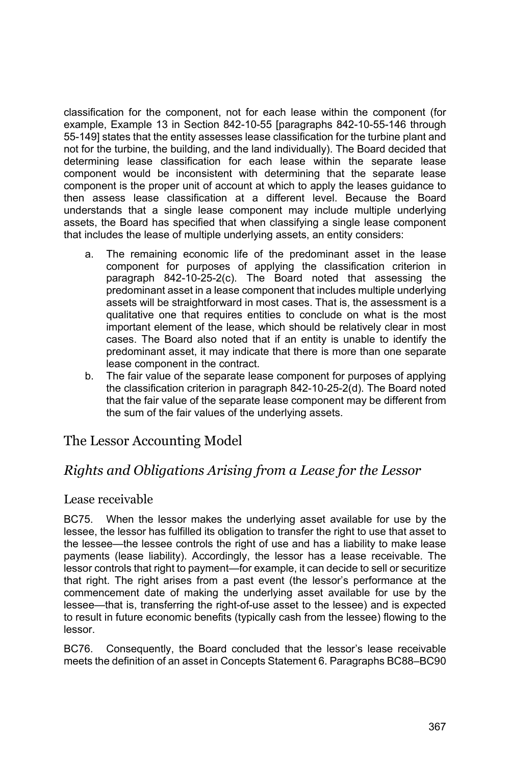classification for the component, not for each lease within the component (for example, Example 13 in Section 842-10-55 [paragraphs 842-10-55-146 through 55-149] states that the entity assesses lease classification for the turbine plant and not for the turbine, the building, and the land individually). The Board decided that determining lease classification for each lease within the separate lease component would be inconsistent with determining that the separate lease component is the proper unit of account at which to apply the leases guidance to then assess lease classification at a different level. Because the Board understands that a single lease component may include multiple underlying assets, the Board has specified that when classifying a single lease component that includes the lease of multiple underlying assets, an entity considers:

a. The remaining economic life of the predominant asset in the lease component for purposes of applying the classification criterion in paragraph 842-10-25-2(c). The Board noted that assessing the predominant asset in a lease component that includes multiple underlying assets will be straightforward in most cases. That is, the assessment is a qualitative one that requires entities to conclude on what is the most important element of the lease, which should be relatively clear in most cases. The Board also noted that if an entity is unable to identify the predominant asset, it may indicate that there is more than one separate lease component in the contract.
b. The fair value of the separate lease component for purposes of applying the classification criterion in paragraph 842-10-25-2(d). The Board noted that the fair value of the separate lease component may be different from the sum of the fair values of the underlying assets.

## The Lessor Accounting Model

### *Rights and Obligations Arising from a Lease for the Lessor*

#### Lease receivable

BC75. When the lessor makes the underlying asset available for use by the lessee, the lessor has fulfilled its obligation to transfer the right to use that asset to the lessee—the lessee controls the right of use and has a liability to make lease payments (lease liability). Accordingly, the lessor has a lease receivable. The lessor controls that right to payment—for example, it can decide to sell or securitize that right. The right arises from a past event (the lessor's performance at the commencement date of making the underlying asset available for use by the lessee—that is, transferring the right-of-use asset to the lessee) and is expected to result in future economic benefits (typically cash from the lessee) flowing to the lessor.

BC76. Consequently, the Board concluded that the lessor's lease receivable meets the definition of an asset in Concepts Statement 6. Paragraphs BC88–BC90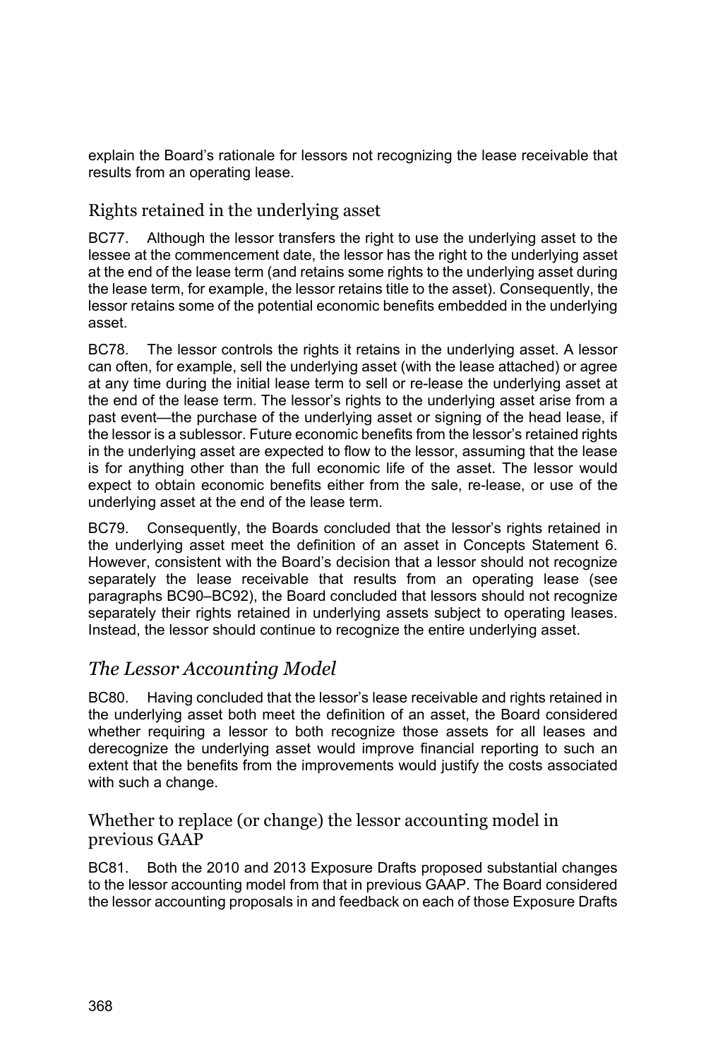explain the Board's rationale for lessors not recognizing the lease receivable that results from an operating lease.

### Rights retained in the underlying asset

BC77. Although the lessor transfers the right to use the underlying asset to the lessee at the commencement date, the lessor has the right to the underlying asset at the end of the lease term (and retains some rights to the underlying asset during the lease term, for example, the lessor retains title to the asset). Consequently, the lessor retains some of the potential economic benefits embedded in the underlying asset.

BC78. The lessor controls the rights it retains in the underlying asset. A lessor can often, for example, sell the underlying asset (with the lease attached) or agree at any time during the initial lease term to sell or re-lease the underlying asset at the end of the lease term. The lessor's rights to the underlying asset arise from a past event—the purchase of the underlying asset or signing of the head lease, if the lessor is a sublessor. Future economic benefits from the lessor's retained rights in the underlying asset are expected to flow to the lessor, assuming that the lease is for anything other than the full economic life of the asset. The lessor would expect to obtain economic benefits either from the sale, re-lease, or use of the underlying asset at the end of the lease term.

BC79. Consequently, the Boards concluded that the lessor's rights retained in the underlying asset meet the definition of an asset in Concepts Statement 6. However, consistent with the Board's decision that a lessor should not recognize separately the lease receivable that results from an operating lease (see paragraphs BC90–BC92), the Board concluded that lessors should not recognize separately their rights retained in underlying assets subject to operating leases. Instead, the lessor should continue to recognize the entire underlying asset.

## *The Lessor Accounting Model*

BC80. Having concluded that the lessor's lease receivable and rights retained in the underlying asset both meet the definition of an asset, the Board considered whether requiring a lessor to both recognize those assets for all leases and derecognize the underlying asset would improve financial reporting to such an extent that the benefits from the improvements would justify the costs associated with such a change.

### Whether to replace (or change) the lessor accounting model in previous GAAP

BC81. Both the 2010 and 2013 Exposure Drafts proposed substantial changes to the lessor accounting model from that in previous GAAP. The Board considered the lessor accounting proposals in and feedback on each of those Exposure Drafts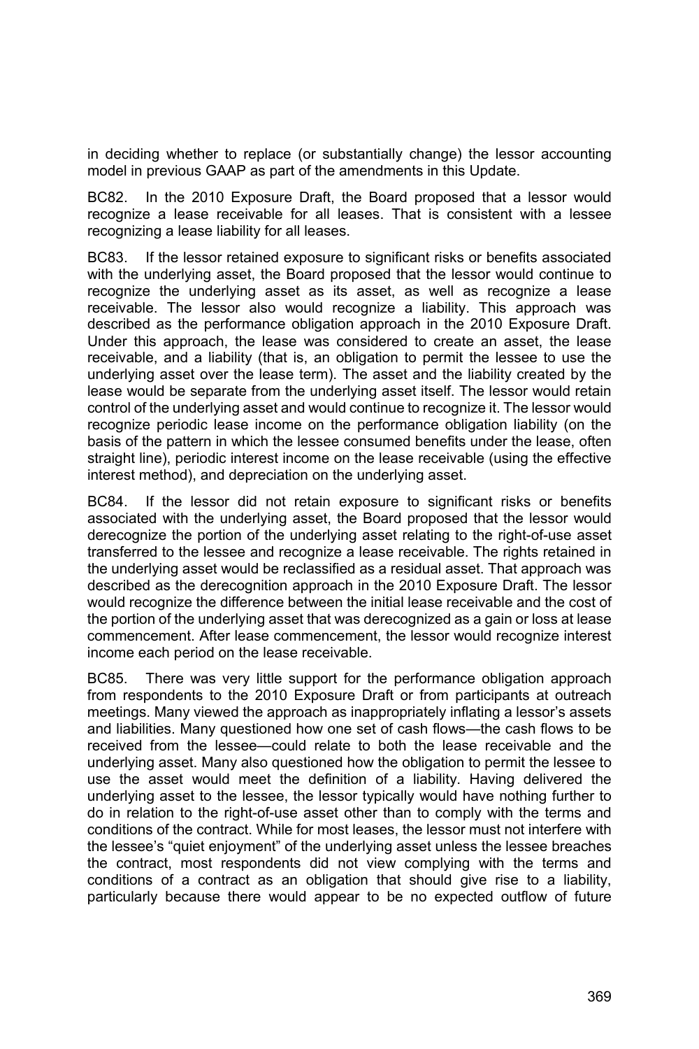in deciding whether to replace (or substantially change) the lessor accounting model in previous GAAP as part of the amendments in this Update.

BC82. In the 2010 Exposure Draft, the Board proposed that a lessor would recognize a lease receivable for all leases. That is consistent with a lessee recognizing a lease liability for all leases.

BC83. If the lessor retained exposure to significant risks or benefits associated with the underlying asset, the Board proposed that the lessor would continue to recognize the underlying asset as its asset, as well as recognize a lease receivable. The lessor also would recognize a liability. This approach was described as the performance obligation approach in the 2010 Exposure Draft. Under this approach, the lease was considered to create an asset, the lease receivable, and a liability (that is, an obligation to permit the lessee to use the underlying asset over the lease term). The asset and the liability created by the lease would be separate from the underlying asset itself. The lessor would retain control of the underlying asset and would continue to recognize it. The lessor would recognize periodic lease income on the performance obligation liability (on the basis of the pattern in which the lessee consumed benefits under the lease, often straight line), periodic interest income on the lease receivable (using the effective interest method), and depreciation on the underlying asset.

BC84. If the lessor did not retain exposure to significant risks or benefits associated with the underlying asset, the Board proposed that the lessor would derecognize the portion of the underlying asset relating to the right-of-use asset transferred to the lessee and recognize a lease receivable. The rights retained in the underlying asset would be reclassified as a residual asset. That approach was described as the derecognition approach in the 2010 Exposure Draft. The lessor would recognize the difference between the initial lease receivable and the cost of the portion of the underlying asset that was derecognized as a gain or loss at lease commencement. After lease commencement, the lessor would recognize interest income each period on the lease receivable.

BC85. There was very little support for the performance obligation approach from respondents to the 2010 Exposure Draft or from participants at outreach meetings. Many viewed the approach as inappropriately inflating a lessor's assets and liabilities. Many questioned how one set of cash flows—the cash flows to be received from the lessee—could relate to both the lease receivable and the underlying asset. Many also questioned how the obligation to permit the lessee to use the asset would meet the definition of a liability. Having delivered the underlying asset to the lessee, the lessor typically would have nothing further to do in relation to the right-of-use asset other than to comply with the terms and conditions of the contract. While for most leases, the lessor must not interfere with the lessee's "quiet enjoyment" of the underlying asset unless the lessee breaches the contract, most respondents did not view complying with the terms and conditions of a contract as an obligation that should give rise to a liability, particularly because there would appear to be no expected outflow of future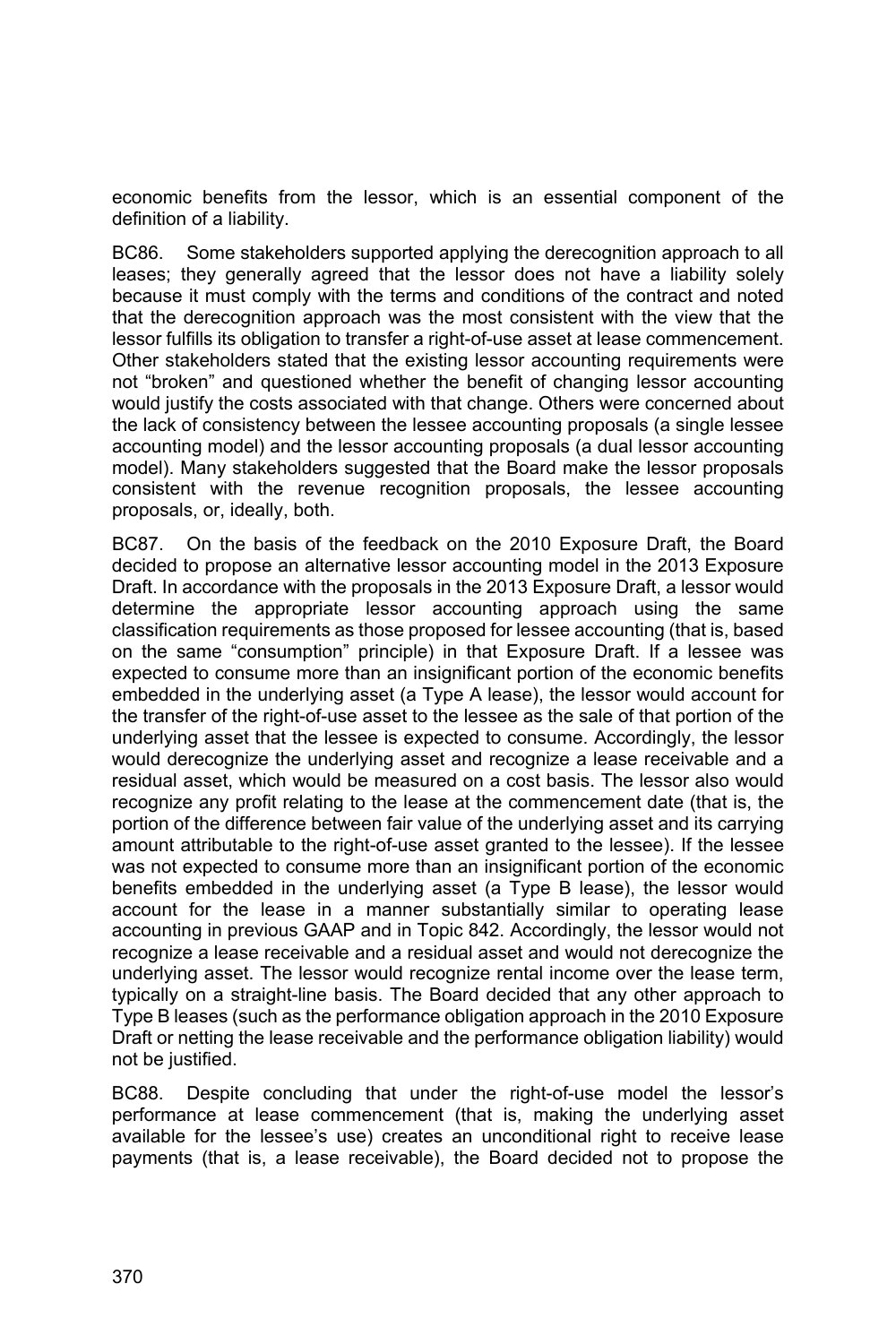economic benefits from the lessor, which is an essential component of the definition of a liability.

BC86. Some stakeholders supported applying the derecognition approach to all leases; they generally agreed that the lessor does not have a liability solely because it must comply with the terms and conditions of the contract and noted that the derecognition approach was the most consistent with the view that the lessor fulfills its obligation to transfer a right-of-use asset at lease commencement. Other stakeholders stated that the existing lessor accounting requirements were not "broken" and questioned whether the benefit of changing lessor accounting would justify the costs associated with that change. Others were concerned about the lack of consistency between the lessee accounting proposals (a single lessee accounting model) and the lessor accounting proposals (a dual lessor accounting model). Many stakeholders suggested that the Board make the lessor proposals consistent with the revenue recognition proposals, the lessee accounting proposals, or, ideally, both.

BC87. On the basis of the feedback on the 2010 Exposure Draft, the Board decided to propose an alternative lessor accounting model in the 2013 Exposure Draft. In accordance with the proposals in the 2013 Exposure Draft, a lessor would determine the appropriate lessor accounting approach using the same classification requirements as those proposed for lessee accounting (that is, based on the same "consumption" principle) in that Exposure Draft. If a lessee was expected to consume more than an insignificant portion of the economic benefits embedded in the underlying asset (a Type A lease), the lessor would account for the transfer of the right-of-use asset to the lessee as the sale of that portion of the underlying asset that the lessee is expected to consume. Accordingly, the lessor would derecognize the underlying asset and recognize a lease receivable and a residual asset, which would be measured on a cost basis. The lessor also would recognize any profit relating to the lease at the commencement date (that is, the portion of the difference between fair value of the underlying asset and its carrying amount attributable to the right-of-use asset granted to the lessee). If the lessee was not expected to consume more than an insignificant portion of the economic benefits embedded in the underlying asset (a Type B lease), the lessor would account for the lease in a manner substantially similar to operating lease accounting in previous GAAP and in Topic 842. Accordingly, the lessor would not recognize a lease receivable and a residual asset and would not derecognize the underlying asset. The lessor would recognize rental income over the lease term, typically on a straight-line basis. The Board decided that any other approach to Type B leases (such as the performance obligation approach in the 2010 Exposure Draft or netting the lease receivable and the performance obligation liability) would not be justified.

BC88. Despite concluding that under the right-of-use model the lessor's performance at lease commencement (that is, making the underlying asset available for the lessee's use) creates an unconditional right to receive lease payments (that is, a lease receivable), the Board decided not to propose the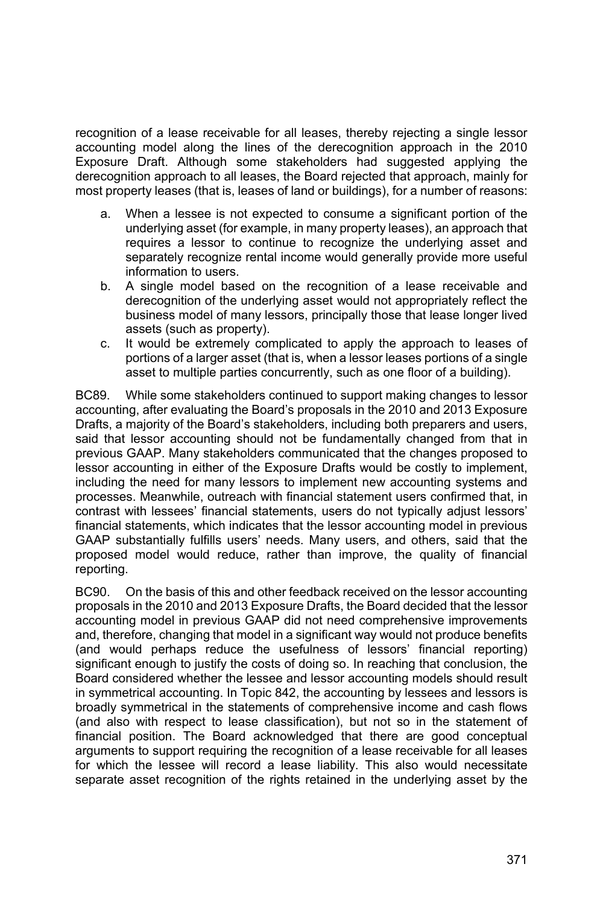recognition of a lease receivable for all leases, thereby rejecting a single lessor accounting model along the lines of the derecognition approach in the 2010 Exposure Draft. Although some stakeholders had suggested applying the derecognition approach to all leases, the Board rejected that approach, mainly for most property leases (that is, leases of land or buildings), for a number of reasons:

a. When a lessee is not expected to consume a significant portion of the underlying asset (for example, in many property leases), an approach that requires a lessor to continue to recognize the underlying asset and separately recognize rental income would generally provide more useful information to users.
b. A single model based on the recognition of a lease receivable and derecognition of the underlying asset would not appropriately reflect the business model of many lessors, principally those that lease longer lived assets (such as property).
c. It would be extremely complicated to apply the approach to leases of portions of a larger asset (that is, when a lessor leases portions of a single asset to multiple parties concurrently, such as one floor of a building).

BC89. While some stakeholders continued to support making changes to lessor accounting, after evaluating the Board's proposals in the 2010 and 2013 Exposure Drafts, a majority of the Board's stakeholders, including both preparers and users, said that lessor accounting should not be fundamentally changed from that in previous GAAP. Many stakeholders communicated that the changes proposed to lessor accounting in either of the Exposure Drafts would be costly to implement, including the need for many lessors to implement new accounting systems and processes. Meanwhile, outreach with financial statement users confirmed that, in contrast with lessees' financial statements, users do not typically adjust lessors' financial statements, which indicates that the lessor accounting model in previous GAAP substantially fulfills users' needs. Many users, and others, said that the proposed model would reduce, rather than improve, the quality of financial reporting.

BC90. On the basis of this and other feedback received on the lessor accounting proposals in the 2010 and 2013 Exposure Drafts, the Board decided that the lessor accounting model in previous GAAP did not need comprehensive improvements and, therefore, changing that model in a significant way would not produce benefits (and would perhaps reduce the usefulness of lessors' financial reporting) significant enough to justify the costs of doing so. In reaching that conclusion, the Board considered whether the lessee and lessor accounting models should result in symmetrical accounting. In Topic 842, the accounting by lessees and lessors is broadly symmetrical in the statements of comprehensive income and cash flows (and also with respect to lease classification), but not so in the statement of financial position. The Board acknowledged that there are good conceptual arguments to support requiring the recognition of a lease receivable for all leases for which the lessee will record a lease liability. This also would necessitate separate asset recognition of the rights retained in the underlying asset by the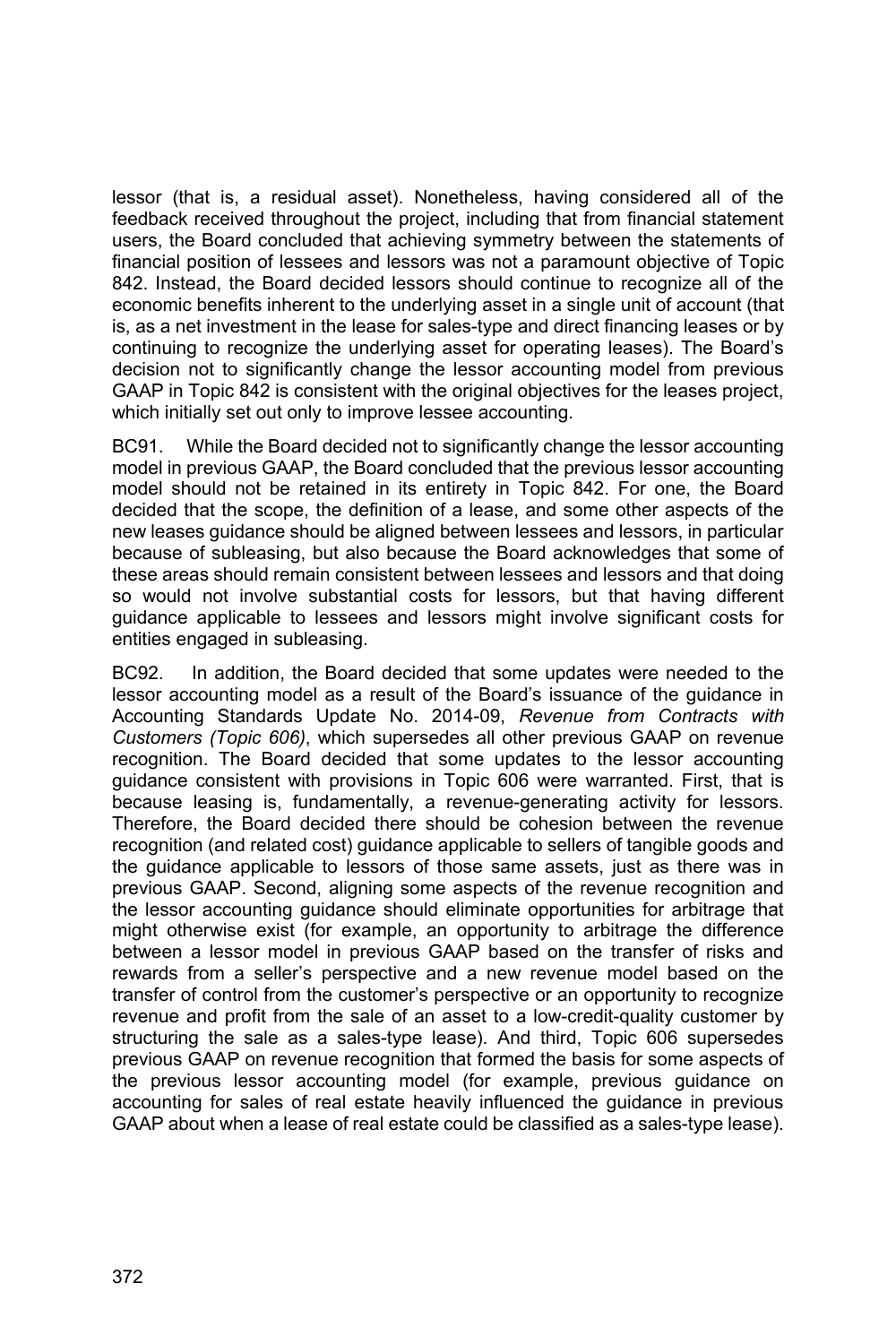lessor (that is, a residual asset). Nonetheless, having considered all of the feedback received throughout the project, including that from financial statement users, the Board concluded that achieving symmetry between the statements of financial position of lessees and lessors was not a paramount objective of Topic 842. Instead, the Board decided lessors should continue to recognize all of the economic benefits inherent to the underlying asset in a single unit of account (that is, as a net investment in the lease for sales-type and direct financing leases or by continuing to recognize the underlying asset for operating leases). The Board's decision not to significantly change the lessor accounting model from previous GAAP in Topic 842 is consistent with the original objectives for the leases project, which initially set out only to improve lessee accounting.

BC91. While the Board decided not to significantly change the lessor accounting model in previous GAAP, the Board concluded that the previous lessor accounting model should not be retained in its entirety in Topic 842. For one, the Board decided that the scope, the definition of a lease, and some other aspects of the new leases guidance should be aligned between lessees and lessors, in particular because of subleasing, but also because the Board acknowledges that some of these areas should remain consistent between lessees and lessors and that doing so would not involve substantial costs for lessors, but that having different guidance applicable to lessees and lessors might involve significant costs for entities engaged in subleasing.

BC92. In addition, the Board decided that some updates were needed to the lessor accounting model as a result of the Board's issuance of the guidance in Accounting Standards Update No. 2014-09, *Revenue from Contracts with Customers (Topic 606)*, which supersedes all other previous GAAP on revenue recognition. The Board decided that some updates to the lessor accounting guidance consistent with provisions in Topic 606 were warranted. First, that is because leasing is, fundamentally, a revenue-generating activity for lessors. Therefore, the Board decided there should be cohesion between the revenue recognition (and related cost) guidance applicable to sellers of tangible goods and the guidance applicable to lessors of those same assets, just as there was in previous GAAP. Second, aligning some aspects of the revenue recognition and the lessor accounting guidance should eliminate opportunities for arbitrage that might otherwise exist (for example, an opportunity to arbitrage the difference between a lessor model in previous GAAP based on the transfer of risks and rewards from a seller's perspective and a new revenue model based on the transfer of control from the customer's perspective or an opportunity to recognize revenue and profit from the sale of an asset to a low-credit-quality customer by structuring the sale as a sales-type lease). And third, Topic 606 supersedes previous GAAP on revenue recognition that formed the basis for some aspects of the previous lessor accounting model (for example, previous guidance on accounting for sales of real estate heavily influenced the guidance in previous GAAP about when a lease of real estate could be classified as a sales-type lease).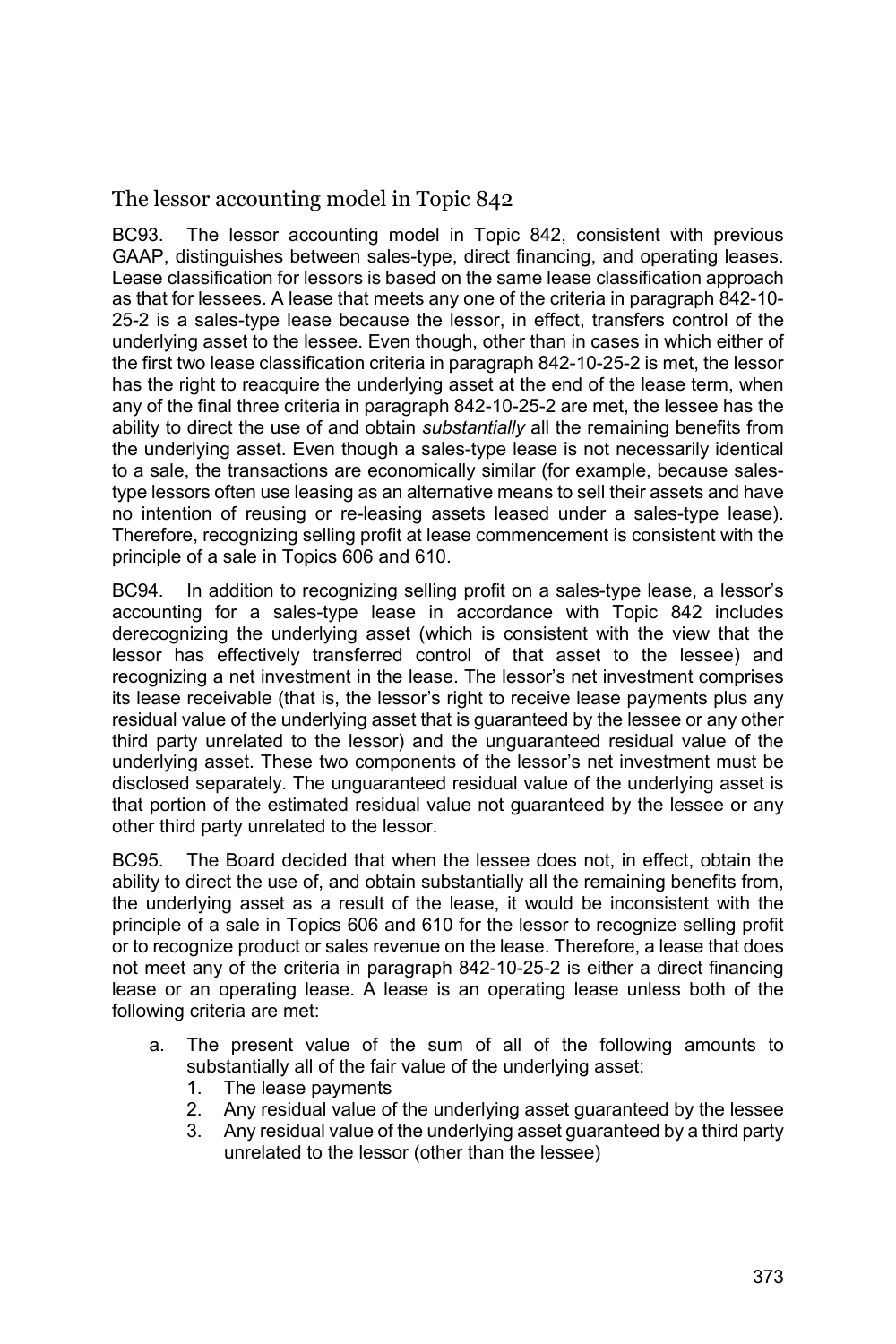## The lessor accounting model in Topic 842

BC93. The lessor accounting model in Topic 842, consistent with previous GAAP, distinguishes between sales-type, direct financing, and operating leases. Lease classification for lessors is based on the same lease classification approach as that for lessees. A lease that meets any one of the criteria in paragraph 842-10-25-2 is a sales-type lease because the lessor, in effect, transfers control of the underlying asset to the lessee. Even though, other than in cases in which either of the first two lease classification criteria in paragraph 842-10-25-2 is met, the lessor has the right to reacquire the underlying asset at the end of the lease term, when any of the final three criteria in paragraph 842-10-25-2 are met, the lessee has the ability to direct the use of and obtain *substantially* all the remaining benefits from the underlying asset. Even though a sales-type lease is not necessarily identical to a sale, the transactions are economically similar (for example, because sales-type lessors often use leasing as an alternative means to sell their assets and have no intention of reusing or re-leasing assets leased under a sales-type lease). Therefore, recognizing selling profit at lease commencement is consistent with the principle of a sale in Topics 606 and 610.

BC94. In addition to recognizing selling profit on a sales-type lease, a lessor's accounting for a sales-type lease in accordance with Topic 842 includes derecognizing the underlying asset (which is consistent with the view that the lessor has effectively transferred control of that asset to the lessee) and recognizing a net investment in the lease. The lessor's net investment comprises its lease receivable (that is, the lessor's right to receive lease payments plus any residual value of the underlying asset that is guaranteed by the lessee or any other third party unrelated to the lessor) and the unguaranteed residual value of the underlying asset. These two components of the lessor's net investment must be disclosed separately. The unguaranteed residual value of the underlying asset is that portion of the estimated residual value not guaranteed by the lessee or any other third party unrelated to the lessor.

BC95. The Board decided that when the lessee does not, in effect, obtain the ability to direct the use of, and obtain substantially all the remaining benefits from, the underlying asset as a result of the lease, it would be inconsistent with the principle of a sale in Topics 606 and 610 for the lessor to recognize selling profit or to recognize product or sales revenue on the lease. Therefore, a lease that does not meet any of the criteria in paragraph 842-10-25-2 is either a direct financing lease or an operating lease. A lease is an operating lease unless both of the following criteria are met:

a. The present value of the sum of all of the following amounts to substantially all of the fair value of the underlying asset:
   1. The lease payments
   2. Any residual value of the underlying asset guaranteed by the lessee
   3. Any residual value of the underlying asset guaranteed by a third party unrelated to the lessor (other than the lessee)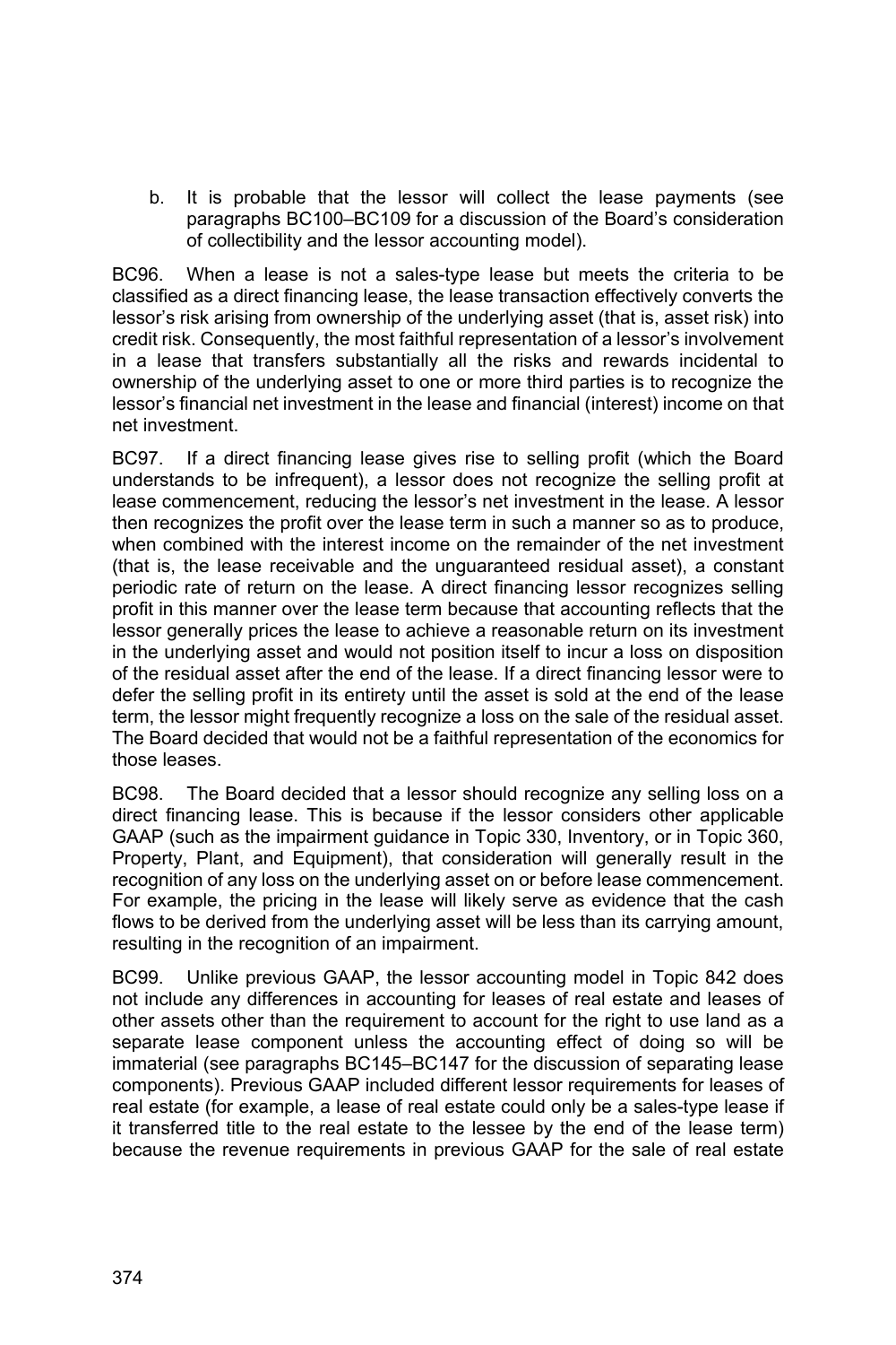b. It is probable that the lessor will collect the lease payments (see paragraphs BC100–BC109 for a discussion of the Board's consideration of collectibility and the lessor accounting model).

BC96. When a lease is not a sales-type lease but meets the criteria to be classified as a direct financing lease, the lease transaction effectively converts the lessor's risk arising from ownership of the underlying asset (that is, asset risk) into credit risk. Consequently, the most faithful representation of a lessor's involvement in a lease that transfers substantially all the risks and rewards incidental to ownership of the underlying asset to one or more third parties is to recognize the lessor's financial net investment in the lease and financial (interest) income on that net investment.

BC97. If a direct financing lease gives rise to selling profit (which the Board understands to be infrequent), a lessor does not recognize the selling profit at lease commencement, reducing the lessor's net investment in the lease. A lessor then recognizes the profit over the lease term in such a manner so as to produce, when combined with the interest income on the remainder of the net investment (that is, the lease receivable and the unguaranteed residual asset), a constant periodic rate of return on the lease. A direct financing lessor recognizes selling profit in this manner over the lease term because that accounting reflects that the lessor generally prices the lease to achieve a reasonable return on its investment in the underlying asset and would not position itself to incur a loss on disposition of the residual asset after the end of the lease. If a direct financing lessor were to defer the selling profit in its entirety until the asset is sold at the end of the lease term, the lessor might frequently recognize a loss on the sale of the residual asset. The Board decided that would not be a faithful representation of the economics for those leases.

BC98. The Board decided that a lessor should recognize any selling loss on a direct financing lease. This is because if the lessor considers other applicable GAAP (such as the impairment guidance in Topic 330, Inventory, or in Topic 360, Property, Plant, and Equipment), that consideration will generally result in the recognition of any loss on the underlying asset on or before lease commencement. For example, the pricing in the lease will likely serve as evidence that the cash flows to be derived from the underlying asset will be less than its carrying amount, resulting in the recognition of an impairment.

BC99. Unlike previous GAAP, the lessor accounting model in Topic 842 does not include any differences in accounting for leases of real estate and leases of other assets other than the requirement to account for the right to use land as a separate lease component unless the accounting effect of doing so will be immaterial (see paragraphs BC145–BC147 for the discussion of separating lease components). Previous GAAP included different lessor requirements for leases of real estate (for example, a lease of real estate could only be a sales-type lease if it transferred title to the real estate to the lessee by the end of the lease term) because the revenue requirements in previous GAAP for the sale of real estate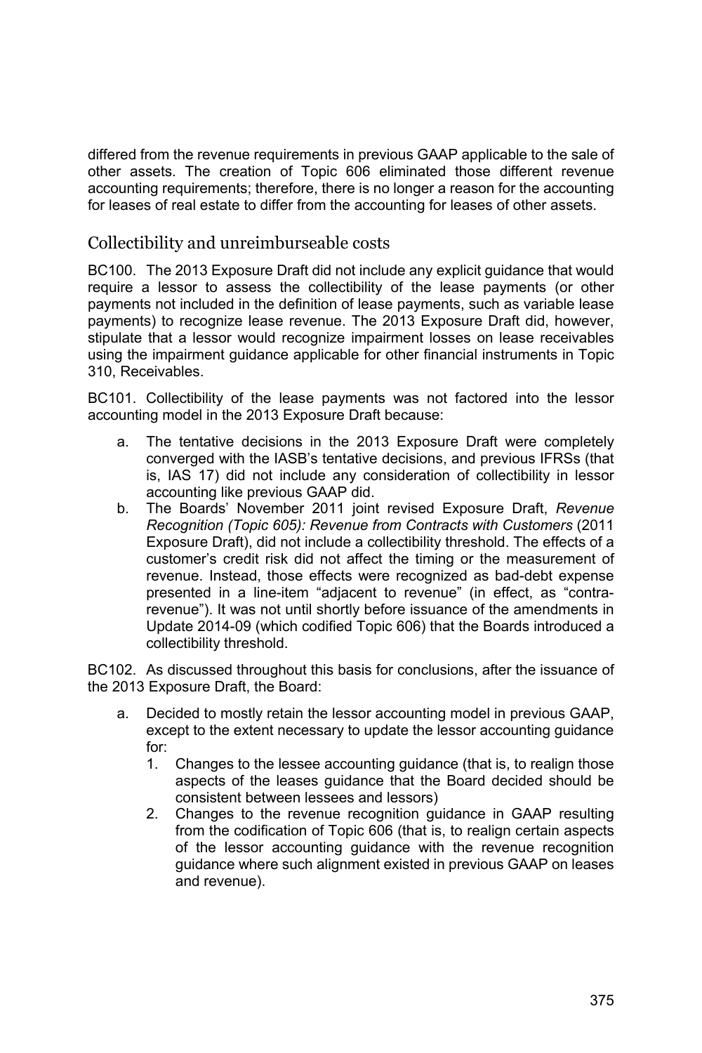differed from the revenue requirements in previous GAAP applicable to the sale of other assets. The creation of Topic 606 eliminated those different revenue accounting requirements; therefore, there is no longer a reason for the accounting for leases of real estate to differ from the accounting for leases of other assets.

## Collectibility and unreimburseable costs

BC100. The 2013 Exposure Draft did not include any explicit guidance that would require a lessor to assess the collectibility of the lease payments (or other payments not included in the definition of lease payments, such as variable lease payments) to recognize lease revenue. The 2013 Exposure Draft did, however, stipulate that a lessor would recognize impairment losses on lease receivables using the impairment guidance applicable for other financial instruments in Topic 310, Receivables.

BC101. Collectibility of the lease payments was not factored into the lessor accounting model in the 2013 Exposure Draft because:

a. The tentative decisions in the 2013 Exposure Draft were completely converged with the IASB's tentative decisions, and previous IFRSs (that is, IAS 17) did not include any consideration of collectibility in lessor accounting like previous GAAP did.
b. The Boards' November 2011 joint revised Exposure Draft, *Revenue Recognition (Topic 605): Revenue from Contracts with Customers* (2011 Exposure Draft), did not include a collectibility threshold. The effects of a customer's credit risk did not affect the timing or the measurement of revenue. Instead, those effects were recognized as bad-debt expense presented in a line-item "adjacent to revenue" (in effect, as "contra-revenue"). It was not until shortly before issuance of the amendments in Update 2014-09 (which codified Topic 606) that the Boards introduced a collectibility threshold.

BC102. As discussed throughout this basis for conclusions, after the issuance of the 2013 Exposure Draft, the Board:

a. Decided to mostly retain the lessor accounting model in previous GAAP, except to the extent necessary to update the lessor accounting guidance for:
    1. Changes to the lessee accounting guidance (that is, to realign those aspects of the leases guidance that the Board decided should be consistent between lessees and lessors)
    2. Changes to the revenue recognition guidance in GAAP resulting from the codification of Topic 606 (that is, to realign certain aspects of the lessor accounting guidance with the revenue recognition guidance where such alignment existed in previous GAAP on leases and revenue).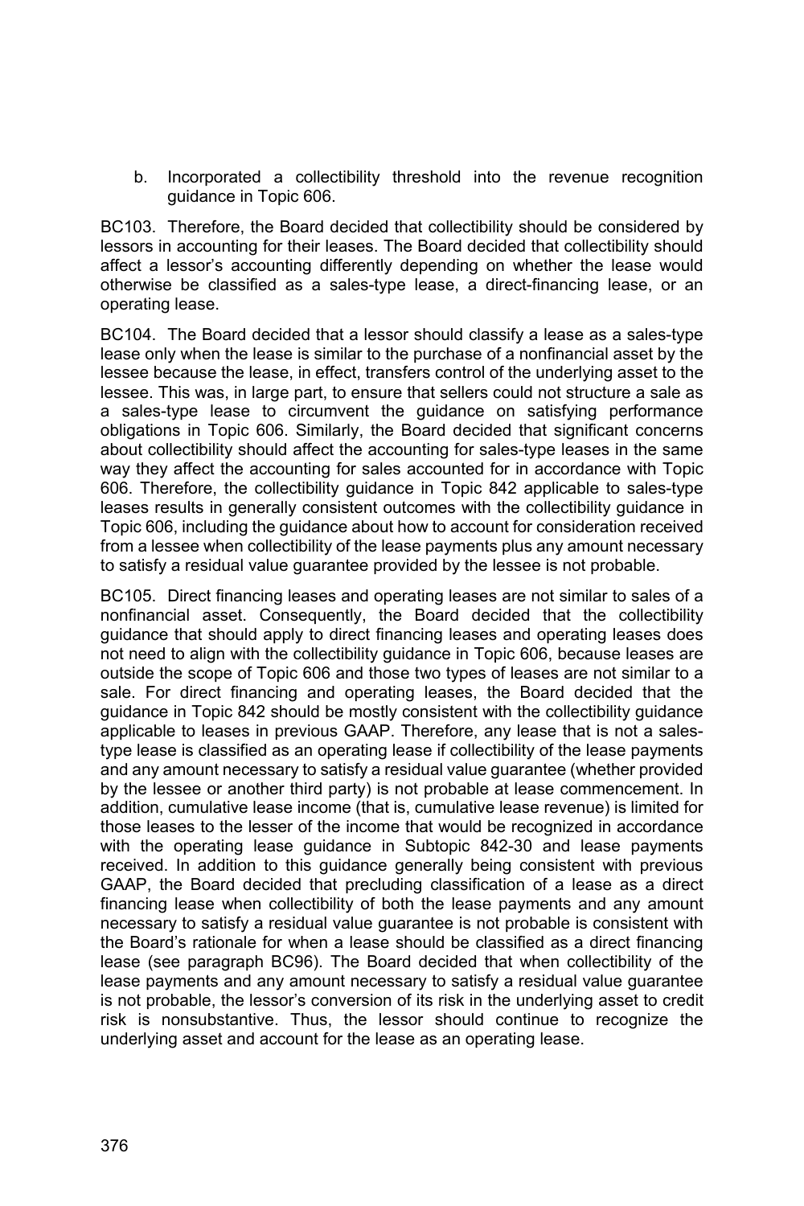b. Incorporated a collectibility threshold into the revenue recognition guidance in Topic 606.

BC103. Therefore, the Board decided that collectibility should be considered by lessors in accounting for their leases. The Board decided that collectibility should affect a lessor's accounting differently depending on whether the lease would otherwise be classified as a sales-type lease, a direct-financing lease, or an operating lease.

BC104. The Board decided that a lessor should classify a lease as a sales-type lease only when the lease is similar to the purchase of a nonfinancial asset by the lessee because the lease, in effect, transfers control of the underlying asset to the lessee. This was, in large part, to ensure that sellers could not structure a sale as a sales-type lease to circumvent the guidance on satisfying performance obligations in Topic 606. Similarly, the Board decided that significant concerns about collectibility should affect the accounting for sales-type leases in the same way they affect the accounting for sales accounted for in accordance with Topic 606. Therefore, the collectibility guidance in Topic 842 applicable to sales-type leases results in generally consistent outcomes with the collectibility guidance in Topic 606, including the guidance about how to account for consideration received from a lessee when collectibility of the lease payments plus any amount necessary to satisfy a residual value guarantee provided by the lessee is not probable.

BC105. Direct financing leases and operating leases are not similar to sales of a nonfinancial asset. Consequently, the Board decided that the collectibility guidance that should apply to direct financing leases and operating leases does not need to align with the collectibility guidance in Topic 606, because leases are outside the scope of Topic 606 and those two types of leases are not similar to a sale. For direct financing and operating leases, the Board decided that the guidance in Topic 842 should be mostly consistent with the collectibility guidance applicable to leases in previous GAAP. Therefore, any lease that is not a sales-type lease is classified as an operating lease if collectibility of the lease payments and any amount necessary to satisfy a residual value guarantee (whether provided by the lessee or another third party) is not probable at lease commencement. In addition, cumulative lease income (that is, cumulative lease revenue) is limited for those leases to the lesser of the income that would be recognized in accordance with the operating lease guidance in Subtopic 842-30 and lease payments received. In addition to this guidance generally being consistent with previous GAAP, the Board decided that precluding classification of a lease as a direct financing lease when collectibility of both the lease payments and any amount necessary to satisfy a residual value guarantee is not probable is consistent with the Board's rationale for when a lease should be classified as a direct financing lease (see paragraph BC96). The Board decided that when collectibility of the lease payments and any amount necessary to satisfy a residual value guarantee is not probable, the lessor's conversion of its risk in the underlying asset to credit risk is nonsubstantive. Thus, the lessor should continue to recognize the underlying asset and account for the lease as an operating lease.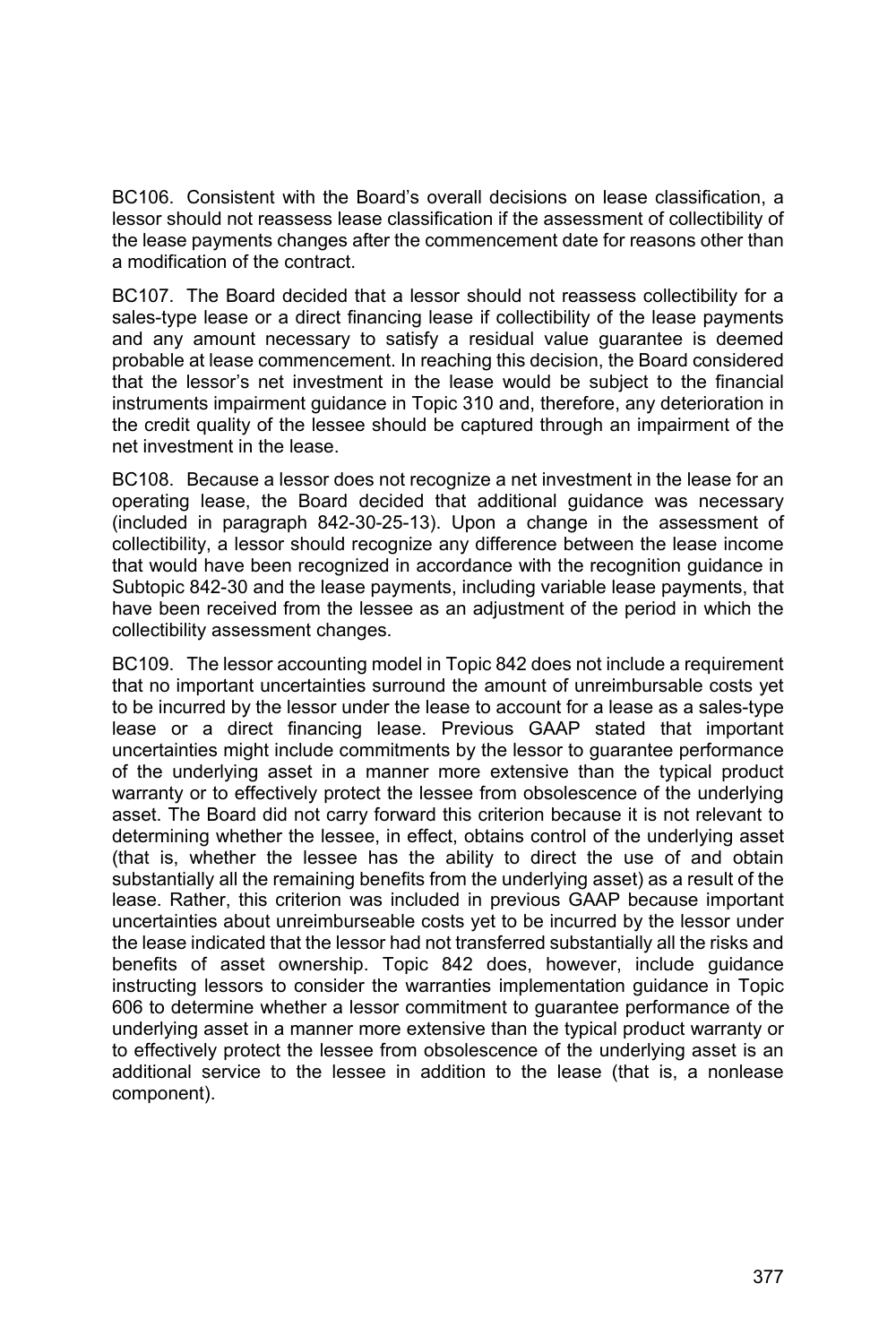BC106. Consistent with the Board's overall decisions on lease classification, a lessor should not reassess lease classification if the assessment of collectibility of the lease payments changes after the commencement date for reasons other than a modification of the contract.

BC107. The Board decided that a lessor should not reassess collectibility for a sales-type lease or a direct financing lease if collectibility of the lease payments and any amount necessary to satisfy a residual value guarantee is deemed probable at lease commencement. In reaching this decision, the Board considered that the lessor's net investment in the lease would be subject to the financial instruments impairment guidance in Topic 310 and, therefore, any deterioration in the credit quality of the lessee should be captured through an impairment of the net investment in the lease.

BC108. Because a lessor does not recognize a net investment in the lease for an operating lease, the Board decided that additional guidance was necessary (included in paragraph 842-30-25-13). Upon a change in the assessment of collectibility, a lessor should recognize any difference between the lease income that would have been recognized in accordance with the recognition guidance in Subtopic 842-30 and the lease payments, including variable lease payments, that have been received from the lessee as an adjustment of the period in which the collectibility assessment changes.

BC109. The lessor accounting model in Topic 842 does not include a requirement that no important uncertainties surround the amount of unreimbursable costs yet to be incurred by the lessor under the lease to account for a lease as a sales-type lease or a direct financing lease. Previous GAAP stated that important uncertainties might include commitments by the lessor to guarantee performance of the underlying asset in a manner more extensive than the typical product warranty or to effectively protect the lessee from obsolescence of the underlying asset. The Board did not carry forward this criterion because it is not relevant to determining whether the lessee, in effect, obtains control of the underlying asset (that is, whether the lessee has the ability to direct the use of and obtain substantially all the remaining benefits from the underlying asset) as a result of the lease. Rather, this criterion was included in previous GAAP because important uncertainties about unreimburseable costs yet to be incurred by the lessor under the lease indicated that the lessor had not transferred substantially all the risks and benefits of asset ownership. Topic 842 does, however, include guidance instructing lessors to consider the warranties implementation guidance in Topic 606 to determine whether a lessor commitment to guarantee performance of the underlying asset in a manner more extensive than the typical product warranty or to effectively protect the lessee from obsolescence of the underlying asset is an additional service to the lessee in addition to the lease (that is, a nonlease component).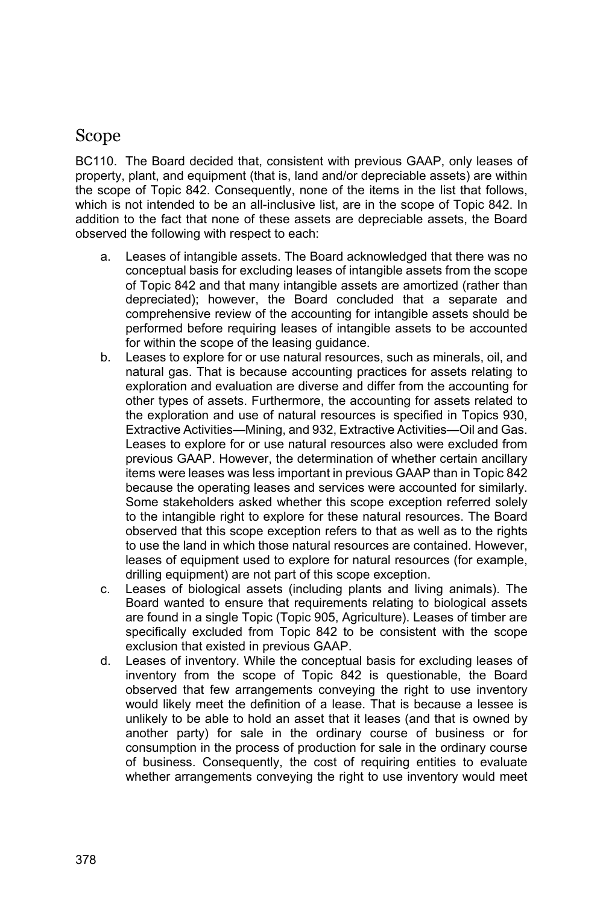## Scope

BC110. The Board decided that, consistent with previous GAAP, only leases of property, plant, and equipment (that is, land and/or depreciable assets) are within the scope of Topic 842. Consequently, none of the items in the list that follows, which is not intended to be an all-inclusive list, are in the scope of Topic 842. In addition to the fact that none of these assets are depreciable assets, the Board observed the following with respect to each:

a. Leases of intangible assets. The Board acknowledged that there was no conceptual basis for excluding leases of intangible assets from the scope of Topic 842 and that many intangible assets are amortized (rather than depreciated); however, the Board concluded that a separate and comprehensive review of the accounting for intangible assets should be performed before requiring leases of intangible assets to be accounted for within the scope of the leasing guidance.
b. Leases to explore for or use natural resources, such as minerals, oil, and natural gas. That is because accounting practices for assets relating to exploration and evaluation are diverse and differ from the accounting for other types of assets. Furthermore, the accounting for assets related to the exploration and use of natural resources is specified in Topics 930, Extractive Activities—Mining, and 932, Extractive Activities—Oil and Gas. Leases to explore for or use natural resources also were excluded from previous GAAP. However, the determination of whether certain ancillary items were leases was less important in previous GAAP than in Topic 842 because the operating leases and services were accounted for similarly. Some stakeholders asked whether this scope exception referred solely to the intangible right to explore for these natural resources. The Board observed that this scope exception refers to that as well as to the rights to use the land in which those natural resources are contained. However, leases of equipment used to explore for natural resources (for example, drilling equipment) are not part of this scope exception.
c. Leases of biological assets (including plants and living animals). The Board wanted to ensure that requirements relating to biological assets are found in a single Topic (Topic 905, Agriculture). Leases of timber are specifically excluded from Topic 842 to be consistent with the scope exclusion that existed in previous GAAP.
d. Leases of inventory. While the conceptual basis for excluding leases of inventory from the scope of Topic 842 is questionable, the Board observed that few arrangements conveying the right to use inventory would likely meet the definition of a lease. That is because a lessee is unlikely to be able to hold an asset that it leases (and that is owned by another party) for sale in the ordinary course of business or for consumption in the process of production for sale in the ordinary course of business. Consequently, the cost of requiring entities to evaluate whether arrangements conveying the right to use inventory would meet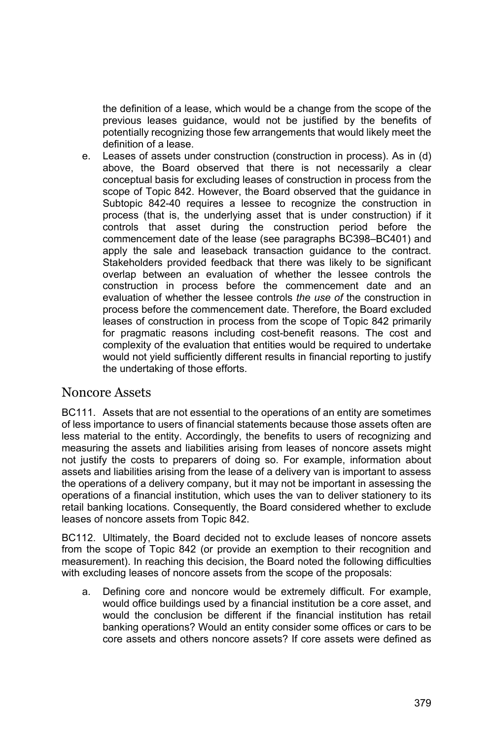the definition of a lease, which would be a change from the scope of the previous leases guidance, would not be justified by the benefits of potentially recognizing those few arrangements that would likely meet the definition of a lease.

e. Leases of assets under construction (construction in process). As in (d) above, the Board observed that there is not necessarily a clear conceptual basis for excluding leases of construction in process from the scope of Topic 842. However, the Board observed that the guidance in Subtopic 842-40 requires a lessee to recognize the construction in process (that is, the underlying asset that is under construction) if it controls that asset during the construction period before the commencement date of the lease (see paragraphs BC398–BC401) and apply the sale and leaseback transaction guidance to the contract. Stakeholders provided feedback that there was likely to be significant overlap between an evaluation of whether the lessee controls the construction in process before the commencement date and an evaluation of whether the lessee controls *the use of* the construction in process before the commencement date. Therefore, the Board excluded leases of construction in process from the scope of Topic 842 primarily for pragmatic reasons including cost-benefit reasons. The cost and complexity of the evaluation that entities would be required to undertake would not yield sufficiently different results in financial reporting to justify the undertaking of those efforts.

## Noncore Assets

BC111. Assets that are not essential to the operations of an entity are sometimes of less importance to users of financial statements because those assets often are less material to the entity. Accordingly, the benefits to users of recognizing and measuring the assets and liabilities arising from leases of noncore assets might not justify the costs to preparers of doing so. For example, information about assets and liabilities arising from the lease of a delivery van is important to assess the operations of a delivery company, but it may not be important in assessing the operations of a financial institution, which uses the van to deliver stationery to its retail banking locations. Consequently, the Board considered whether to exclude leases of noncore assets from Topic 842.

BC112. Ultimately, the Board decided not to exclude leases of noncore assets from the scope of Topic 842 (or provide an exemption to their recognition and measurement). In reaching this decision, the Board noted the following difficulties with excluding leases of noncore assets from the scope of the proposals:

a. Defining core and noncore would be extremely difficult. For example, would office buildings used by a financial institution be a core asset, and would the conclusion be different if the financial institution has retail banking operations? Would an entity consider some offices or cars to be core assets and others noncore assets? If core assets were defined as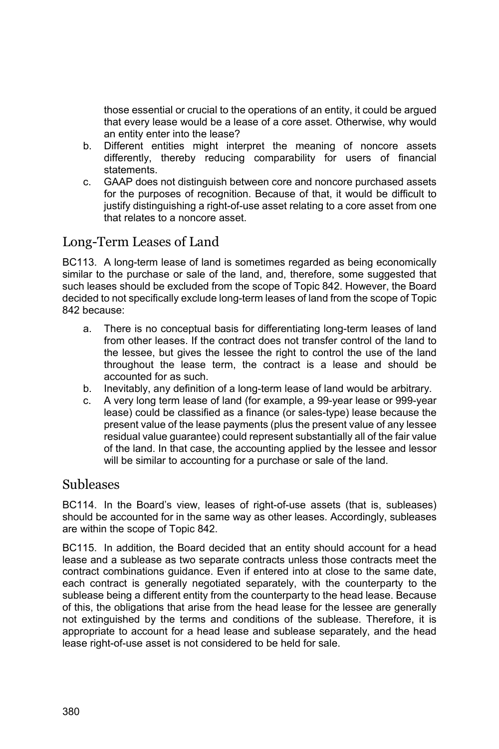those essential or crucial to the operations of an entity, it could be argued that every lease would be a lease of a core asset. Otherwise, why would an entity enter into the lease?

b. Different entities might interpret the meaning of noncore assets differently, thereby reducing comparability for users of financial statements.

c. GAAP does not distinguish between core and noncore purchased assets for the purposes of recognition. Because of that, it would be difficult to justify distinguishing a right-of-use asset relating to a core asset from one that relates to a noncore asset.

## Long-Term Leases of Land

BC113. A long-term lease of land is sometimes regarded as being economically similar to the purchase or sale of the land, and, therefore, some suggested that such leases should be excluded from the scope of Topic 842. However, the Board decided to not specifically exclude long-term leases of land from the scope of Topic 842 because:

a. There is no conceptual basis for differentiating long-term leases of land from other leases. If the contract does not transfer control of the land to the lessee, but gives the lessee the right to control the use of the land throughout the lease term, the contract is a lease and should be accounted for as such.

b. Inevitably, any definition of a long-term lease of land would be arbitrary.

c. A very long term lease of land (for example, a 99-year lease or 999-year lease) could be classified as a finance (or sales-type) lease because the present value of the lease payments (plus the present value of any lessee residual value guarantee) could represent substantially all of the fair value of the land. In that case, the accounting applied by the lessee and lessor will be similar to accounting for a purchase or sale of the land.

## Subleases

BC114. In the Board's view, leases of right-of-use assets (that is, subleases) should be accounted for in the same way as other leases. Accordingly, subleases are within the scope of Topic 842.

BC115. In addition, the Board decided that an entity should account for a head lease and a sublease as two separate contracts unless those contracts meet the contract combinations guidance. Even if entered into at close to the same date, each contract is generally negotiated separately, with the counterparty to the sublease being a different entity from the counterparty to the head lease. Because of this, the obligations that arise from the head lease for the lessee are generally not extinguished by the terms and conditions of the sublease. Therefore, it is appropriate to account for a head lease and sublease separately, and the head lease right-of-use asset is not considered to be held for sale.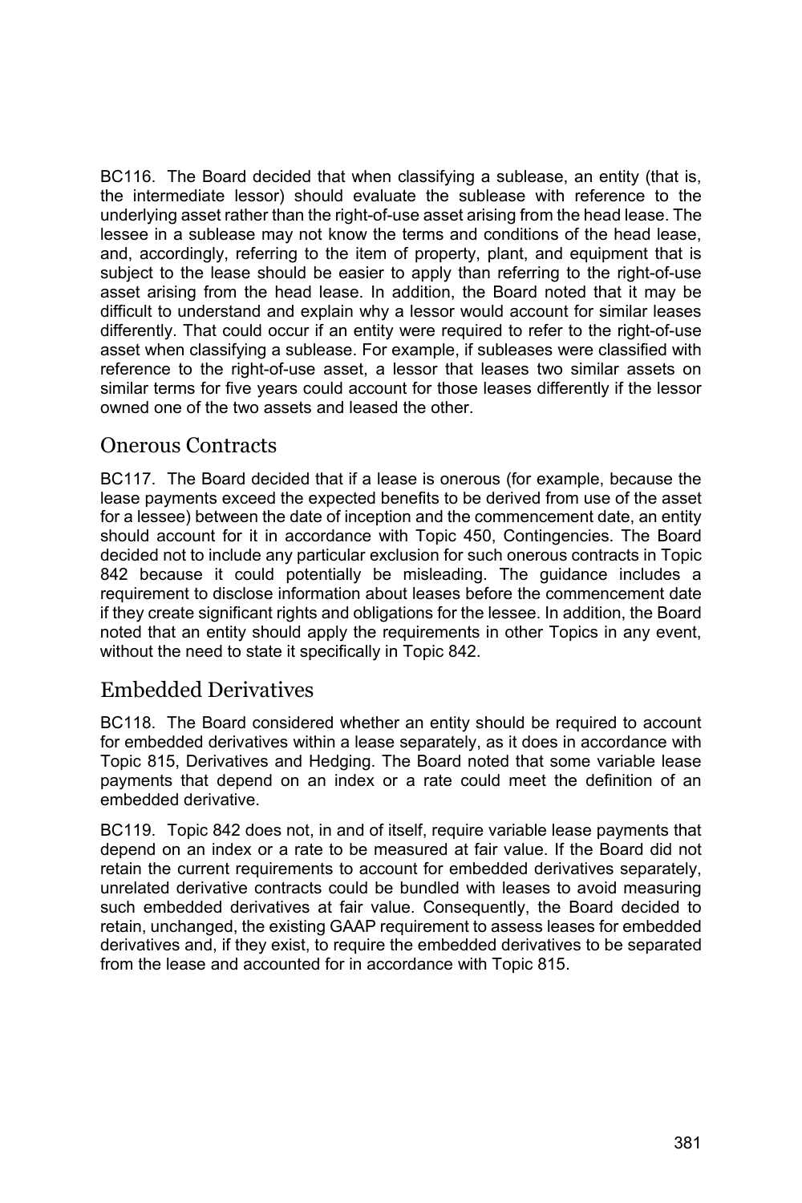BC116. The Board decided that when classifying a sublease, an entity (that is, the intermediate lessor) should evaluate the sublease with reference to the underlying asset rather than the right-of-use asset arising from the head lease. The lessee in a sublease may not know the terms and conditions of the head lease, and, accordingly, referring to the item of property, plant, and equipment that is subject to the lease should be easier to apply than referring to the right-of-use asset arising from the head lease. In addition, the Board noted that it may be difficult to understand and explain why a lessor would account for similar leases differently. That could occur if an entity were required to refer to the right-of-use asset when classifying a sublease. For example, if subleases were classified with reference to the right-of-use asset, a lessor that leases two similar assets on similar terms for five years could account for those leases differently if the lessor owned one of the two assets and leased the other.

## Onerous Contracts

BC117. The Board decided that if a lease is onerous (for example, because the lease payments exceed the expected benefits to be derived from use of the asset for a lessee) between the date of inception and the commencement date, an entity should account for it in accordance with Topic 450, Contingencies. The Board decided not to include any particular exclusion for such onerous contracts in Topic 842 because it could potentially be misleading. The guidance includes a requirement to disclose information about leases before the commencement date if they create significant rights and obligations for the lessee. In addition, the Board noted that an entity should apply the requirements in other Topics in any event, without the need to state it specifically in Topic 842.

## Embedded Derivatives

BC118. The Board considered whether an entity should be required to account for embedded derivatives within a lease separately, as it does in accordance with Topic 815, Derivatives and Hedging. The Board noted that some variable lease payments that depend on an index or a rate could meet the definition of an embedded derivative.

BC119. Topic 842 does not, in and of itself, require variable lease payments that depend on an index or a rate to be measured at fair value. If the Board did not retain the current requirements to account for embedded derivatives separately, unrelated derivative contracts could be bundled with leases to avoid measuring such embedded derivatives at fair value. Consequently, the Board decided to retain, unchanged, the existing GAAP requirement to assess leases for embedded derivatives and, if they exist, to require the embedded derivatives to be separated from the lease and accounted for in accordance with Topic 815.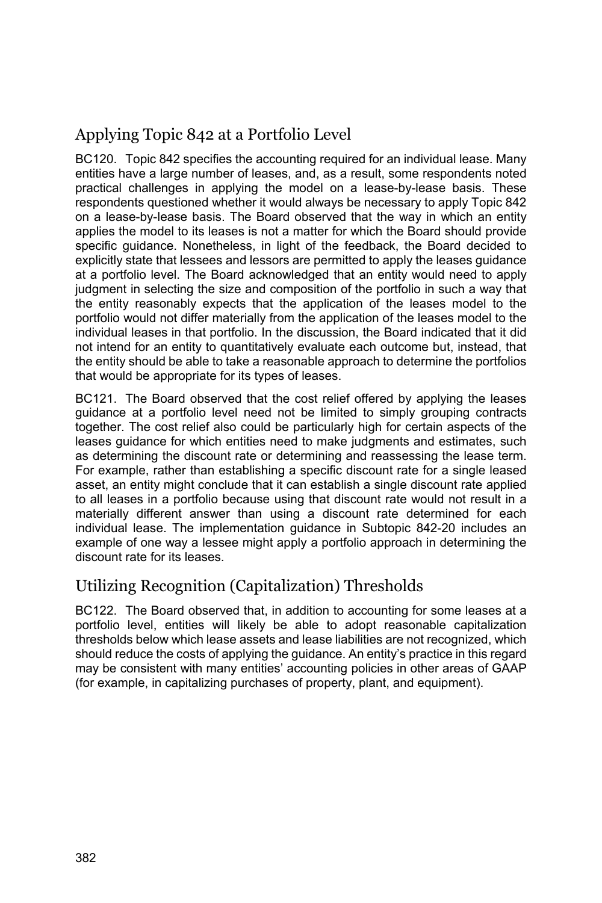## Applying Topic 842 at a Portfolio Level

BC120. Topic 842 specifies the accounting required for an individual lease. Many entities have a large number of leases, and, as a result, some respondents noted practical challenges in applying the model on a lease-by-lease basis. These respondents questioned whether it would always be necessary to apply Topic 842 on a lease-by-lease basis. The Board observed that the way in which an entity applies the model to its leases is not a matter for which the Board should provide specific guidance. Nonetheless, in light of the feedback, the Board decided to explicitly state that lessees and lessors are permitted to apply the leases guidance at a portfolio level. The Board acknowledged that an entity would need to apply judgment in selecting the size and composition of the portfolio in such a way that the entity reasonably expects that the application of the leases model to the portfolio would not differ materially from the application of the leases model to the individual leases in that portfolio. In the discussion, the Board indicated that it did not intend for an entity to quantitatively evaluate each outcome but, instead, that the entity should be able to take a reasonable approach to determine the portfolios that would be appropriate for its types of leases.

BC121. The Board observed that the cost relief offered by applying the leases guidance at a portfolio level need not be limited to simply grouping contracts together. The cost relief also could be particularly high for certain aspects of the leases guidance for which entities need to make judgments and estimates, such as determining the discount rate or determining and reassessing the lease term. For example, rather than establishing a specific discount rate for a single leased asset, an entity might conclude that it can establish a single discount rate applied to all leases in a portfolio because using that discount rate would not result in a materially different answer than using a discount rate determined for each individual lease. The implementation guidance in Subtopic 842-20 includes an example of one way a lessee might apply a portfolio approach in determining the discount rate for its leases.

## Utilizing Recognition (Capitalization) Thresholds

BC122. The Board observed that, in addition to accounting for some leases at a portfolio level, entities will likely be able to adopt reasonable capitalization thresholds below which lease assets and lease liabilities are not recognized, which should reduce the costs of applying the guidance. An entity's practice in this regard may be consistent with many entities' accounting policies in other areas of GAAP (for example, in capitalizing purchases of property, plant, and equipment).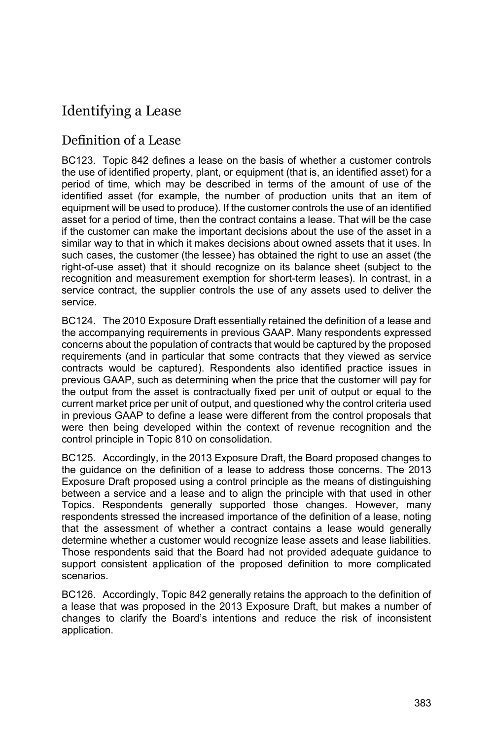## Identifying a Lease

### Definition of a Lease

BC123. Topic 842 defines a lease on the basis of whether a customer controls the use of identified property, plant, or equipment (that is, an identified asset) for a period of time, which may be described in terms of the amount of use of the identified asset (for example, the number of production units that an item of equipment will be used to produce). If the customer controls the use of an identified asset for a period of time, then the contract contains a lease. That will be the case if the customer can make the important decisions about the use of the asset in a similar way to that in which it makes decisions about owned assets that it uses. In such cases, the customer (the lessee) has obtained the right to use an asset (the right-of-use asset) that it should recognize on its balance sheet (subject to the recognition and measurement exemption for short-term leases). In contrast, in a service contract, the supplier controls the use of any assets used to deliver the service.

BC124. The 2010 Exposure Draft essentially retained the definition of a lease and the accompanying requirements in previous GAAP. Many respondents expressed concerns about the population of contracts that would be captured by the proposed requirements (and in particular that some contracts that they viewed as service contracts would be captured). Respondents also identified practice issues in previous GAAP, such as determining when the price that the customer will pay for the output from the asset is contractually fixed per unit of output or equal to the current market price per unit of output, and questioned why the control criteria used in previous GAAP to define a lease were different from the control proposals that were then being developed within the context of revenue recognition and the control principle in Topic 810 on consolidation.

BC125. Accordingly, in the 2013 Exposure Draft, the Board proposed changes to the guidance on the definition of a lease to address those concerns. The 2013 Exposure Draft proposed using a control principle as the means of distinguishing between a service and a lease and to align the principle with that used in other Topics. Respondents generally supported those changes. However, many respondents stressed the increased importance of the definition of a lease, noting that the assessment of whether a contract contains a lease would generally determine whether a customer would recognize lease assets and lease liabilities. Those respondents said that the Board had not provided adequate guidance to support consistent application of the proposed definition to more complicated scenarios.

BC126. Accordingly, Topic 842 generally retains the approach to the definition of a lease that was proposed in the 2013 Exposure Draft, but makes a number of changes to clarify the Board's intentions and reduce the risk of inconsistent application.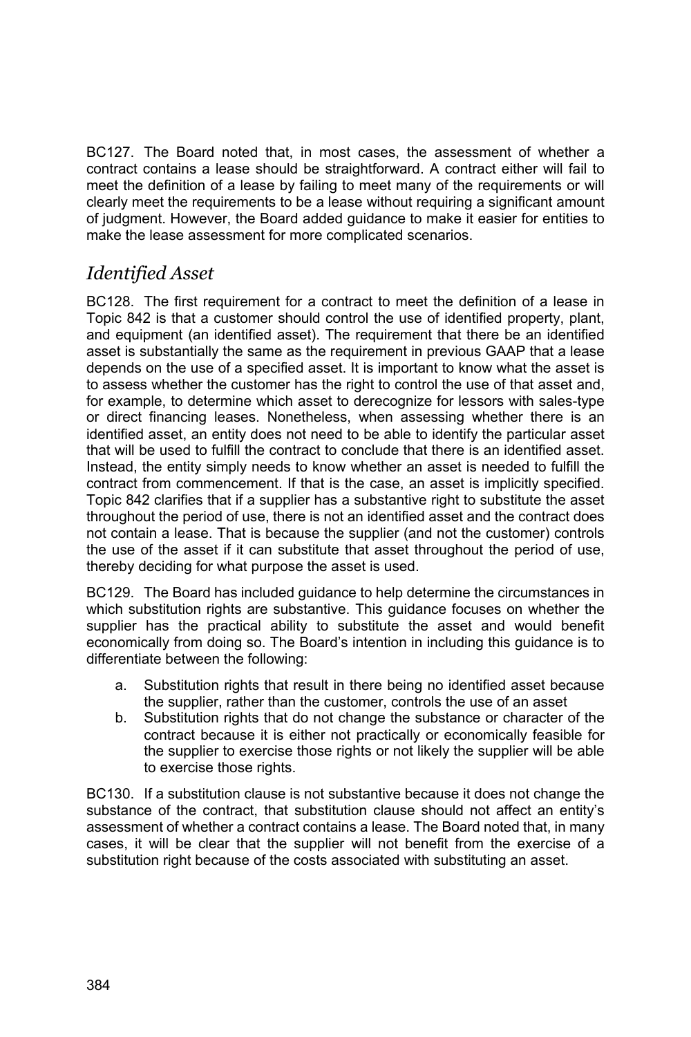BC127. The Board noted that, in most cases, the assessment of whether a contract contains a lease should be straightforward. A contract either will fail to meet the definition of a lease by failing to meet many of the requirements or will clearly meet the requirements to be a lease without requiring a significant amount of judgment. However, the Board added guidance to make it easier for entities to make the lease assessment for more complicated scenarios.

## *Identified Asset*

BC128. The first requirement for a contract to meet the definition of a lease in Topic 842 is that a customer should control the use of identified property, plant, and equipment (an identified asset). The requirement that there be an identified asset is substantially the same as the requirement in previous GAAP that a lease depends on the use of a specified asset. It is important to know what the asset is to assess whether the customer has the right to control the use of that asset and, for example, to determine which asset to derecognize for lessors with sales-type or direct financing leases. Nonetheless, when assessing whether there is an identified asset, an entity does not need to be able to identify the particular asset that will be used to fulfill the contract to conclude that there is an identified asset. Instead, the entity simply needs to know whether an asset is needed to fulfill the contract from commencement. If that is the case, an asset is implicitly specified. Topic 842 clarifies that if a supplier has a substantive right to substitute the asset throughout the period of use, there is not an identified asset and the contract does not contain a lease. That is because the supplier (and not the customer) controls the use of the asset if it can substitute that asset throughout the period of use, thereby deciding for what purpose the asset is used.

BC129. The Board has included guidance to help determine the circumstances in which substitution rights are substantive. This guidance focuses on whether the supplier has the practical ability to substitute the asset and would benefit economically from doing so. The Board's intention in including this guidance is to differentiate between the following:

a. Substitution rights that result in there being no identified asset because the supplier, rather than the customer, controls the use of an asset
b. Substitution rights that do not change the substance or character of the contract because it is either not practically or economically feasible for the supplier to exercise those rights or not likely the supplier will be able to exercise those rights.

BC130. If a substitution clause is not substantive because it does not change the substance of the contract, that substitution clause should not affect an entity's assessment of whether a contract contains a lease. The Board noted that, in many cases, it will be clear that the supplier will not benefit from the exercise of a substitution right because of the costs associated with substituting an asset.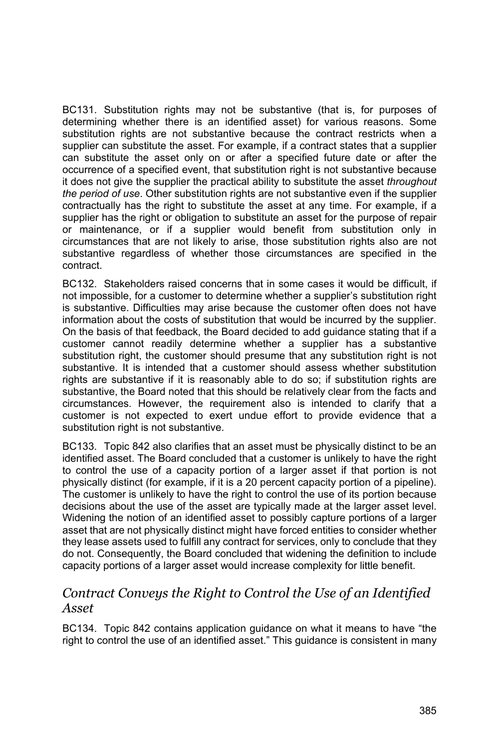BC131. Substitution rights may not be substantive (that is, for purposes of determining whether there is an identified asset) for various reasons. Some substitution rights are not substantive because the contract restricts when a supplier can substitute the asset. For example, if a contract states that a supplier can substitute the asset only on or after a specified future date or after the occurrence of a specified event, that substitution right is not substantive because it does not give the supplier the practical ability to substitute the asset *throughout the period of use*. Other substitution rights are not substantive even if the supplier contractually has the right to substitute the asset at any time. For example, if a supplier has the right or obligation to substitute an asset for the purpose of repair or maintenance, or if a supplier would benefit from substitution only in circumstances that are not likely to arise, those substitution rights also are not substantive regardless of whether those circumstances are specified in the contract.

BC132. Stakeholders raised concerns that in some cases it would be difficult, if not impossible, for a customer to determine whether a supplier's substitution right is substantive. Difficulties may arise because the customer often does not have information about the costs of substitution that would be incurred by the supplier. On the basis of that feedback, the Board decided to add guidance stating that if a customer cannot readily determine whether a supplier has a substantive substitution right, the customer should presume that any substitution right is not substantive. It is intended that a customer should assess whether substitution rights are substantive if it is reasonably able to do so; if substitution rights are substantive, the Board noted that this should be relatively clear from the facts and circumstances. However, the requirement also is intended to clarify that a customer is not expected to exert undue effort to provide evidence that a substitution right is not substantive.

BC133. Topic 842 also clarifies that an asset must be physically distinct to be an identified asset. The Board concluded that a customer is unlikely to have the right to control the use of a capacity portion of a larger asset if that portion is not physically distinct (for example, if it is a 20 percent capacity portion of a pipeline). The customer is unlikely to have the right to control the use of its portion because decisions about the use of the asset are typically made at the larger asset level. Widening the notion of an identified asset to possibly capture portions of a larger asset that are not physically distinct might have forced entities to consider whether they lease assets used to fulfill any contract for services, only to conclude that they do not. Consequently, the Board concluded that widening the definition to include capacity portions of a larger asset would increase complexity for little benefit.

## *Contract Conveys the Right to Control the Use of an Identified Asset*

BC134. Topic 842 contains application guidance on what it means to have "the right to control the use of an identified asset." This guidance is consistent in many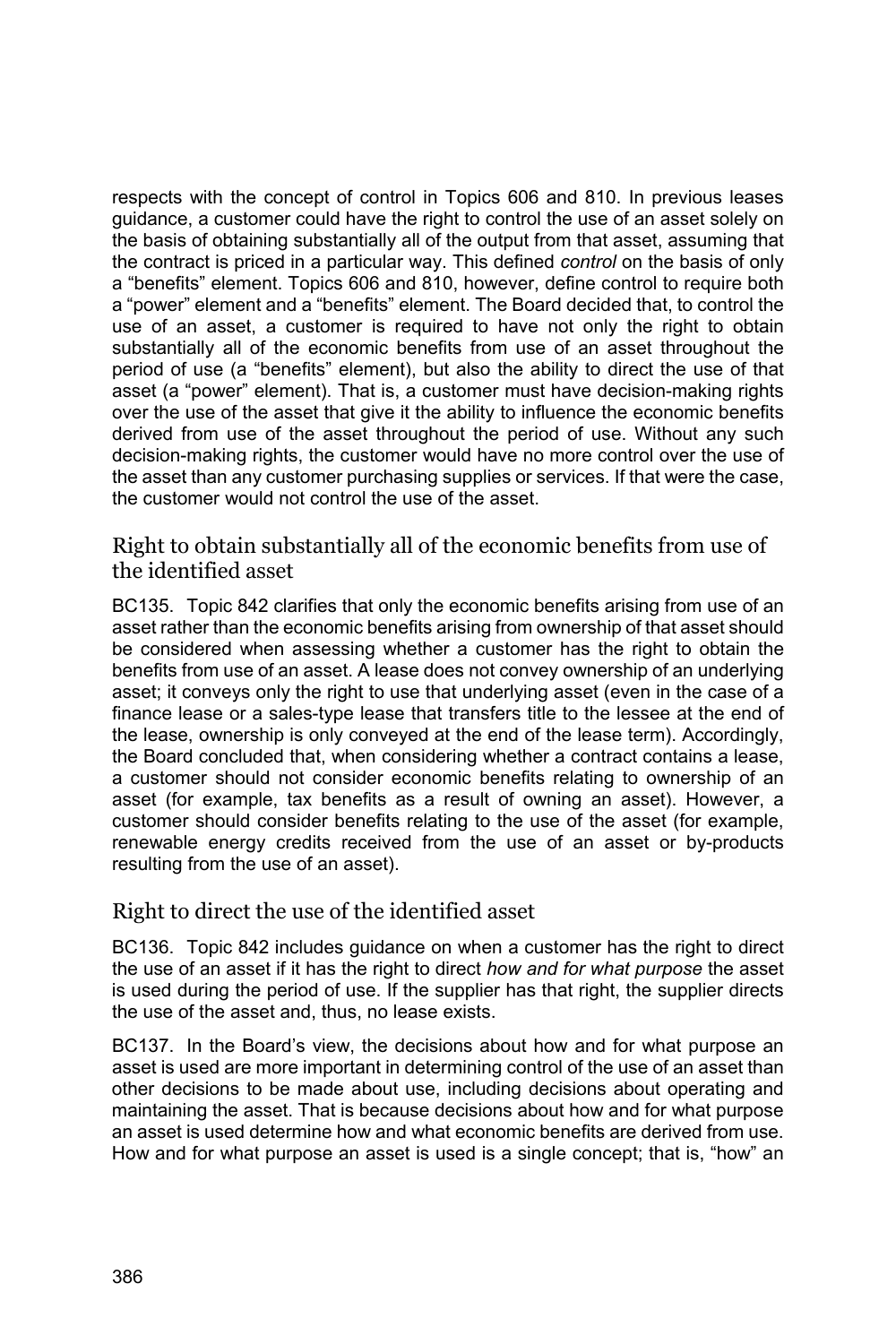respects with the concept of control in Topics 606 and 810. In previous leases guidance, a customer could have the right to control the use of an asset solely on the basis of obtaining substantially all of the output from that asset, assuming that the contract is priced in a particular way. This defined *control* on the basis of only a "benefits" element. Topics 606 and 810, however, define control to require both a "power" element and a "benefits" element. The Board decided that, to control the use of an asset, a customer is required to have not only the right to obtain substantially all of the economic benefits from use of an asset throughout the period of use (a "benefits" element), but also the ability to direct the use of that asset (a "power" element). That is, a customer must have decision-making rights over the use of the asset that give it the ability to influence the economic benefits derived from use of the asset throughout the period of use. Without any such decision-making rights, the customer would have no more control over the use of the asset than any customer purchasing supplies or services. If that were the case, the customer would not control the use of the asset.

### Right to obtain substantially all of the economic benefits from use of the identified asset

BC135. Topic 842 clarifies that only the economic benefits arising from use of an asset rather than the economic benefits arising from ownership of that asset should be considered when assessing whether a customer has the right to obtain the benefits from use of an asset. A lease does not convey ownership of an underlying asset; it conveys only the right to use that underlying asset (even in the case of a finance lease or a sales-type lease that transfers title to the lessee at the end of the lease, ownership is only conveyed at the end of the lease term). Accordingly, the Board concluded that, when considering whether a contract contains a lease, a customer should not consider economic benefits relating to ownership of an asset (for example, tax benefits as a result of owning an asset). However, a customer should consider benefits relating to the use of the asset (for example, renewable energy credits received from the use of an asset or by-products resulting from the use of an asset).

### Right to direct the use of the identified asset

BC136. Topic 842 includes guidance on when a customer has the right to direct the use of an asset if it has the right to direct *how and for what purpose* the asset is used during the period of use. If the supplier has that right, the supplier directs the use of the asset and, thus, no lease exists.

BC137. In the Board's view, the decisions about how and for what purpose an asset is used are more important in determining control of the use of an asset than other decisions to be made about use, including decisions about operating and maintaining the asset. That is because decisions about how and for what purpose an asset is used determine how and what economic benefits are derived from use. How and for what purpose an asset is used is a single concept; that is, "how" an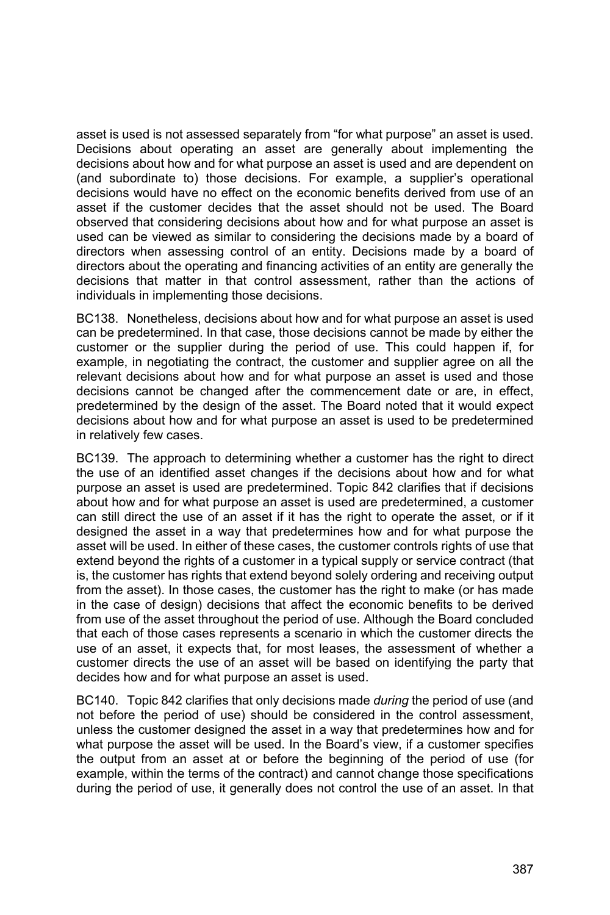asset is used is not assessed separately from "for what purpose" an asset is used. Decisions about operating an asset are generally about implementing the decisions about how and for what purpose an asset is used and are dependent on (and subordinate to) those decisions. For example, a supplier's operational decisions would have no effect on the economic benefits derived from use of an asset if the customer decides that the asset should not be used. The Board observed that considering decisions about how and for what purpose an asset is used can be viewed as similar to considering the decisions made by a board of directors when assessing control of an entity. Decisions made by a board of directors about the operating and financing activities of an entity are generally the decisions that matter in that control assessment, rather than the actions of individuals in implementing those decisions.

BC138. Nonetheless, decisions about how and for what purpose an asset is used can be predetermined. In that case, those decisions cannot be made by either the customer or the supplier during the period of use. This could happen if, for example, in negotiating the contract, the customer and supplier agree on all the relevant decisions about how and for what purpose an asset is used and those decisions cannot be changed after the commencement date or are, in effect, predetermined by the design of the asset. The Board noted that it would expect decisions about how and for what purpose an asset is used to be predetermined in relatively few cases.

BC139. The approach to determining whether a customer has the right to direct the use of an identified asset changes if the decisions about how and for what purpose an asset is used are predetermined. Topic 842 clarifies that if decisions about how and for what purpose an asset is used are predetermined, a customer can still direct the use of an asset if it has the right to operate the asset, or if it designed the asset in a way that predetermines how and for what purpose the asset will be used. In either of these cases, the customer controls rights of use that extend beyond the rights of a customer in a typical supply or service contract (that is, the customer has rights that extend beyond solely ordering and receiving output from the asset). In those cases, the customer has the right to make (or has made in the case of design) decisions that affect the economic benefits to be derived from use of the asset throughout the period of use. Although the Board concluded that each of those cases represents a scenario in which the customer directs the use of an asset, it expects that, for most leases, the assessment of whether a customer directs the use of an asset will be based on identifying the party that decides how and for what purpose an asset is used.

BC140. Topic 842 clarifies that only decisions made *during* the period of use (and not before the period of use) should be considered in the control assessment, unless the customer designed the asset in a way that predetermines how and for what purpose the asset will be used. In the Board's view, if a customer specifies the output from an asset at or before the beginning of the period of use (for example, within the terms of the contract) and cannot change those specifications during the period of use, it generally does not control the use of an asset. In that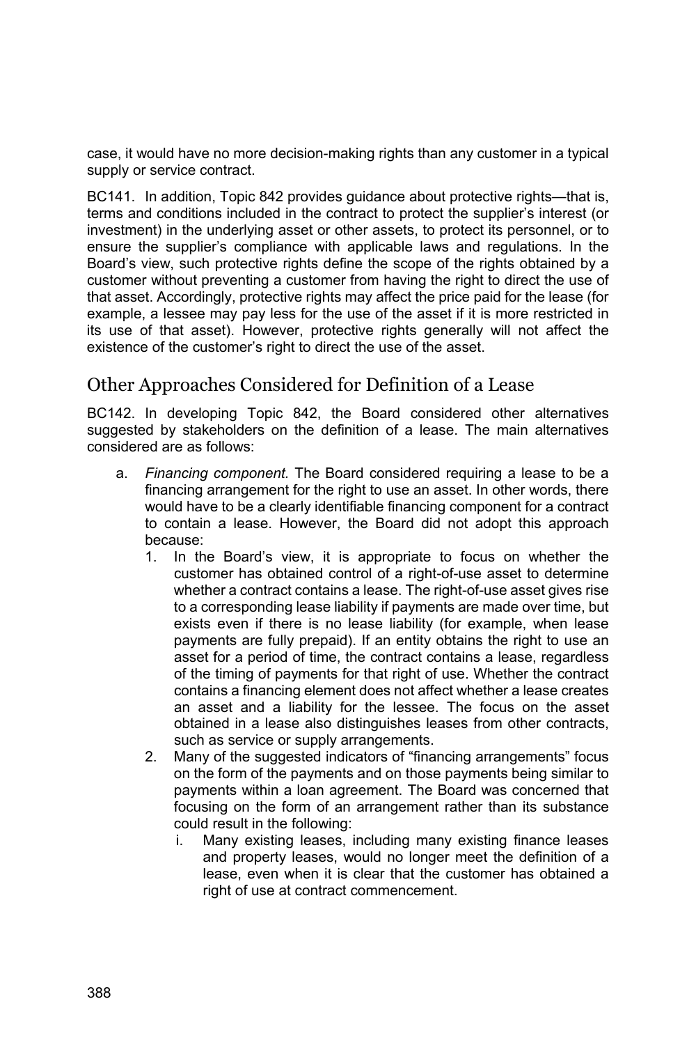case, it would have no more decision-making rights than any customer in a typical supply or service contract.

BC141. In addition, Topic 842 provides guidance about protective rights—that is, terms and conditions included in the contract to protect the supplier's interest (or investment) in the underlying asset or other assets, to protect its personnel, or to ensure the supplier's compliance with applicable laws and regulations. In the Board's view, such protective rights define the scope of the rights obtained by a customer without preventing a customer from having the right to direct the use of that asset. Accordingly, protective rights may affect the price paid for the lease (for example, a lessee may pay less for the use of the asset if it is more restricted in its use of that asset). However, protective rights generally will not affect the existence of the customer's right to direct the use of the asset.

## Other Approaches Considered for Definition of a Lease

BC142. In developing Topic 842, the Board considered other alternatives suggested by stakeholders on the definition of a lease. The main alternatives considered are as follows:

a. *Financing component*. The Board considered requiring a lease to be a financing arrangement for the right to use an asset. In other words, there would have to be a clearly identifiable financing component for a contract to contain a lease. However, the Board did not adopt this approach because:
   1. In the Board's view, it is appropriate to focus on whether the customer has obtained control of a right-of-use asset to determine whether a contract contains a lease. The right-of-use asset gives rise to a corresponding lease liability if payments are made over time, but exists even if there is no lease liability (for example, when lease payments are fully prepaid). If an entity obtains the right to use an asset for a period of time, the contract contains a lease, regardless of the timing of payments for that right of use. Whether the contract contains a financing element does not affect whether a lease creates an asset and a liability for the lessee. The focus on the asset obtained in a lease also distinguishes leases from other contracts, such as service or supply arrangements.
   2. Many of the suggested indicators of "financing arrangements" focus on the form of the payments and on those payments being similar to payments within a loan agreement. The Board was concerned that focusing on the form of an arrangement rather than its substance could result in the following:
      i. Many existing leases, including many existing finance leases and property leases, would no longer meet the definition of a lease, even when it is clear that the customer has obtained a right of use at contract commencement.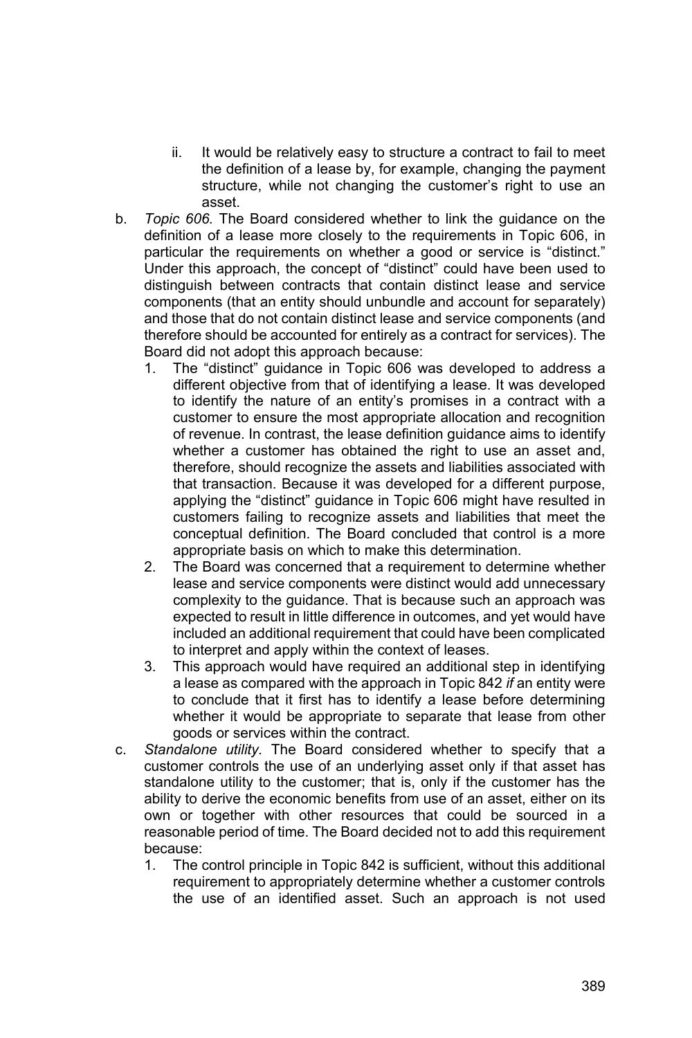ii. It would be relatively easy to structure a contract to fail to meet the definition of a lease by, for example, changing the payment structure, while not changing the customer's right to use an asset.

b. *Topic 606.* The Board considered whether to link the guidance on the definition of a lease more closely to the requirements in Topic 606, in particular the requirements on whether a good or service is "distinct." Under this approach, the concept of "distinct" could have been used to distinguish between contracts that contain distinct lease and service components (that an entity should unbundle and account for separately) and those that do not contain distinct lease and service components (and therefore should be accounted for entirely as a contract for services). The Board did not adopt this approach because:
   1. The "distinct" guidance in Topic 606 was developed to address a different objective from that of identifying a lease. It was developed to identify the nature of an entity's promises in a contract with a customer to ensure the most appropriate allocation and recognition of revenue. In contrast, the lease definition guidance aims to identify whether a customer has obtained the right to use an asset and, therefore, should recognize the assets and liabilities associated with that transaction. Because it was developed for a different purpose, applying the "distinct" guidance in Topic 606 might have resulted in customers failing to recognize assets and liabilities that meet the conceptual definition. The Board concluded that control is a more appropriate basis on which to make this determination.
   2. The Board was concerned that a requirement to determine whether lease and service components were distinct would add unnecessary complexity to the guidance. That is because such an approach was expected to result in little difference in outcomes, and yet would have included an additional requirement that could have been complicated to interpret and apply within the context of leases.
   3. This approach would have required an additional step in identifying a lease as compared with the approach in Topic 842 *if* an entity were to conclude that it first has to identify a lease before determining whether it would be appropriate to separate that lease from other goods or services within the contract.

c. *Standalone utility.* The Board considered whether to specify that a customer controls the use of an underlying asset only if that asset has standalone utility to the customer; that is, only if the customer has the ability to derive the economic benefits from use of an asset, either on its own or together with other resources that could be sourced in a reasonable period of time. The Board decided not to add this requirement because:
   1. The control principle in Topic 842 is sufficient, without this additional requirement to appropriately determine whether a customer controls the use of an identified asset. Such an approach is not used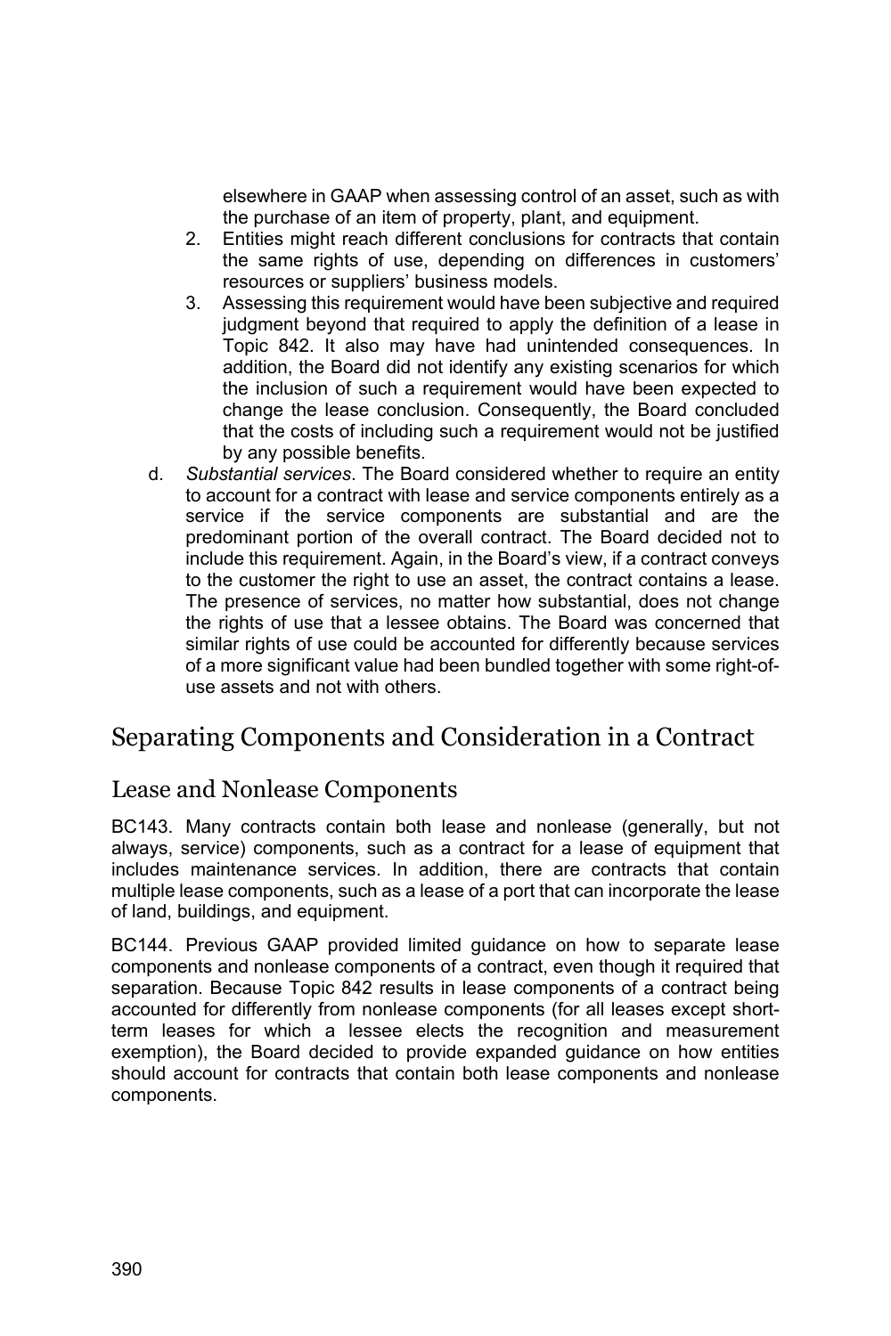elsewhere in GAAP when assessing control of an asset, such as with the purchase of an item of property, plant, and equipment.

2. Entities might reach different conclusions for contracts that contain the same rights of use, depending on differences in customers' resources or suppliers' business models.
3. Assessing this requirement would have been subjective and required judgment beyond that required to apply the definition of a lease in Topic 842. It also may have had unintended consequences. In addition, the Board did not identify any existing scenarios for which the inclusion of such a requirement would have been expected to change the lease conclusion. Consequently, the Board concluded that the costs of including such a requirement would not be justified by any possible benefits.

d. *Substantial services*. The Board considered whether to require an entity to account for a contract with lease and service components entirely as a service if the service components are substantial and are the predominant portion of the overall contract. The Board decided not to include this requirement. Again, in the Board's view, if a contract conveys to the customer the right to use an asset, the contract contains a lease. The presence of services, no matter how substantial, does not change the rights of use that a lessee obtains. The Board was concerned that similar rights of use could be accounted for differently because services of a more significant value had been bundled together with some right-of-use assets and not with others.

## Separating Components and Consideration in a Contract

### Lease and Nonlease Components

BC143. Many contracts contain both lease and nonlease (generally, but not always, service) components, such as a contract for a lease of equipment that includes maintenance services. In addition, there are contracts that contain multiple lease components, such as a lease of a port that can incorporate the lease of land, buildings, and equipment.

BC144. Previous GAAP provided limited guidance on how to separate lease components and nonlease components of a contract, even though it required that separation. Because Topic 842 results in lease components of a contract being accounted for differently from nonlease components (for all leases except short-term leases for which a lessee elects the recognition and measurement exemption), the Board decided to provide expanded guidance on how entities should account for contracts that contain both lease components and nonlease components.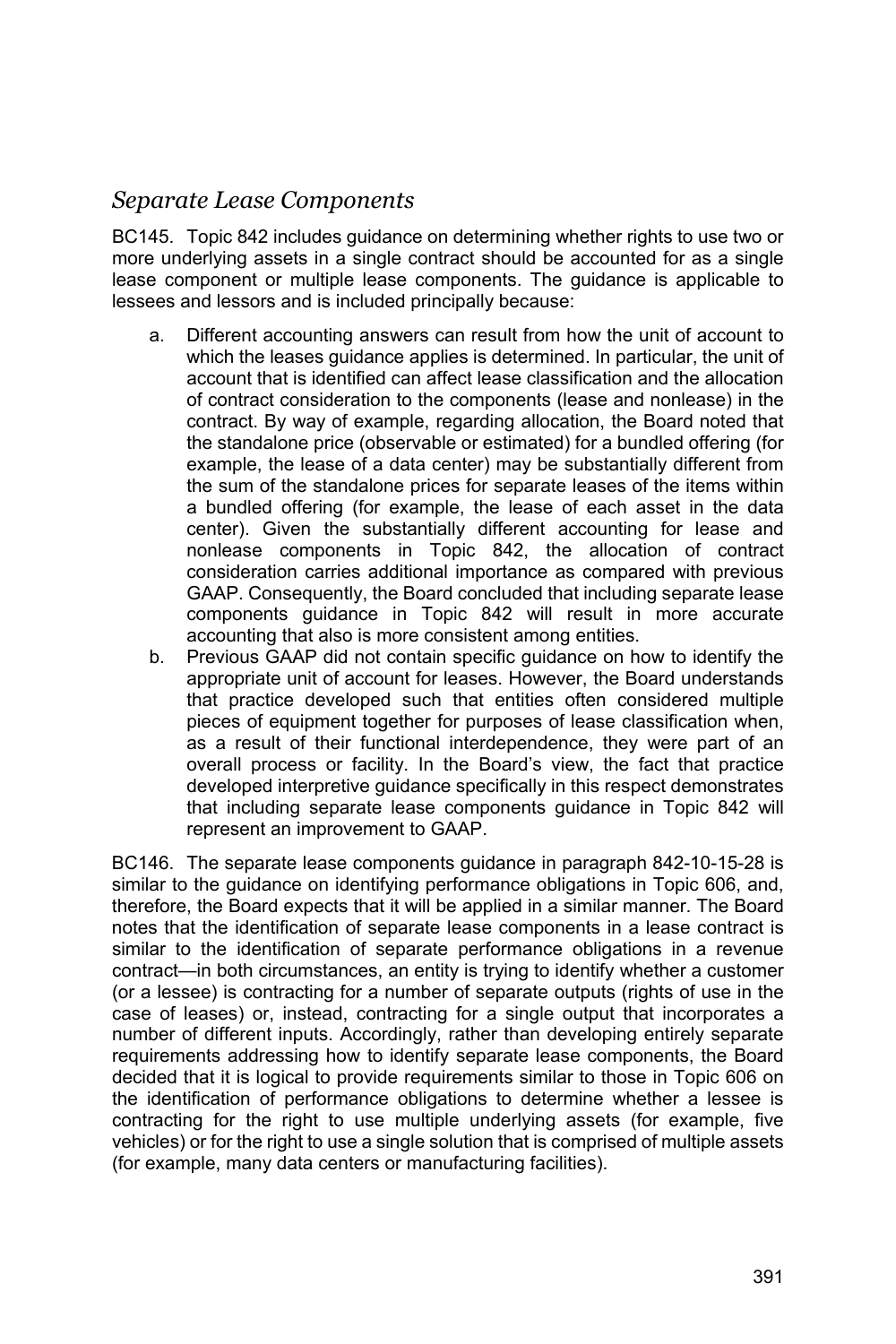## *Separate Lease Components*

BC145. Topic 842 includes guidance on determining whether rights to use two or more underlying assets in a single contract should be accounted for as a single lease component or multiple lease components. The guidance is applicable to lessees and lessors and is included principally because:

a. Different accounting answers can result from how the unit of account to which the leases guidance applies is determined. In particular, the unit of account that is identified can affect lease classification and the allocation of contract consideration to the components (lease and nonlease) in the contract. By way of example, regarding allocation, the Board noted that the standalone price (observable or estimated) for a bundled offering (for example, the lease of a data center) may be substantially different from the sum of the standalone prices for separate leases of the items within a bundled offering (for example, the lease of each asset in the data center). Given the substantially different accounting for lease and nonlease components in Topic 842, the allocation of contract consideration carries additional importance as compared with previous GAAP. Consequently, the Board concluded that including separate lease components guidance in Topic 842 will result in more accurate accounting that also is more consistent among entities.
b. Previous GAAP did not contain specific guidance on how to identify the appropriate unit of account for leases. However, the Board understands that practice developed such that entities often considered multiple pieces of equipment together for purposes of lease classification when, as a result of their functional interdependence, they were part of an overall process or facility. In the Board's view, the fact that practice developed interpretive guidance specifically in this respect demonstrates that including separate lease components guidance in Topic 842 will represent an improvement to GAAP.

BC146. The separate lease components guidance in paragraph 842-10-15-28 is similar to the guidance on identifying performance obligations in Topic 606, and, therefore, the Board expects that it will be applied in a similar manner. The Board notes that the identification of separate lease components in a lease contract is similar to the identification of separate performance obligations in a revenue contract—in both circumstances, an entity is trying to identify whether a customer (or a lessee) is contracting for a number of separate outputs (rights of use in the case of leases) or, instead, contracting for a single output that incorporates a number of different inputs. Accordingly, rather than developing entirely separate requirements addressing how to identify separate lease components, the Board decided that it is logical to provide requirements similar to those in Topic 606 on the identification of performance obligations to determine whether a lessee is contracting for the right to use multiple underlying assets (for example, five vehicles) or for the right to use a single solution that is comprised of multiple assets (for example, many data centers or manufacturing facilities).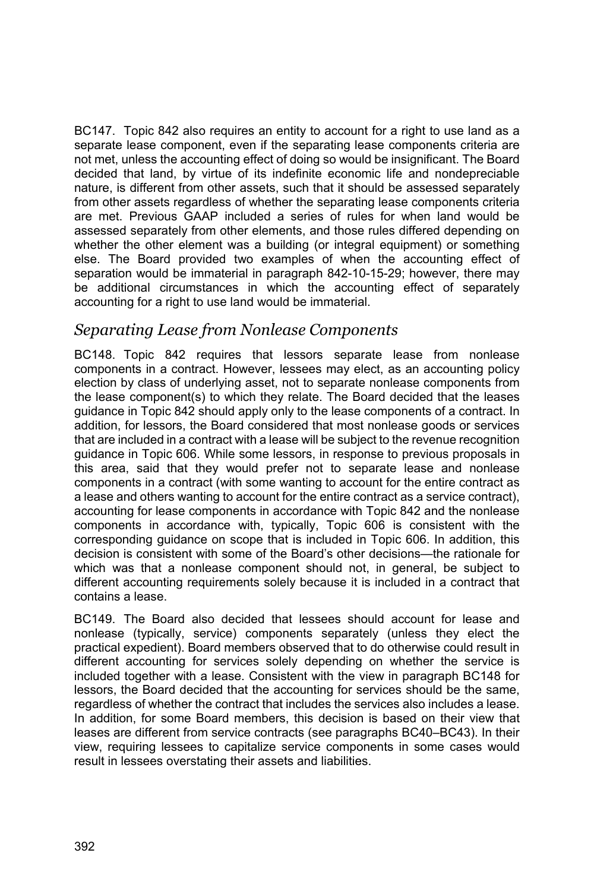BC147. Topic 842 also requires an entity to account for a right to use land as a separate lease component, even if the separating lease components criteria are not met, unless the accounting effect of doing so would be insignificant. The Board decided that land, by virtue of its indefinite economic life and nondepreciable nature, is different from other assets, such that it should be assessed separately from other assets regardless of whether the separating lease components criteria are met. Previous GAAP included a series of rules for when land would be assessed separately from other elements, and those rules differed depending on whether the other element was a building (or integral equipment) or something else. The Board provided two examples of when the accounting effect of separation would be immaterial in paragraph 842-10-15-29; however, there may be additional circumstances in which the accounting effect of separately accounting for a right to use land would be immaterial.

## *Separating Lease from Nonlease Components*

BC148. Topic 842 requires that lessors separate lease from nonlease components in a contract. However, lessees may elect, as an accounting policy election by class of underlying asset, not to separate nonlease components from the lease component(s) to which they relate. The Board decided that the leases guidance in Topic 842 should apply only to the lease components of a contract. In addition, for lessors, the Board considered that most nonlease goods or services that are included in a contract with a lease will be subject to the revenue recognition guidance in Topic 606. While some lessors, in response to previous proposals in this area, said that they would prefer not to separate lease and nonlease components in a contract (with some wanting to account for the entire contract as a lease and others wanting to account for the entire contract as a service contract), accounting for lease components in accordance with Topic 842 and the nonlease components in accordance with, typically, Topic 606 is consistent with the corresponding guidance on scope that is included in Topic 606. In addition, this decision is consistent with some of the Board's other decisions—the rationale for which was that a nonlease component should not, in general, be subject to different accounting requirements solely because it is included in a contract that contains a lease.

BC149. The Board also decided that lessees should account for lease and nonlease (typically, service) components separately (unless they elect the practical expedient). Board members observed that to do otherwise could result in different accounting for services solely depending on whether the service is included together with a lease. Consistent with the view in paragraph BC148 for lessors, the Board decided that the accounting for services should be the same, regardless of whether the contract that includes the services also includes a lease. In addition, for some Board members, this decision is based on their view that leases are different from service contracts (see paragraphs BC40–BC43). In their view, requiring lessees to capitalize service components in some cases would result in lessees overstating their assets and liabilities.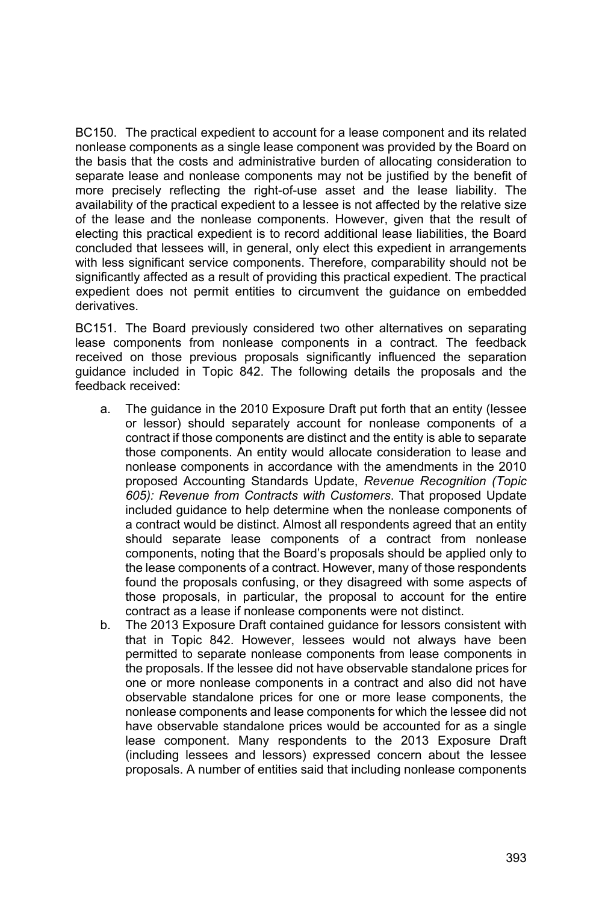BC150. The practical expedient to account for a lease component and its related nonlease components as a single lease component was provided by the Board on the basis that the costs and administrative burden of allocating consideration to separate lease and nonlease components may not be justified by the benefit of more precisely reflecting the right-of-use asset and the lease liability. The availability of the practical expedient to a lessee is not affected by the relative size of the lease and the nonlease components. However, given that the result of electing this practical expedient is to record additional lease liabilities, the Board concluded that lessees will, in general, only elect this expedient in arrangements with less significant service components. Therefore, comparability should not be significantly affected as a result of providing this practical expedient. The practical expedient does not permit entities to circumvent the guidance on embedded derivatives.

BC151. The Board previously considered two other alternatives on separating lease components from nonlease components in a contract. The feedback received on those previous proposals significantly influenced the separation guidance included in Topic 842. The following details the proposals and the feedback received:

a. The guidance in the 2010 Exposure Draft put forth that an entity (lessee or lessor) should separately account for nonlease components of a contract if those components are distinct and the entity is able to separate those components. An entity would allocate consideration to lease and nonlease components in accordance with the amendments in the 2010 proposed Accounting Standards Update, *Revenue Recognition (Topic 605): Revenue from Contracts with Customers*. That proposed Update included guidance to help determine when the nonlease components of a contract would be distinct. Almost all respondents agreed that an entity should separate lease components of a contract from nonlease components, noting that the Board's proposals should be applied only to the lease components of a contract. However, many of those respondents found the proposals confusing, or they disagreed with some aspects of those proposals, in particular, the proposal to account for the entire contract as a lease if nonlease components were not distinct.

b. The 2013 Exposure Draft contained guidance for lessors consistent with that in Topic 842. However, lessees would not always have been permitted to separate nonlease components from lease components in the proposals. If the lessee did not have observable standalone prices for one or more nonlease components in a contract and also did not have observable standalone prices for one or more lease components, the nonlease components and lease components for which the lessee did not have observable standalone prices would be accounted for as a single lease component. Many respondents to the 2013 Exposure Draft (including lessees and lessors) expressed concern about the lessee proposals. A number of entities said that including nonlease components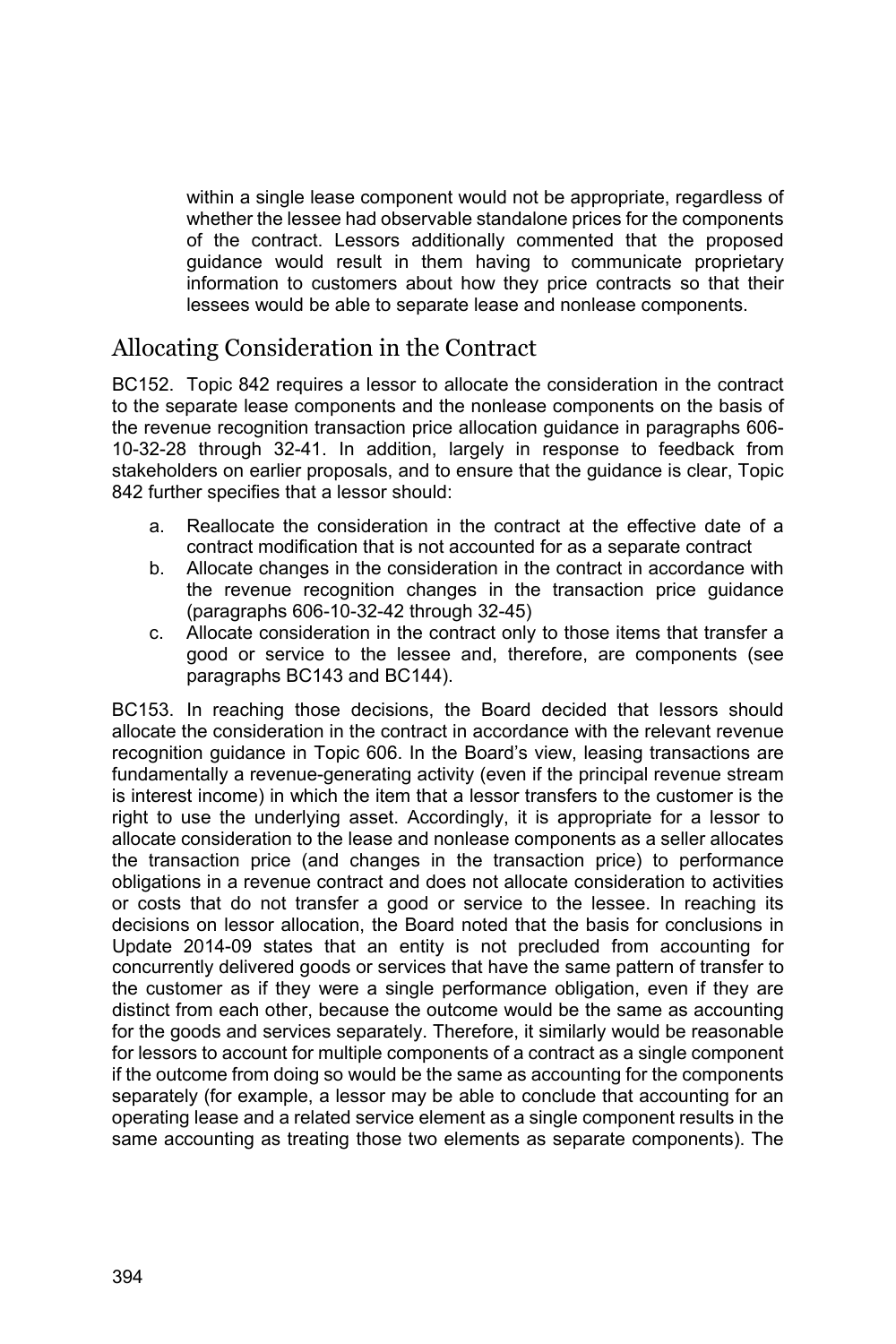within a single lease component would not be appropriate, regardless of whether the lessee had observable standalone prices for the components of the contract. Lessors additionally commented that the proposed guidance would result in them having to communicate proprietary information to customers about how they price contracts so that their lessees would be able to separate lease and nonlease components.

## Allocating Consideration in the Contract

BC152. Topic 842 requires a lessor to allocate the consideration in the contract to the separate lease components and the nonlease components on the basis of the revenue recognition transaction price allocation guidance in paragraphs 606-10-32-28 through 32-41. In addition, largely in response to feedback from stakeholders on earlier proposals, and to ensure that the guidance is clear, Topic 842 further specifies that a lessor should:

a. Reallocate the consideration in the contract at the effective date of a contract modification that is not accounted for as a separate contract
b. Allocate changes in the consideration in the contract in accordance with the revenue recognition changes in the transaction price guidance (paragraphs 606-10-32-42 through 32-45)
c. Allocate consideration in the contract only to those items that transfer a good or service to the lessee and, therefore, are components (see paragraphs BC143 and BC144).

BC153. In reaching those decisions, the Board decided that lessors should allocate the consideration in the contract in accordance with the relevant revenue recognition guidance in Topic 606. In the Board's view, leasing transactions are fundamentally a revenue-generating activity (even if the principal revenue stream is interest income) in which the item that a lessor transfers to the customer is the right to use the underlying asset. Accordingly, it is appropriate for a lessor to allocate consideration to the lease and nonlease components as a seller allocates the transaction price (and changes in the transaction price) to performance obligations in a revenue contract and does not allocate consideration to activities or costs that do not transfer a good or service to the lessee. In reaching its decisions on lessor allocation, the Board noted that the basis for conclusions in Update 2014-09 states that an entity is not precluded from accounting for concurrently delivered goods or services that have the same pattern of transfer to the customer as if they were a single performance obligation, even if they are distinct from each other, because the outcome would be the same as accounting for the goods and services separately. Therefore, it similarly would be reasonable for lessors to account for multiple components of a contract as a single component if the outcome from doing so would be the same as accounting for the components separately (for example, a lessor may be able to conclude that accounting for an operating lease and a related service element as a single component results in the same accounting as treating those two elements as separate components). The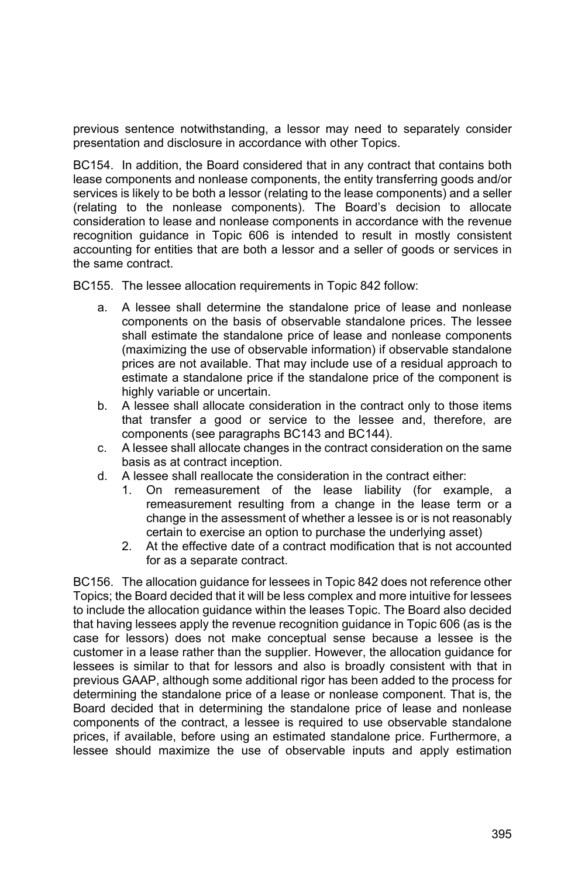previous sentence notwithstanding, a lessor may need to separately consider presentation and disclosure in accordance with other Topics.

BC154. In addition, the Board considered that in any contract that contains both lease components and nonlease components, the entity transferring goods and/or services is likely to be both a lessor (relating to the lease components) and a seller (relating to the nonlease components). The Board's decision to allocate consideration to lease and nonlease components in accordance with the revenue recognition guidance in Topic 606 is intended to result in mostly consistent accounting for entities that are both a lessor and a seller of goods or services in the same contract.

BC155. The lessee allocation requirements in Topic 842 follow:

a. A lessee shall determine the standalone price of lease and nonlease components on the basis of observable standalone prices. The lessee shall estimate the standalone price of lease and nonlease components (maximizing the use of observable information) if observable standalone prices are not available. That may include use of a residual approach to estimate a standalone price if the standalone price of the component is highly variable or uncertain.
b. A lessee shall allocate consideration in the contract only to those items that transfer a good or service to the lessee and, therefore, are components (see paragraphs BC143 and BC144).
c. A lessee shall allocate changes in the contract consideration on the same basis as at contract inception.
d. A lessee shall reallocate the consideration in the contract either:
    1. On remeasurement of the lease liability (for example, a remeasurement resulting from a change in the lease term or a change in the assessment of whether a lessee is or is not reasonably certain to exercise an option to purchase the underlying asset)
    2. At the effective date of a contract modification that is not accounted for as a separate contract.

BC156. The allocation guidance for lessees in Topic 842 does not reference other Topics; the Board decided that it will be less complex and more intuitive for lessees to include the allocation guidance within the leases Topic. The Board also decided that having lessees apply the revenue recognition guidance in Topic 606 (as is the case for lessors) does not make conceptual sense because a lessee is the customer in a lease rather than the supplier. However, the allocation guidance for lessees is similar to that for lessors and also is broadly consistent with that in previous GAAP, although some additional rigor has been added to the process for determining the standalone price of a lease or nonlease component. That is, the Board decided that in determining the standalone price of lease and nonlease components of the contract, a lessee is required to use observable standalone prices, if available, before using an estimated standalone price. Furthermore, a lessee should maximize the use of observable inputs and apply estimation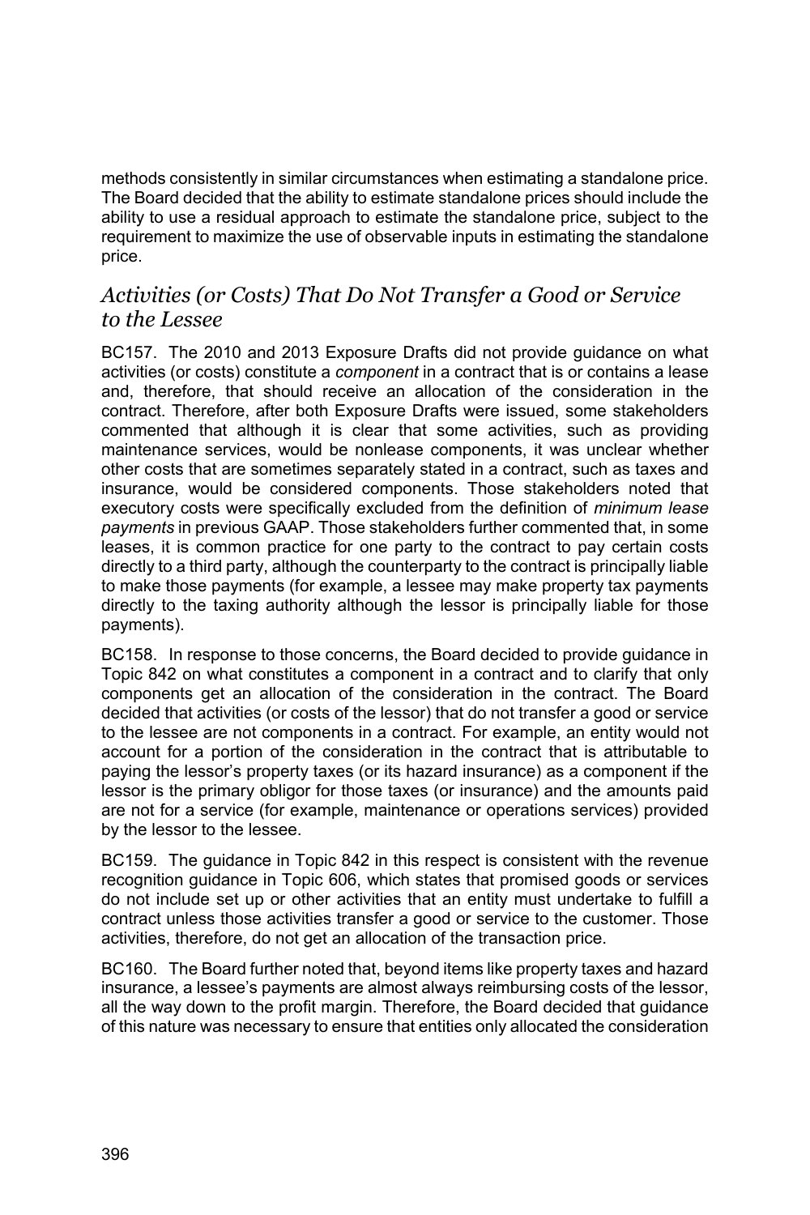methods consistently in similar circumstances when estimating a standalone price. The Board decided that the ability to estimate standalone prices should include the ability to use a residual approach to estimate the standalone price, subject to the requirement to maximize the use of observable inputs in estimating the standalone price.

## *Activities (or Costs) That Do Not Transfer a Good or Service to the Lessee*

BC157. The 2010 and 2013 Exposure Drafts did not provide guidance on what activities (or costs) constitute a *component* in a contract that is or contains a lease and, therefore, that should receive an allocation of the consideration in the contract. Therefore, after both Exposure Drafts were issued, some stakeholders commented that although it is clear that some activities, such as providing maintenance services, would be nonlease components, it was unclear whether other costs that are sometimes separately stated in a contract, such as taxes and insurance, would be considered components. Those stakeholders noted that executory costs were specifically excluded from the definition of *minimum lease payments* in previous GAAP. Those stakeholders further commented that, in some leases, it is common practice for one party to the contract to pay certain costs directly to a third party, although the counterparty to the contract is principally liable to make those payments (for example, a lessee may make property tax payments directly to the taxing authority although the lessor is principally liable for those payments).

BC158. In response to those concerns, the Board decided to provide guidance in Topic 842 on what constitutes a component in a contract and to clarify that only components get an allocation of the consideration in the contract. The Board decided that activities (or costs of the lessor) that do not transfer a good or service to the lessee are not components in a contract. For example, an entity would not account for a portion of the consideration in the contract that is attributable to paying the lessor's property taxes (or its hazard insurance) as a component if the lessor is the primary obligor for those taxes (or insurance) and the amounts paid are not for a service (for example, maintenance or operations services) provided by the lessor to the lessee.

BC159. The guidance in Topic 842 in this respect is consistent with the revenue recognition guidance in Topic 606, which states that promised goods or services do not include set up or other activities that an entity must undertake to fulfill a contract unless those activities transfer a good or service to the customer. Those activities, therefore, do not get an allocation of the transaction price.

BC160. The Board further noted that, beyond items like property taxes and hazard insurance, a lessee's payments are almost always reimbursing costs of the lessor, all the way down to the profit margin. Therefore, the Board decided that guidance of this nature was necessary to ensure that entities only allocated the consideration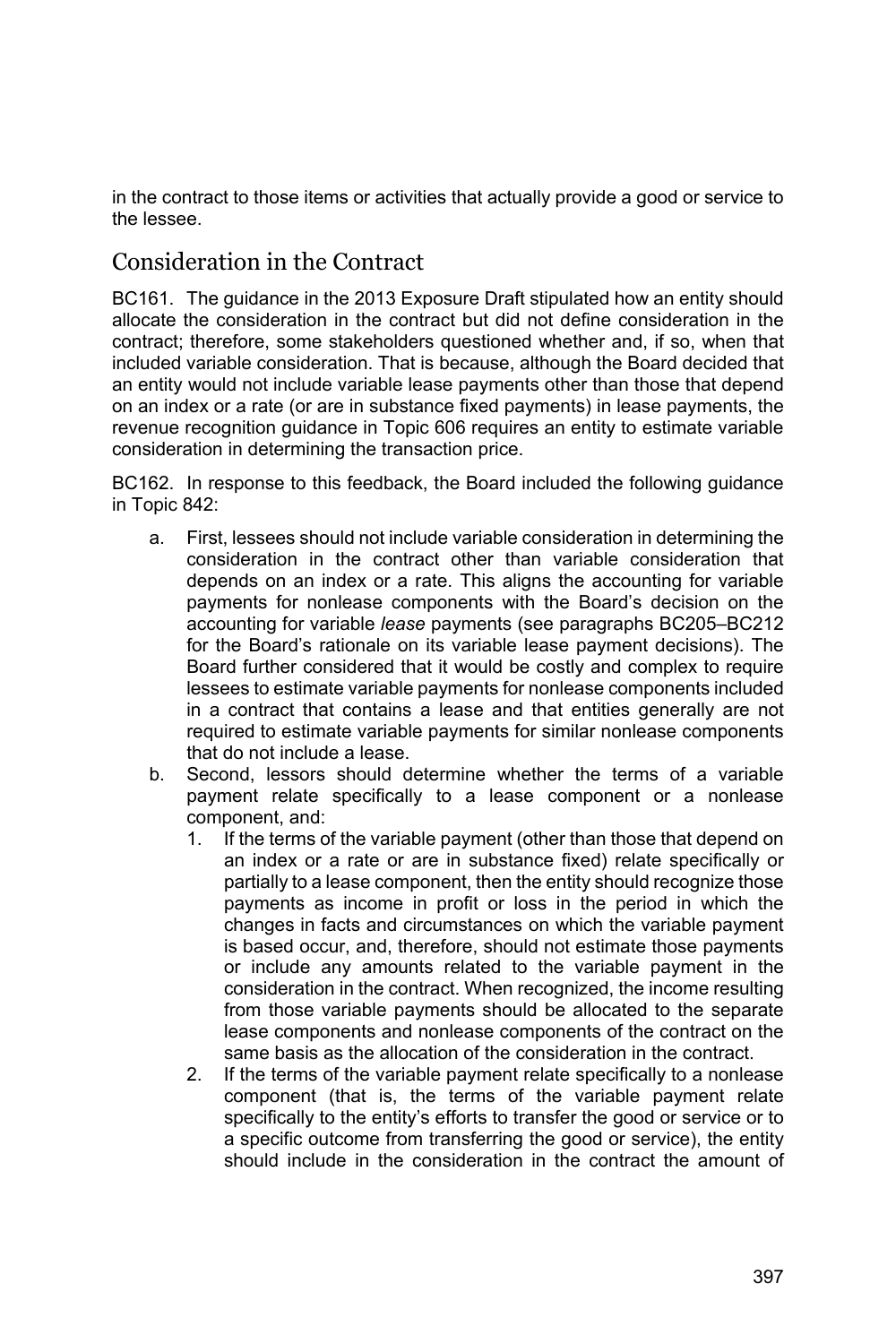in the contract to those items or activities that actually provide a good or service to the lessee.

## Consideration in the Contract

BC161. The guidance in the 2013 Exposure Draft stipulated how an entity should allocate the consideration in the contract but did not define consideration in the contract; therefore, some stakeholders questioned whether and, if so, when that included variable consideration. That is because, although the Board decided that an entity would not include variable lease payments other than those that depend on an index or a rate (or are in substance fixed payments) in lease payments, the revenue recognition guidance in Topic 606 requires an entity to estimate variable consideration in determining the transaction price.

BC162. In response to this feedback, the Board included the following guidance in Topic 842:

a. First, lessees should not include variable consideration in determining the consideration in the contract other than variable consideration that depends on an index or a rate. This aligns the accounting for variable payments for nonlease components with the Board's decision on the accounting for variable *lease* payments (see paragraphs BC205–BC212 for the Board's rationale on its variable lease payment decisions). The Board further considered that it would be costly and complex to require lessees to estimate variable payments for nonlease components included in a contract that contains a lease and that entities generally are not required to estimate variable payments for similar nonlease components that do not include a lease.
b. Second, lessors should determine whether the terms of a variable payment relate specifically to a lease component or a nonlease component, and:
    1. If the terms of the variable payment (other than those that depend on an index or a rate or are in substance fixed) relate specifically or partially to a lease component, then the entity should recognize those payments as income in profit or loss in the period in which the changes in facts and circumstances on which the variable payment is based occur, and, therefore, should not estimate those payments or include any amounts related to the variable payment in the consideration in the contract. When recognized, the income resulting from those variable payments should be allocated to the separate lease components and nonlease components of the contract on the same basis as the allocation of the consideration in the contract.
    2. If the terms of the variable payment relate specifically to a nonlease component (that is, the terms of the variable payment relate specifically to the entity's efforts to transfer the good or service or to a specific outcome from transferring the good or service), the entity should include in the consideration in the contract the amount of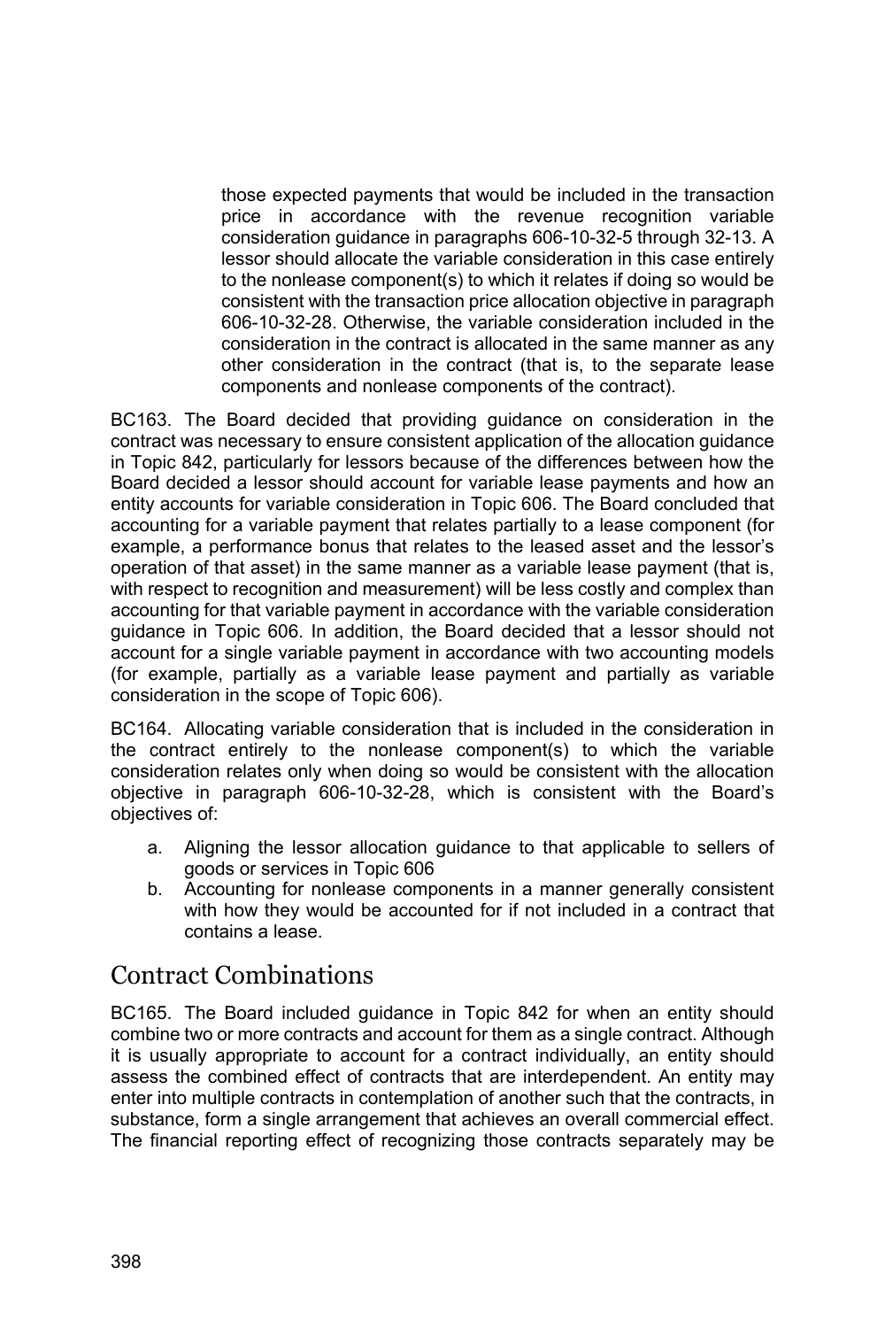those expected payments that would be included in the transaction price in accordance with the revenue recognition variable consideration guidance in paragraphs 606-10-32-5 through 32-13. A lessor should allocate the variable consideration in this case entirely to the nonlease component(s) to which it relates if doing so would be consistent with the transaction price allocation objective in paragraph 606-10-32-28. Otherwise, the variable consideration included in the consideration in the contract is allocated in the same manner as any other consideration in the contract (that is, to the separate lease components and nonlease components of the contract).

BC163. The Board decided that providing guidance on consideration in the contract was necessary to ensure consistent application of the allocation guidance in Topic 842, particularly for lessors because of the differences between how the Board decided a lessor should account for variable lease payments and how an entity accounts for variable consideration in Topic 606. The Board concluded that accounting for a variable payment that relates partially to a lease component (for example, a performance bonus that relates to the leased asset and the lessor's operation of that asset) in the same manner as a variable lease payment (that is, with respect to recognition and measurement) will be less costly and complex than accounting for that variable payment in accordance with the variable consideration guidance in Topic 606. In addition, the Board decided that a lessor should not account for a single variable payment in accordance with two accounting models (for example, partially as a variable lease payment and partially as variable consideration in the scope of Topic 606).

BC164. Allocating variable consideration that is included in the consideration in the contract entirely to the nonlease component(s) to which the variable consideration relates only when doing so would be consistent with the allocation objective in paragraph 606-10-32-28, which is consistent with the Board's objectives of:

a. Aligning the lessor allocation guidance to that applicable to sellers of goods or services in Topic 606
b. Accounting for nonlease components in a manner generally consistent with how they would be accounted for if not included in a contract that contains a lease.

## Contract Combinations

BC165. The Board included guidance in Topic 842 for when an entity should combine two or more contracts and account for them as a single contract. Although it is usually appropriate to account for a contract individually, an entity should assess the combined effect of contracts that are interdependent. An entity may enter into multiple contracts in contemplation of another such that the contracts, in substance, form a single arrangement that achieves an overall commercial effect. The financial reporting effect of recognizing those contracts separately may be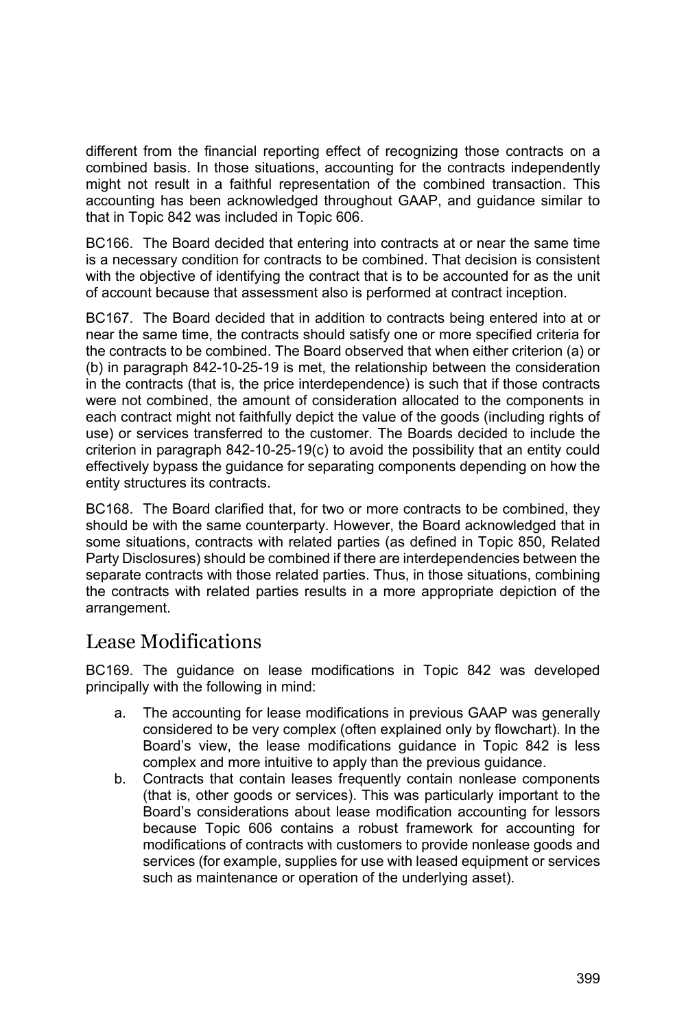different from the financial reporting effect of recognizing those contracts on a combined basis. In those situations, accounting for the contracts independently might not result in a faithful representation of the combined transaction. This accounting has been acknowledged throughout GAAP, and guidance similar to that in Topic 842 was included in Topic 606.

BC166. The Board decided that entering into contracts at or near the same time is a necessary condition for contracts to be combined. That decision is consistent with the objective of identifying the contract that is to be accounted for as the unit of account because that assessment also is performed at contract inception.

BC167. The Board decided that in addition to contracts being entered into at or near the same time, the contracts should satisfy one or more specified criteria for the contracts to be combined. The Board observed that when either criterion (a) or (b) in paragraph 842-10-25-19 is met, the relationship between the consideration in the contracts (that is, the price interdependence) is such that if those contracts were not combined, the amount of consideration allocated to the components in each contract might not faithfully depict the value of the goods (including rights of use) or services transferred to the customer. The Boards decided to include the criterion in paragraph 842-10-25-19(c) to avoid the possibility that an entity could effectively bypass the guidance for separating components depending on how the entity structures its contracts.

BC168. The Board clarified that, for two or more contracts to be combined, they should be with the same counterparty. However, the Board acknowledged that in some situations, contracts with related parties (as defined in Topic 850, Related Party Disclosures) should be combined if there are interdependencies between the separate contracts with those related parties. Thus, in those situations, combining the contracts with related parties results in a more appropriate depiction of the arrangement.

## Lease Modifications

BC169. The guidance on lease modifications in Topic 842 was developed principally with the following in mind:

a. The accounting for lease modifications in previous GAAP was generally considered to be very complex (often explained only by flowchart). In the Board's view, the lease modifications guidance in Topic 842 is less complex and more intuitive to apply than the previous guidance.
b. Contracts that contain leases frequently contain nonlease components (that is, other goods or services). This was particularly important to the Board's considerations about lease modification accounting for lessors because Topic 606 contains a robust framework for accounting for modifications of contracts with customers to provide nonlease goods and services (for example, supplies for use with leased equipment or services such as maintenance or operation of the underlying asset).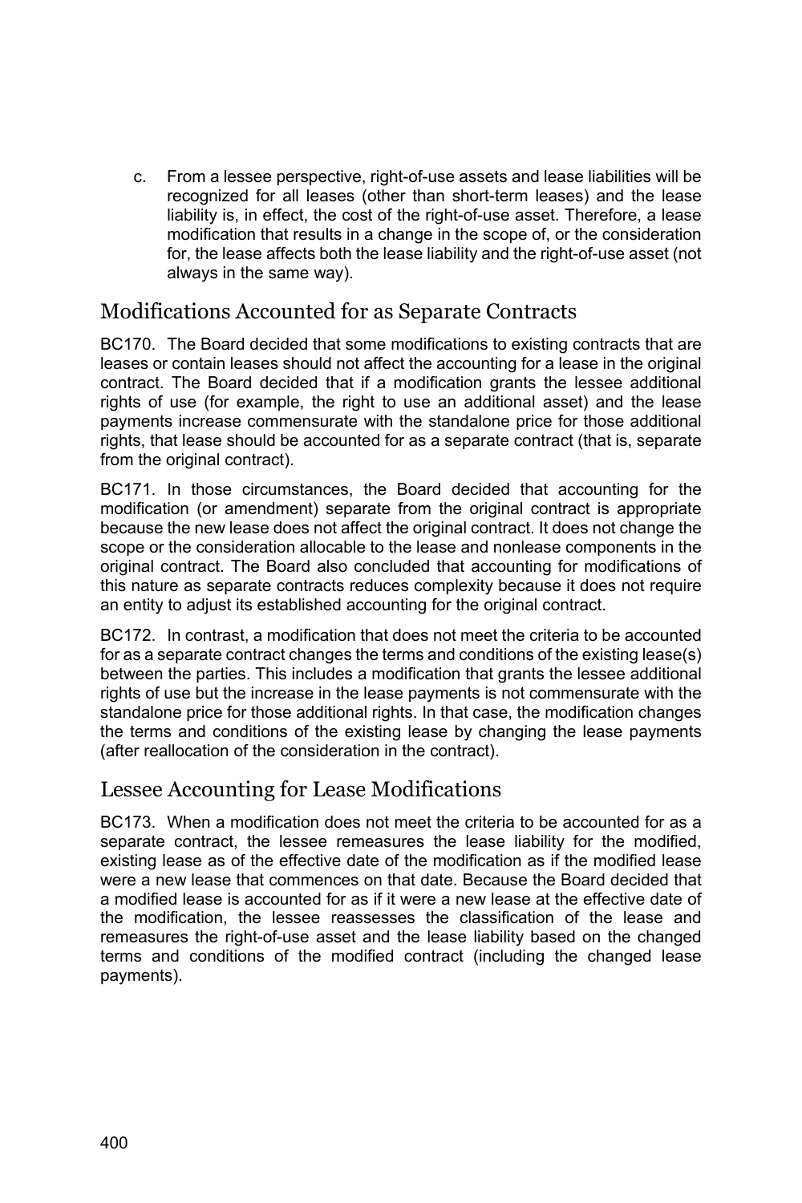c. From a lessee perspective, right-of-use assets and lease liabilities will be recognized for all leases (other than short-term leases) and the lease liability is, in effect, the cost of the right-of-use asset. Therefore, a lease modification that results in a change in the scope of, or the consideration for, the lease affects both the lease liability and the right-of-use asset (not always in the same way).

## Modifications Accounted for as Separate Contracts

BC170. The Board decided that some modifications to existing contracts that are leases or contain leases should not affect the accounting for a lease in the original contract. The Board decided that if a modification grants the lessee additional rights of use (for example, the right to use an additional asset) and the lease payments increase commensurate with the standalone price for those additional rights, that lease should be accounted for as a separate contract (that is, separate from the original contract).

BC171. In those circumstances, the Board decided that accounting for the modification (or amendment) separate from the original contract is appropriate because the new lease does not affect the original contract. It does not change the scope or the consideration allocable to the lease and nonlease components in the original contract. The Board also concluded that accounting for modifications of this nature as separate contracts reduces complexity because it does not require an entity to adjust its established accounting for the original contract.

BC172. In contrast, a modification that does not meet the criteria to be accounted for as a separate contract changes the terms and conditions of the existing lease(s) between the parties. This includes a modification that grants the lessee additional rights of use but the increase in the lease payments is not commensurate with the standalone price for those additional rights. In that case, the modification changes the terms and conditions of the existing lease by changing the lease payments (after reallocation of the consideration in the contract).

## Lessee Accounting for Lease Modifications

BC173. When a modification does not meet the criteria to be accounted for as a separate contract, the lessee remeasures the lease liability for the modified, existing lease as of the effective date of the modification as if the modified lease were a new lease that commences on that date. Because the Board decided that a modified lease is accounted for as if it were a new lease at the effective date of the modification, the lessee reassesses the classification of the lease and remeasures the right-of-use asset and the lease liability based on the changed terms and conditions of the modified contract (including the changed lease payments).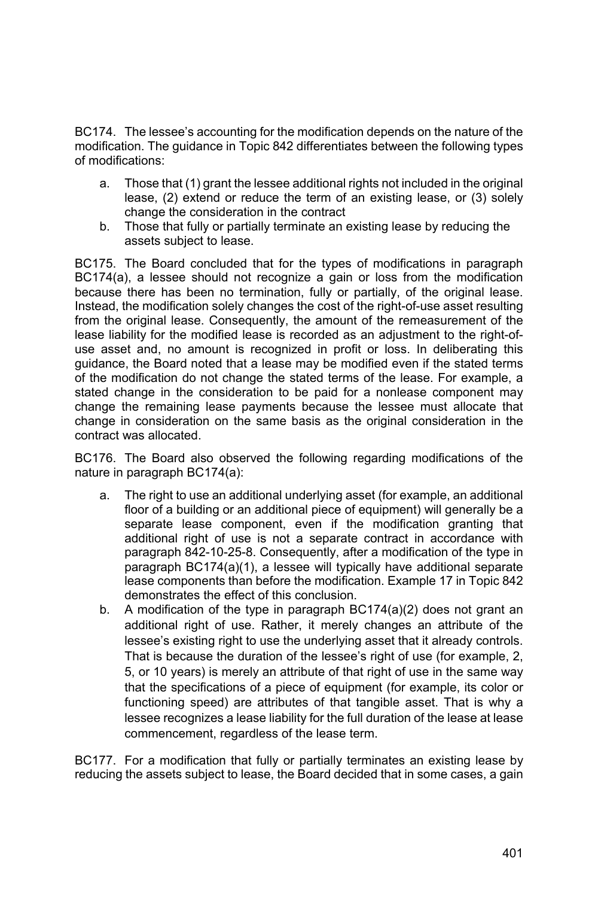BC174. The lessee's accounting for the modification depends on the nature of the modification. The guidance in Topic 842 differentiates between the following types of modifications:

a. Those that (1) grant the lessee additional rights not included in the original lease, (2) extend or reduce the term of an existing lease, or (3) solely change the consideration in the contract
b. Those that fully or partially terminate an existing lease by reducing the assets subject to lease.

BC175. The Board concluded that for the types of modifications in paragraph BC174(a), a lessee should not recognize a gain or loss from the modification because there has been no termination, fully or partially, of the original lease. Instead, the modification solely changes the cost of the right-of-use asset resulting from the original lease. Consequently, the amount of the remeasurement of the lease liability for the modified lease is recorded as an adjustment to the right-of-use asset and, no amount is recognized in profit or loss. In deliberating this guidance, the Board noted that a lease may be modified even if the stated terms of the modification do not change the stated terms of the lease. For example, a stated change in the consideration to be paid for a nonlease component may change the remaining lease payments because the lessee must allocate that change in consideration on the same basis as the original consideration in the contract was allocated.

BC176. The Board also observed the following regarding modifications of the nature in paragraph BC174(a):

a. The right to use an additional underlying asset (for example, an additional floor of a building or an additional piece of equipment) will generally be a separate lease component, even if the modification granting that additional right of use is not a separate contract in accordance with paragraph 842-10-25-8. Consequently, after a modification of the type in paragraph BC174(a)(1), a lessee will typically have additional separate lease components than before the modification. Example 17 in Topic 842 demonstrates the effect of this conclusion.
b. A modification of the type in paragraph BC174(a)(2) does not grant an additional right of use. Rather, it merely changes an attribute of the lessee's existing right to use the underlying asset that it already controls. That is because the duration of the lessee's right of use (for example, 2, 5, or 10 years) is merely an attribute of that right of use in the same way that the specifications of a piece of equipment (for example, its color or functioning speed) are attributes of that tangible asset. That is why a lessee recognizes a lease liability for the full duration of the lease at lease commencement, regardless of the lease term.

BC177. For a modification that fully or partially terminates an existing lease by reducing the assets subject to lease, the Board decided that in some cases, a gain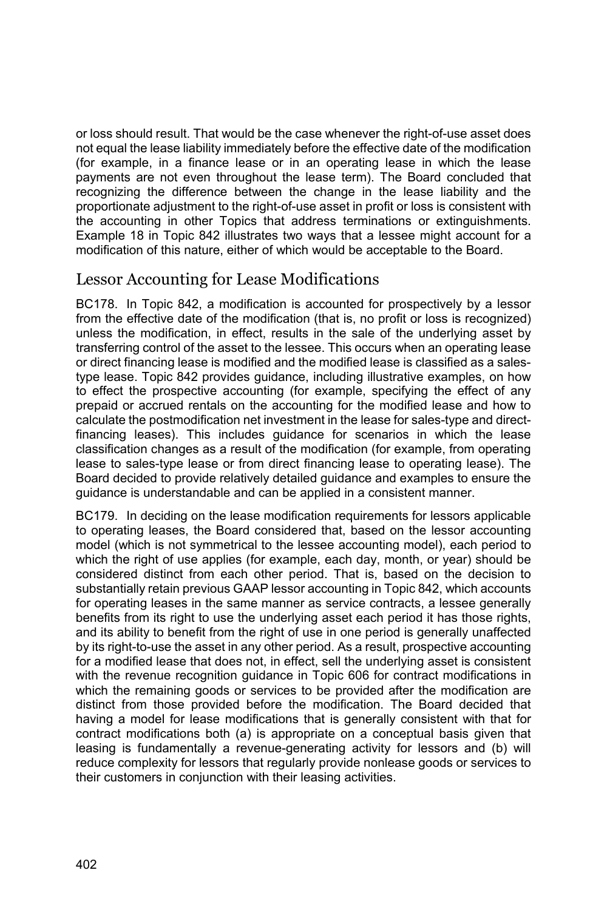or loss should result. That would be the case whenever the right-of-use asset does not equal the lease liability immediately before the effective date of the modification (for example, in a finance lease or in an operating lease in which the lease payments are not even throughout the lease term). The Board concluded that recognizing the difference between the change in the lease liability and the proportionate adjustment to the right-of-use asset in profit or loss is consistent with the accounting in other Topics that address terminations or extinguishments. Example 18 in Topic 842 illustrates two ways that a lessee might account for a modification of this nature, either of which would be acceptable to the Board.

## Lessor Accounting for Lease Modifications

BC178. In Topic 842, a modification is accounted for prospectively by a lessor from the effective date of the modification (that is, no profit or loss is recognized) unless the modification, in effect, results in the sale of the underlying asset by transferring control of the asset to the lessee. This occurs when an operating lease or direct financing lease is modified and the modified lease is classified as a sales-type lease. Topic 842 provides guidance, including illustrative examples, on how to effect the prospective accounting (for example, specifying the effect of any prepaid or accrued rentals on the accounting for the modified lease and how to calculate the postmodification net investment in the lease for sales-type and direct-financing leases). This includes guidance for scenarios in which the lease classification changes as a result of the modification (for example, from operating lease to sales-type lease or from direct financing lease to operating lease). The Board decided to provide relatively detailed guidance and examples to ensure the guidance is understandable and can be applied in a consistent manner.

BC179. In deciding on the lease modification requirements for lessors applicable to operating leases, the Board considered that, based on the lessor accounting model (which is not symmetrical to the lessee accounting model), each period to which the right of use applies (for example, each day, month, or year) should be considered distinct from each other period. That is, based on the decision to substantially retain previous GAAP lessor accounting in Topic 842, which accounts for operating leases in the same manner as service contracts, a lessee generally benefits from its right to use the underlying asset each period it has those rights, and its ability to benefit from the right of use in one period is generally unaffected by its right-to-use the asset in any other period. As a result, prospective accounting for a modified lease that does not, in effect, sell the underlying asset is consistent with the revenue recognition guidance in Topic 606 for contract modifications in which the remaining goods or services to be provided after the modification are distinct from those provided before the modification. The Board decided that having a model for lease modifications that is generally consistent with that for contract modifications both (a) is appropriate on a conceptual basis given that leasing is fundamentally a revenue-generating activity for lessors and (b) will reduce complexity for lessors that regularly provide nonlease goods or services to their customers in conjunction with their leasing activities.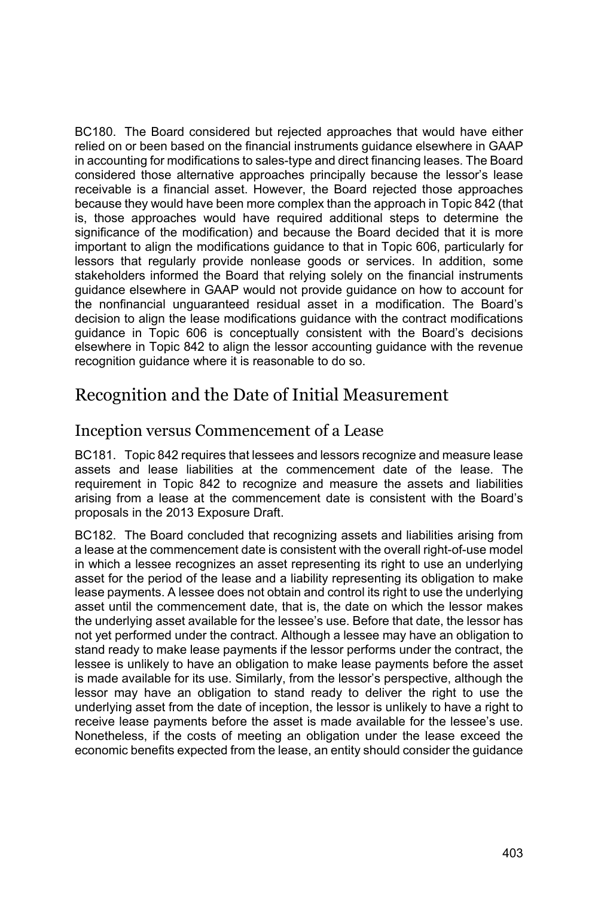BC180. The Board considered but rejected approaches that would have either relied on or been based on the financial instruments guidance elsewhere in GAAP in accounting for modifications to sales-type and direct financing leases. The Board considered those alternative approaches principally because the lessor's lease receivable is a financial asset. However, the Board rejected those approaches because they would have been more complex than the approach in Topic 842 (that is, those approaches would have required additional steps to determine the significance of the modification) and because the Board decided that it is more important to align the modifications guidance to that in Topic 606, particularly for lessors that regularly provide nonlease goods or services. In addition, some stakeholders informed the Board that relying solely on the financial instruments guidance elsewhere in GAAP would not provide guidance on how to account for the nonfinancial unguaranteed residual asset in a modification. The Board's decision to align the lease modifications guidance with the contract modifications guidance in Topic 606 is conceptually consistent with the Board's decisions elsewhere in Topic 842 to align the lessor accounting guidance with the revenue recognition guidance where it is reasonable to do so.

## Recognition and the Date of Initial Measurement

### Inception versus Commencement of a Lease

BC181. Topic 842 requires that lessees and lessors recognize and measure lease assets and lease liabilities at the commencement date of the lease. The requirement in Topic 842 to recognize and measure the assets and liabilities arising from a lease at the commencement date is consistent with the Board's proposals in the 2013 Exposure Draft.

BC182. The Board concluded that recognizing assets and liabilities arising from a lease at the commencement date is consistent with the overall right-of-use model in which a lessee recognizes an asset representing its right to use an underlying asset for the period of the lease and a liability representing its obligation to make lease payments. A lessee does not obtain and control its right to use the underlying asset until the commencement date, that is, the date on which the lessor makes the underlying asset available for the lessee's use. Before that date, the lessor has not yet performed under the contract. Although a lessee may have an obligation to stand ready to make lease payments if the lessor performs under the contract, the lessee is unlikely to have an obligation to make lease payments before the asset is made available for its use. Similarly, from the lessor's perspective, although the lessor may have an obligation to stand ready to deliver the right to use the underlying asset from the date of inception, the lessor is unlikely to have a right to receive lease payments before the asset is made available for the lessee's use. Nonetheless, if the costs of meeting an obligation under the lease exceed the economic benefits expected from the lease, an entity should consider the guidance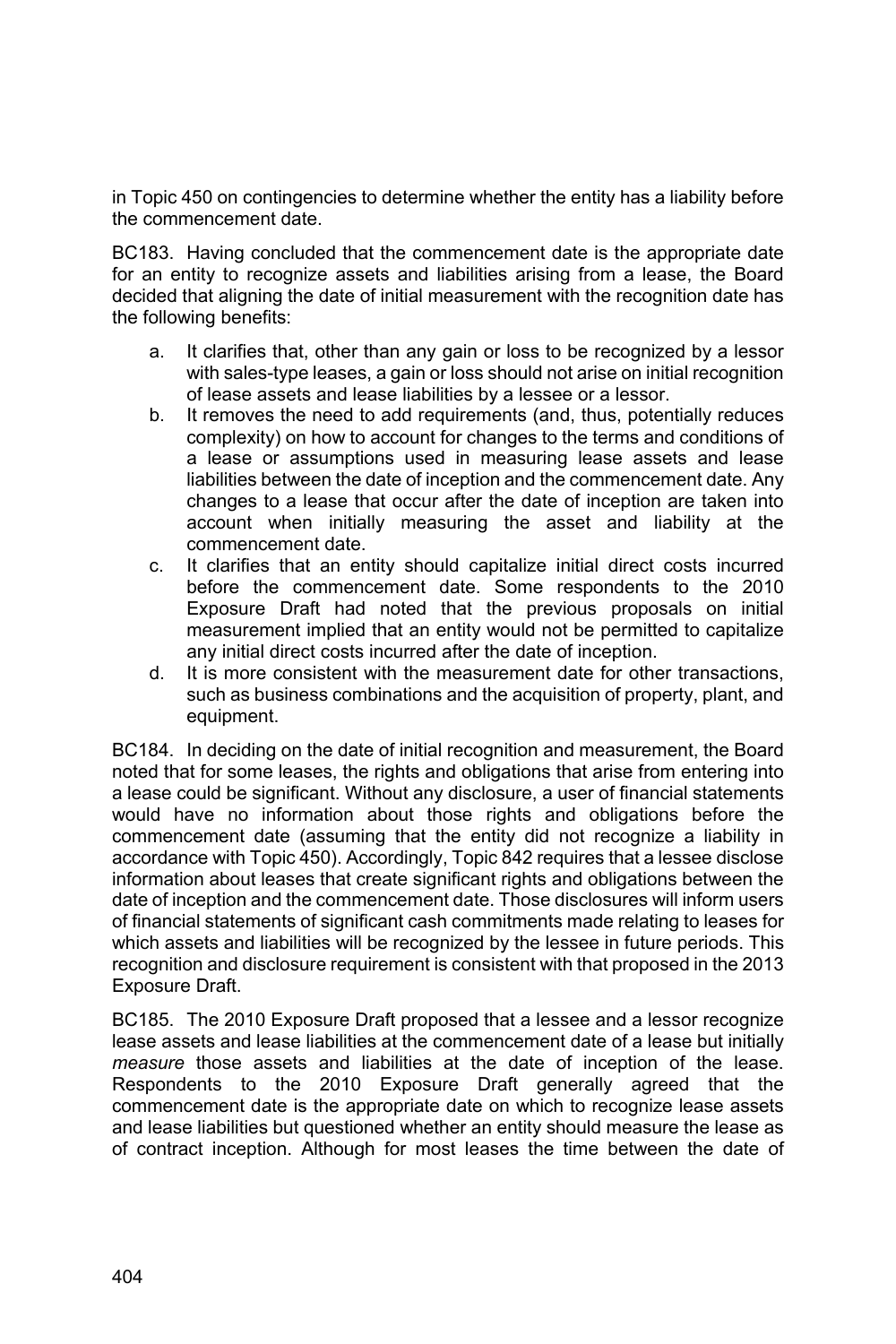in Topic 450 on contingencies to determine whether the entity has a liability before the commencement date.

BC183. Having concluded that the commencement date is the appropriate date for an entity to recognize assets and liabilities arising from a lease, the Board decided that aligning the date of initial measurement with the recognition date has the following benefits:

a. It clarifies that, other than any gain or loss to be recognized by a lessor with sales-type leases, a gain or loss should not arise on initial recognition of lease assets and lease liabilities by a lessee or a lessor.
b. It removes the need to add requirements (and, thus, potentially reduces complexity) on how to account for changes to the terms and conditions of a lease or assumptions used in measuring lease assets and lease liabilities between the date of inception and the commencement date. Any changes to a lease that occur after the date of inception are taken into account when initially measuring the asset and liability at the commencement date.
c. It clarifies that an entity should capitalize initial direct costs incurred before the commencement date. Some respondents to the 2010 Exposure Draft had noted that the previous proposals on initial measurement implied that an entity would not be permitted to capitalize any initial direct costs incurred after the date of inception.
d. It is more consistent with the measurement date for other transactions, such as business combinations and the acquisition of property, plant, and equipment.

BC184. In deciding on the date of initial recognition and measurement, the Board noted that for some leases, the rights and obligations that arise from entering into a lease could be significant. Without any disclosure, a user of financial statements would have no information about those rights and obligations before the commencement date (assuming that the entity did not recognize a liability in accordance with Topic 450). Accordingly, Topic 842 requires that a lessee disclose information about leases that create significant rights and obligations between the date of inception and the commencement date. Those disclosures will inform users of financial statements of significant cash commitments made relating to leases for which assets and liabilities will be recognized by the lessee in future periods. This recognition and disclosure requirement is consistent with that proposed in the 2013 Exposure Draft.

BC185. The 2010 Exposure Draft proposed that a lessee and a lessor recognize lease assets and lease liabilities at the commencement date of a lease but initially *measure* those assets and liabilities at the date of inception of the lease. Respondents to the 2010 Exposure Draft generally agreed that the commencement date is the appropriate date on which to recognize lease assets and lease liabilities but questioned whether an entity should measure the lease as of contract inception. Although for most leases the time between the date of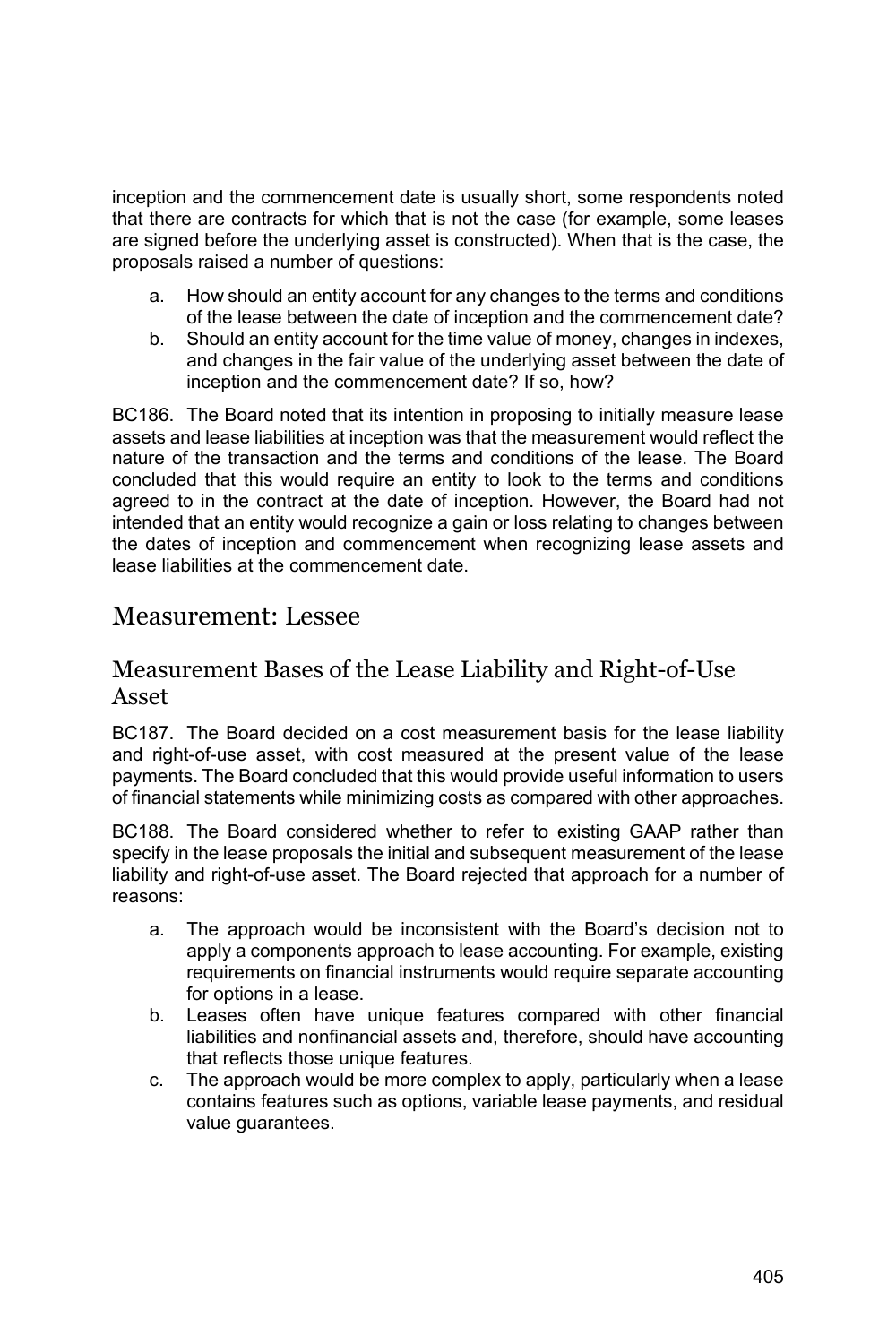inception and the commencement date is usually short, some respondents noted that there are contracts for which that is not the case (for example, some leases are signed before the underlying asset is constructed). When that is the case, the proposals raised a number of questions:

a. How should an entity account for any changes to the terms and conditions of the lease between the date of inception and the commencement date?
b. Should an entity account for the time value of money, changes in indexes, and changes in the fair value of the underlying asset between the date of inception and the commencement date? If so, how?

BC186. The Board noted that its intention in proposing to initially measure lease assets and lease liabilities at inception was that the measurement would reflect the nature of the transaction and the terms and conditions of the lease. The Board concluded that this would require an entity to look to the terms and conditions agreed to in the contract at the date of inception. However, the Board had not intended that an entity would recognize a gain or loss relating to changes between the dates of inception and commencement when recognizing lease assets and lease liabilities at the commencement date.

## Measurement: Lessee

### Measurement Bases of the Lease Liability and Right-of-Use Asset

BC187. The Board decided on a cost measurement basis for the lease liability and right-of-use asset, with cost measured at the present value of the lease payments. The Board concluded that this would provide useful information to users of financial statements while minimizing costs as compared with other approaches.

BC188. The Board considered whether to refer to existing GAAP rather than specify in the lease proposals the initial and subsequent measurement of the lease liability and right-of-use asset. The Board rejected that approach for a number of reasons:

a. The approach would be inconsistent with the Board's decision not to apply a components approach to lease accounting. For example, existing requirements on financial instruments would require separate accounting for options in a lease.
b. Leases often have unique features compared with other financial liabilities and nonfinancial assets and, therefore, should have accounting that reflects those unique features.
c. The approach would be more complex to apply, particularly when a lease contains features such as options, variable lease payments, and residual value guarantees.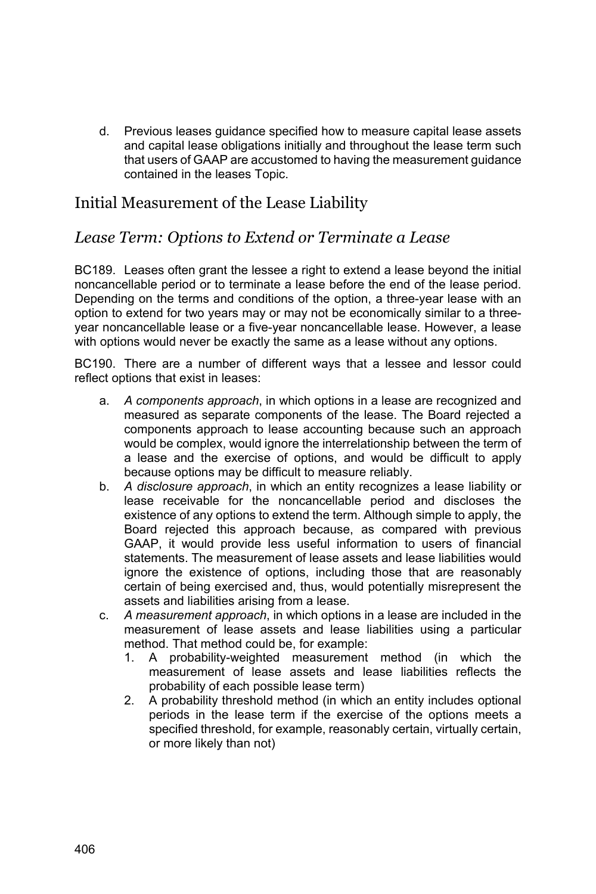d. Previous leases guidance specified how to measure capital lease assets and capital lease obligations initially and throughout the lease term such that users of GAAP are accustomed to having the measurement guidance contained in the leases Topic.

## Initial Measurement of the Lease Liability

### *Lease Term: Options to Extend or Terminate a Lease*

BC189. Leases often grant the lessee a right to extend a lease beyond the initial noncancellable period or to terminate a lease before the end of the lease period. Depending on the terms and conditions of the option, a three-year lease with an option to extend for two years may or may not be economically similar to a three-year noncancellable lease or a five-year noncancellable lease. However, a lease with options would never be exactly the same as a lease without any options.

BC190. There are a number of different ways that a lessee and lessor could reflect options that exist in leases:

a. *A components approach*, in which options in a lease are recognized and measured as separate components of the lease. The Board rejected a components approach to lease accounting because such an approach would be complex, would ignore the interrelationship between the term of a lease and the exercise of options, and would be difficult to apply because options may be difficult to measure reliably.
b. *A disclosure approach*, in which an entity recognizes a lease liability or lease receivable for the noncancellable period and discloses the existence of any options to extend the term. Although simple to apply, the Board rejected this approach because, as compared with previous GAAP, it would provide less useful information to users of financial statements. The measurement of lease assets and lease liabilities would ignore the existence of options, including those that are reasonably certain of being exercised and, thus, would potentially misrepresent the assets and liabilities arising from a lease.
c. *A measurement approach*, in which options in a lease are included in the measurement of lease assets and lease liabilities using a particular method. That method could be, for example:
    1. A probability-weighted measurement method (in which the measurement of lease assets and lease liabilities reflects the probability of each possible lease term)
    2. A probability threshold method (in which an entity includes optional periods in the lease term if the exercise of the options meets a specified threshold, for example, reasonably certain, virtually certain, or more likely than not)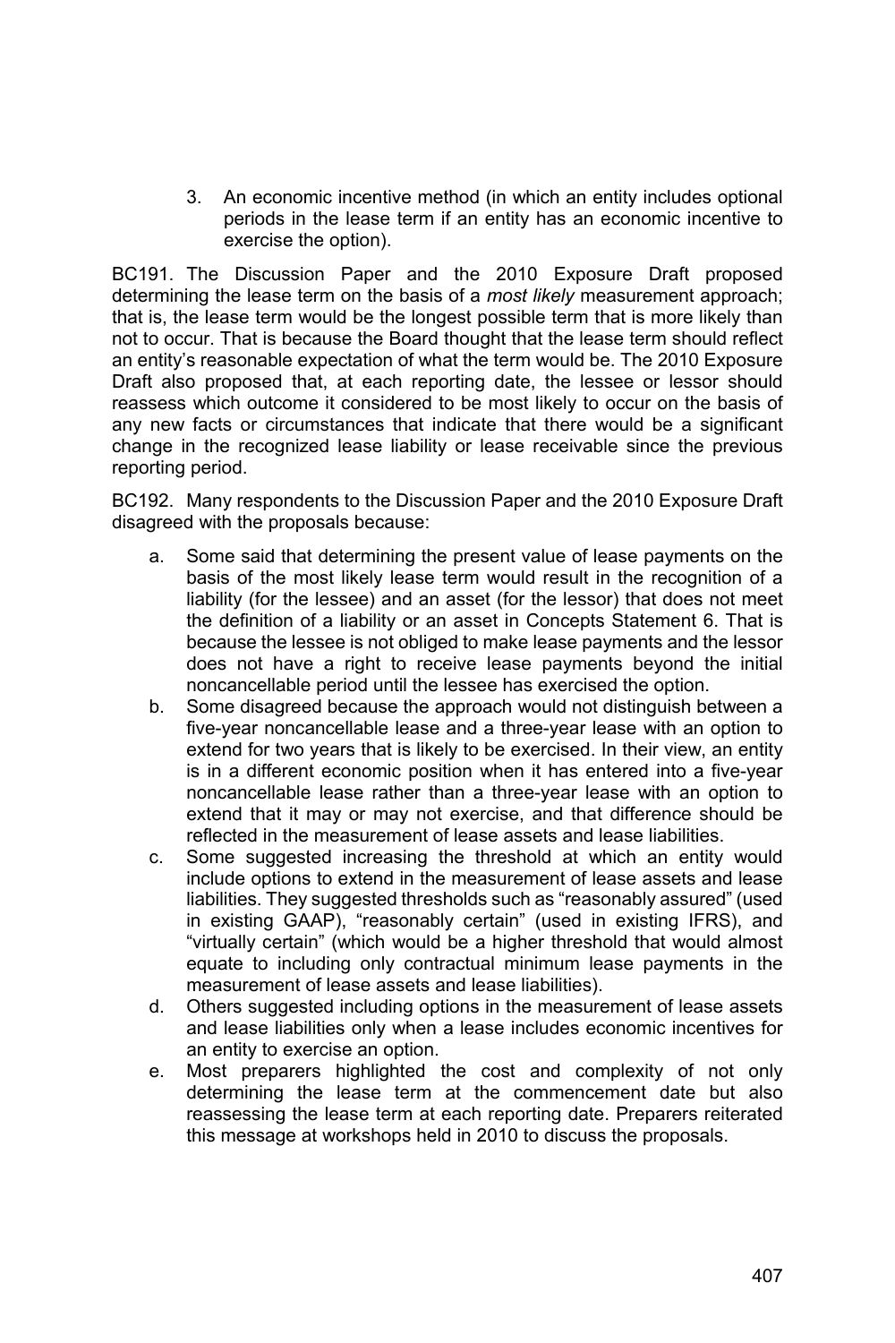3. An economic incentive method (in which an entity includes optional periods in the lease term if an entity has an economic incentive to exercise the option).

BC191. The Discussion Paper and the 2010 Exposure Draft proposed determining the lease term on the basis of a *most likely* measurement approach; that is, the lease term would be the longest possible term that is more likely than not to occur. That is because the Board thought that the lease term should reflect an entity's reasonable expectation of what the term would be. The 2010 Exposure Draft also proposed that, at each reporting date, the lessee or lessor should reassess which outcome it considered to be most likely to occur on the basis of any new facts or circumstances that indicate that there would be a significant change in the recognized lease liability or lease receivable since the previous reporting period.

BC192. Many respondents to the Discussion Paper and the 2010 Exposure Draft disagreed with the proposals because:

a. Some said that determining the present value of lease payments on the basis of the most likely lease term would result in the recognition of a liability (for the lessee) and an asset (for the lessor) that does not meet the definition of a liability or an asset in Concepts Statement 6. That is because the lessee is not obliged to make lease payments and the lessor does not have a right to receive lease payments beyond the initial noncancellable period until the lessee has exercised the option.
b. Some disagreed because the approach would not distinguish between a five-year noncancellable lease and a three-year lease with an option to extend for two years that is likely to be exercised. In their view, an entity is in a different economic position when it has entered into a five-year noncancellable lease rather than a three-year lease with an option to extend that it may or may not exercise, and that difference should be reflected in the measurement of lease assets and lease liabilities.
c. Some suggested increasing the threshold at which an entity would include options to extend in the measurement of lease assets and lease liabilities. They suggested thresholds such as "reasonably assured" (used in existing GAAP), "reasonably certain" (used in existing IFRS), and "virtually certain" (which would be a higher threshold that would almost equate to including only contractual minimum lease payments in the measurement of lease assets and lease liabilities).
d. Others suggested including options in the measurement of lease assets and lease liabilities only when a lease includes economic incentives for an entity to exercise an option.
e. Most preparers highlighted the cost and complexity of not only determining the lease term at the commencement date but also reassessing the lease term at each reporting date. Preparers reiterated this message at workshops held in 2010 to discuss the proposals.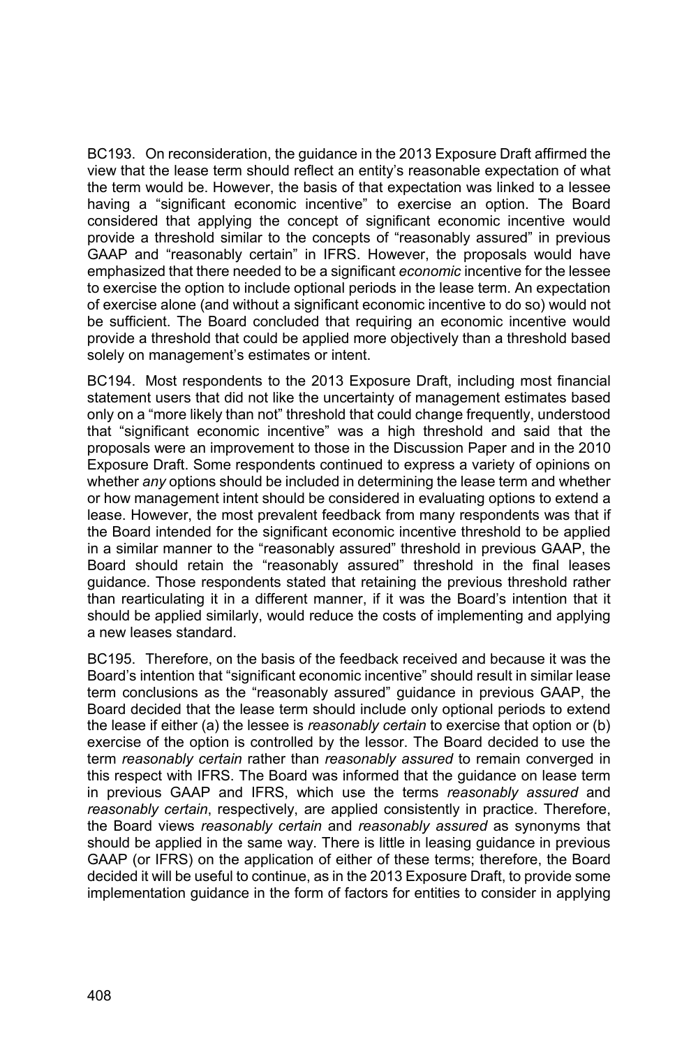BC193. On reconsideration, the guidance in the 2013 Exposure Draft affirmed the view that the lease term should reflect an entity's reasonable expectation of what the term would be. However, the basis of that expectation was linked to a lessee having a "significant economic incentive" to exercise an option. The Board considered that applying the concept of significant economic incentive would provide a threshold similar to the concepts of "reasonably assured" in previous GAAP and "reasonably certain" in IFRS. However, the proposals would have emphasized that there needed to be a significant *economic* incentive for the lessee to exercise the option to include optional periods in the lease term. An expectation of exercise alone (and without a significant economic incentive to do so) would not be sufficient. The Board concluded that requiring an economic incentive would provide a threshold that could be applied more objectively than a threshold based solely on management's estimates or intent.

BC194. Most respondents to the 2013 Exposure Draft, including most financial statement users that did not like the uncertainty of management estimates based only on a "more likely than not" threshold that could change frequently, understood that "significant economic incentive" was a high threshold and said that the proposals were an improvement to those in the Discussion Paper and in the 2010 Exposure Draft. Some respondents continued to express a variety of opinions on whether *any* options should be included in determining the lease term and whether or how management intent should be considered in evaluating options to extend a lease. However, the most prevalent feedback from many respondents was that if the Board intended for the significant economic incentive threshold to be applied in a similar manner to the "reasonably assured" threshold in previous GAAP, the Board should retain the "reasonably assured" threshold in the final leases guidance. Those respondents stated that retaining the previous threshold rather than rearticulating it in a different manner, if it was the Board's intention that it should be applied similarly, would reduce the costs of implementing and applying a new leases standard.

BC195. Therefore, on the basis of the feedback received and because it was the Board's intention that "significant economic incentive" should result in similar lease term conclusions as the "reasonably assured" guidance in previous GAAP, the Board decided that the lease term should include only optional periods to extend the lease if either (a) the lessee is *reasonably certain* to exercise that option or (b) exercise of the option is controlled by the lessor. The Board decided to use the term *reasonably certain* rather than *reasonably assured* to remain converged in this respect with IFRS. The Board was informed that the guidance on lease term in previous GAAP and IFRS, which use the terms *reasonably assured* and *reasonably certain*, respectively, are applied consistently in practice. Therefore, the Board views *reasonably certain* and *reasonably assured* as synonyms that should be applied in the same way. There is little in leasing guidance in previous GAAP (or IFRS) on the application of either of these terms; therefore, the Board decided it will be useful to continue, as in the 2013 Exposure Draft, to provide some implementation guidance in the form of factors for entities to consider in applying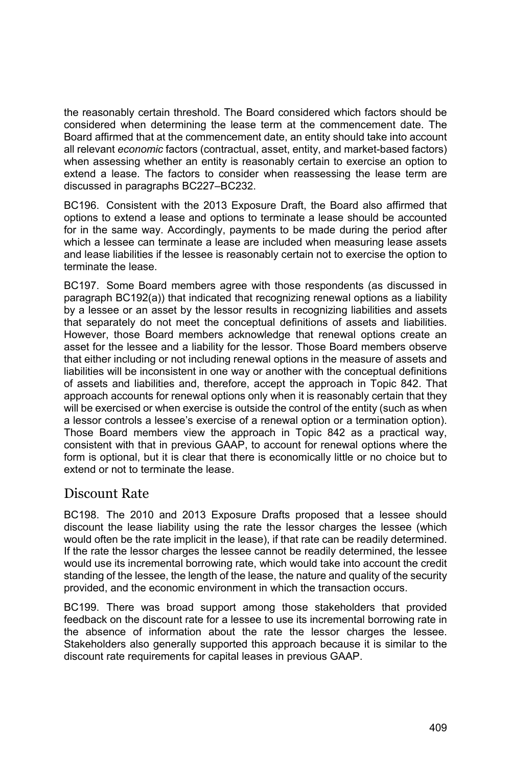the reasonably certain threshold. The Board considered which factors should be considered when determining the lease term at the commencement date. The Board affirmed that at the commencement date, an entity should take into account all relevant *economic* factors (contractual, asset, entity, and market-based factors) when assessing whether an entity is reasonably certain to exercise an option to extend a lease. The factors to consider when reassessing the lease term are discussed in paragraphs BC227–BC232.

BC196. Consistent with the 2013 Exposure Draft, the Board also affirmed that options to extend a lease and options to terminate a lease should be accounted for in the same way. Accordingly, payments to be made during the period after which a lessee can terminate a lease are included when measuring lease assets and lease liabilities if the lessee is reasonably certain not to exercise the option to terminate the lease.

BC197. Some Board members agree with those respondents (as discussed in paragraph BC192(a)) that indicated that recognizing renewal options as a liability by a lessee or an asset by the lessor results in recognizing liabilities and assets that separately do not meet the conceptual definitions of assets and liabilities. However, those Board members acknowledge that renewal options create an asset for the lessee and a liability for the lessor. Those Board members observe that either including or not including renewal options in the measure of assets and liabilities will be inconsistent in one way or another with the conceptual definitions of assets and liabilities and, therefore, accept the approach in Topic 842. That approach accounts for renewal options only when it is reasonably certain that they will be exercised or when exercise is outside the control of the entity (such as when a lessor controls a lessee's exercise of a renewal option or a termination option). Those Board members view the approach in Topic 842 as a practical way, consistent with that in previous GAAP, to account for renewal options where the form is optional, but it is clear that there is economically little or no choice but to extend or not to terminate the lease.

## Discount Rate

BC198. The 2010 and 2013 Exposure Drafts proposed that a lessee should discount the lease liability using the rate the lessor charges the lessee (which would often be the rate implicit in the lease), if that rate can be readily determined. If the rate the lessor charges the lessee cannot be readily determined, the lessee would use its incremental borrowing rate, which would take into account the credit standing of the lessee, the length of the lease, the nature and quality of the security provided, and the economic environment in which the transaction occurs.

BC199. There was broad support among those stakeholders that provided feedback on the discount rate for a lessee to use its incremental borrowing rate in the absence of information about the rate the lessor charges the lessee. Stakeholders also generally supported this approach because it is similar to the discount rate requirements for capital leases in previous GAAP.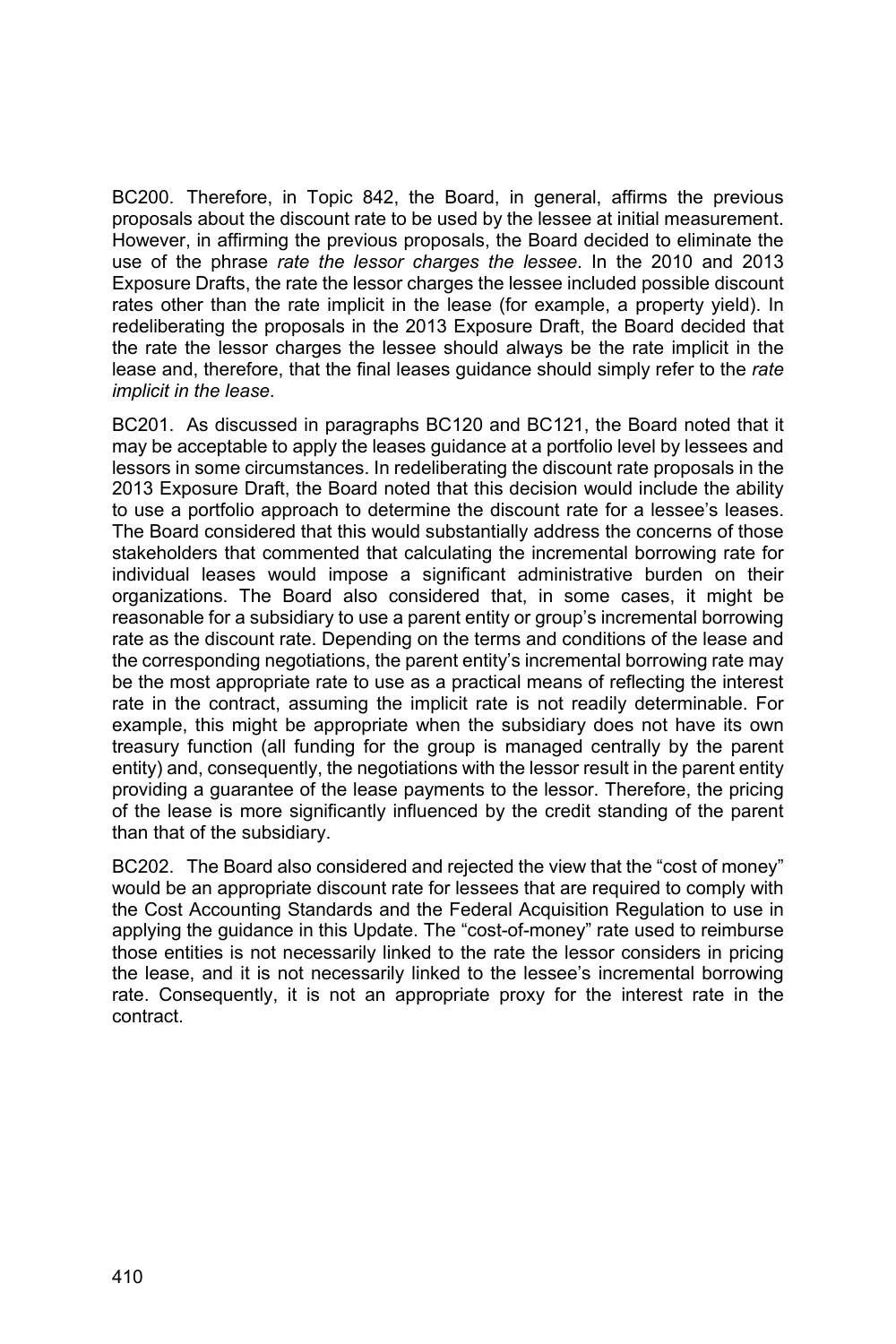BC200. Therefore, in Topic 842, the Board, in general, affirms the previous proposals about the discount rate to be used by the lessee at initial measurement. However, in affirming the previous proposals, the Board decided to eliminate the use of the phrase *rate the lessor charges the lessee*. In the 2010 and 2013 Exposure Drafts, the rate the lessor charges the lessee included possible discount rates other than the rate implicit in the lease (for example, a property yield). In redeliberating the proposals in the 2013 Exposure Draft, the Board decided that the rate the lessor charges the lessee should always be the rate implicit in the lease and, therefore, that the final leases guidance should simply refer to the *rate implicit in the lease*.

BC201. As discussed in paragraphs BC120 and BC121, the Board noted that it may be acceptable to apply the leases guidance at a portfolio level by lessees and lessors in some circumstances. In redeliberating the discount rate proposals in the 2013 Exposure Draft, the Board noted that this decision would include the ability to use a portfolio approach to determine the discount rate for a lessee's leases. The Board considered that this would substantially address the concerns of those stakeholders that commented that calculating the incremental borrowing rate for individual leases would impose a significant administrative burden on their organizations. The Board also considered that, in some cases, it might be reasonable for a subsidiary to use a parent entity or group's incremental borrowing rate as the discount rate. Depending on the terms and conditions of the lease and the corresponding negotiations, the parent entity's incremental borrowing rate may be the most appropriate rate to use as a practical means of reflecting the interest rate in the contract, assuming the implicit rate is not readily determinable. For example, this might be appropriate when the subsidiary does not have its own treasury function (all funding for the group is managed centrally by the parent entity) and, consequently, the negotiations with the lessor result in the parent entity providing a guarantee of the lease payments to the lessor. Therefore, the pricing of the lease is more significantly influenced by the credit standing of the parent than that of the subsidiary.

BC202. The Board also considered and rejected the view that the "cost of money" would be an appropriate discount rate for lessees that are required to comply with the Cost Accounting Standards and the Federal Acquisition Regulation to use in applying the guidance in this Update. The "cost-of-money" rate used to reimburse those entities is not necessarily linked to the rate the lessor considers in pricing the lease, and it is not necessarily linked to the lessee's incremental borrowing rate. Consequently, it is not an appropriate proxy for the interest rate in the contract.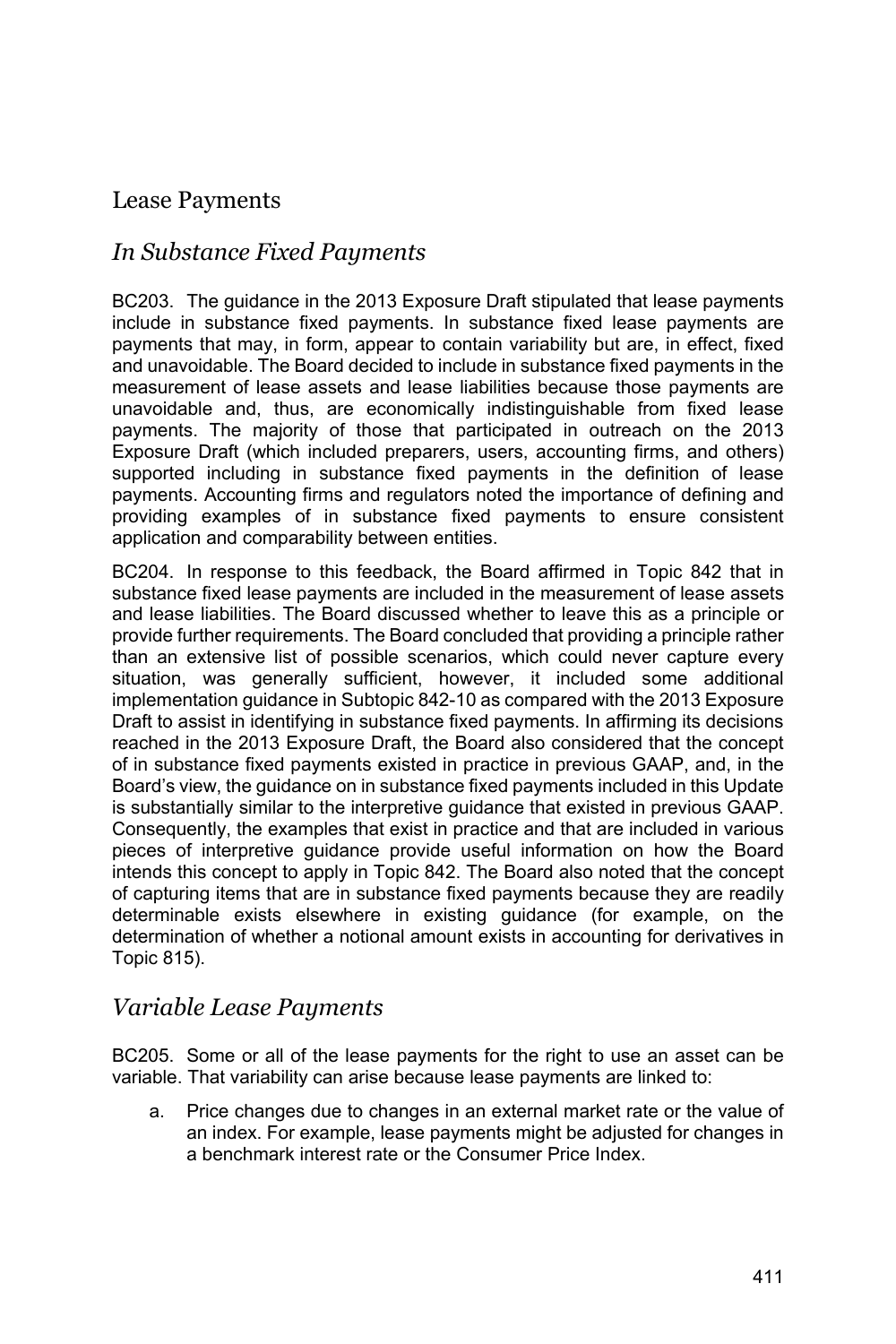## Lease Payments

### *In Substance Fixed Payments*

BC203. The guidance in the 2013 Exposure Draft stipulated that lease payments include in substance fixed payments. In substance fixed lease payments are payments that may, in form, appear to contain variability but are, in effect, fixed and unavoidable. The Board decided to include in substance fixed payments in the measurement of lease assets and lease liabilities because those payments are unavoidable and, thus, are economically indistinguishable from fixed lease payments. The majority of those that participated in outreach on the 2013 Exposure Draft (which included preparers, users, accounting firms, and others) supported including in substance fixed payments in the definition of lease payments. Accounting firms and regulators noted the importance of defining and providing examples of in substance fixed payments to ensure consistent application and comparability between entities.

BC204. In response to this feedback, the Board affirmed in Topic 842 that in substance fixed lease payments are included in the measurement of lease assets and lease liabilities. The Board discussed whether to leave this as a principle or provide further requirements. The Board concluded that providing a principle rather than an extensive list of possible scenarios, which could never capture every situation, was generally sufficient, however, it included some additional implementation guidance in Subtopic 842-10 as compared with the 2013 Exposure Draft to assist in identifying in substance fixed payments. In affirming its decisions reached in the 2013 Exposure Draft, the Board also considered that the concept of in substance fixed payments existed in practice in previous GAAP, and, in the Board's view, the guidance on in substance fixed payments included in this Update is substantially similar to the interpretive guidance that existed in previous GAAP. Consequently, the examples that exist in practice and that are included in various pieces of interpretive guidance provide useful information on how the Board intends this concept to apply in Topic 842. The Board also noted that the concept of capturing items that are in substance fixed payments because they are readily determinable exists elsewhere in existing guidance (for example, on the determination of whether a notional amount exists in accounting for derivatives in Topic 815).

### *Variable Lease Payments*

BC205. Some or all of the lease payments for the right to use an asset can be variable. That variability can arise because lease payments are linked to:

a. Price changes due to changes in an external market rate or the value of an index. For example, lease payments might be adjusted for changes in a benchmark interest rate or the Consumer Price Index.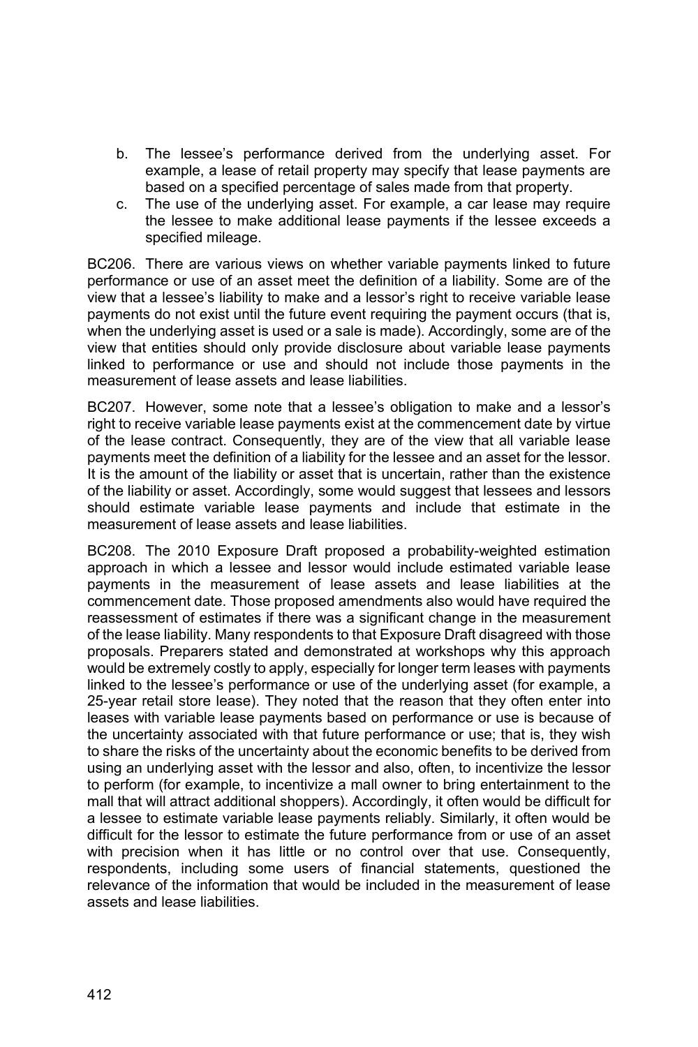b. The lessee's performance derived from the underlying asset. For example, a lease of retail property may specify that lease payments are based on a specified percentage of sales made from that property.

c. The use of the underlying asset. For example, a car lease may require the lessee to make additional lease payments if the lessee exceeds a specified mileage.

BC206. There are various views on whether variable payments linked to future performance or use of an asset meet the definition of a liability. Some are of the view that a lessee's liability to make and a lessor's right to receive variable lease payments do not exist until the future event requiring the payment occurs (that is, when the underlying asset is used or a sale is made). Accordingly, some are of the view that entities should only provide disclosure about variable lease payments linked to performance or use and should not include those payments in the measurement of lease assets and lease liabilities.

BC207. However, some note that a lessee's obligation to make and a lessor's right to receive variable lease payments exist at the commencement date by virtue of the lease contract. Consequently, they are of the view that all variable lease payments meet the definition of a liability for the lessee and an asset for the lessor. It is the amount of the liability or asset that is uncertain, rather than the existence of the liability or asset. Accordingly, some would suggest that lessees and lessors should estimate variable lease payments and include that estimate in the measurement of lease assets and lease liabilities.

BC208. The 2010 Exposure Draft proposed a probability-weighted estimation approach in which a lessee and lessor would include estimated variable lease payments in the measurement of lease assets and lease liabilities at the commencement date. Those proposed amendments also would have required the reassessment of estimates if there was a significant change in the measurement of the lease liability. Many respondents to that Exposure Draft disagreed with those proposals. Preparers stated and demonstrated at workshops why this approach would be extremely costly to apply, especially for longer term leases with payments linked to the lessee's performance or use of the underlying asset (for example, a 25-year retail store lease). They noted that the reason that they often enter into leases with variable lease payments based on performance or use is because of the uncertainty associated with that future performance or use; that is, they wish to share the risks of the uncertainty about the economic benefits to be derived from using an underlying asset with the lessor and also, often, to incentivize the lessor to perform (for example, to incentivize a mall owner to bring entertainment to the mall that will attract additional shoppers). Accordingly, it often would be difficult for a lessee to estimate variable lease payments reliably. Similarly, it often would be difficult for the lessor to estimate the future performance from or use of an asset with precision when it has little or no control over that use. Consequently, respondents, including some users of financial statements, questioned the relevance of the information that would be included in the measurement of lease assets and lease liabilities.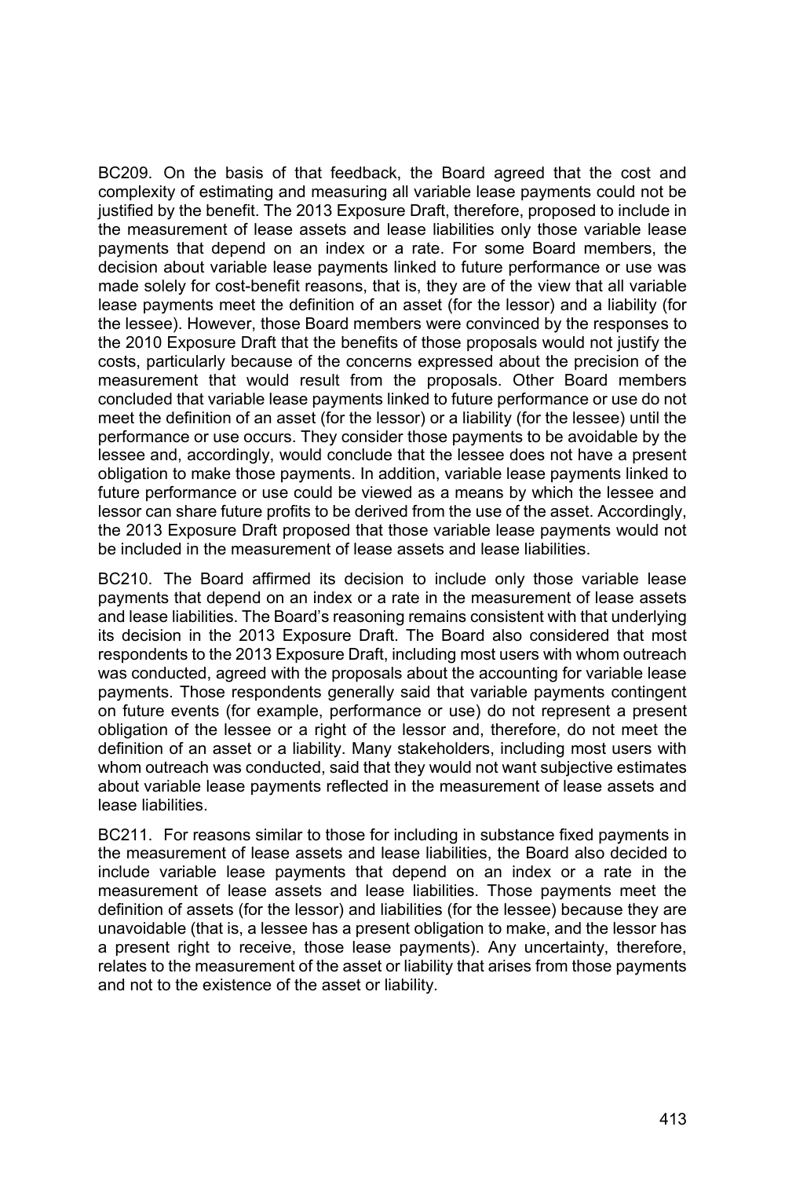BC209. On the basis of that feedback, the Board agreed that the cost and complexity of estimating and measuring all variable lease payments could not be justified by the benefit. The 2013 Exposure Draft, therefore, proposed to include in the measurement of lease assets and lease liabilities only those variable lease payments that depend on an index or a rate. For some Board members, the decision about variable lease payments linked to future performance or use was made solely for cost-benefit reasons, that is, they are of the view that all variable lease payments meet the definition of an asset (for the lessor) and a liability (for the lessee). However, those Board members were convinced by the responses to the 2010 Exposure Draft that the benefits of those proposals would not justify the costs, particularly because of the concerns expressed about the precision of the measurement that would result from the proposals. Other Board members concluded that variable lease payments linked to future performance or use do not meet the definition of an asset (for the lessor) or a liability (for the lessee) until the performance or use occurs. They consider those payments to be avoidable by the lessee and, accordingly, would conclude that the lessee does not have a present obligation to make those payments. In addition, variable lease payments linked to future performance or use could be viewed as a means by which the lessee and lessor can share future profits to be derived from the use of the asset. Accordingly, the 2013 Exposure Draft proposed that those variable lease payments would not be included in the measurement of lease assets and lease liabilities.

BC210. The Board affirmed its decision to include only those variable lease payments that depend on an index or a rate in the measurement of lease assets and lease liabilities. The Board's reasoning remains consistent with that underlying its decision in the 2013 Exposure Draft. The Board also considered that most respondents to the 2013 Exposure Draft, including most users with whom outreach was conducted, agreed with the proposals about the accounting for variable lease payments. Those respondents generally said that variable payments contingent on future events (for example, performance or use) do not represent a present obligation of the lessee or a right of the lessor and, therefore, do not meet the definition of an asset or a liability. Many stakeholders, including most users with whom outreach was conducted, said that they would not want subjective estimates about variable lease payments reflected in the measurement of lease assets and lease liabilities.

BC211. For reasons similar to those for including in substance fixed payments in the measurement of lease assets and lease liabilities, the Board also decided to include variable lease payments that depend on an index or a rate in the measurement of lease assets and lease liabilities. Those payments meet the definition of assets (for the lessor) and liabilities (for the lessee) because they are unavoidable (that is, a lessee has a present obligation to make, and the lessor has a present right to receive, those lease payments). Any uncertainty, therefore, relates to the measurement of the asset or liability that arises from those payments and not to the existence of the asset or liability.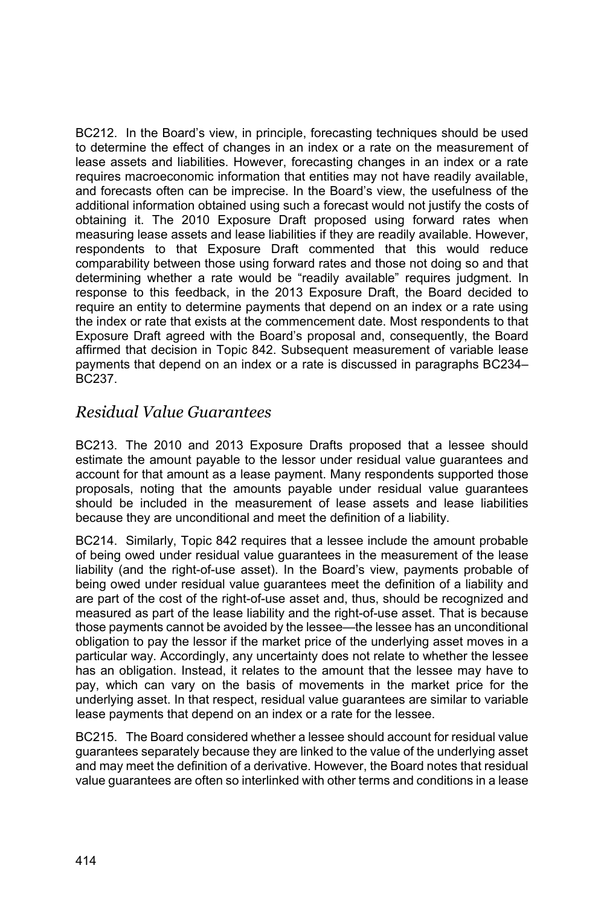BC212. In the Board's view, in principle, forecasting techniques should be used to determine the effect of changes in an index or a rate on the measurement of lease assets and liabilities. However, forecasting changes in an index or a rate requires macroeconomic information that entities may not have readily available, and forecasts often can be imprecise. In the Board's view, the usefulness of the additional information obtained using such a forecast would not justify the costs of obtaining it. The 2010 Exposure Draft proposed using forward rates when measuring lease assets and lease liabilities if they are readily available. However, respondents to that Exposure Draft commented that this would reduce comparability between those using forward rates and those not doing so and that determining whether a rate would be "readily available" requires judgment. In response to this feedback, in the 2013 Exposure Draft, the Board decided to require an entity to determine payments that depend on an index or a rate using the index or rate that exists at the commencement date. Most respondents to that Exposure Draft agreed with the Board's proposal and, consequently, the Board affirmed that decision in Topic 842. Subsequent measurement of variable lease payments that depend on an index or a rate is discussed in paragraphs BC234–BC237.

## *Residual Value Guarantees*

BC213. The 2010 and 2013 Exposure Drafts proposed that a lessee should estimate the amount payable to the lessor under residual value guarantees and account for that amount as a lease payment. Many respondents supported those proposals, noting that the amounts payable under residual value guarantees should be included in the measurement of lease assets and lease liabilities because they are unconditional and meet the definition of a liability.

BC214. Similarly, Topic 842 requires that a lessee include the amount probable of being owed under residual value guarantees in the measurement of the lease liability (and the right-of-use asset). In the Board's view, payments probable of being owed under residual value guarantees meet the definition of a liability and are part of the cost of the right-of-use asset and, thus, should be recognized and measured as part of the lease liability and the right-of-use asset. That is because those payments cannot be avoided by the lessee—the lessee has an unconditional obligation to pay the lessor if the market price of the underlying asset moves in a particular way. Accordingly, any uncertainty does not relate to whether the lessee has an obligation. Instead, it relates to the amount that the lessee may have to pay, which can vary on the basis of movements in the market price for the underlying asset. In that respect, residual value guarantees are similar to variable lease payments that depend on an index or a rate for the lessee.

BC215. The Board considered whether a lessee should account for residual value guarantees separately because they are linked to the value of the underlying asset and may meet the definition of a derivative. However, the Board notes that residual value guarantees are often so interlinked with other terms and conditions in a lease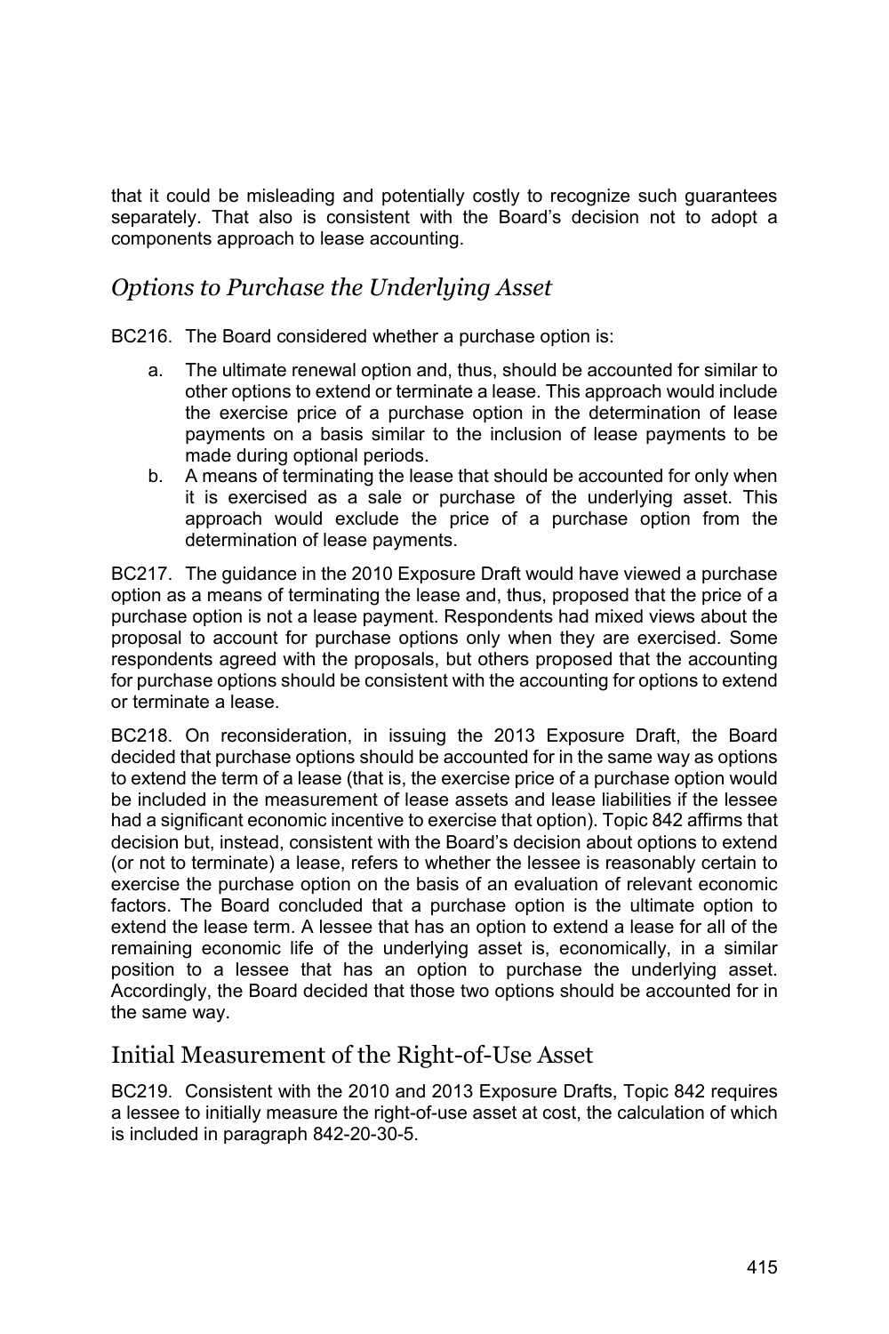that it could be misleading and potentially costly to recognize such guarantees separately. That also is consistent with the Board's decision not to adopt a components approach to lease accounting.

### *Options to Purchase the Underlying Asset*

BC216. The Board considered whether a purchase option is:

a. The ultimate renewal option and, thus, should be accounted for similar to other options to extend or terminate a lease. This approach would include the exercise price of a purchase option in the determination of lease payments on a basis similar to the inclusion of lease payments to be made during optional periods.
b. A means of terminating the lease that should be accounted for only when it is exercised as a sale or purchase of the underlying asset. This approach would exclude the price of a purchase option from the determination of lease payments.

BC217. The guidance in the 2010 Exposure Draft would have viewed a purchase option as a means of terminating the lease and, thus, proposed that the price of a purchase option is not a lease payment. Respondents had mixed views about the proposal to account for purchase options only when they are exercised. Some respondents agreed with the proposals, but others proposed that the accounting for purchase options should be consistent with the accounting for options to extend or terminate a lease.

BC218. On reconsideration, in issuing the 2013 Exposure Draft, the Board decided that purchase options should be accounted for in the same way as options to extend the term of a lease (that is, the exercise price of a purchase option would be included in the measurement of lease assets and lease liabilities if the lessee had a significant economic incentive to exercise that option). Topic 842 affirms that decision but, instead, consistent with the Board's decision about options to extend (or not to terminate) a lease, refers to whether the lessee is reasonably certain to exercise the purchase option on the basis of an evaluation of relevant economic factors. The Board concluded that a purchase option is the ultimate option to extend the lease term. A lessee that has an option to extend a lease for all of the remaining economic life of the underlying asset is, economically, in a similar position to a lessee that has an option to purchase the underlying asset. Accordingly, the Board decided that those two options should be accounted for in the same way.

## Initial Measurement of the Right-of-Use Asset

BC219. Consistent with the 2010 and 2013 Exposure Drafts, Topic 842 requires a lessee to initially measure the right-of-use asset at cost, the calculation of which is included in paragraph 842-20-30-5.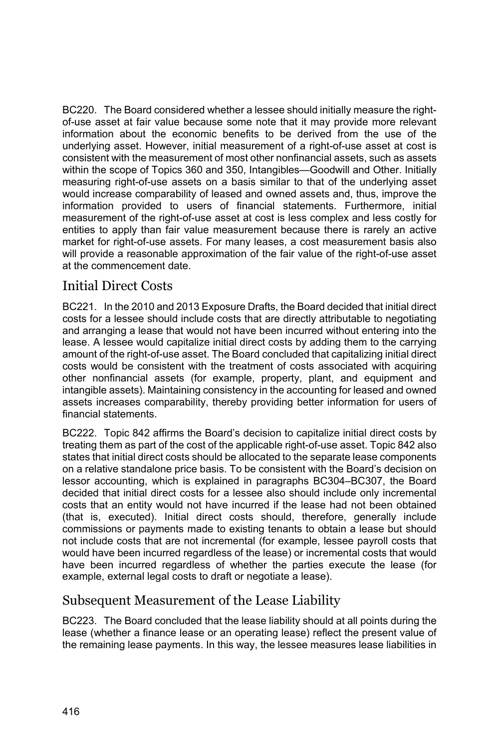BC220. The Board considered whether a lessee should initially measure the right-of-use asset at fair value because some note that it may provide more relevant information about the economic benefits to be derived from the use of the underlying asset. However, initial measurement of a right-of-use asset at cost is consistent with the measurement of most other nonfinancial assets, such as assets within the scope of Topics 360 and 350, Intangibles—Goodwill and Other. Initially measuring right-of-use assets on a basis similar to that of the underlying asset would increase comparability of leased and owned assets and, thus, improve the information provided to users of financial statements. Furthermore, initial measurement of the right-of-use asset at cost is less complex and less costly for entities to apply than fair value measurement because there is rarely an active market for right-of-use assets. For many leases, a cost measurement basis also will provide a reasonable approximation of the fair value of the right-of-use asset at the commencement date.

## Initial Direct Costs

BC221. In the 2010 and 2013 Exposure Drafts, the Board decided that initial direct costs for a lessee should include costs that are directly attributable to negotiating and arranging a lease that would not have been incurred without entering into the lease. A lessee would capitalize initial direct costs by adding them to the carrying amount of the right-of-use asset. The Board concluded that capitalizing initial direct costs would be consistent with the treatment of costs associated with acquiring other nonfinancial assets (for example, property, plant, and equipment and intangible assets). Maintaining consistency in the accounting for leased and owned assets increases comparability, thereby providing better information for users of financial statements.

BC222. Topic 842 affirms the Board's decision to capitalize initial direct costs by treating them as part of the cost of the applicable right-of-use asset. Topic 842 also states that initial direct costs should be allocated to the separate lease components on a relative standalone price basis. To be consistent with the Board's decision on lessor accounting, which is explained in paragraphs BC304–BC307, the Board decided that initial direct costs for a lessee also should include only incremental costs that an entity would not have incurred if the lease had not been obtained (that is, executed). Initial direct costs should, therefore, generally include commissions or payments made to existing tenants to obtain a lease but should not include costs that are not incremental (for example, lessee payroll costs that would have been incurred regardless of the lease) or incremental costs that would have been incurred regardless of whether the parties execute the lease (for example, external legal costs to draft or negotiate a lease).

## Subsequent Measurement of the Lease Liability

BC223. The Board concluded that the lease liability should at all points during the lease (whether a finance lease or an operating lease) reflect the present value of the remaining lease payments. In this way, the lessee measures lease liabilities in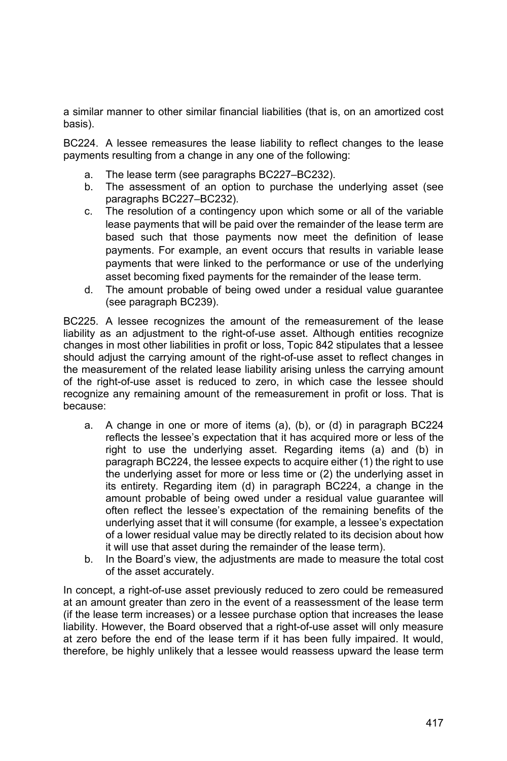a similar manner to other similar financial liabilities (that is, on an amortized cost basis).

BC224. A lessee remeasures the lease liability to reflect changes to the lease payments resulting from a change in any one of the following:

a. The lease term (see paragraphs BC227–BC232).
b. The assessment of an option to purchase the underlying asset (see paragraphs BC227–BC232).
c. The resolution of a contingency upon which some or all of the variable lease payments that will be paid over the remainder of the lease term are based such that those payments now meet the definition of lease payments. For example, an event occurs that results in variable lease payments that were linked to the performance or use of the underlying asset becoming fixed payments for the remainder of the lease term.
d. The amount probable of being owed under a residual value guarantee (see paragraph BC239).

BC225. A lessee recognizes the amount of the remeasurement of the lease liability as an adjustment to the right-of-use asset. Although entities recognize changes in most other liabilities in profit or loss, Topic 842 stipulates that a lessee should adjust the carrying amount of the right-of-use asset to reflect changes in the measurement of the related lease liability arising unless the carrying amount of the right-of-use asset is reduced to zero, in which case the lessee should recognize any remaining amount of the remeasurement in profit or loss. That is because:

a. A change in one or more of items (a), (b), or (d) in paragraph BC224 reflects the lessee's expectation that it has acquired more or less of the right to use the underlying asset. Regarding items (a) and (b) in paragraph BC224, the lessee expects to acquire either (1) the right to use the underlying asset for more or less time or (2) the underlying asset in its entirety. Regarding item (d) in paragraph BC224, a change in the amount probable of being owed under a residual value guarantee will often reflect the lessee's expectation of the remaining benefits of the underlying asset that it will consume (for example, a lessee's expectation of a lower residual value may be directly related to its decision about how it will use that asset during the remainder of the lease term).
b. In the Board's view, the adjustments are made to measure the total cost of the asset accurately.

In concept, a right-of-use asset previously reduced to zero could be remeasured at an amount greater than zero in the event of a reassessment of the lease term (if the lease term increases) or a lessee purchase option that increases the lease liability. However, the Board observed that a right-of-use asset will only measure at zero before the end of the lease term if it has been fully impaired. It would, therefore, be highly unlikely that a lessee would reassess upward the lease term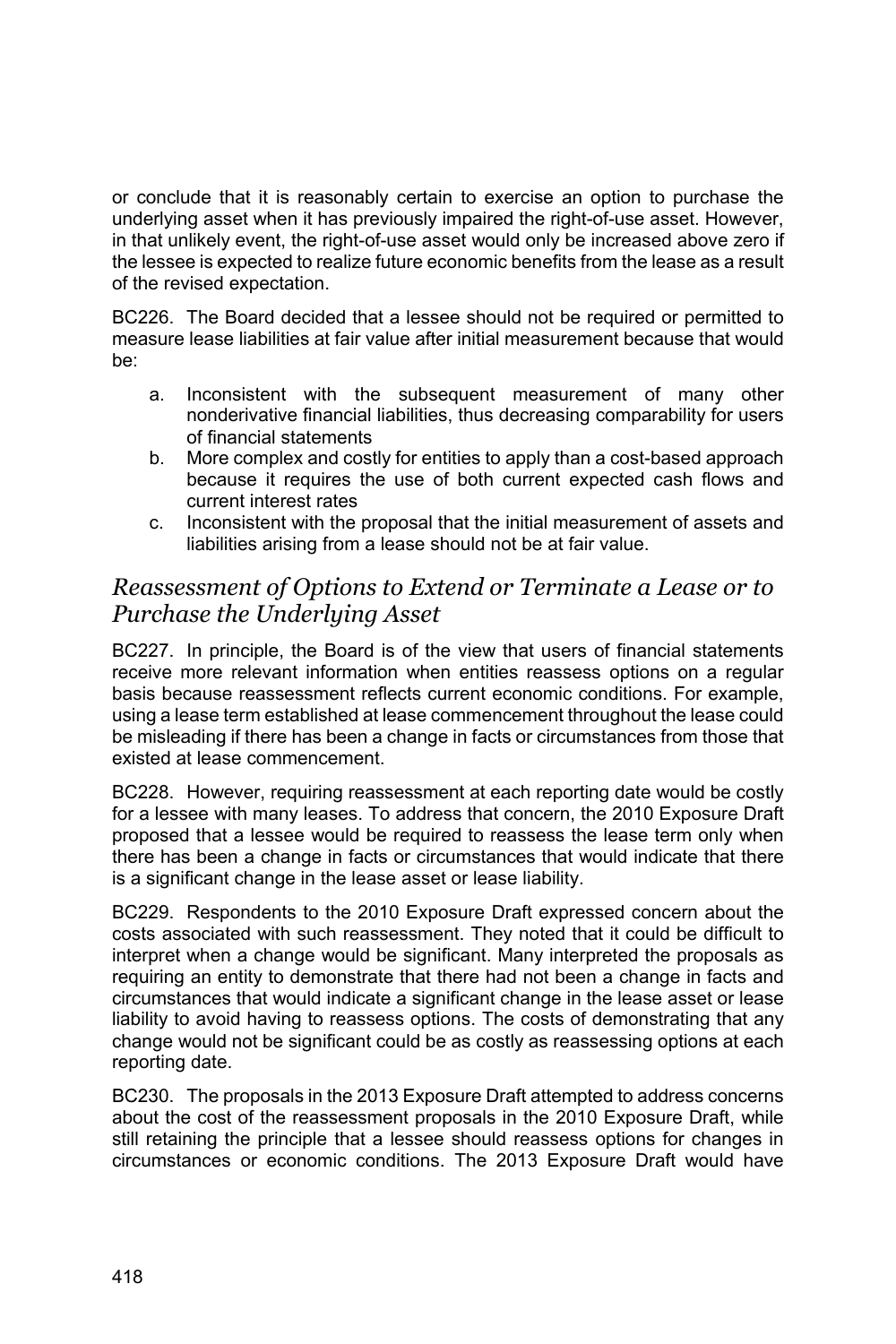or conclude that it is reasonably certain to exercise an option to purchase the underlying asset when it has previously impaired the right-of-use asset. However, in that unlikely event, the right-of-use asset would only be increased above zero if the lessee is expected to realize future economic benefits from the lease as a result of the revised expectation.

BC226. The Board decided that a lessee should not be required or permitted to measure lease liabilities at fair value after initial measurement because that would be:

a. Inconsistent with the subsequent measurement of many other nonderivative financial liabilities, thus decreasing comparability for users of financial statements
b. More complex and costly for entities to apply than a cost-based approach because it requires the use of both current expected cash flows and current interest rates
c. Inconsistent with the proposal that the initial measurement of assets and liabilities arising from a lease should not be at fair value.

## *Reassessment of Options to Extend or Terminate a Lease or to Purchase the Underlying Asset*

BC227. In principle, the Board is of the view that users of financial statements receive more relevant information when entities reassess options on a regular basis because reassessment reflects current economic conditions. For example, using a lease term established at lease commencement throughout the lease could be misleading if there has been a change in facts or circumstances from those that existed at lease commencement.

BC228. However, requiring reassessment at each reporting date would be costly for a lessee with many leases. To address that concern, the 2010 Exposure Draft proposed that a lessee would be required to reassess the lease term only when there has been a change in facts or circumstances that would indicate that there is a significant change in the lease asset or lease liability.

BC229. Respondents to the 2010 Exposure Draft expressed concern about the costs associated with such reassessment. They noted that it could be difficult to interpret when a change would be significant. Many interpreted the proposals as requiring an entity to demonstrate that there had not been a change in facts and circumstances that would indicate a significant change in the lease asset or lease liability to avoid having to reassess options. The costs of demonstrating that any change would not be significant could be as costly as reassessing options at each reporting date.

BC230. The proposals in the 2013 Exposure Draft attempted to address concerns about the cost of the reassessment proposals in the 2010 Exposure Draft, while still retaining the principle that a lessee should reassess options for changes in circumstances or economic conditions. The 2013 Exposure Draft would have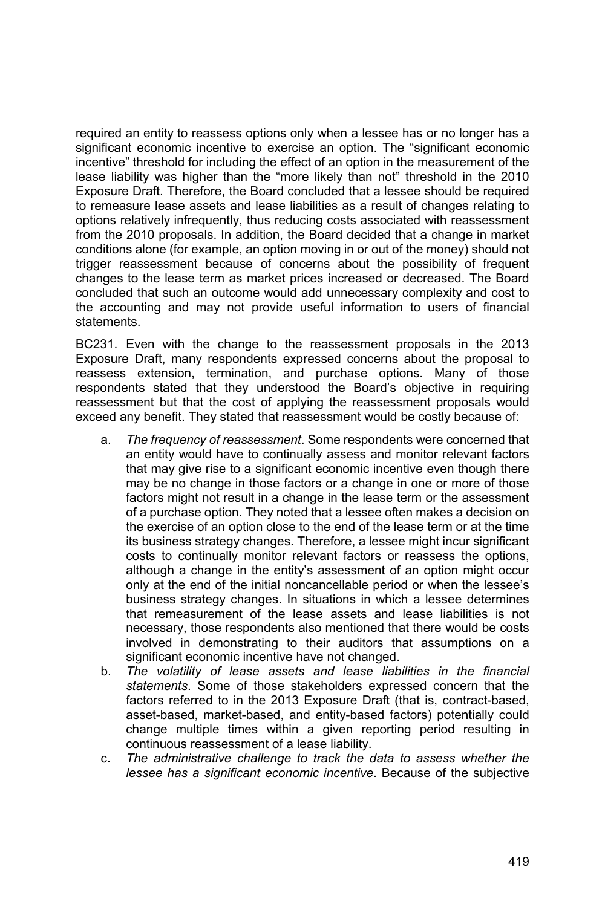required an entity to reassess options only when a lessee has or no longer has a significant economic incentive to exercise an option. The "significant economic incentive" threshold for including the effect of an option in the measurement of the lease liability was higher than the "more likely than not" threshold in the 2010 Exposure Draft. Therefore, the Board concluded that a lessee should be required to remeasure lease assets and lease liabilities as a result of changes relating to options relatively infrequently, thus reducing costs associated with reassessment from the 2010 proposals. In addition, the Board decided that a change in market conditions alone (for example, an option moving in or out of the money) should not trigger reassessment because of concerns about the possibility of frequent changes to the lease term as market prices increased or decreased. The Board concluded that such an outcome would add unnecessary complexity and cost to the accounting and may not provide useful information to users of financial statements.

BC231. Even with the change to the reassessment proposals in the 2013 Exposure Draft, many respondents expressed concerns about the proposal to reassess extension, termination, and purchase options. Many of those respondents stated that they understood the Board's objective in requiring reassessment but that the cost of applying the reassessment proposals would exceed any benefit. They stated that reassessment would be costly because of:

a. *The frequency of reassessment*. Some respondents were concerned that an entity would have to continually assess and monitor relevant factors that may give rise to a significant economic incentive even though there may be no change in those factors or a change in one or more of those factors might not result in a change in the lease term or the assessment of a purchase option. They noted that a lessee often makes a decision on the exercise of an option close to the end of the lease term or at the time its business strategy changes. Therefore, a lessee might incur significant costs to continually monitor relevant factors or reassess the options, although a change in the entity's assessment of an option might occur only at the end of the initial noncancellable period or when the lessee's business strategy changes. In situations in which a lessee determines that remeasurement of the lease assets and lease liabilities is not necessary, those respondents also mentioned that there would be costs involved in demonstrating to their auditors that assumptions on a significant economic incentive have not changed.
b. *The volatility of lease assets and lease liabilities in the financial statements*. Some of those stakeholders expressed concern that the factors referred to in the 2013 Exposure Draft (that is, contract-based, asset-based, market-based, and entity-based factors) potentially could change multiple times within a given reporting period resulting in continuous reassessment of a lease liability.
c. *The administrative challenge to track the data to assess whether the lessee has a significant economic incentive*. Because of the subjective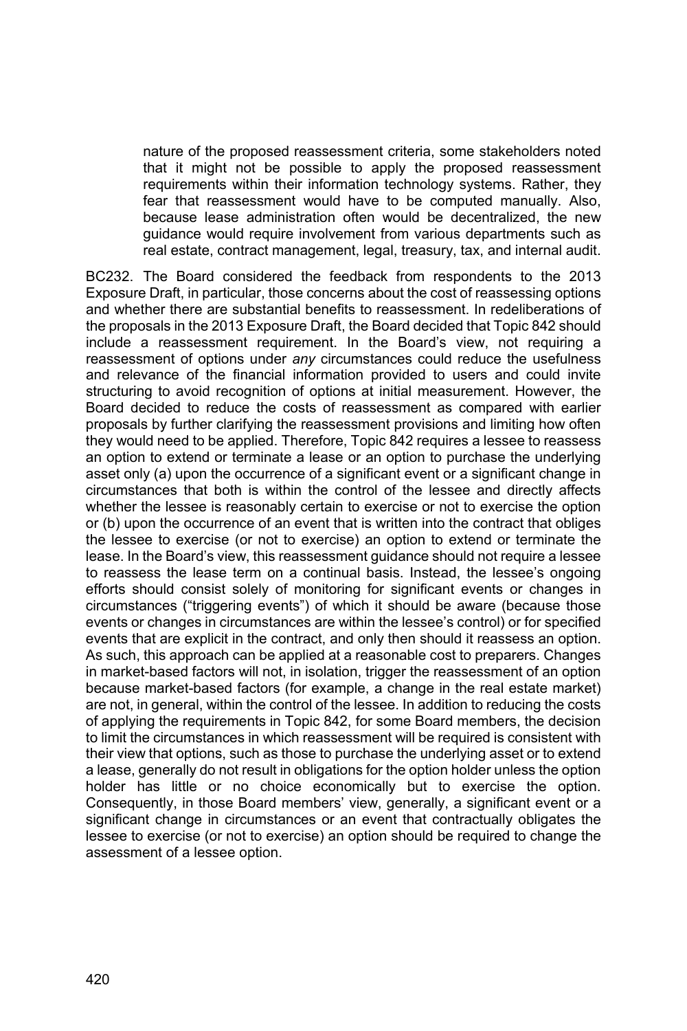nature of the proposed reassessment criteria, some stakeholders noted that it might not be possible to apply the proposed reassessment requirements within their information technology systems. Rather, they fear that reassessment would have to be computed manually. Also, because lease administration often would be decentralized, the new guidance would require involvement from various departments such as real estate, contract management, legal, treasury, tax, and internal audit.

BC232. The Board considered the feedback from respondents to the 2013 Exposure Draft, in particular, those concerns about the cost of reassessing options and whether there are substantial benefits to reassessment. In redeliberations of the proposals in the 2013 Exposure Draft, the Board decided that Topic 842 should include a reassessment requirement. In the Board's view, not requiring a reassessment of options under *any* circumstances could reduce the usefulness and relevance of the financial information provided to users and could invite structuring to avoid recognition of options at initial measurement. However, the Board decided to reduce the costs of reassessment as compared with earlier proposals by further clarifying the reassessment provisions and limiting how often they would need to be applied. Therefore, Topic 842 requires a lessee to reassess an option to extend or terminate a lease or an option to purchase the underlying asset only (a) upon the occurrence of a significant event or a significant change in circumstances that both is within the control of the lessee and directly affects whether the lessee is reasonably certain to exercise or not to exercise the option or (b) upon the occurrence of an event that is written into the contract that obliges the lessee to exercise (or not to exercise) an option to extend or terminate the lease. In the Board's view, this reassessment guidance should not require a lessee to reassess the lease term on a continual basis. Instead, the lessee's ongoing efforts should consist solely of monitoring for significant events or changes in circumstances ("triggering events") of which it should be aware (because those events or changes in circumstances are within the lessee's control) or for specified events that are explicit in the contract, and only then should it reassess an option. As such, this approach can be applied at a reasonable cost to preparers. Changes in market-based factors will not, in isolation, trigger the reassessment of an option because market-based factors (for example, a change in the real estate market) are not, in general, within the control of the lessee. In addition to reducing the costs of applying the requirements in Topic 842, for some Board members, the decision to limit the circumstances in which reassessment will be required is consistent with their view that options, such as those to purchase the underlying asset or to extend a lease, generally do not result in obligations for the option holder unless the option holder has little or no choice economically but to exercise the option. Consequently, in those Board members' view, generally, a significant event or a significant change in circumstances or an event that contractually obligates the lessee to exercise (or not to exercise) an option should be required to change the assessment of a lessee option.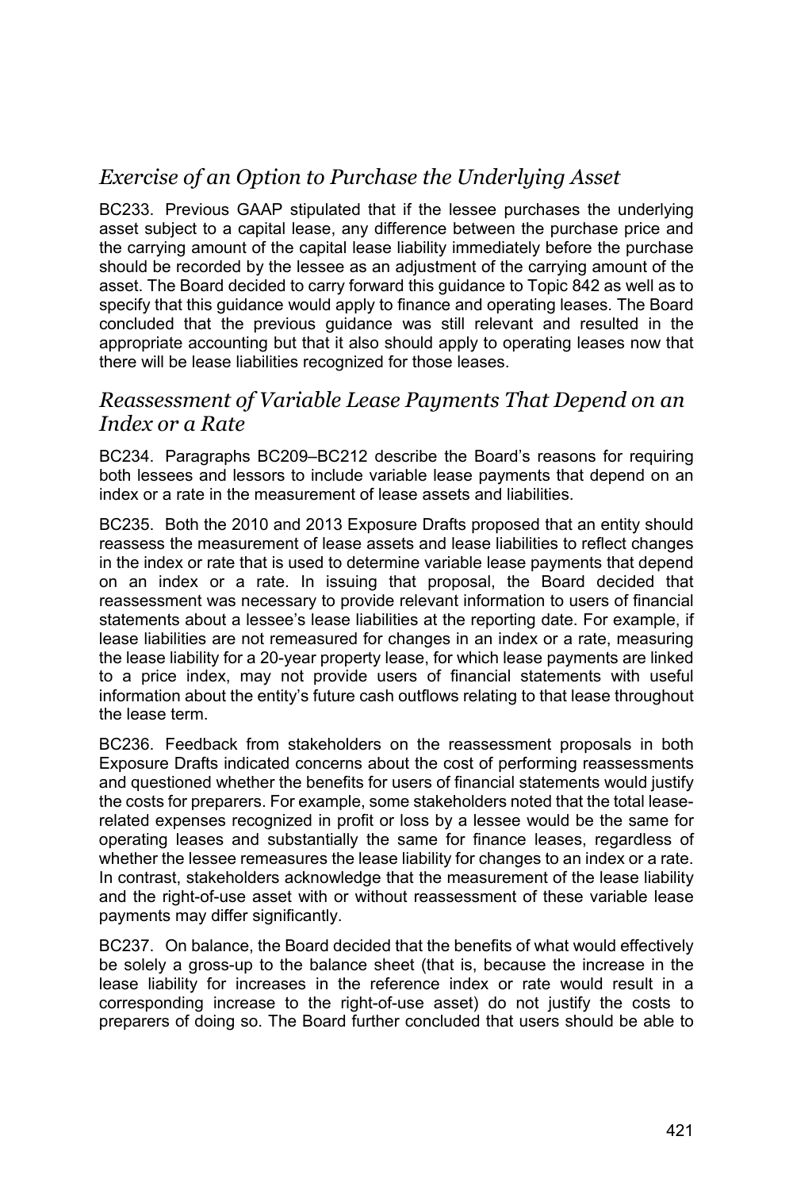## *Exercise of an Option to Purchase the Underlying Asset*

BC233. Previous GAAP stipulated that if the lessee purchases the underlying asset subject to a capital lease, any difference between the purchase price and the carrying amount of the capital lease liability immediately before the purchase should be recorded by the lessee as an adjustment of the carrying amount of the asset. The Board decided to carry forward this guidance to Topic 842 as well as to specify that this guidance would apply to finance and operating leases. The Board concluded that the previous guidance was still relevant and resulted in the appropriate accounting but that it also should apply to operating leases now that there will be lease liabilities recognized for those leases.

## *Reassessment of Variable Lease Payments That Depend on an Index or a Rate*

BC234. Paragraphs BC209–BC212 describe the Board's reasons for requiring both lessees and lessors to include variable lease payments that depend on an index or a rate in the measurement of lease assets and liabilities.

BC235. Both the 2010 and 2013 Exposure Drafts proposed that an entity should reassess the measurement of lease assets and lease liabilities to reflect changes in the index or rate that is used to determine variable lease payments that depend on an index or a rate. In issuing that proposal, the Board decided that reassessment was necessary to provide relevant information to users of financial statements about a lessee's lease liabilities at the reporting date. For example, if lease liabilities are not remeasured for changes in an index or a rate, measuring the lease liability for a 20-year property lease, for which lease payments are linked to a price index, may not provide users of financial statements with useful information about the entity's future cash outflows relating to that lease throughout the lease term.

BC236. Feedback from stakeholders on the reassessment proposals in both Exposure Drafts indicated concerns about the cost of performing reassessments and questioned whether the benefits for users of financial statements would justify the costs for preparers. For example, some stakeholders noted that the total lease-related expenses recognized in profit or loss by a lessee would be the same for operating leases and substantially the same for finance leases, regardless of whether the lessee remeasures the lease liability for changes to an index or a rate. In contrast, stakeholders acknowledge that the measurement of the lease liability and the right-of-use asset with or without reassessment of these variable lease payments may differ significantly.

BC237. On balance, the Board decided that the benefits of what would effectively be solely a gross-up to the balance sheet (that is, because the increase in the lease liability for increases in the reference index or rate would result in a corresponding increase to the right-of-use asset) do not justify the costs to preparers of doing so. The Board further concluded that users should be able to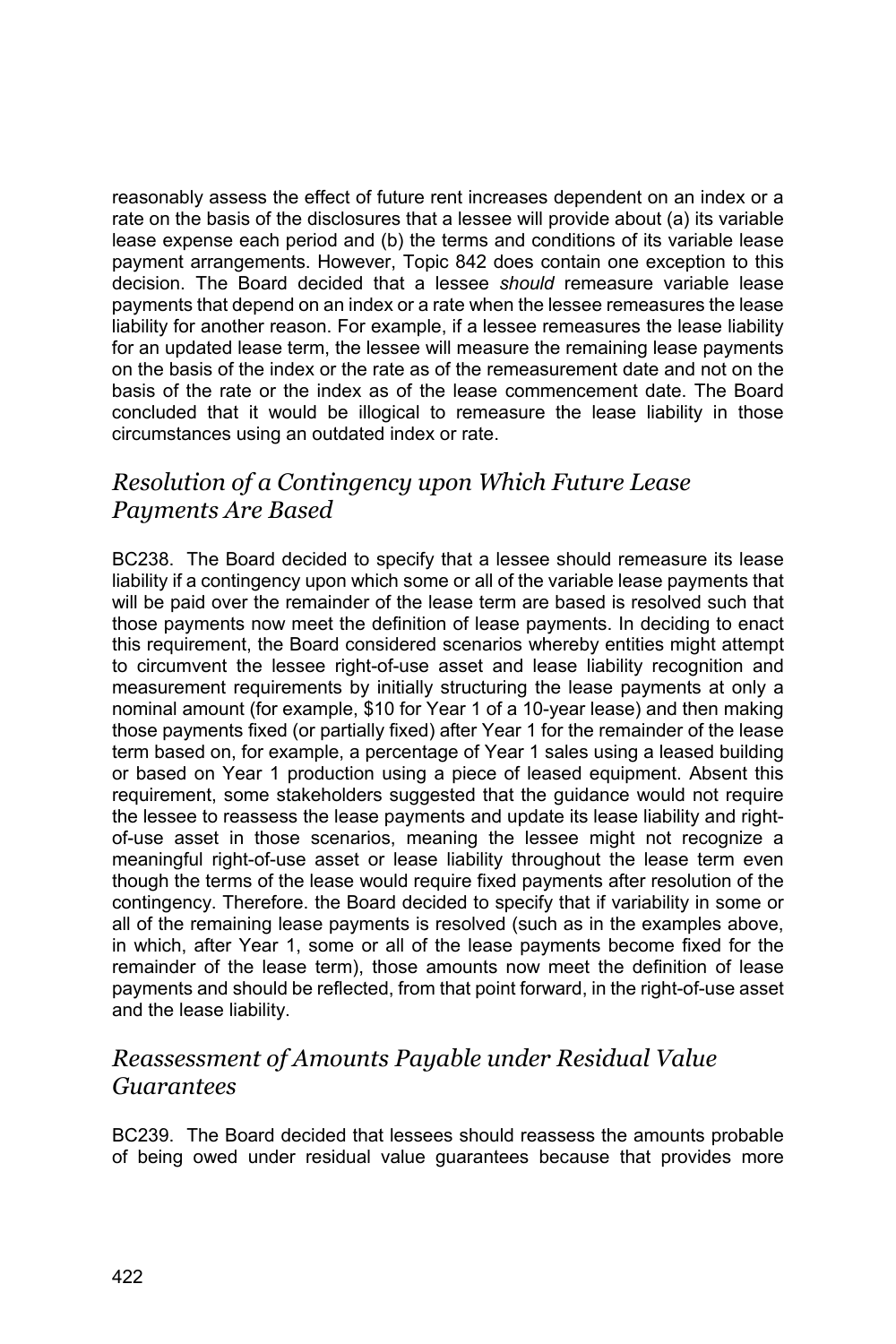reasonably assess the effect of future rent increases dependent on an index or a rate on the basis of the disclosures that a lessee will provide about (a) its variable lease expense each period and (b) the terms and conditions of its variable lease payment arrangements. However, Topic 842 does contain one exception to this decision. The Board decided that a lessee *should* remeasure variable lease payments that depend on an index or a rate when the lessee remeasures the lease liability for another reason. For example, if a lessee remeasures the lease liability for an updated lease term, the lessee will measure the remaining lease payments on the basis of the index or the rate as of the remeasurement date and not on the basis of the rate or the index as of the lease commencement date. The Board concluded that it would be illogical to remeasure the lease liability in those circumstances using an outdated index or rate.

## *Resolution of a Contingency upon Which Future Lease Payments Are Based*

BC238. The Board decided to specify that a lessee should remeasure its lease liability if a contingency upon which some or all of the variable lease payments that will be paid over the remainder of the lease term are based is resolved such that those payments now meet the definition of lease payments. In deciding to enact this requirement, the Board considered scenarios whereby entities might attempt to circumvent the lessee right-of-use asset and lease liability recognition and measurement requirements by initially structuring the lease payments at only a nominal amount (for example, $10 for Year 1 of a 10-year lease) and then making those payments fixed (or partially fixed) after Year 1 for the remainder of the lease term based on, for example, a percentage of Year 1 sales using a leased building or based on Year 1 production using a piece of leased equipment. Absent this requirement, some stakeholders suggested that the guidance would not require the lessee to reassess the lease payments and update its lease liability and right-of-use asset in those scenarios, meaning the lessee might not recognize a meaningful right-of-use asset or lease liability throughout the lease term even though the terms of the lease would require fixed payments after resolution of the contingency. Therefore. the Board decided to specify that if variability in some or all of the remaining lease payments is resolved (such as in the examples above, in which, after Year 1, some or all of the lease payments become fixed for the remainder of the lease term), those amounts now meet the definition of lease payments and should be reflected, from that point forward, in the right-of-use asset and the lease liability.

## *Reassessment of Amounts Payable under Residual Value Guarantees*

BC239. The Board decided that lessees should reassess the amounts probable of being owed under residual value guarantees because that provides more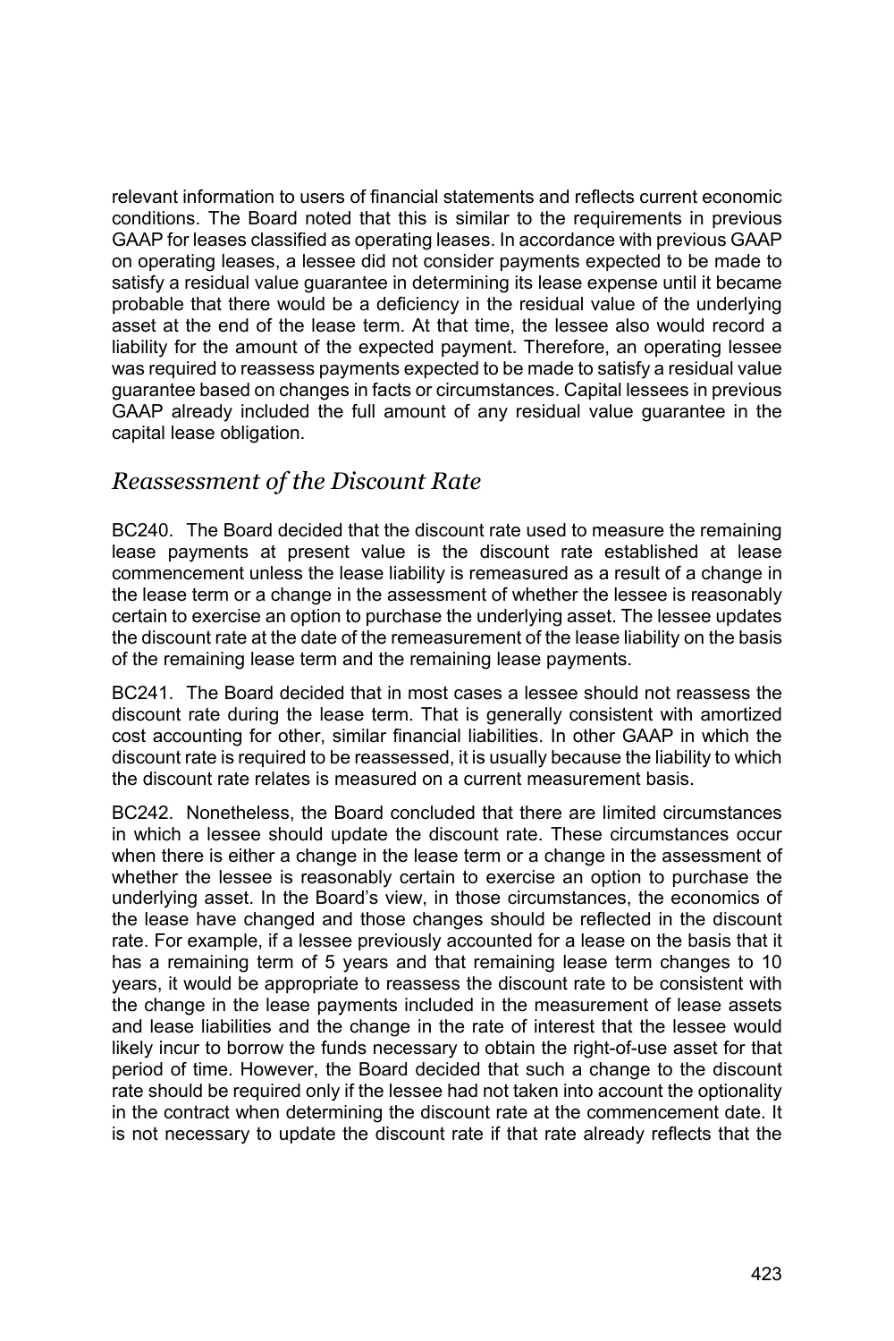relevant information to users of financial statements and reflects current economic conditions. The Board noted that this is similar to the requirements in previous GAAP for leases classified as operating leases. In accordance with previous GAAP on operating leases, a lessee did not consider payments expected to be made to satisfy a residual value guarantee in determining its lease expense until it became probable that there would be a deficiency in the residual value of the underlying asset at the end of the lease term. At that time, the lessee also would record a liability for the amount of the expected payment. Therefore, an operating lessee was required to reassess payments expected to be made to satisfy a residual value guarantee based on changes in facts or circumstances. Capital lessees in previous GAAP already included the full amount of any residual value guarantee in the capital lease obligation.

## *Reassessment of the Discount Rate*

BC240. The Board decided that the discount rate used to measure the remaining lease payments at present value is the discount rate established at lease commencement unless the lease liability is remeasured as a result of a change in the lease term or a change in the assessment of whether the lessee is reasonably certain to exercise an option to purchase the underlying asset. The lessee updates the discount rate at the date of the remeasurement of the lease liability on the basis of the remaining lease term and the remaining lease payments.

BC241. The Board decided that in most cases a lessee should not reassess the discount rate during the lease term. That is generally consistent with amortized cost accounting for other, similar financial liabilities. In other GAAP in which the discount rate is required to be reassessed, it is usually because the liability to which the discount rate relates is measured on a current measurement basis.

BC242. Nonetheless, the Board concluded that there are limited circumstances in which a lessee should update the discount rate. These circumstances occur when there is either a change in the lease term or a change in the assessment of whether the lessee is reasonably certain to exercise an option to purchase the underlying asset. In the Board's view, in those circumstances, the economics of the lease have changed and those changes should be reflected in the discount rate. For example, if a lessee previously accounted for a lease on the basis that it has a remaining term of 5 years and that remaining lease term changes to 10 years, it would be appropriate to reassess the discount rate to be consistent with the change in the lease payments included in the measurement of lease assets and lease liabilities and the change in the rate of interest that the lessee would likely incur to borrow the funds necessary to obtain the right-of-use asset for that period of time. However, the Board decided that such a change to the discount rate should be required only if the lessee had not taken into account the optionality in the contract when determining the discount rate at the commencement date. It is not necessary to update the discount rate if that rate already reflects that the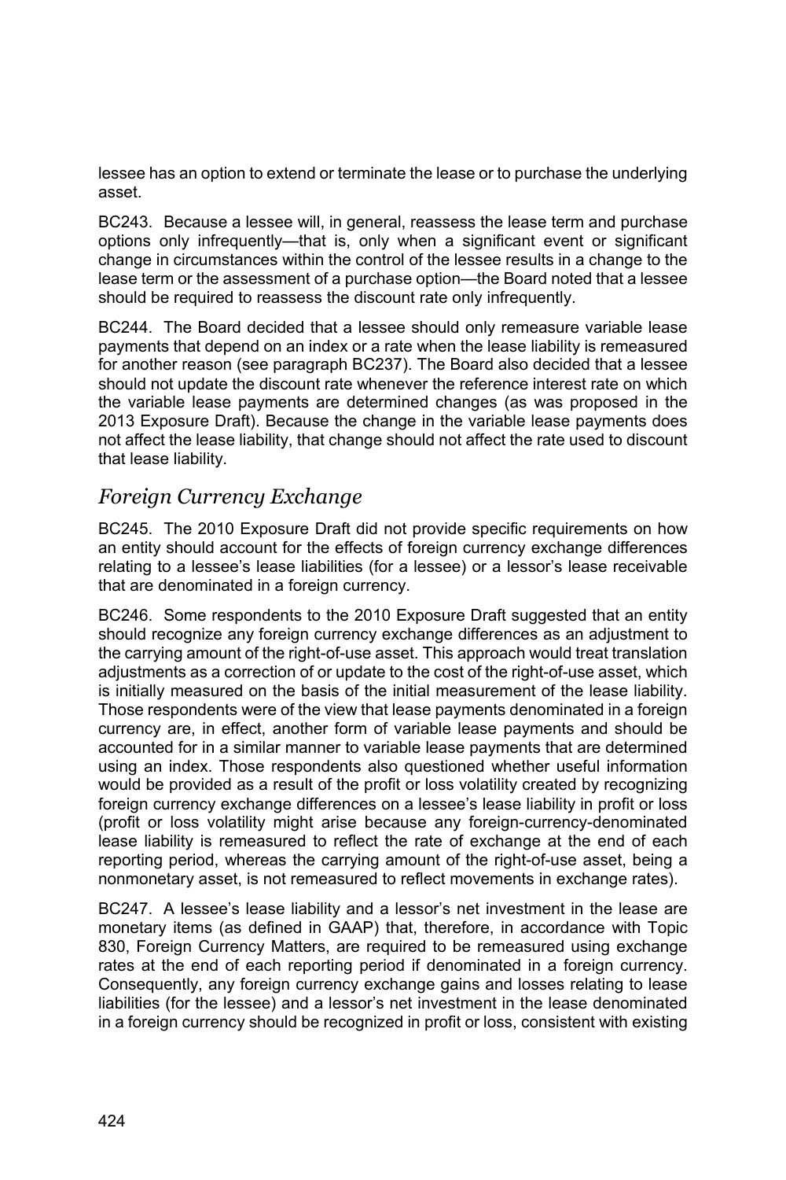lessee has an option to extend or terminate the lease or to purchase the underlying asset.

BC243. Because a lessee will, in general, reassess the lease term and purchase options only infrequently—that is, only when a significant event or significant change in circumstances within the control of the lessee results in a change to the lease term or the assessment of a purchase option—the Board noted that a lessee should be required to reassess the discount rate only infrequently.

BC244. The Board decided that a lessee should only remeasure variable lease payments that depend on an index or a rate when the lease liability is remeasured for another reason (see paragraph BC237). The Board also decided that a lessee should not update the discount rate whenever the reference interest rate on which the variable lease payments are determined changes (as was proposed in the 2013 Exposure Draft). Because the change in the variable lease payments does not affect the lease liability, that change should not affect the rate used to discount that lease liability.

## *Foreign Currency Exchange*

BC245. The 2010 Exposure Draft did not provide specific requirements on how an entity should account for the effects of foreign currency exchange differences relating to a lessee's lease liabilities (for a lessee) or a lessor's lease receivable that are denominated in a foreign currency.

BC246. Some respondents to the 2010 Exposure Draft suggested that an entity should recognize any foreign currency exchange differences as an adjustment to the carrying amount of the right-of-use asset. This approach would treat translation adjustments as a correction of or update to the cost of the right-of-use asset, which is initially measured on the basis of the initial measurement of the lease liability. Those respondents were of the view that lease payments denominated in a foreign currency are, in effect, another form of variable lease payments and should be accounted for in a similar manner to variable lease payments that are determined using an index. Those respondents also questioned whether useful information would be provided as a result of the profit or loss volatility created by recognizing foreign currency exchange differences on a lessee's lease liability in profit or loss (profit or loss volatility might arise because any foreign-currency-denominated lease liability is remeasured to reflect the rate of exchange at the end of each reporting period, whereas the carrying amount of the right-of-use asset, being a nonmonetary asset, is not remeasured to reflect movements in exchange rates).

BC247. A lessee's lease liability and a lessor's net investment in the lease are monetary items (as defined in GAAP) that, therefore, in accordance with Topic 830, Foreign Currency Matters, are required to be remeasured using exchange rates at the end of each reporting period if denominated in a foreign currency. Consequently, any foreign currency exchange gains and losses relating to lease liabilities (for the lessee) and a lessor's net investment in the lease denominated in a foreign currency should be recognized in profit or loss, consistent with existing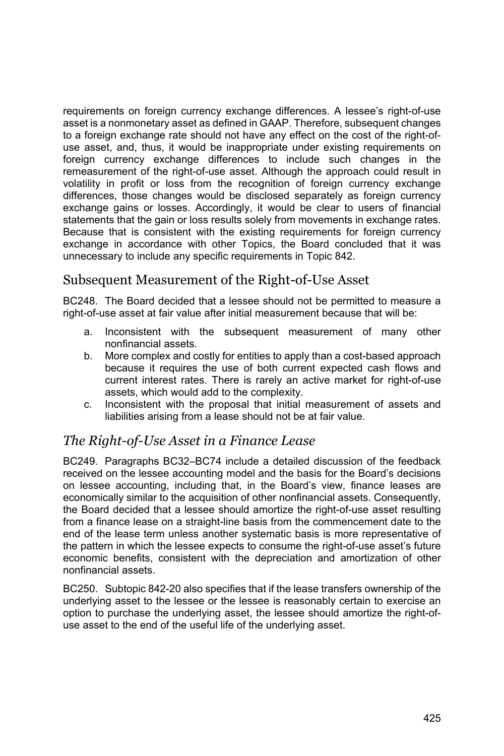requirements on foreign currency exchange differences. A lessee's right-of-use asset is a nonmonetary asset as defined in GAAP. Therefore, subsequent changes to a foreign exchange rate should not have any effect on the cost of the right-of-use asset, and, thus, it would be inappropriate under existing requirements on foreign currency exchange differences to include such changes in the remeasurement of the right-of-use asset. Although the approach could result in volatility in profit or loss from the recognition of foreign currency exchange differences, those changes would be disclosed separately as foreign currency exchange gains or losses. Accordingly, it would be clear to users of financial statements that the gain or loss results solely from movements in exchange rates. Because that is consistent with the existing requirements for foreign currency exchange in accordance with other Topics, the Board concluded that it was unnecessary to include any specific requirements in Topic 842.

## Subsequent Measurement of the Right-of-Use Asset

BC248. The Board decided that a lessee should not be permitted to measure a right-of-use asset at fair value after initial measurement because that will be:

a. Inconsistent with the subsequent measurement of many other nonfinancial assets.
b. More complex and costly for entities to apply than a cost-based approach because it requires the use of both current expected cash flows and current interest rates. There is rarely an active market for right-of-use assets, which would add to the complexity.
c. Inconsistent with the proposal that initial measurement of assets and liabilities arising from a lease should not be at fair value.

### *The Right-of-Use Asset in a Finance Lease*

BC249. Paragraphs BC32–BC74 include a detailed discussion of the feedback received on the lessee accounting model and the basis for the Board's decisions on lessee accounting, including that, in the Board's view, finance leases are economically similar to the acquisition of other nonfinancial assets. Consequently, the Board decided that a lessee should amortize the right-of-use asset resulting from a finance lease on a straight-line basis from the commencement date to the end of the lease term unless another systematic basis is more representative of the pattern in which the lessee expects to consume the right-of-use asset's future economic benefits, consistent with the depreciation and amortization of other nonfinancial assets.

BC250. Subtopic 842-20 also specifies that if the lease transfers ownership of the underlying asset to the lessee or the lessee is reasonably certain to exercise an option to purchase the underlying asset, the lessee should amortize the right-of-use asset to the end of the useful life of the underlying asset.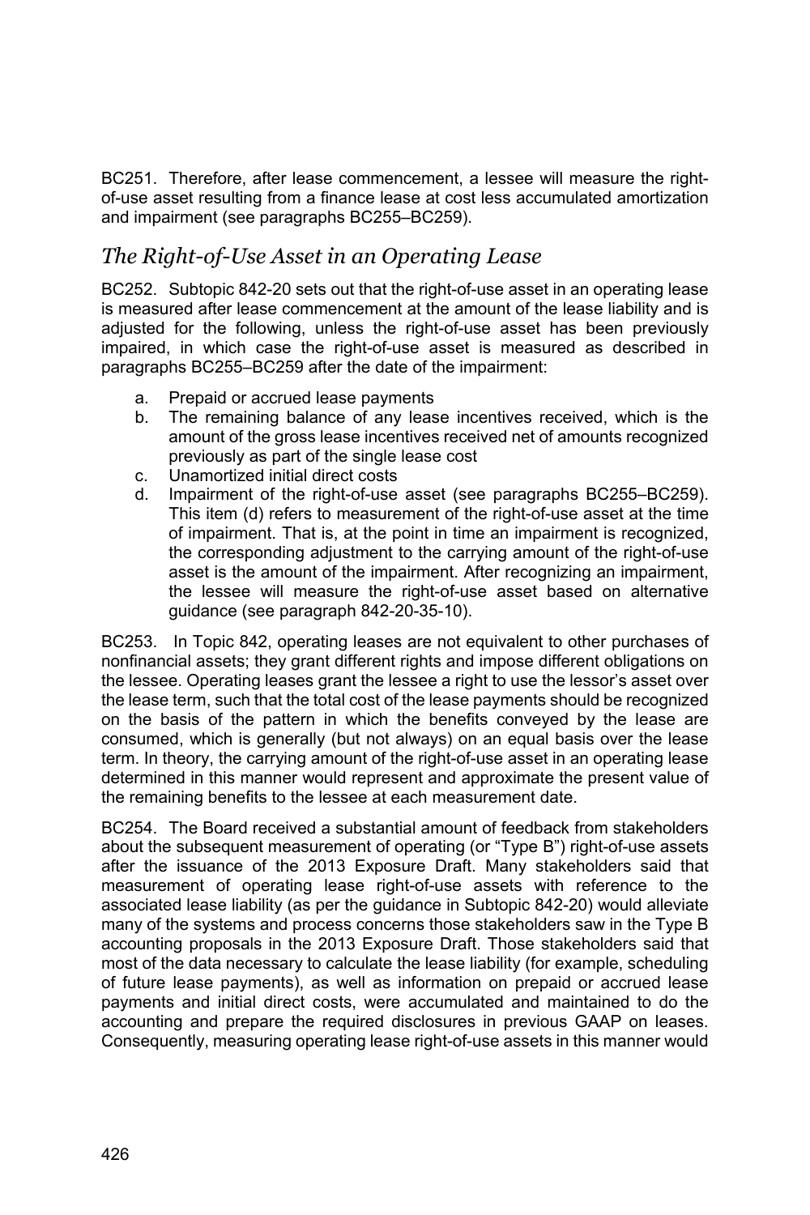BC251. Therefore, after lease commencement, a lessee will measure the right-of-use asset resulting from a finance lease at cost less accumulated amortization and impairment (see paragraphs BC255–BC259).

## *The Right-of-Use Asset in an Operating Lease*

BC252. Subtopic 842-20 sets out that the right-of-use asset in an operating lease is measured after lease commencement at the amount of the lease liability and is adjusted for the following, unless the right-of-use asset has been previously impaired, in which case the right-of-use asset is measured as described in paragraphs BC255–BC259 after the date of the impairment:

a. Prepaid or accrued lease payments
b. The remaining balance of any lease incentives received, which is the amount of the gross lease incentives received net of amounts recognized previously as part of the single lease cost
c. Unamortized initial direct costs
d. Impairment of the right-of-use asset (see paragraphs BC255–BC259). This item (d) refers to measurement of the right-of-use asset at the time of impairment. That is, at the point in time an impairment is recognized, the corresponding adjustment to the carrying amount of the right-of-use asset is the amount of the impairment. After recognizing an impairment, the lessee will measure the right-of-use asset based on alternative guidance (see paragraph 842-20-35-10).

BC253. In Topic 842, operating leases are not equivalent to other purchases of nonfinancial assets; they grant different rights and impose different obligations on the lessee. Operating leases grant the lessee a right to use the lessor's asset over the lease term, such that the total cost of the lease payments should be recognized on the basis of the pattern in which the benefits conveyed by the lease are consumed, which is generally (but not always) on an equal basis over the lease term. In theory, the carrying amount of the right-of-use asset in an operating lease determined in this manner would represent and approximate the present value of the remaining benefits to the lessee at each measurement date.

BC254. The Board received a substantial amount of feedback from stakeholders about the subsequent measurement of operating (or "Type B") right-of-use assets after the issuance of the 2013 Exposure Draft. Many stakeholders said that measurement of operating lease right-of-use assets with reference to the associated lease liability (as per the guidance in Subtopic 842-20) would alleviate many of the systems and process concerns those stakeholders saw in the Type B accounting proposals in the 2013 Exposure Draft. Those stakeholders said that most of the data necessary to calculate the lease liability (for example, scheduling of future lease payments), as well as information on prepaid or accrued lease payments and initial direct costs, were accumulated and maintained to do the accounting and prepare the required disclosures in previous GAAP on leases. Consequently, measuring operating lease right-of-use assets in this manner would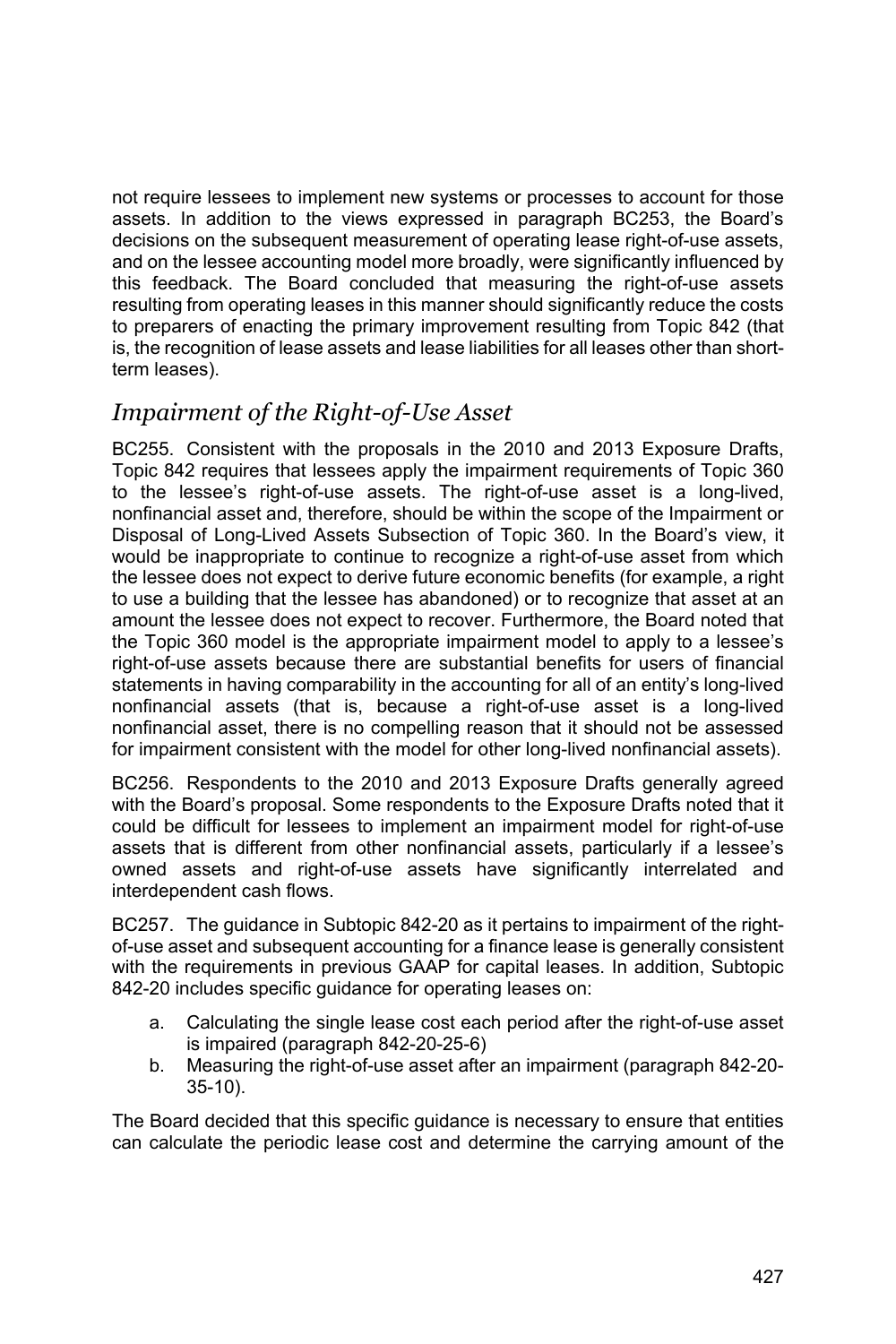not require lessees to implement new systems or processes to account for those assets. In addition to the views expressed in paragraph BC253, the Board's decisions on the subsequent measurement of operating lease right-of-use assets, and on the lessee accounting model more broadly, were significantly influenced by this feedback. The Board concluded that measuring the right-of-use assets resulting from operating leases in this manner should significantly reduce the costs to preparers of enacting the primary improvement resulting from Topic 842 (that is, the recognition of lease assets and lease liabilities for all leases other than short-term leases).

## *Impairment of the Right-of-Use Asset*

BC255. Consistent with the proposals in the 2010 and 2013 Exposure Drafts, Topic 842 requires that lessees apply the impairment requirements of Topic 360 to the lessee's right-of-use assets. The right-of-use asset is a long-lived, nonfinancial asset and, therefore, should be within the scope of the Impairment or Disposal of Long-Lived Assets Subsection of Topic 360. In the Board's view, it would be inappropriate to continue to recognize a right-of-use asset from which the lessee does not expect to derive future economic benefits (for example, a right to use a building that the lessee has abandoned) or to recognize that asset at an amount the lessee does not expect to recover. Furthermore, the Board noted that the Topic 360 model is the appropriate impairment model to apply to a lessee's right-of-use assets because there are substantial benefits for users of financial statements in having comparability in the accounting for all of an entity's long-lived nonfinancial assets (that is, because a right-of-use asset is a long-lived nonfinancial asset, there is no compelling reason that it should not be assessed for impairment consistent with the model for other long-lived nonfinancial assets).

BC256. Respondents to the 2010 and 2013 Exposure Drafts generally agreed with the Board's proposal. Some respondents to the Exposure Drafts noted that it could be difficult for lessees to implement an impairment model for right-of-use assets that is different from other nonfinancial assets, particularly if a lessee's owned assets and right-of-use assets have significantly interrelated and interdependent cash flows.

BC257. The guidance in Subtopic 842-20 as it pertains to impairment of the right-of-use asset and subsequent accounting for a finance lease is generally consistent with the requirements in previous GAAP for capital leases. In addition, Subtopic 842-20 includes specific guidance for operating leases on:

a. Calculating the single lease cost each period after the right-of-use asset is impaired (paragraph 842-20-25-6)
b. Measuring the right-of-use asset after an impairment (paragraph 842-20-35-10).

The Board decided that this specific guidance is necessary to ensure that entities can calculate the periodic lease cost and determine the carrying amount of the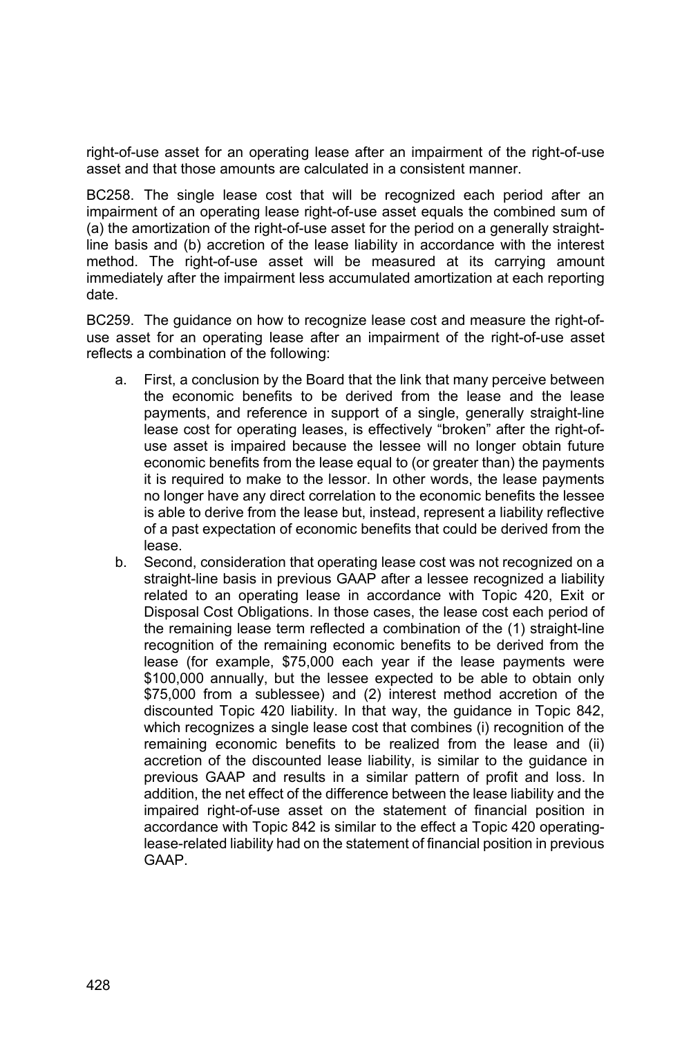right-of-use asset for an operating lease after an impairment of the right-of-use asset and that those amounts are calculated in a consistent manner.

BC258. The single lease cost that will be recognized each period after an impairment of an operating lease right-of-use asset equals the combined sum of (a) the amortization of the right-of-use asset for the period on a generally straight-line basis and (b) accretion of the lease liability in accordance with the interest method. The right-of-use asset will be measured at its carrying amount immediately after the impairment less accumulated amortization at each reporting date.

BC259. The guidance on how to recognize lease cost and measure the right-of-use asset for an operating lease after an impairment of the right-of-use asset reflects a combination of the following:

a. First, a conclusion by the Board that the link that many perceive between the economic benefits to be derived from the lease and the lease payments, and reference in support of a single, generally straight-line lease cost for operating leases, is effectively "broken" after the right-of-use asset is impaired because the lessee will no longer obtain future economic benefits from the lease equal to (or greater than) the payments it is required to make to the lessor. In other words, the lease payments no longer have any direct correlation to the economic benefits the lessee is able to derive from the lease but, instead, represent a liability reflective of a past expectation of economic benefits that could be derived from the lease.

b. Second, consideration that operating lease cost was not recognized on a straight-line basis in previous GAAP after a lessee recognized a liability related to an operating lease in accordance with Topic 420, Exit or Disposal Cost Obligations. In those cases, the lease cost each period of the remaining lease term reflected a combination of the (1) straight-line recognition of the remaining economic benefits to be derived from the lease (for example, $75,000 each year if the lease payments were $100,000 annually, but the lessee expected to be able to obtain only $75,000 from a sublessee) and (2) interest method accretion of the discounted Topic 420 liability. In that way, the guidance in Topic 842, which recognizes a single lease cost that combines (i) recognition of the remaining economic benefits to be realized from the lease and (ii) accretion of the discounted lease liability, is similar to the guidance in previous GAAP and results in a similar pattern of profit and loss. In addition, the net effect of the difference between the lease liability and the impaired right-of-use asset on the statement of financial position in accordance with Topic 842 is similar to the effect a Topic 420 operating-lease-related liability had on the statement of financial position in previous GAAP.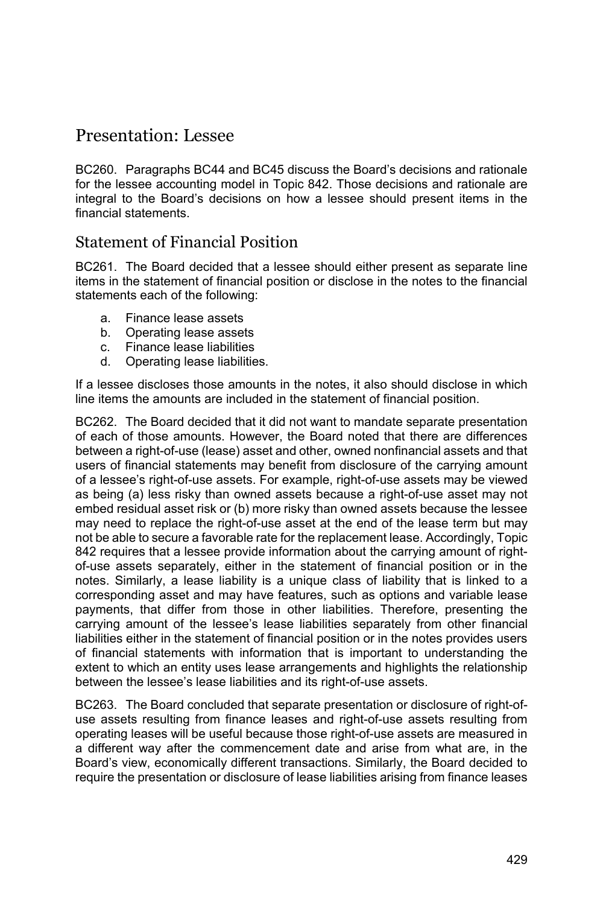## Presentation: Lessee

BC260. Paragraphs BC44 and BC45 discuss the Board's decisions and rationale for the lessee accounting model in Topic 842. Those decisions and rationale are integral to the Board's decisions on how a lessee should present items in the financial statements.

### Statement of Financial Position

BC261. The Board decided that a lessee should either present as separate line items in the statement of financial position or disclose in the notes to the financial statements each of the following:

a. Finance lease assets
b. Operating lease assets
c. Finance lease liabilities
d. Operating lease liabilities.

If a lessee discloses those amounts in the notes, it also should disclose in which line items the amounts are included in the statement of financial position.

BC262. The Board decided that it did not want to mandate separate presentation of each of those amounts. However, the Board noted that there are differences between a right-of-use (lease) asset and other, owned nonfinancial assets and that users of financial statements may benefit from disclosure of the carrying amount of a lessee's right-of-use assets. For example, right-of-use assets may be viewed as being (a) less risky than owned assets because a right-of-use asset may not embed residual asset risk or (b) more risky than owned assets because the lessee may need to replace the right-of-use asset at the end of the lease term but may not be able to secure a favorable rate for the replacement lease. Accordingly, Topic 842 requires that a lessee provide information about the carrying amount of right-of-use assets separately, either in the statement of financial position or in the notes. Similarly, a lease liability is a unique class of liability that is linked to a corresponding asset and may have features, such as options and variable lease payments, that differ from those in other liabilities. Therefore, presenting the carrying amount of the lessee's lease liabilities separately from other financial liabilities either in the statement of financial position or in the notes provides users of financial statements with information that is important to understanding the extent to which an entity uses lease arrangements and highlights the relationship between the lessee's lease liabilities and its right-of-use assets.

BC263. The Board concluded that separate presentation or disclosure of right-of-use assets resulting from finance leases and right-of-use assets resulting from operating leases will be useful because those right-of-use assets are measured in a different way after the commencement date and arise from what are, in the Board's view, economically different transactions. Similarly, the Board decided to require the presentation or disclosure of lease liabilities arising from finance leases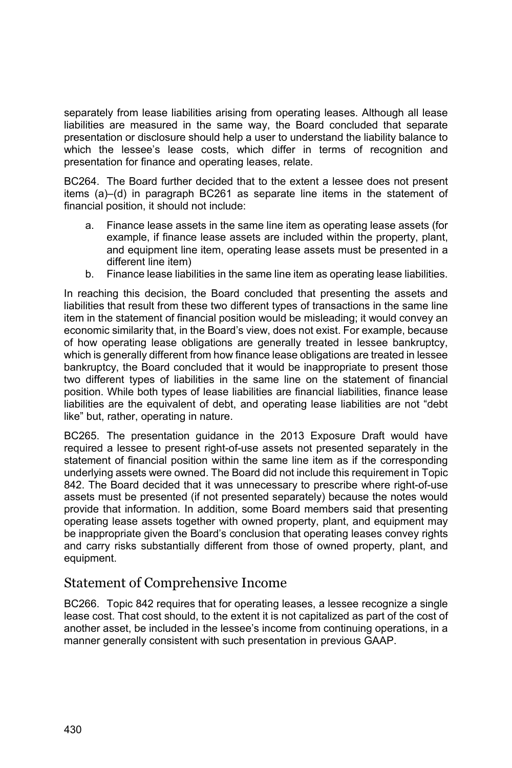separately from lease liabilities arising from operating leases. Although all lease liabilities are measured in the same way, the Board concluded that separate presentation or disclosure should help a user to understand the liability balance to which the lessee's lease costs, which differ in terms of recognition and presentation for finance and operating leases, relate.

BC264. The Board further decided that to the extent a lessee does not present items (a)–(d) in paragraph BC261 as separate line items in the statement of financial position, it should not include:

a. Finance lease assets in the same line item as operating lease assets (for example, if finance lease assets are included within the property, plant, and equipment line item, operating lease assets must be presented in a different line item)
b. Finance lease liabilities in the same line item as operating lease liabilities.

In reaching this decision, the Board concluded that presenting the assets and liabilities that result from these two different types of transactions in the same line item in the statement of financial position would be misleading; it would convey an economic similarity that, in the Board's view, does not exist. For example, because of how operating lease obligations are generally treated in lessee bankruptcy, which is generally different from how finance lease obligations are treated in lessee bankruptcy, the Board concluded that it would be inappropriate to present those two different types of liabilities in the same line on the statement of financial position. While both types of lease liabilities are financial liabilities, finance lease liabilities are the equivalent of debt, and operating lease liabilities are not "debt like" but, rather, operating in nature.

BC265. The presentation guidance in the 2013 Exposure Draft would have required a lessee to present right-of-use assets not presented separately in the statement of financial position within the same line item as if the corresponding underlying assets were owned. The Board did not include this requirement in Topic 842. The Board decided that it was unnecessary to prescribe where right-of-use assets must be presented (if not presented separately) because the notes would provide that information. In addition, some Board members said that presenting operating lease assets together with owned property, plant, and equipment may be inappropriate given the Board's conclusion that operating leases convey rights and carry risks substantially different from those of owned property, plant, and equipment.

## Statement of Comprehensive Income

BC266. Topic 842 requires that for operating leases, a lessee recognize a single lease cost. That cost should, to the extent it is not capitalized as part of the cost of another asset, be included in the lessee's income from continuing operations, in a manner generally consistent with such presentation in previous GAAP.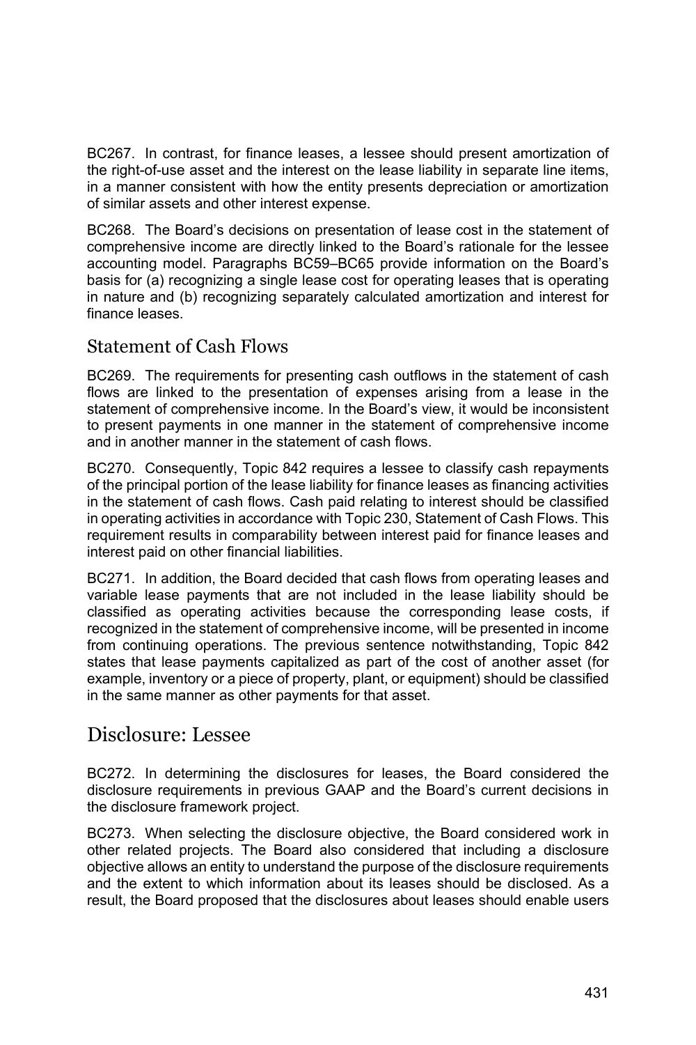BC267. In contrast, for finance leases, a lessee should present amortization of the right-of-use asset and the interest on the lease liability in separate line items, in a manner consistent with how the entity presents depreciation or amortization of similar assets and other interest expense.

BC268. The Board's decisions on presentation of lease cost in the statement of comprehensive income are directly linked to the Board's rationale for the lessee accounting model. Paragraphs BC59–BC65 provide information on the Board's basis for (a) recognizing a single lease cost for operating leases that is operating in nature and (b) recognizing separately calculated amortization and interest for finance leases.

### Statement of Cash Flows

BC269. The requirements for presenting cash outflows in the statement of cash flows are linked to the presentation of expenses arising from a lease in the statement of comprehensive income. In the Board's view, it would be inconsistent to present payments in one manner in the statement of comprehensive income and in another manner in the statement of cash flows.

BC270. Consequently, Topic 842 requires a lessee to classify cash repayments of the principal portion of the lease liability for finance leases as financing activities in the statement of cash flows. Cash paid relating to interest should be classified in operating activities in accordance with Topic 230, Statement of Cash Flows. This requirement results in comparability between interest paid for finance leases and interest paid on other financial liabilities.

BC271. In addition, the Board decided that cash flows from operating leases and variable lease payments that are not included in the lease liability should be classified as operating activities because the corresponding lease costs, if recognized in the statement of comprehensive income, will be presented in income from continuing operations. The previous sentence notwithstanding, Topic 842 states that lease payments capitalized as part of the cost of another asset (for example, inventory or a piece of property, plant, or equipment) should be classified in the same manner as other payments for that asset.

## Disclosure: Lessee

BC272. In determining the disclosures for leases, the Board considered the disclosure requirements in previous GAAP and the Board's current decisions in the disclosure framework project.

BC273. When selecting the disclosure objective, the Board considered work in other related projects. The Board also considered that including a disclosure objective allows an entity to understand the purpose of the disclosure requirements and the extent to which information about its leases should be disclosed. As a result, the Board proposed that the disclosures about leases should enable users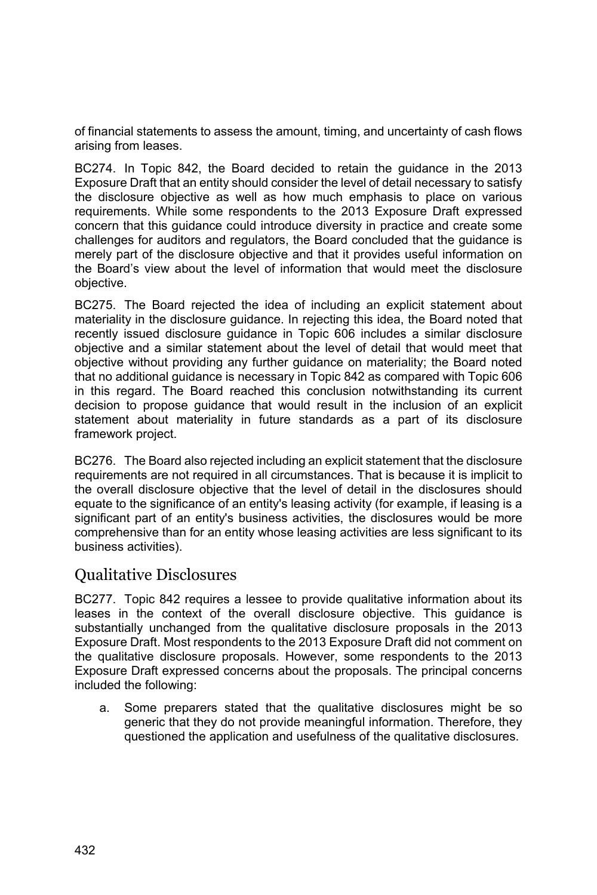of financial statements to assess the amount, timing, and uncertainty of cash flows arising from leases.

BC274. In Topic 842, the Board decided to retain the guidance in the 2013 Exposure Draft that an entity should consider the level of detail necessary to satisfy the disclosure objective as well as how much emphasis to place on various requirements. While some respondents to the 2013 Exposure Draft expressed concern that this guidance could introduce diversity in practice and create some challenges for auditors and regulators, the Board concluded that the guidance is merely part of the disclosure objective and that it provides useful information on the Board's view about the level of information that would meet the disclosure objective.

BC275. The Board rejected the idea of including an explicit statement about materiality in the disclosure guidance. In rejecting this idea, the Board noted that recently issued disclosure guidance in Topic 606 includes a similar disclosure objective and a similar statement about the level of detail that would meet that objective without providing any further guidance on materiality; the Board noted that no additional guidance is necessary in Topic 842 as compared with Topic 606 in this regard. The Board reached this conclusion notwithstanding its current decision to propose guidance that would result in the inclusion of an explicit statement about materiality in future standards as a part of its disclosure framework project.

BC276. The Board also rejected including an explicit statement that the disclosure requirements are not required in all circumstances. That is because it is implicit to the overall disclosure objective that the level of detail in the disclosures should equate to the significance of an entity's leasing activity (for example, if leasing is a significant part of an entity's business activities, the disclosures would be more comprehensive than for an entity whose leasing activities are less significant to its business activities).

## Qualitative Disclosures

BC277. Topic 842 requires a lessee to provide qualitative information about its leases in the context of the overall disclosure objective. This guidance is substantially unchanged from the qualitative disclosure proposals in the 2013 Exposure Draft. Most respondents to the 2013 Exposure Draft did not comment on the qualitative disclosure proposals. However, some respondents to the 2013 Exposure Draft expressed concerns about the proposals. The principal concerns included the following:

a. Some preparers stated that the qualitative disclosures might be so generic that they do not provide meaningful information. Therefore, they questioned the application and usefulness of the qualitative disclosures.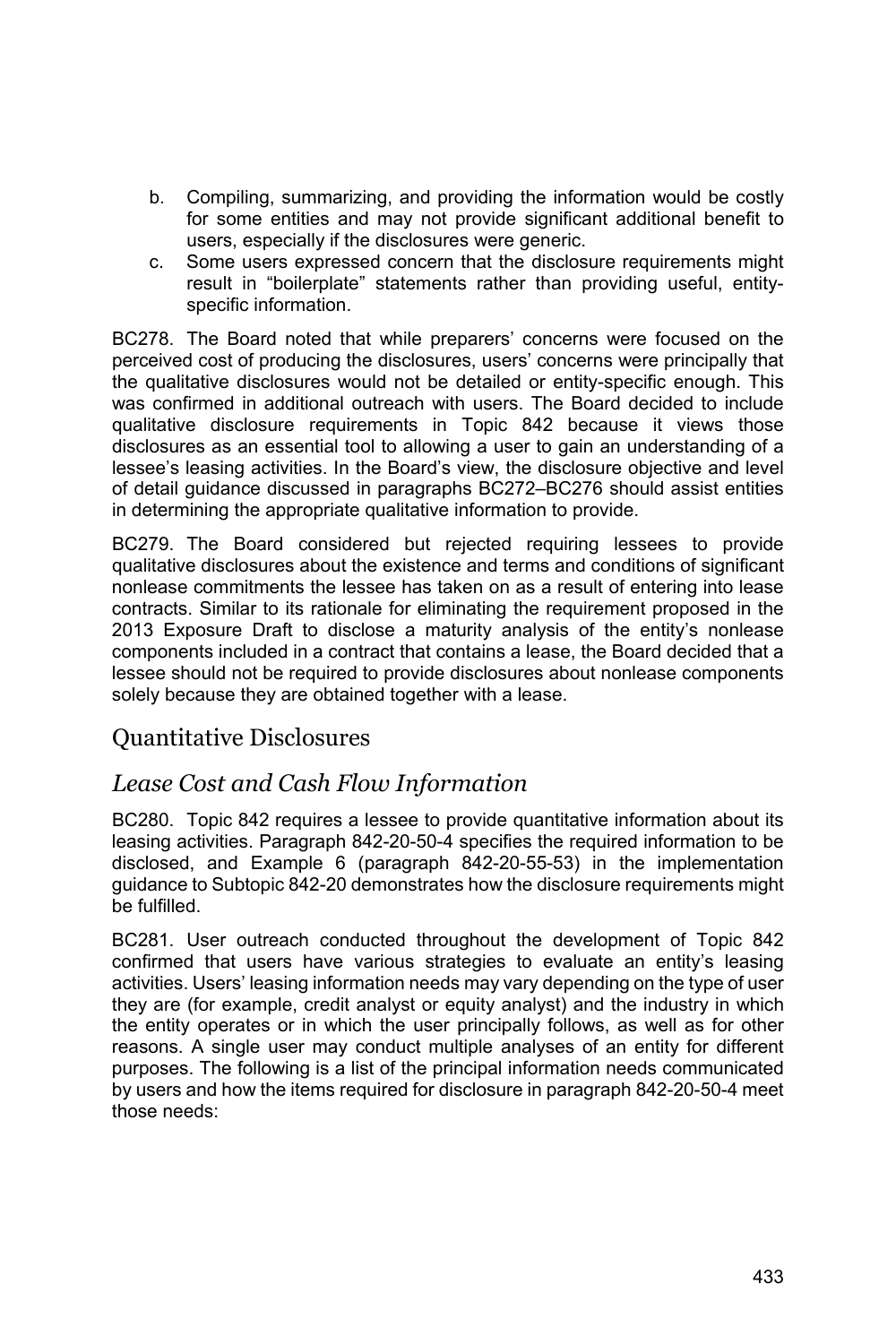b. Compiling, summarizing, and providing the information would be costly for some entities and may not provide significant additional benefit to users, especially if the disclosures were generic.
c. Some users expressed concern that the disclosure requirements might result in "boilerplate" statements rather than providing useful, entity-specific information.

BC278. The Board noted that while preparers' concerns were focused on the perceived cost of producing the disclosures, users' concerns were principally that the qualitative disclosures would not be detailed or entity-specific enough. This was confirmed in additional outreach with users. The Board decided to include qualitative disclosure requirements in Topic 842 because it views those disclosures as an essential tool to allowing a user to gain an understanding of a lessee's leasing activities. In the Board's view, the disclosure objective and level of detail guidance discussed in paragraphs BC272–BC276 should assist entities in determining the appropriate qualitative information to provide.

BC279. The Board considered but rejected requiring lessees to provide qualitative disclosures about the existence and terms and conditions of significant nonlease commitments the lessee has taken on as a result of entering into lease contracts. Similar to its rationale for eliminating the requirement proposed in the 2013 Exposure Draft to disclose a maturity analysis of the entity's nonlease components included in a contract that contains a lease, the Board decided that a lessee should not be required to provide disclosures about nonlease components solely because they are obtained together with a lease.

## Quantitative Disclosures

### *Lease Cost and Cash Flow Information*

BC280. Topic 842 requires a lessee to provide quantitative information about its leasing activities. Paragraph 842-20-50-4 specifies the required information to be disclosed, and Example 6 (paragraph 842-20-55-53) in the implementation guidance to Subtopic 842-20 demonstrates how the disclosure requirements might be fulfilled.

BC281. User outreach conducted throughout the development of Topic 842 confirmed that users have various strategies to evaluate an entity's leasing activities. Users' leasing information needs may vary depending on the type of user they are (for example, credit analyst or equity analyst) and the industry in which the entity operates or in which the user principally follows, as well as for other reasons. A single user may conduct multiple analyses of an entity for different purposes. The following is a list of the principal information needs communicated by users and how the items required for disclosure in paragraph 842-20-50-4 meet those needs: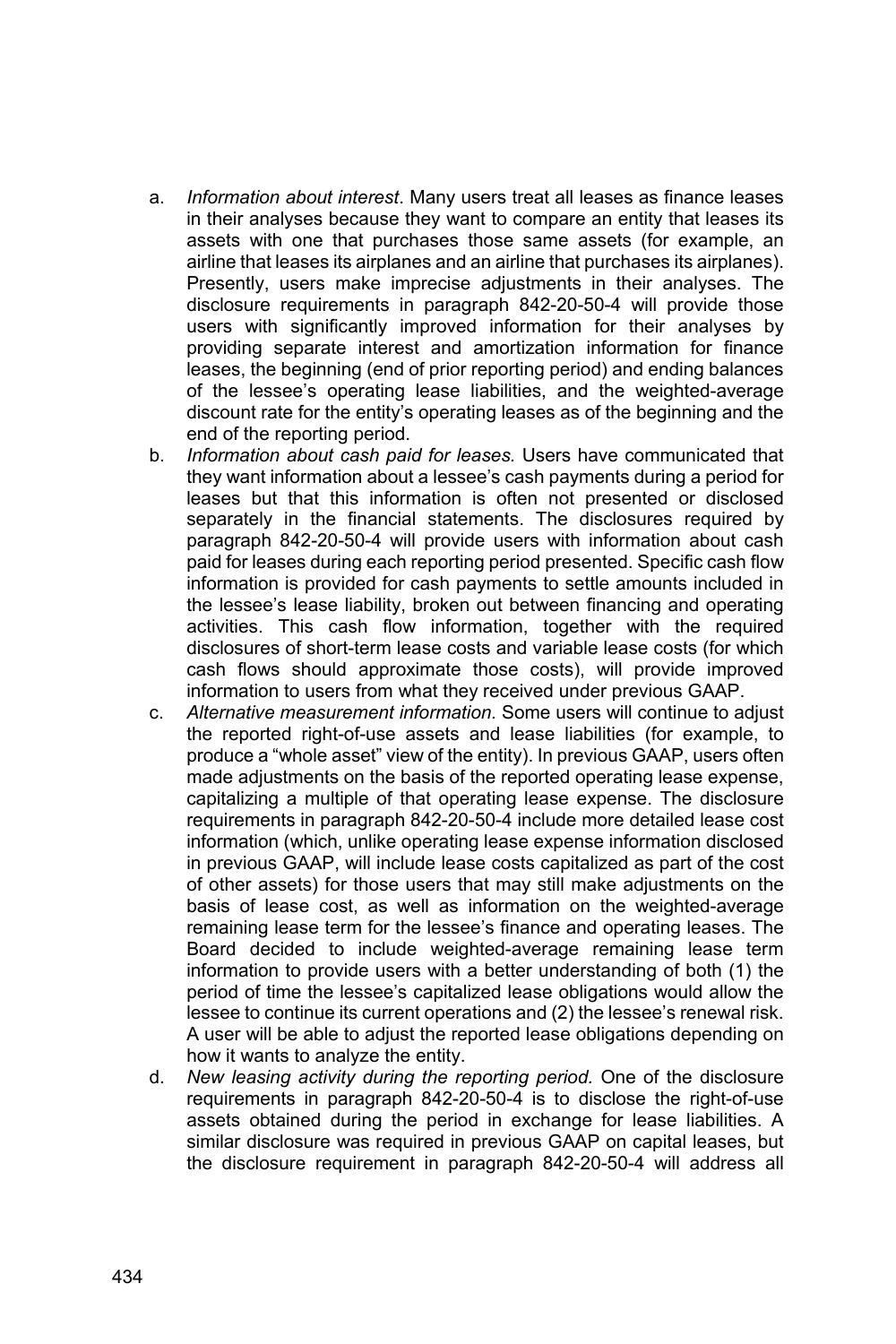a. *Information about interest*. Many users treat all leases as finance leases in their analyses because they want to compare an entity that leases its assets with one that purchases those same assets (for example, an airline that leases its airplanes and an airline that purchases its airplanes). Presently, users make imprecise adjustments in their analyses. The disclosure requirements in paragraph 842-20-50-4 will provide those users with significantly improved information for their analyses by providing separate interest and amortization information for finance leases, the beginning (end of prior reporting period) and ending balances of the lessee's operating lease liabilities, and the weighted-average discount rate for the entity's operating leases as of the beginning and the end of the reporting period.
b. *Information about cash paid for leases.* Users have communicated that they want information about a lessee's cash payments during a period for leases but that this information is often not presented or disclosed separately in the financial statements. The disclosures required by paragraph 842-20-50-4 will provide users with information about cash paid for leases during each reporting period presented. Specific cash flow information is provided for cash payments to settle amounts included in the lessee's lease liability, broken out between financing and operating activities. This cash flow information, together with the required disclosures of short-term lease costs and variable lease costs (for which cash flows should approximate those costs), will provide improved information to users from what they received under previous GAAP.
c. *Alternative measurement information.* Some users will continue to adjust the reported right-of-use assets and lease liabilities (for example, to produce a "whole asset" view of the entity). In previous GAAP, users often made adjustments on the basis of the reported operating lease expense, capitalizing a multiple of that operating lease expense. The disclosure requirements in paragraph 842-20-50-4 include more detailed lease cost information (which, unlike operating lease expense information disclosed in previous GAAP, will include lease costs capitalized as part of the cost of other assets) for those users that may still make adjustments on the basis of lease cost, as well as information on the weighted-average remaining lease term for the lessee's finance and operating leases. The Board decided to include weighted-average remaining lease term information to provide users with a better understanding of both (1) the period of time the lessee's capitalized lease obligations would allow the lessee to continue its current operations and (2) the lessee's renewal risk. A user will be able to adjust the reported lease obligations depending on how it wants to analyze the entity.
d. *New leasing activity during the reporting period.* One of the disclosure requirements in paragraph 842-20-50-4 is to disclose the right-of-use assets obtained during the period in exchange for lease liabilities. A similar disclosure was required in previous GAAP on capital leases, but the disclosure requirement in paragraph 842-20-50-4 will address all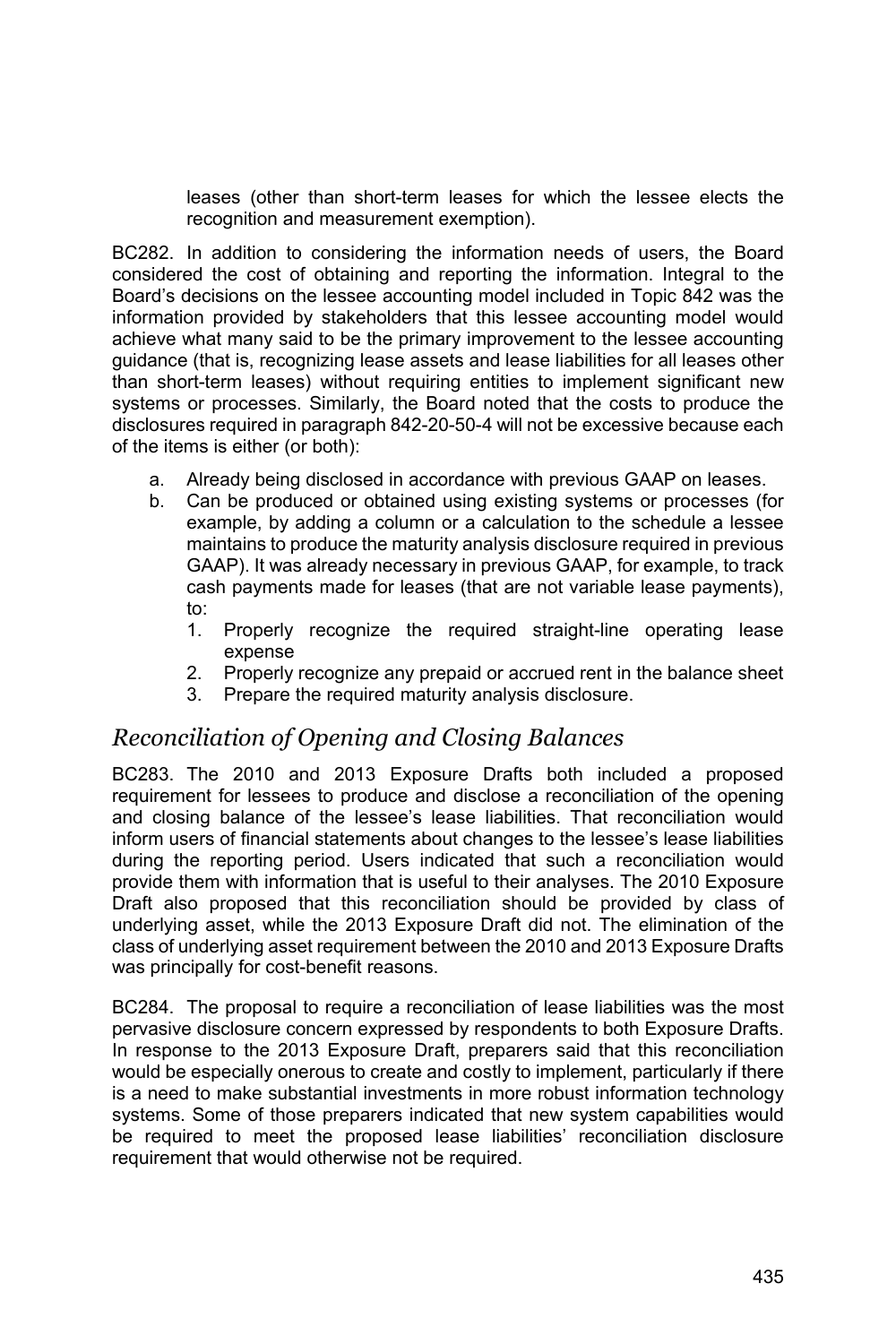leases (other than short-term leases for which the lessee elects the recognition and measurement exemption).

BC282. In addition to considering the information needs of users, the Board considered the cost of obtaining and reporting the information. Integral to the Board's decisions on the lessee accounting model included in Topic 842 was the information provided by stakeholders that this lessee accounting model would achieve what many said to be the primary improvement to the lessee accounting guidance (that is, recognizing lease assets and lease liabilities for all leases other than short-term leases) without requiring entities to implement significant new systems or processes. Similarly, the Board noted that the costs to produce the disclosures required in paragraph 842-20-50-4 will not be excessive because each of the items is either (or both):

a. Already being disclosed in accordance with previous GAAP on leases.
b. Can be produced or obtained using existing systems or processes (for example, by adding a column or a calculation to the schedule a lessee maintains to produce the maturity analysis disclosure required in previous GAAP). It was already necessary in previous GAAP, for example, to track cash payments made for leases (that are not variable lease payments), to:
   1. Properly recognize the required straight-line operating lease expense
   2. Properly recognize any prepaid or accrued rent in the balance sheet
   3. Prepare the required maturity analysis disclosure.

## *Reconciliation of Opening and Closing Balances*

BC283. The 2010 and 2013 Exposure Drafts both included a proposed requirement for lessees to produce and disclose a reconciliation of the opening and closing balance of the lessee's lease liabilities. That reconciliation would inform users of financial statements about changes to the lessee's lease liabilities during the reporting period. Users indicated that such a reconciliation would provide them with information that is useful to their analyses. The 2010 Exposure Draft also proposed that this reconciliation should be provided by class of underlying asset, while the 2013 Exposure Draft did not. The elimination of the class of underlying asset requirement between the 2010 and 2013 Exposure Drafts was principally for cost-benefit reasons.

BC284. The proposal to require a reconciliation of lease liabilities was the most pervasive disclosure concern expressed by respondents to both Exposure Drafts. In response to the 2013 Exposure Draft, preparers said that this reconciliation would be especially onerous to create and costly to implement, particularly if there is a need to make substantial investments in more robust information technology systems. Some of those preparers indicated that new system capabilities would be required to meet the proposed lease liabilities' reconciliation disclosure requirement that would otherwise not be required.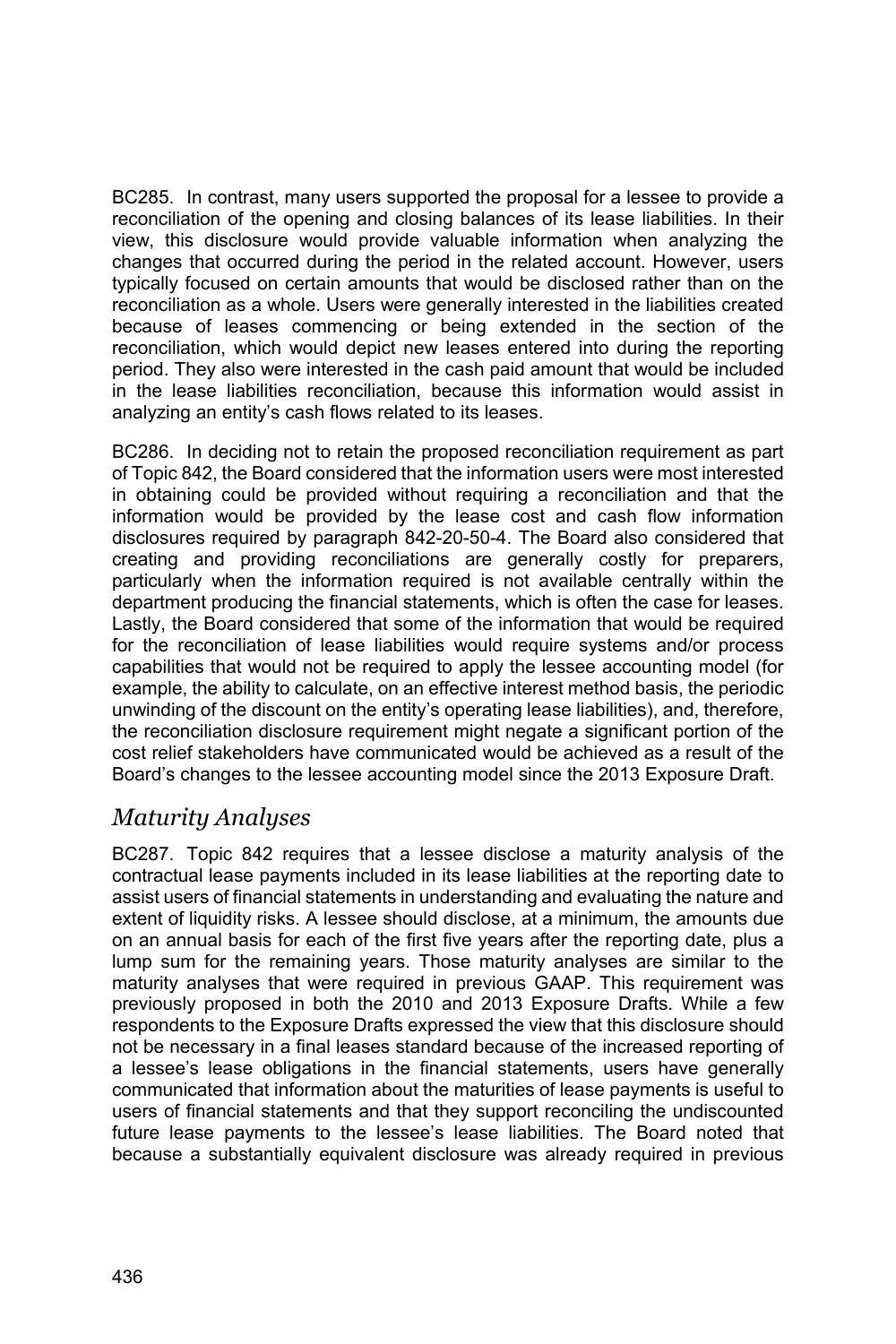BC285. In contrast, many users supported the proposal for a lessee to provide a reconciliation of the opening and closing balances of its lease liabilities. In their view, this disclosure would provide valuable information when analyzing the changes that occurred during the period in the related account. However, users typically focused on certain amounts that would be disclosed rather than on the reconciliation as a whole. Users were generally interested in the liabilities created because of leases commencing or being extended in the section of the reconciliation, which would depict new leases entered into during the reporting period. They also were interested in the cash paid amount that would be included in the lease liabilities reconciliation, because this information would assist in analyzing an entity's cash flows related to its leases.

BC286. In deciding not to retain the proposed reconciliation requirement as part of Topic 842, the Board considered that the information users were most interested in obtaining could be provided without requiring a reconciliation and that the information would be provided by the lease cost and cash flow information disclosures required by paragraph 842-20-50-4. The Board also considered that creating and providing reconciliations are generally costly for preparers, particularly when the information required is not available centrally within the department producing the financial statements, which is often the case for leases. Lastly, the Board considered that some of the information that would be required for the reconciliation of lease liabilities would require systems and/or process capabilities that would not be required to apply the lessee accounting model (for example, the ability to calculate, on an effective interest method basis, the periodic unwinding of the discount on the entity's operating lease liabilities), and, therefore, the reconciliation disclosure requirement might negate a significant portion of the cost relief stakeholders have communicated would be achieved as a result of the Board's changes to the lessee accounting model since the 2013 Exposure Draft.

## *Maturity Analyses*

BC287. Topic 842 requires that a lessee disclose a maturity analysis of the contractual lease payments included in its lease liabilities at the reporting date to assist users of financial statements in understanding and evaluating the nature and extent of liquidity risks. A lessee should disclose, at a minimum, the amounts due on an annual basis for each of the first five years after the reporting date, plus a lump sum for the remaining years. Those maturity analyses are similar to the maturity analyses that were required in previous GAAP. This requirement was previously proposed in both the 2010 and 2013 Exposure Drafts. While a few respondents to the Exposure Drafts expressed the view that this disclosure should not be necessary in a final leases standard because of the increased reporting of a lessee's lease obligations in the financial statements, users have generally communicated that information about the maturities of lease payments is useful to users of financial statements and that they support reconciling the undiscounted future lease payments to the lessee's lease liabilities. The Board noted that because a substantially equivalent disclosure was already required in previous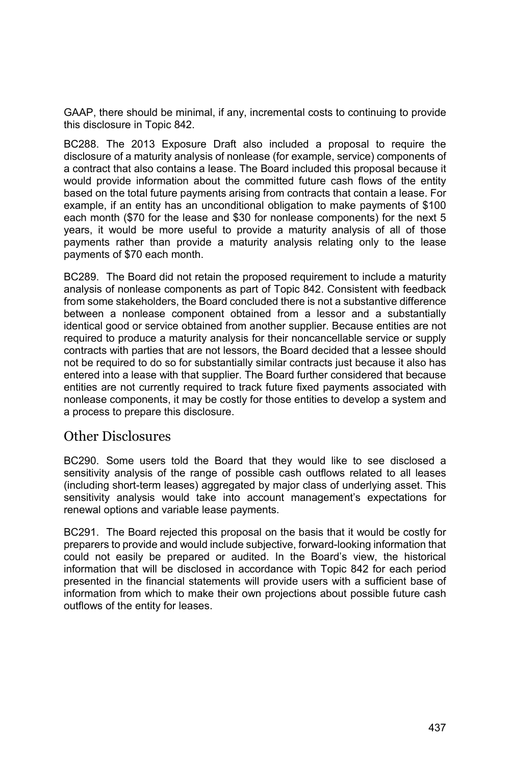GAAP, there should be minimal, if any, incremental costs to continuing to provide this disclosure in Topic 842.

BC288. The 2013 Exposure Draft also included a proposal to require the disclosure of a maturity analysis of nonlease (for example, service) components of a contract that also contains a lease. The Board included this proposal because it would provide information about the committed future cash flows of the entity based on the total future payments arising from contracts that contain a lease. For example, if an entity has an unconditional obligation to make payments of $100 each month ($70 for the lease and $30 for nonlease components) for the next 5 years, it would be more useful to provide a maturity analysis of all of those payments rather than provide a maturity analysis relating only to the lease payments of $70 each month.

BC289. The Board did not retain the proposed requirement to include a maturity analysis of nonlease components as part of Topic 842. Consistent with feedback from some stakeholders, the Board concluded there is not a substantive difference between a nonlease component obtained from a lessor and a substantially identical good or service obtained from another supplier. Because entities are not required to produce a maturity analysis for their noncancellable service or supply contracts with parties that are not lessors, the Board decided that a lessee should not be required to do so for substantially similar contracts just because it also has entered into a lease with that supplier. The Board further considered that because entities are not currently required to track future fixed payments associated with nonlease components, it may be costly for those entities to develop a system and a process to prepare this disclosure.

## Other Disclosures

BC290. Some users told the Board that they would like to see disclosed a sensitivity analysis of the range of possible cash outflows related to all leases (including short-term leases) aggregated by major class of underlying asset. This sensitivity analysis would take into account management's expectations for renewal options and variable lease payments.

BC291. The Board rejected this proposal on the basis that it would be costly for preparers to provide and would include subjective, forward-looking information that could not easily be prepared or audited. In the Board's view, the historical information that will be disclosed in accordance with Topic 842 for each period presented in the financial statements will provide users with a sufficient base of information from which to make their own projections about possible future cash outflows of the entity for leases.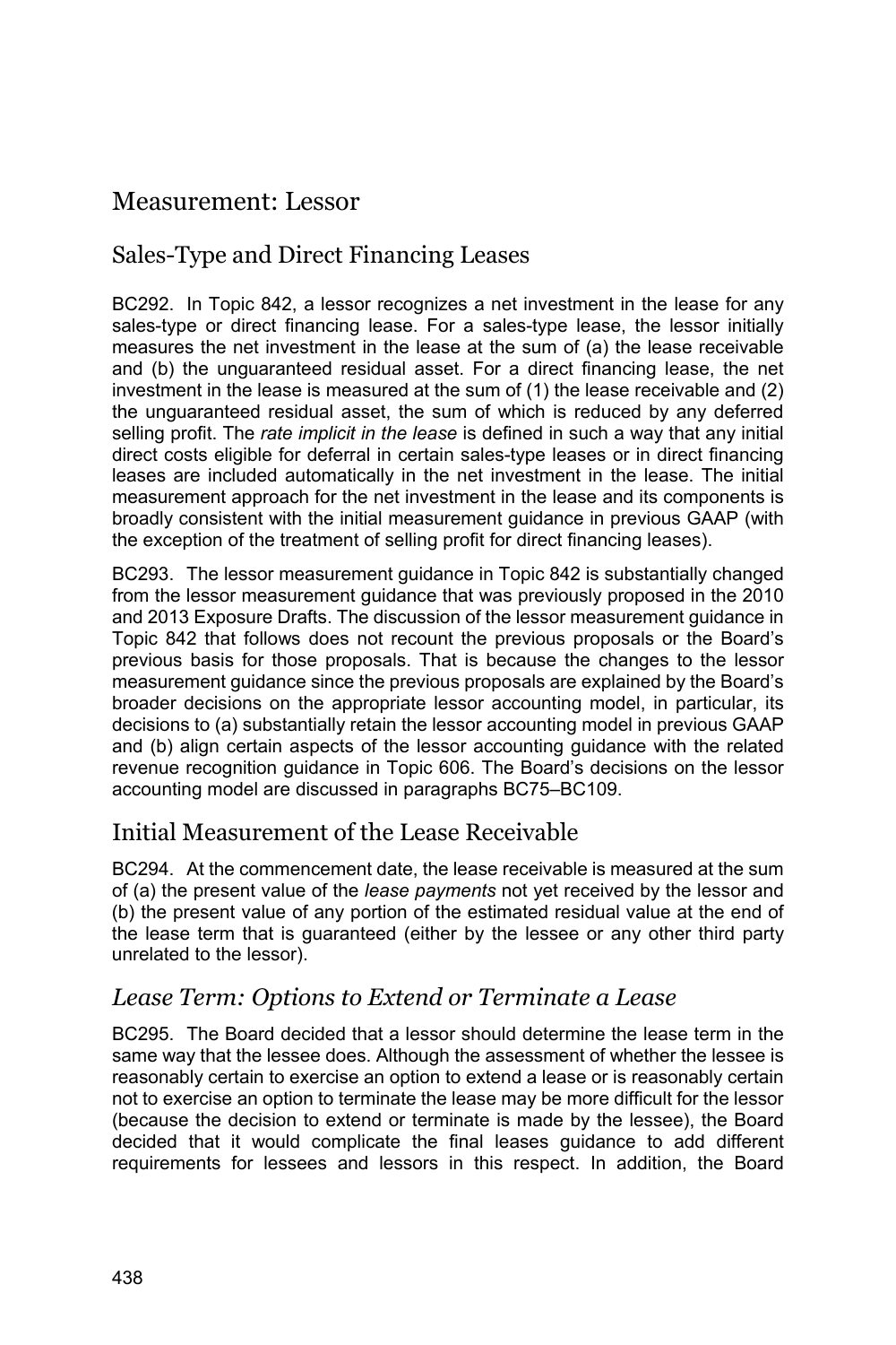# Measurement: Lessor

## Sales-Type and Direct Financing Leases

BC292. In Topic 842, a lessor recognizes a net investment in the lease for any sales-type or direct financing lease. For a sales-type lease, the lessor initially measures the net investment in the lease at the sum of (a) the lease receivable and (b) the unguaranteed residual asset. For a direct financing lease, the net investment in the lease is measured at the sum of (1) the lease receivable and (2) the unguaranteed residual asset, the sum of which is reduced by any deferred selling profit. The *rate implicit in the lease* is defined in such a way that any initial direct costs eligible for deferral in certain sales-type leases or in direct financing leases are included automatically in the net investment in the lease. The initial measurement approach for the net investment in the lease and its components is broadly consistent with the initial measurement guidance in previous GAAP (with the exception of the treatment of selling profit for direct financing leases).

BC293. The lessor measurement guidance in Topic 842 is substantially changed from the lessor measurement guidance that was previously proposed in the 2010 and 2013 Exposure Drafts. The discussion of the lessor measurement guidance in Topic 842 that follows does not recount the previous proposals or the Board's previous basis for those proposals. That is because the changes to the lessor measurement guidance since the previous proposals are explained by the Board's broader decisions on the appropriate lessor accounting model, in particular, its decisions to (a) substantially retain the lessor accounting model in previous GAAP and (b) align certain aspects of the lessor accounting guidance with the related revenue recognition guidance in Topic 606. The Board's decisions on the lessor accounting model are discussed in paragraphs BC75–BC109.

## Initial Measurement of the Lease Receivable

BC294. At the commencement date, the lease receivable is measured at the sum of (a) the present value of the *lease payments* not yet received by the lessor and (b) the present value of any portion of the estimated residual value at the end of the lease term that is guaranteed (either by the lessee or any other third party unrelated to the lessor).

### *Lease Term: Options to Extend or Terminate a Lease*

BC295. The Board decided that a lessor should determine the lease term in the same way that the lessee does. Although the assessment of whether the lessee is reasonably certain to exercise an option to extend a lease or is reasonably certain not to exercise an option to terminate the lease may be more difficult for the lessor (because the decision to extend or terminate is made by the lessee), the Board decided that it would complicate the final leases guidance to add different requirements for lessees and lessors in this respect. In addition, the Board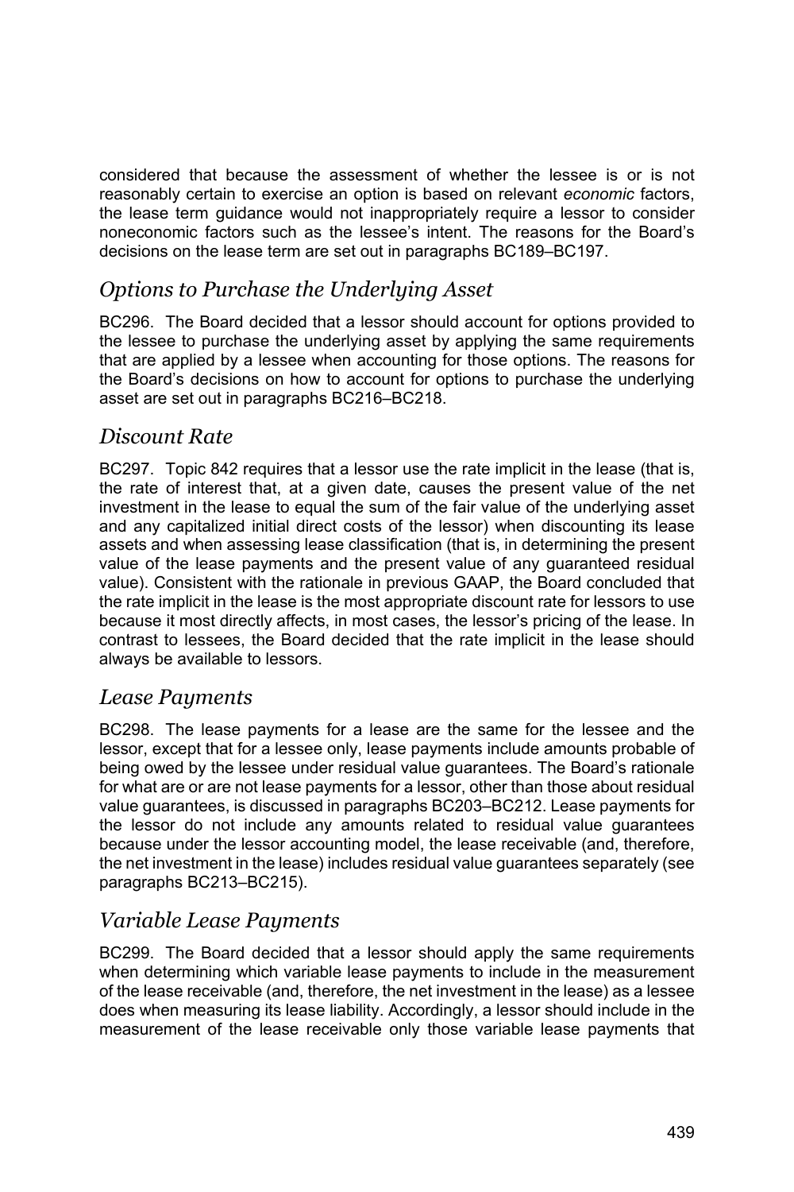considered that because the assessment of whether the lessee is or is not reasonably certain to exercise an option is based on relevant *economic* factors, the lease term guidance would not inappropriately require a lessor to consider noneconomic factors such as the lessee's intent. The reasons for the Board's decisions on the lease term are set out in paragraphs BC189–BC197.

## *Options to Purchase the Underlying Asset*

BC296. The Board decided that a lessor should account for options provided to the lessee to purchase the underlying asset by applying the same requirements that are applied by a lessee when accounting for those options. The reasons for the Board's decisions on how to account for options to purchase the underlying asset are set out in paragraphs BC216–BC218.

## *Discount Rate*

BC297. Topic 842 requires that a lessor use the rate implicit in the lease (that is, the rate of interest that, at a given date, causes the present value of the net investment in the lease to equal the sum of the fair value of the underlying asset and any capitalized initial direct costs of the lessor) when discounting its lease assets and when assessing lease classification (that is, in determining the present value of the lease payments and the present value of any guaranteed residual value). Consistent with the rationale in previous GAAP, the Board concluded that the rate implicit in the lease is the most appropriate discount rate for lessors to use because it most directly affects, in most cases, the lessor's pricing of the lease. In contrast to lessees, the Board decided that the rate implicit in the lease should always be available to lessors.

## *Lease Payments*

BC298. The lease payments for a lease are the same for the lessee and the lessor, except that for a lessee only, lease payments include amounts probable of being owed by the lessee under residual value guarantees. The Board's rationale for what are or are not lease payments for a lessor, other than those about residual value guarantees, is discussed in paragraphs BC203–BC212. Lease payments for the lessor do not include any amounts related to residual value guarantees because under the lessor accounting model, the lease receivable (and, therefore, the net investment in the lease) includes residual value guarantees separately (see paragraphs BC213–BC215).

## *Variable Lease Payments*

BC299. The Board decided that a lessor should apply the same requirements when determining which variable lease payments to include in the measurement of the lease receivable (and, therefore, the net investment in the lease) as a lessee does when measuring its lease liability. Accordingly, a lessor should include in the measurement of the lease receivable only those variable lease payments that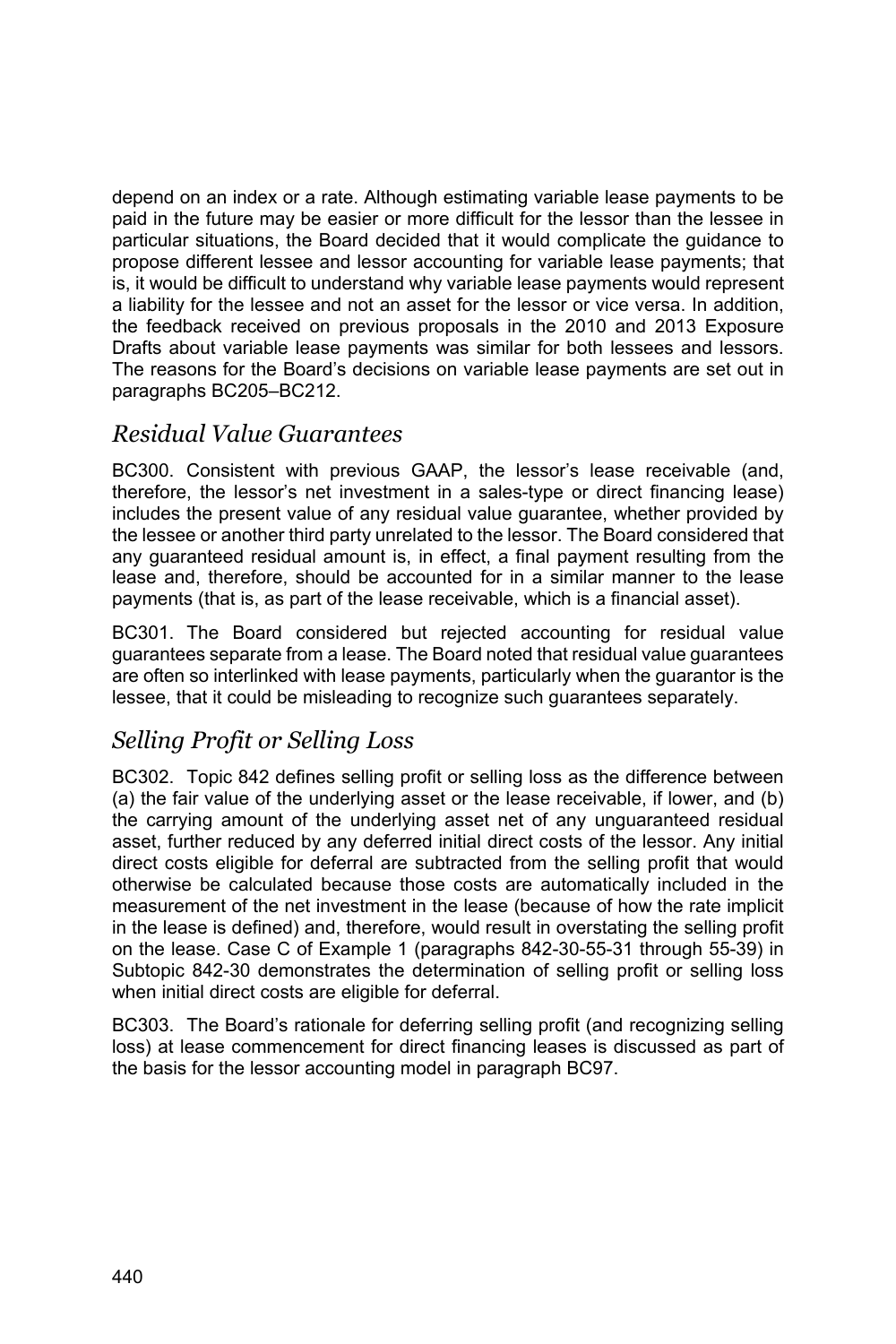depend on an index or a rate. Although estimating variable lease payments to be paid in the future may be easier or more difficult for the lessor than the lessee in particular situations, the Board decided that it would complicate the guidance to propose different lessee and lessor accounting for variable lease payments; that is, it would be difficult to understand why variable lease payments would represent a liability for the lessee and not an asset for the lessor or vice versa. In addition, the feedback received on previous proposals in the 2010 and 2013 Exposure Drafts about variable lease payments was similar for both lessees and lessors. The reasons for the Board's decisions on variable lease payments are set out in paragraphs BC205–BC212.

## *Residual Value Guarantees*

BC300. Consistent with previous GAAP, the lessor's lease receivable (and, therefore, the lessor's net investment in a sales-type or direct financing lease) includes the present value of any residual value guarantee, whether provided by the lessee or another third party unrelated to the lessor. The Board considered that any guaranteed residual amount is, in effect, a final payment resulting from the lease and, therefore, should be accounted for in a similar manner to the lease payments (that is, as part of the lease receivable, which is a financial asset).

BC301. The Board considered but rejected accounting for residual value guarantees separate from a lease. The Board noted that residual value guarantees are often so interlinked with lease payments, particularly when the guarantor is the lessee, that it could be misleading to recognize such guarantees separately.

## *Selling Profit or Selling Loss*

BC302. Topic 842 defines selling profit or selling loss as the difference between (a) the fair value of the underlying asset or the lease receivable, if lower, and (b) the carrying amount of the underlying asset net of any unguaranteed residual asset, further reduced by any deferred initial direct costs of the lessor. Any initial direct costs eligible for deferral are subtracted from the selling profit that would otherwise be calculated because those costs are automatically included in the measurement of the net investment in the lease (because of how the rate implicit in the lease is defined) and, therefore, would result in overstating the selling profit on the lease. Case C of Example 1 (paragraphs 842-30-55-31 through 55-39) in Subtopic 842-30 demonstrates the determination of selling profit or selling loss when initial direct costs are eligible for deferral.

BC303. The Board's rationale for deferring selling profit (and recognizing selling loss) at lease commencement for direct financing leases is discussed as part of the basis for the lessor accounting model in paragraph BC97.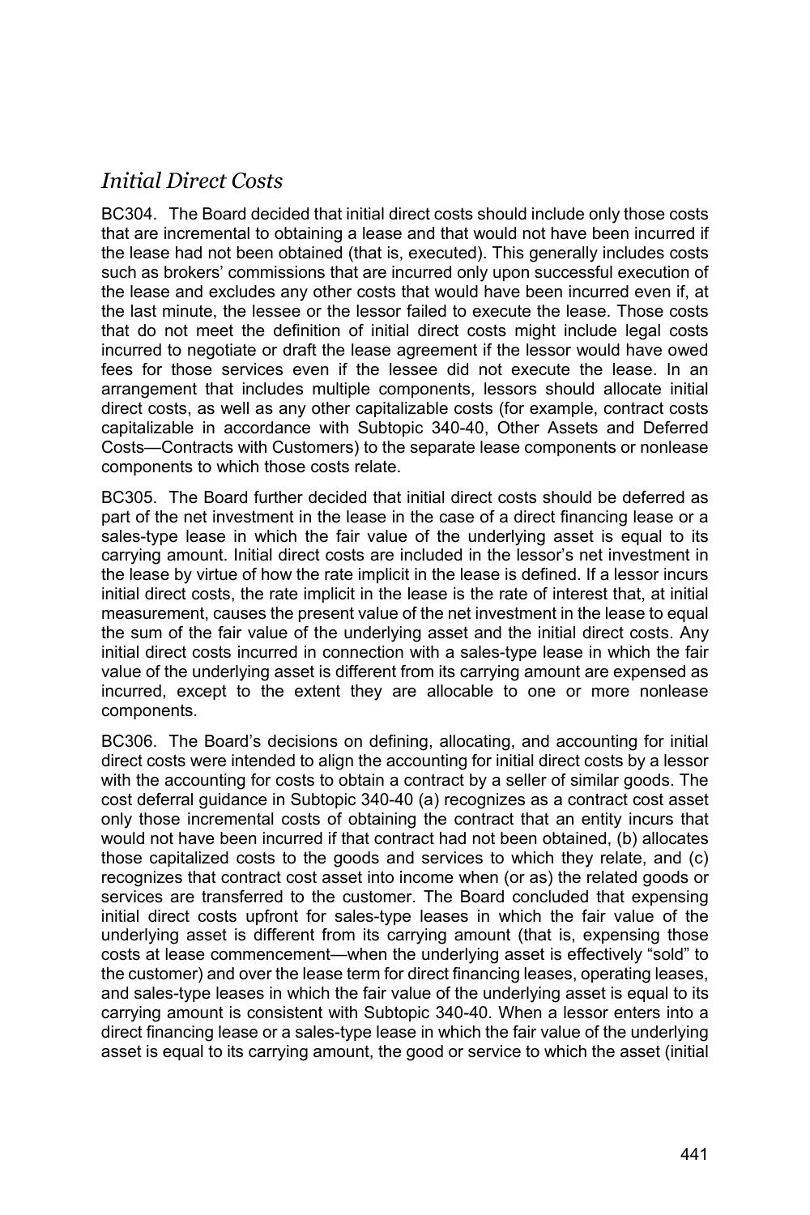## *Initial Direct Costs*

BC304. The Board decided that initial direct costs should include only those costs that are incremental to obtaining a lease and that would not have been incurred if the lease had not been obtained (that is, executed). This generally includes costs such as brokers' commissions that are incurred only upon successful execution of the lease and excludes any other costs that would have been incurred even if, at the last minute, the lessee or the lessor failed to execute the lease. Those costs that do not meet the definition of initial direct costs might include legal costs incurred to negotiate or draft the lease agreement if the lessor would have owed fees for those services even if the lessee did not execute the lease. In an arrangement that includes multiple components, lessors should allocate initial direct costs, as well as any other capitalizable costs (for example, contract costs capitalizable in accordance with Subtopic 340-40, Other Assets and Deferred Costs—Contracts with Customers) to the separate lease components or nonlease components to which those costs relate.

BC305. The Board further decided that initial direct costs should be deferred as part of the net investment in the lease in the case of a direct financing lease or a sales-type lease in which the fair value of the underlying asset is equal to its carrying amount. Initial direct costs are included in the lessor's net investment in the lease by virtue of how the rate implicit in the lease is defined. If a lessor incurs initial direct costs, the rate implicit in the lease is the rate of interest that, at initial measurement, causes the present value of the net investment in the lease to equal the sum of the fair value of the underlying asset and the initial direct costs. Any initial direct costs incurred in connection with a sales-type lease in which the fair value of the underlying asset is different from its carrying amount are expensed as incurred, except to the extent they are allocable to one or more nonlease components.

BC306. The Board's decisions on defining, allocating, and accounting for initial direct costs were intended to align the accounting for initial direct costs by a lessor with the accounting for costs to obtain a contract by a seller of similar goods. The cost deferral guidance in Subtopic 340-40 (a) recognizes as a contract cost asset only those incremental costs of obtaining the contract that an entity incurs that would not have been incurred if that contract had not been obtained, (b) allocates those capitalized costs to the goods and services to which they relate, and (c) recognizes that contract cost asset into income when (or as) the related goods or services are transferred to the customer. The Board concluded that expensing initial direct costs upfront for sales-type leases in which the fair value of the underlying asset is different from its carrying amount (that is, expensing those costs at lease commencement—when the underlying asset is effectively "sold" to the customer) and over the lease term for direct financing leases, operating leases, and sales-type leases in which the fair value of the underlying asset is equal to its carrying amount is consistent with Subtopic 340-40. When a lessor enters into a direct financing lease or a sales-type lease in which the fair value of the underlying asset is equal to its carrying amount, the good or service to which the asset (initial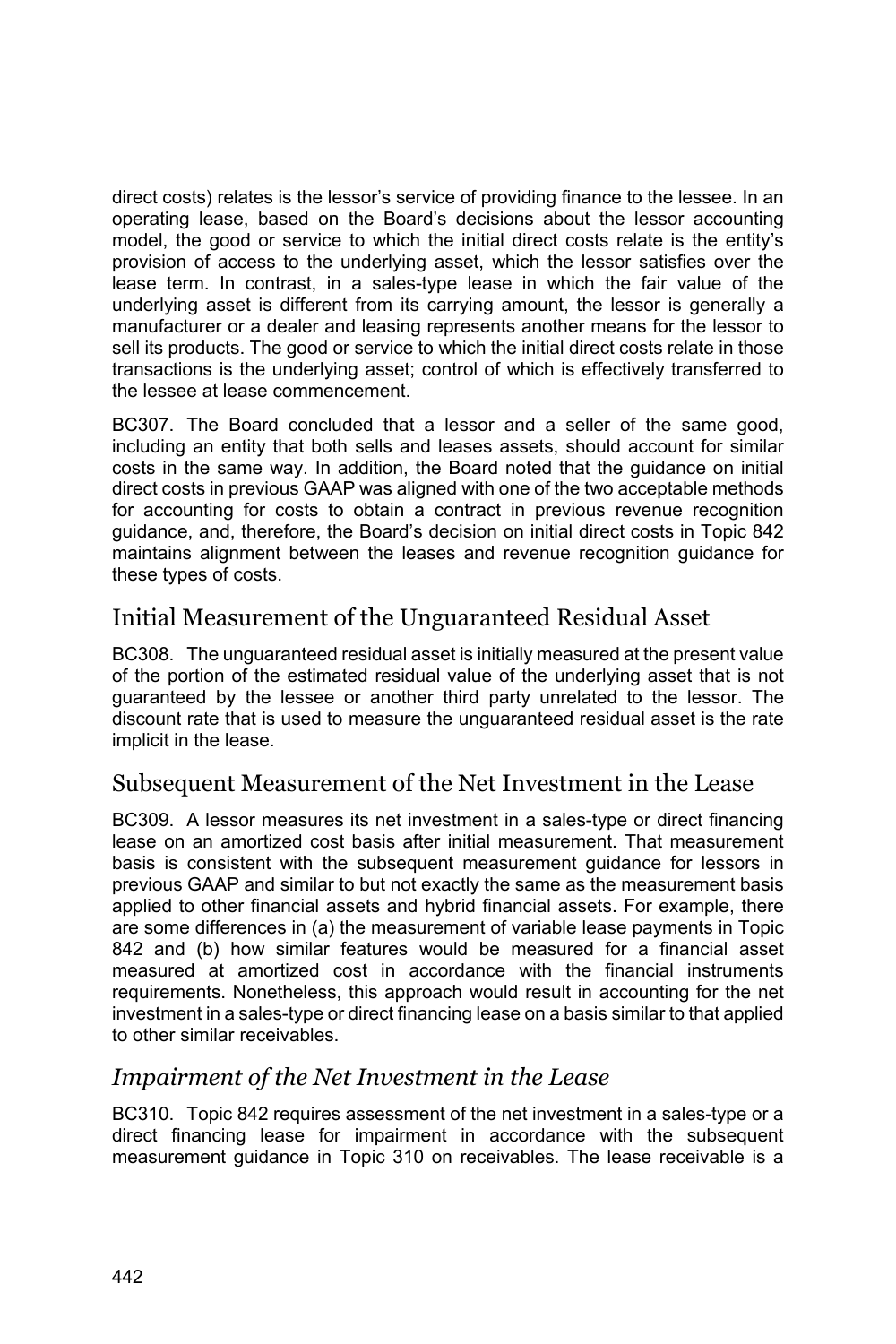direct costs) relates is the lessor's service of providing finance to the lessee. In an operating lease, based on the Board's decisions about the lessor accounting model, the good or service to which the initial direct costs relate is the entity's provision of access to the underlying asset, which the lessor satisfies over the lease term. In contrast, in a sales-type lease in which the fair value of the underlying asset is different from its carrying amount, the lessor is generally a manufacturer or a dealer and leasing represents another means for the lessor to sell its products. The good or service to which the initial direct costs relate in those transactions is the underlying asset; control of which is effectively transferred to the lessee at lease commencement.

BC307. The Board concluded that a lessor and a seller of the same good, including an entity that both sells and leases assets, should account for similar costs in the same way. In addition, the Board noted that the guidance on initial direct costs in previous GAAP was aligned with one of the two acceptable methods for accounting for costs to obtain a contract in previous revenue recognition guidance, and, therefore, the Board's decision on initial direct costs in Topic 842 maintains alignment between the leases and revenue recognition guidance for these types of costs.

## Initial Measurement of the Unguaranteed Residual Asset

BC308. The unguaranteed residual asset is initially measured at the present value of the portion of the estimated residual value of the underlying asset that is not guaranteed by the lessee or another third party unrelated to the lessor. The discount rate that is used to measure the unguaranteed residual asset is the rate implicit in the lease.

## Subsequent Measurement of the Net Investment in the Lease

BC309. A lessor measures its net investment in a sales-type or direct financing lease on an amortized cost basis after initial measurement. That measurement basis is consistent with the subsequent measurement guidance for lessors in previous GAAP and similar to but not exactly the same as the measurement basis applied to other financial assets and hybrid financial assets. For example, there are some differences in (a) the measurement of variable lease payments in Topic 842 and (b) how similar features would be measured for a financial asset measured at amortized cost in accordance with the financial instruments requirements. Nonetheless, this approach would result in accounting for the net investment in a sales-type or direct financing lease on a basis similar to that applied to other similar receivables.

### *Impairment of the Net Investment in the Lease*

BC310. Topic 842 requires assessment of the net investment in a sales-type or a direct financing lease for impairment in accordance with the subsequent measurement guidance in Topic 310 on receivables. The lease receivable is a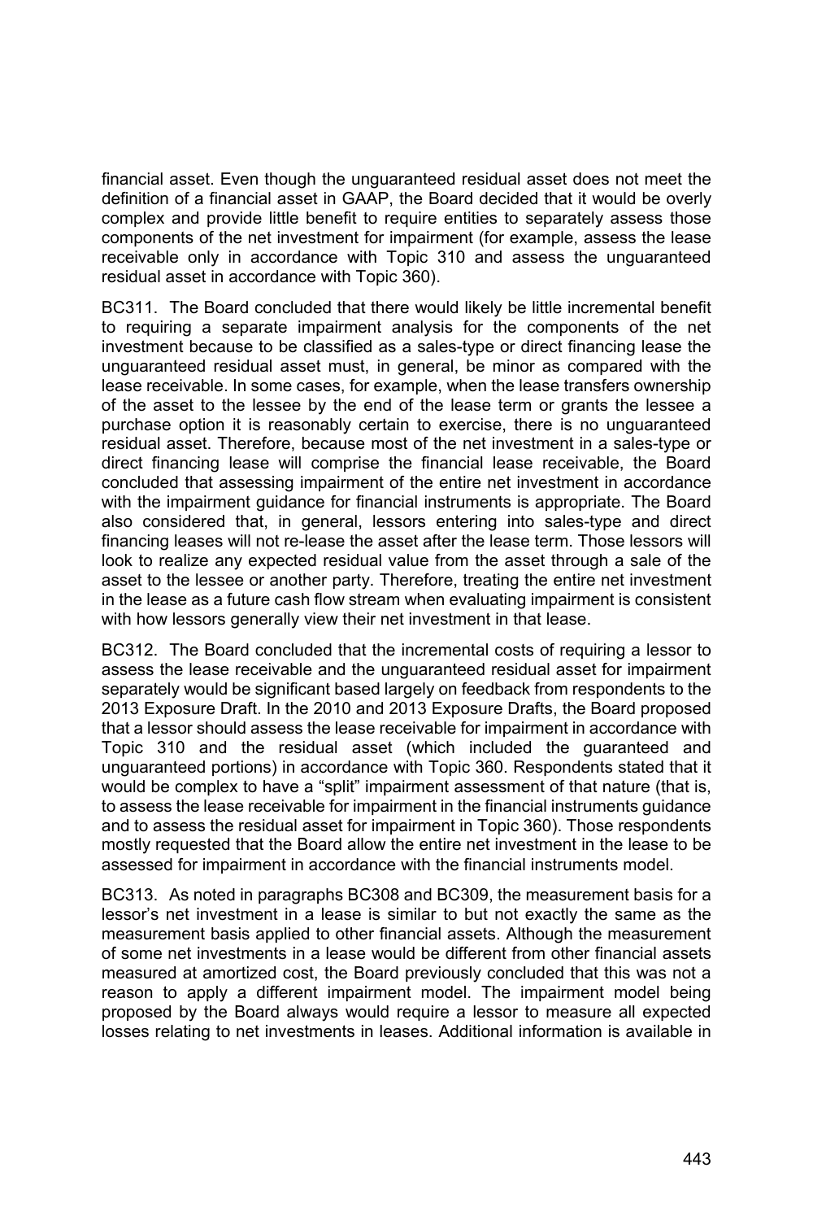financial asset. Even though the unguaranteed residual asset does not meet the definition of a financial asset in GAAP, the Board decided that it would be overly complex and provide little benefit to require entities to separately assess those components of the net investment for impairment (for example, assess the lease receivable only in accordance with Topic 310 and assess the unguaranteed residual asset in accordance with Topic 360).

BC311. The Board concluded that there would likely be little incremental benefit to requiring a separate impairment analysis for the components of the net investment because to be classified as a sales-type or direct financing lease the unguaranteed residual asset must, in general, be minor as compared with the lease receivable. In some cases, for example, when the lease transfers ownership of the asset to the lessee by the end of the lease term or grants the lessee a purchase option it is reasonably certain to exercise, there is no unguaranteed residual asset. Therefore, because most of the net investment in a sales-type or direct financing lease will comprise the financial lease receivable, the Board concluded that assessing impairment of the entire net investment in accordance with the impairment guidance for financial instruments is appropriate. The Board also considered that, in general, lessors entering into sales-type and direct financing leases will not re-lease the asset after the lease term. Those lessors will look to realize any expected residual value from the asset through a sale of the asset to the lessee or another party. Therefore, treating the entire net investment in the lease as a future cash flow stream when evaluating impairment is consistent with how lessors generally view their net investment in that lease.

BC312. The Board concluded that the incremental costs of requiring a lessor to assess the lease receivable and the unguaranteed residual asset for impairment separately would be significant based largely on feedback from respondents to the 2013 Exposure Draft. In the 2010 and 2013 Exposure Drafts, the Board proposed that a lessor should assess the lease receivable for impairment in accordance with Topic 310 and the residual asset (which included the guaranteed and unguaranteed portions) in accordance with Topic 360. Respondents stated that it would be complex to have a "split" impairment assessment of that nature (that is, to assess the lease receivable for impairment in the financial instruments guidance and to assess the residual asset for impairment in Topic 360). Those respondents mostly requested that the Board allow the entire net investment in the lease to be assessed for impairment in accordance with the financial instruments model.

BC313. As noted in paragraphs BC308 and BC309, the measurement basis for a lessor's net investment in a lease is similar to but not exactly the same as the measurement basis applied to other financial assets. Although the measurement of some net investments in a lease would be different from other financial assets measured at amortized cost, the Board previously concluded that this was not a reason to apply a different impairment model. The impairment model being proposed by the Board always would require a lessor to measure all expected losses relating to net investments in leases. Additional information is available in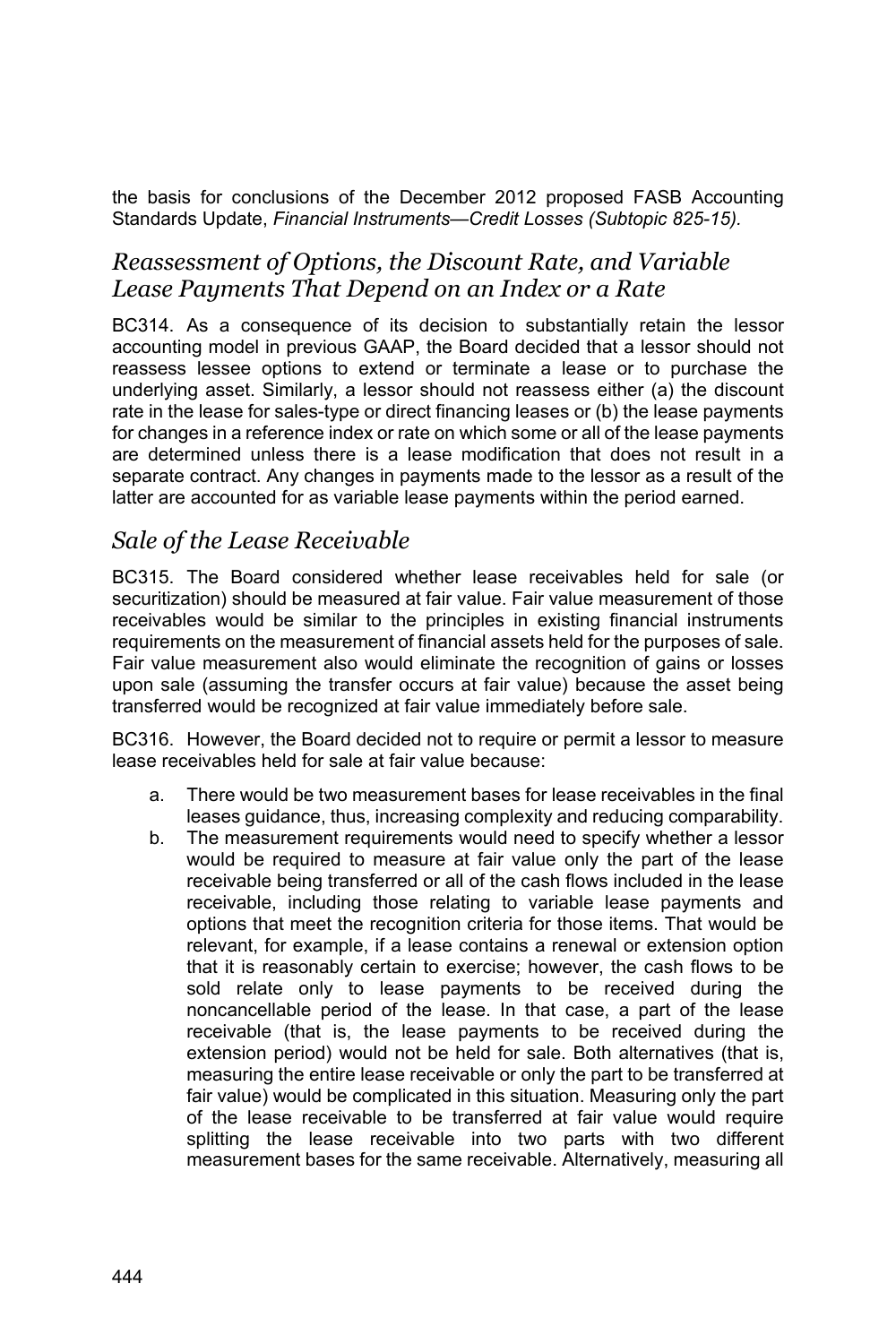the basis for conclusions of the December 2012 proposed FASB Accounting Standards Update, *Financial Instruments—Credit Losses (Subtopic 825-15).*

## *Reassessment of Options, the Discount Rate, and Variable Lease Payments That Depend on an Index or a Rate*

BC314. As a consequence of its decision to substantially retain the lessor accounting model in previous GAAP, the Board decided that a lessor should not reassess lessee options to extend or terminate a lease or to purchase the underlying asset. Similarly, a lessor should not reassess either (a) the discount rate in the lease for sales-type or direct financing leases or (b) the lease payments for changes in a reference index or rate on which some or all of the lease payments are determined unless there is a lease modification that does not result in a separate contract. Any changes in payments made to the lessor as a result of the latter are accounted for as variable lease payments within the period earned.

## *Sale of the Lease Receivable*

BC315. The Board considered whether lease receivables held for sale (or securitization) should be measured at fair value. Fair value measurement of those receivables would be similar to the principles in existing financial instruments requirements on the measurement of financial assets held for the purposes of sale. Fair value measurement also would eliminate the recognition of gains or losses upon sale (assuming the transfer occurs at fair value) because the asset being transferred would be recognized at fair value immediately before sale.

BC316. However, the Board decided not to require or permit a lessor to measure lease receivables held for sale at fair value because:

a. There would be two measurement bases for lease receivables in the final leases guidance, thus, increasing complexity and reducing comparability.
b. The measurement requirements would need to specify whether a lessor would be required to measure at fair value only the part of the lease receivable being transferred or all of the cash flows included in the lease receivable, including those relating to variable lease payments and options that meet the recognition criteria for those items. That would be relevant, for example, if a lease contains a renewal or extension option that it is reasonably certain to exercise; however, the cash flows to be sold relate only to lease payments to be received during the noncancellable period of the lease. In that case, a part of the lease receivable (that is, the lease payments to be received during the extension period) would not be held for sale. Both alternatives (that is, measuring the entire lease receivable or only the part to be transferred at fair value) would be complicated in this situation. Measuring only the part of the lease receivable to be transferred at fair value would require splitting the lease receivable into two parts with two different measurement bases for the same receivable. Alternatively, measuring all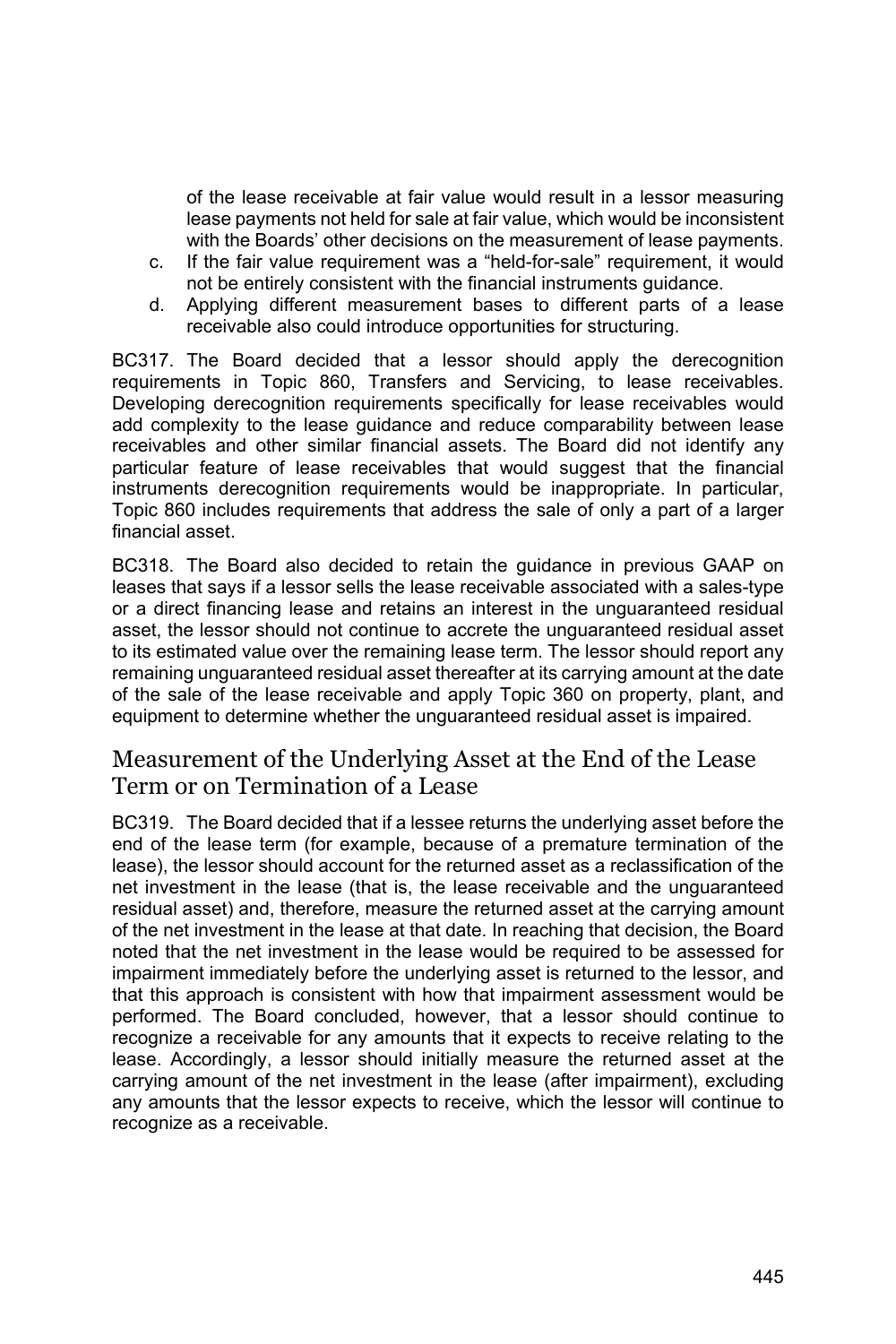of the lease receivable at fair value would result in a lessor measuring lease payments not held for sale at fair value, which would be inconsistent with the Boards' other decisions on the measurement of lease payments.

c. If the fair value requirement was a "held-for-sale" requirement, it would not be entirely consistent with the financial instruments guidance.
d. Applying different measurement bases to different parts of a lease receivable also could introduce opportunities for structuring.

BC317. The Board decided that a lessor should apply the derecognition requirements in Topic 860, Transfers and Servicing, to lease receivables. Developing derecognition requirements specifically for lease receivables would add complexity to the lease guidance and reduce comparability between lease receivables and other similar financial assets. The Board did not identify any particular feature of lease receivables that would suggest that the financial instruments derecognition requirements would be inappropriate. In particular, Topic 860 includes requirements that address the sale of only a part of a larger financial asset.

BC318. The Board also decided to retain the guidance in previous GAAP on leases that says if a lessor sells the lease receivable associated with a sales-type or a direct financing lease and retains an interest in the unguaranteed residual asset, the lessor should not continue to accrete the unguaranteed residual asset to its estimated value over the remaining lease term. The lessor should report any remaining unguaranteed residual asset thereafter at its carrying amount at the date of the sale of the lease receivable and apply Topic 360 on property, plant, and equipment to determine whether the unguaranteed residual asset is impaired.

## Measurement of the Underlying Asset at the End of the Lease Term or on Termination of a Lease

BC319. The Board decided that if a lessee returns the underlying asset before the end of the lease term (for example, because of a premature termination of the lease), the lessor should account for the returned asset as a reclassification of the net investment in the lease (that is, the lease receivable and the unguaranteed residual asset) and, therefore, measure the returned asset at the carrying amount of the net investment in the lease at that date. In reaching that decision, the Board noted that the net investment in the lease would be required to be assessed for impairment immediately before the underlying asset is returned to the lessor, and that this approach is consistent with how that impairment assessment would be performed. The Board concluded, however, that a lessor should continue to recognize a receivable for any amounts that it expects to receive relating to the lease. Accordingly, a lessor should initially measure the returned asset at the carrying amount of the net investment in the lease (after impairment), excluding any amounts that the lessor expects to receive, which the lessor will continue to recognize as a receivable.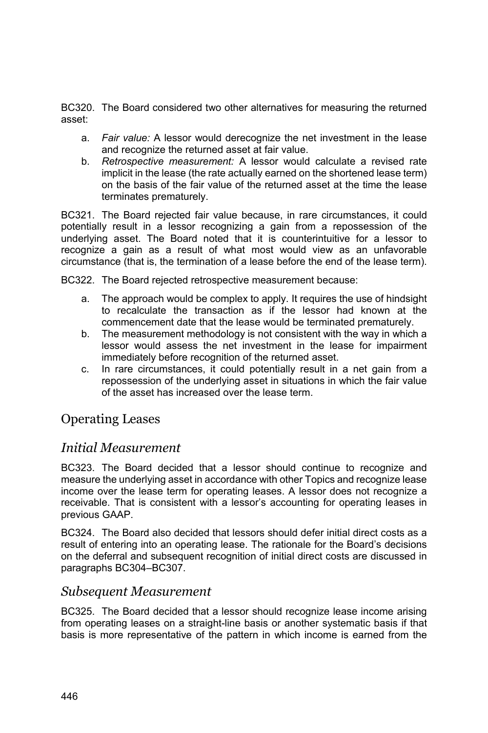BC320. The Board considered two other alternatives for measuring the returned asset:

a. *Fair value:* A lessor would derecognize the net investment in the lease and recognize the returned asset at fair value.
b. *Retrospective measurement:* A lessor would calculate a revised rate implicit in the lease (the rate actually earned on the shortened lease term) on the basis of the fair value of the returned asset at the time the lease terminates prematurely.

BC321. The Board rejected fair value because, in rare circumstances, it could potentially result in a lessor recognizing a gain from a repossession of the underlying asset. The Board noted that it is counterintuitive for a lessor to recognize a gain as a result of what most would view as an unfavorable circumstance (that is, the termination of a lease before the end of the lease term).

BC322. The Board rejected retrospective measurement because:

a. The approach would be complex to apply. It requires the use of hindsight to recalculate the transaction as if the lessor had known at the commencement date that the lease would be terminated prematurely.
b. The measurement methodology is not consistent with the way in which a lessor would assess the net investment in the lease for impairment immediately before recognition of the returned asset.
c. In rare circumstances, it could potentially result in a net gain from a repossession of the underlying asset in situations in which the fair value of the asset has increased over the lease term.

## Operating Leases

### *Initial Measurement*

BC323. The Board decided that a lessor should continue to recognize and measure the underlying asset in accordance with other Topics and recognize lease income over the lease term for operating leases. A lessor does not recognize a receivable. That is consistent with a lessor's accounting for operating leases in previous GAAP.

BC324. The Board also decided that lessors should defer initial direct costs as a result of entering into an operating lease. The rationale for the Board's decisions on the deferral and subsequent recognition of initial direct costs are discussed in paragraphs BC304–BC307.

### *Subsequent Measurement*

BC325. The Board decided that a lessor should recognize lease income arising from operating leases on a straight-line basis or another systematic basis if that basis is more representative of the pattern in which income is earned from the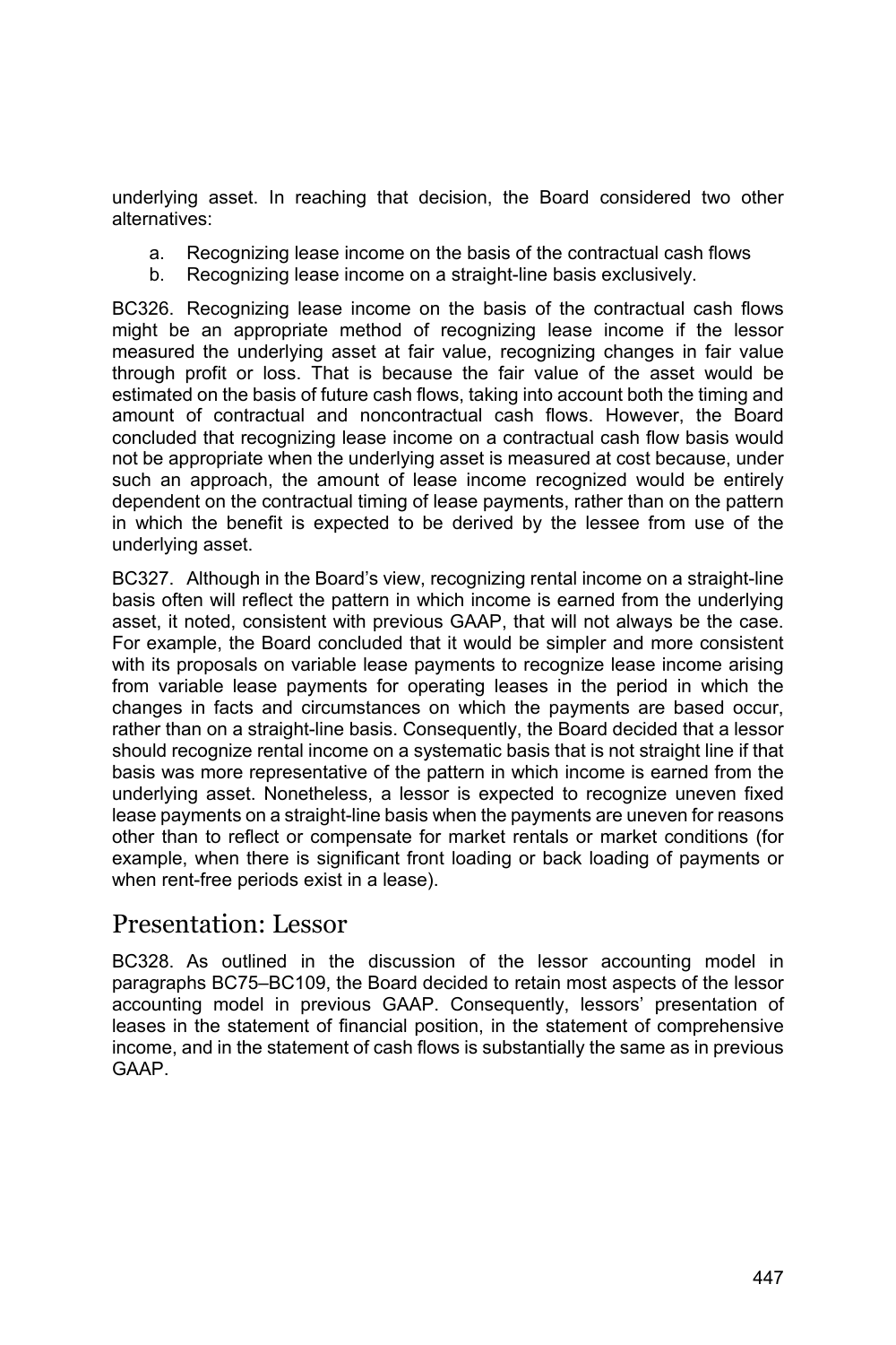underlying asset. In reaching that decision, the Board considered two other alternatives:

a. Recognizing lease income on the basis of the contractual cash flows
b. Recognizing lease income on a straight-line basis exclusively.

BC326. Recognizing lease income on the basis of the contractual cash flows might be an appropriate method of recognizing lease income if the lessor measured the underlying asset at fair value, recognizing changes in fair value through profit or loss. That is because the fair value of the asset would be estimated on the basis of future cash flows, taking into account both the timing and amount of contractual and noncontractual cash flows. However, the Board concluded that recognizing lease income on a contractual cash flow basis would not be appropriate when the underlying asset is measured at cost because, under such an approach, the amount of lease income recognized would be entirely dependent on the contractual timing of lease payments, rather than on the pattern in which the benefit is expected to be derived by the lessee from use of the underlying asset.

BC327. Although in the Board's view, recognizing rental income on a straight-line basis often will reflect the pattern in which income is earned from the underlying asset, it noted, consistent with previous GAAP, that will not always be the case. For example, the Board concluded that it would be simpler and more consistent with its proposals on variable lease payments to recognize lease income arising from variable lease payments for operating leases in the period in which the changes in facts and circumstances on which the payments are based occur, rather than on a straight-line basis. Consequently, the Board decided that a lessor should recognize rental income on a systematic basis that is not straight line if that basis was more representative of the pattern in which income is earned from the underlying asset. Nonetheless, a lessor is expected to recognize uneven fixed lease payments on a straight-line basis when the payments are uneven for reasons other than to reflect or compensate for market rentals or market conditions (for example, when there is significant front loading or back loading of payments or when rent-free periods exist in a lease).

## Presentation: Lessor

BC328. As outlined in the discussion of the lessor accounting model in paragraphs BC75–BC109, the Board decided to retain most aspects of the lessor accounting model in previous GAAP. Consequently, lessors' presentation of leases in the statement of financial position, in the statement of comprehensive income, and in the statement of cash flows is substantially the same as in previous GAAP.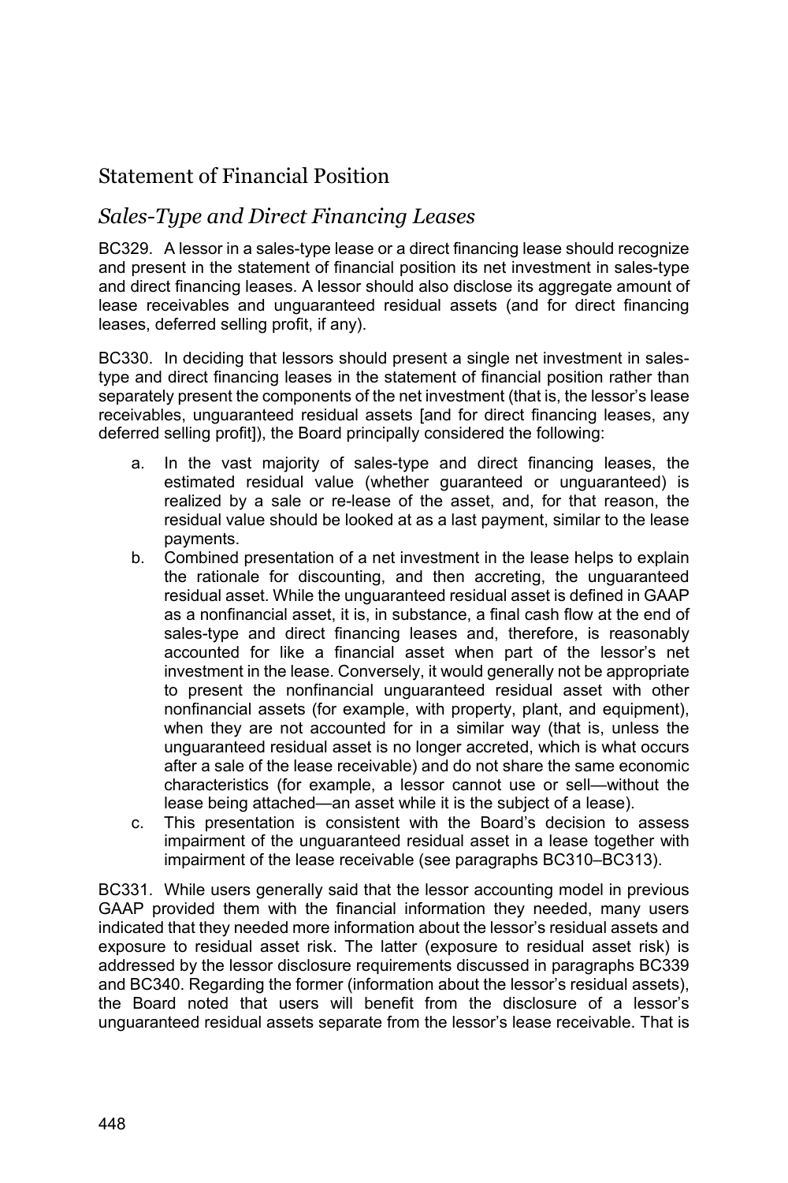## Statement of Financial Position

### *Sales-Type and Direct Financing Leases*

BC329. A lessor in a sales-type lease or a direct financing lease should recognize and present in the statement of financial position its net investment in sales-type and direct financing leases. A lessor should also disclose its aggregate amount of lease receivables and unguaranteed residual assets (and for direct financing leases, deferred selling profit, if any).

BC330. In deciding that lessors should present a single net investment in sales-type and direct financing leases in the statement of financial position rather than separately present the components of the net investment (that is, the lessor's lease receivables, unguaranteed residual assets [and for direct financing leases, any deferred selling profit]), the Board principally considered the following:

a. In the vast majority of sales-type and direct financing leases, the estimated residual value (whether guaranteed or unguaranteed) is realized by a sale or re-lease of the asset, and, for that reason, the residual value should be looked at as a last payment, similar to the lease payments.
b. Combined presentation of a net investment in the lease helps to explain the rationale for discounting, and then accreting, the unguaranteed residual asset. While the unguaranteed residual asset is defined in GAAP as a nonfinancial asset, it is, in substance, a final cash flow at the end of sales-type and direct financing leases and, therefore, is reasonably accounted for like a financial asset when part of the lessor's net investment in the lease. Conversely, it would generally not be appropriate to present the nonfinancial unguaranteed residual asset with other nonfinancial assets (for example, with property, plant, and equipment), when they are not accounted for in a similar way (that is, unless the unguaranteed residual asset is no longer accreted, which is what occurs after a sale of the lease receivable) and do not share the same economic characteristics (for example, a lessor cannot use or sell—without the lease being attached—an asset while it is the subject of a lease).
c. This presentation is consistent with the Board's decision to assess impairment of the unguaranteed residual asset in a lease together with impairment of the lease receivable (see paragraphs BC310–BC313).

BC331. While users generally said that the lessor accounting model in previous GAAP provided them with the financial information they needed, many users indicated that they needed more information about the lessor's residual assets and exposure to residual asset risk. The latter (exposure to residual asset risk) is addressed by the lessor disclosure requirements discussed in paragraphs BC339 and BC340. Regarding the former (information about the lessor's residual assets), the Board noted that users will benefit from the disclosure of a lessor's unguaranteed residual assets separate from the lessor's lease receivable. That is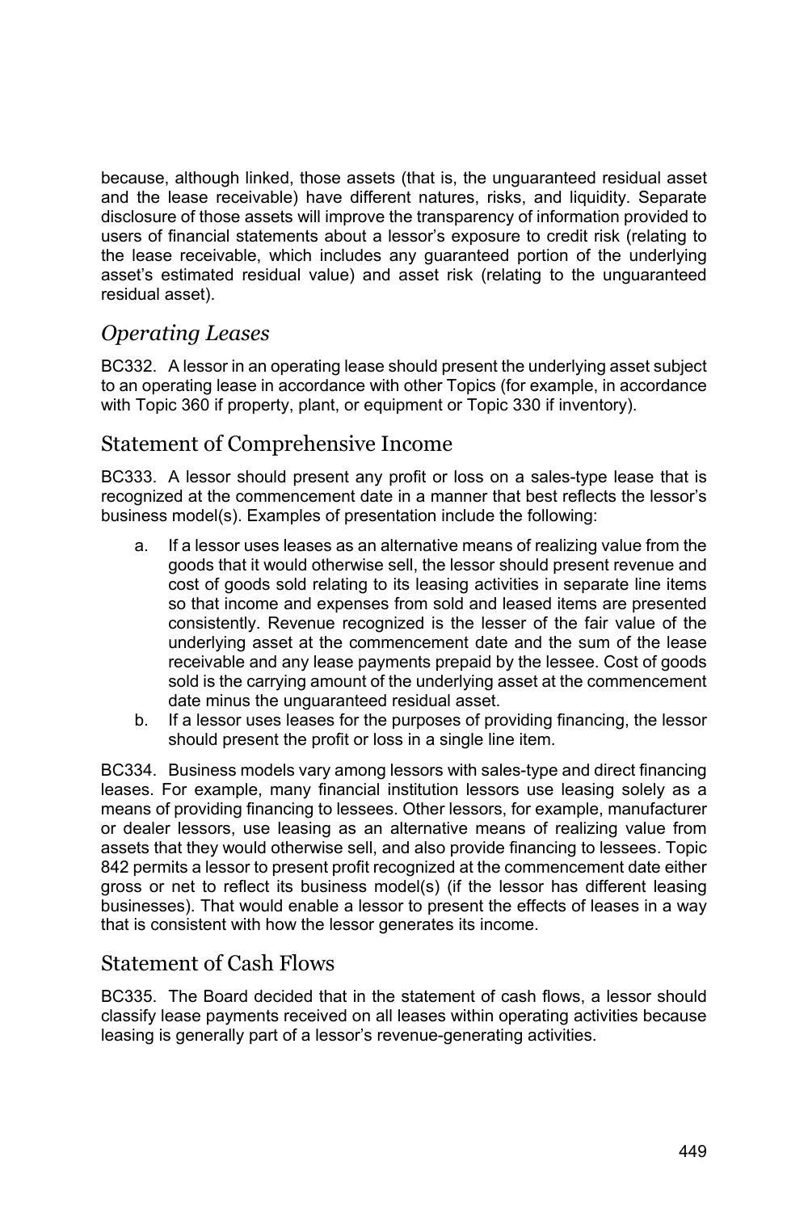because, although linked, those assets (that is, the unguaranteed residual asset and the lease receivable) have different natures, risks, and liquidity. Separate disclosure of those assets will improve the transparency of information provided to users of financial statements about a lessor's exposure to credit risk (relating to the lease receivable, which includes any guaranteed portion of the underlying asset's estimated residual value) and asset risk (relating to the unguaranteed residual asset).

### *Operating Leases*

BC332. A lessor in an operating lease should present the underlying asset subject to an operating lease in accordance with other Topics (for example, in accordance with Topic 360 if property, plant, or equipment or Topic 330 if inventory).

## Statement of Comprehensive Income

BC333. A lessor should present any profit or loss on a sales-type lease that is recognized at the commencement date in a manner that best reflects the lessor's business model(s). Examples of presentation include the following:

a. If a lessor uses leases as an alternative means of realizing value from the goods that it would otherwise sell, the lessor should present revenue and cost of goods sold relating to its leasing activities in separate line items so that income and expenses from sold and leased items are presented consistently. Revenue recognized is the lesser of the fair value of the underlying asset at the commencement date and the sum of the lease receivable and any lease payments prepaid by the lessee. Cost of goods sold is the carrying amount of the underlying asset at the commencement date minus the unguaranteed residual asset.
b. If a lessor uses leases for the purposes of providing financing, the lessor should present the profit or loss in a single line item.

BC334. Business models vary among lessors with sales-type and direct financing leases. For example, many financial institution lessors use leasing solely as a means of providing financing to lessees. Other lessors, for example, manufacturer or dealer lessors, use leasing as an alternative means of realizing value from assets that they would otherwise sell, and also provide financing to lessees. Topic 842 permits a lessor to present profit recognized at the commencement date either gross or net to reflect its business model(s) (if the lessor has different leasing businesses). That would enable a lessor to present the effects of leases in a way that is consistent with how the lessor generates its income.

## Statement of Cash Flows

BC335. The Board decided that in the statement of cash flows, a lessor should classify lease payments received on all leases within operating activities because leasing is generally part of a lessor's revenue-generating activities.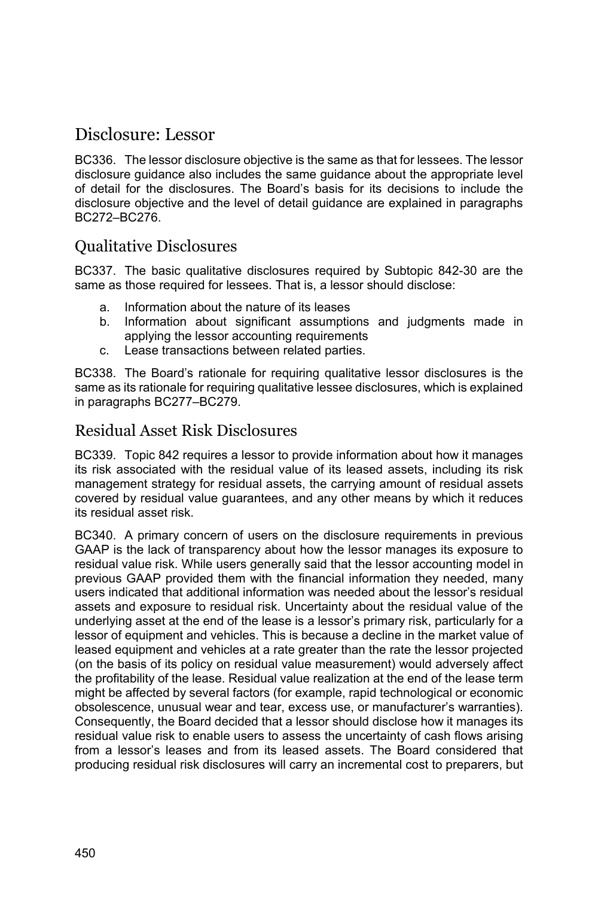## Disclosure: Lessor

BC336. The lessor disclosure objective is the same as that for lessees. The lessor disclosure guidance also includes the same guidance about the appropriate level of detail for the disclosures. The Board's basis for its decisions to include the disclosure objective and the level of detail guidance are explained in paragraphs BC272–BC276.

### Qualitative Disclosures

BC337. The basic qualitative disclosures required by Subtopic 842-30 are the same as those required for lessees. That is, a lessor should disclose:

a. Information about the nature of its leases
b. Information about significant assumptions and judgments made in applying the lessor accounting requirements
c. Lease transactions between related parties.

BC338. The Board's rationale for requiring qualitative lessor disclosures is the same as its rationale for requiring qualitative lessee disclosures, which is explained in paragraphs BC277–BC279.

### Residual Asset Risk Disclosures

BC339. Topic 842 requires a lessor to provide information about how it manages its risk associated with the residual value of its leased assets, including its risk management strategy for residual assets, the carrying amount of residual assets covered by residual value guarantees, and any other means by which it reduces its residual asset risk.

BC340. A primary concern of users on the disclosure requirements in previous GAAP is the lack of transparency about how the lessor manages its exposure to residual value risk. While users generally said that the lessor accounting model in previous GAAP provided them with the financial information they needed, many users indicated that additional information was needed about the lessor's residual assets and exposure to residual risk. Uncertainty about the residual value of the underlying asset at the end of the lease is a lessor's primary risk, particularly for a lessor of equipment and vehicles. This is because a decline in the market value of leased equipment and vehicles at a rate greater than the rate the lessor projected (on the basis of its policy on residual value measurement) would adversely affect the profitability of the lease. Residual value realization at the end of the lease term might be affected by several factors (for example, rapid technological or economic obsolescence, unusual wear and tear, excess use, or manufacturer's warranties). Consequently, the Board decided that a lessor should disclose how it manages its residual value risk to enable users to assess the uncertainty of cash flows arising from a lessor's leases and from its leased assets. The Board considered that producing residual risk disclosures will carry an incremental cost to preparers, but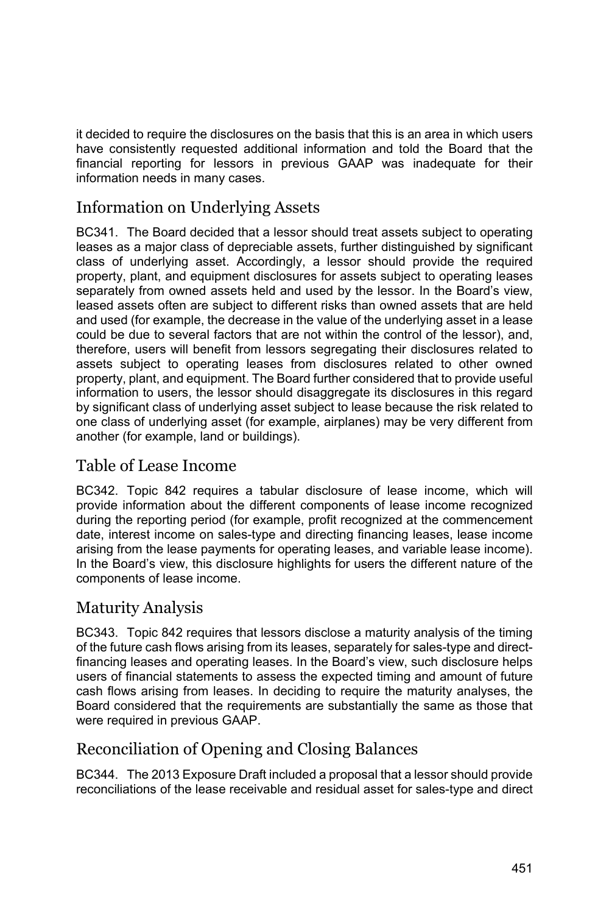it decided to require the disclosures on the basis that this is an area in which users have consistently requested additional information and told the Board that the financial reporting for lessors in previous GAAP was inadequate for their information needs in many cases.

## Information on Underlying Assets

BC341. The Board decided that a lessor should treat assets subject to operating leases as a major class of depreciable assets, further distinguished by significant class of underlying asset. Accordingly, a lessor should provide the required property, plant, and equipment disclosures for assets subject to operating leases separately from owned assets held and used by the lessor. In the Board's view, leased assets often are subject to different risks than owned assets that are held and used (for example, the decrease in the value of the underlying asset in a lease could be due to several factors that are not within the control of the lessor), and, therefore, users will benefit from lessors segregating their disclosures related to assets subject to operating leases from disclosures related to other owned property, plant, and equipment. The Board further considered that to provide useful information to users, the lessor should disaggregate its disclosures in this regard by significant class of underlying asset subject to lease because the risk related to one class of underlying asset (for example, airplanes) may be very different from another (for example, land or buildings).

## Table of Lease Income

BC342. Topic 842 requires a tabular disclosure of lease income, which will provide information about the different components of lease income recognized during the reporting period (for example, profit recognized at the commencement date, interest income on sales-type and directing financing leases, lease income arising from the lease payments for operating leases, and variable lease income). In the Board's view, this disclosure highlights for users the different nature of the components of lease income.

## Maturity Analysis

BC343. Topic 842 requires that lessors disclose a maturity analysis of the timing of the future cash flows arising from its leases, separately for sales-type and direct-financing leases and operating leases. In the Board's view, such disclosure helps users of financial statements to assess the expected timing and amount of future cash flows arising from leases. In deciding to require the maturity analyses, the Board considered that the requirements are substantially the same as those that were required in previous GAAP.

## Reconciliation of Opening and Closing Balances

BC344. The 2013 Exposure Draft included a proposal that a lessor should provide reconciliations of the lease receivable and residual asset for sales-type and direct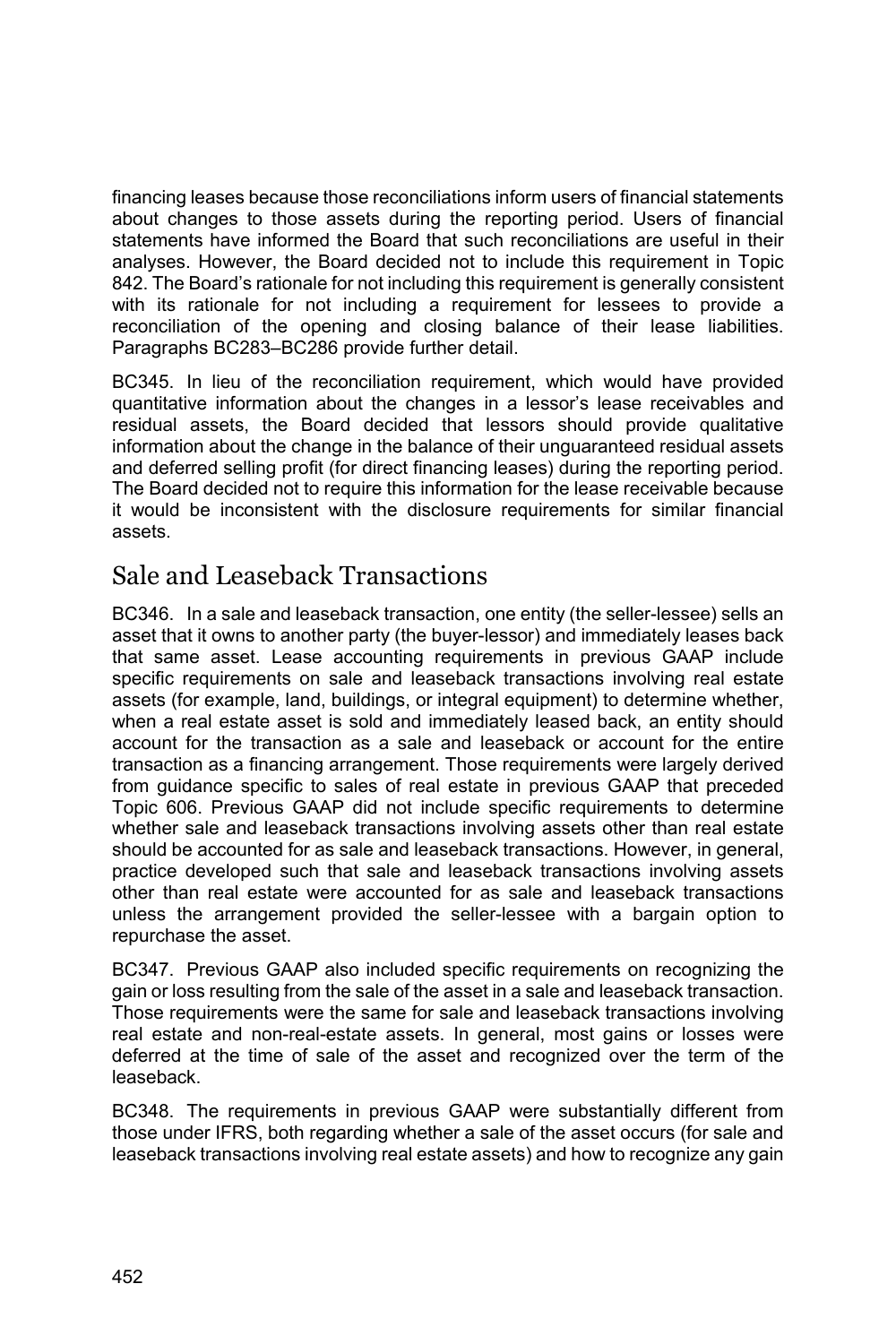financing leases because those reconciliations inform users of financial statements about changes to those assets during the reporting period. Users of financial statements have informed the Board that such reconciliations are useful in their analyses. However, the Board decided not to include this requirement in Topic 842. The Board's rationale for not including this requirement is generally consistent with its rationale for not including a requirement for lessees to provide a reconciliation of the opening and closing balance of their lease liabilities. Paragraphs BC283–BC286 provide further detail.

BC345. In lieu of the reconciliation requirement, which would have provided quantitative information about the changes in a lessor's lease receivables and residual assets, the Board decided that lessors should provide qualitative information about the change in the balance of their unguaranteed residual assets and deferred selling profit (for direct financing leases) during the reporting period. The Board decided not to require this information for the lease receivable because it would be inconsistent with the disclosure requirements for similar financial assets.

## Sale and Leaseback Transactions

BC346. In a sale and leaseback transaction, one entity (the seller-lessee) sells an asset that it owns to another party (the buyer-lessor) and immediately leases back that same asset. Lease accounting requirements in previous GAAP include specific requirements on sale and leaseback transactions involving real estate assets (for example, land, buildings, or integral equipment) to determine whether, when a real estate asset is sold and immediately leased back, an entity should account for the transaction as a sale and leaseback or account for the entire transaction as a financing arrangement. Those requirements were largely derived from guidance specific to sales of real estate in previous GAAP that preceded Topic 606. Previous GAAP did not include specific requirements to determine whether sale and leaseback transactions involving assets other than real estate should be accounted for as sale and leaseback transactions. However, in general, practice developed such that sale and leaseback transactions involving assets other than real estate were accounted for as sale and leaseback transactions unless the arrangement provided the seller-lessee with a bargain option to repurchase the asset.

BC347. Previous GAAP also included specific requirements on recognizing the gain or loss resulting from the sale of the asset in a sale and leaseback transaction. Those requirements were the same for sale and leaseback transactions involving real estate and non-real-estate assets. In general, most gains or losses were deferred at the time of sale of the asset and recognized over the term of the leaseback.

BC348. The requirements in previous GAAP were substantially different from those under IFRS, both regarding whether a sale of the asset occurs (for sale and leaseback transactions involving real estate assets) and how to recognize any gain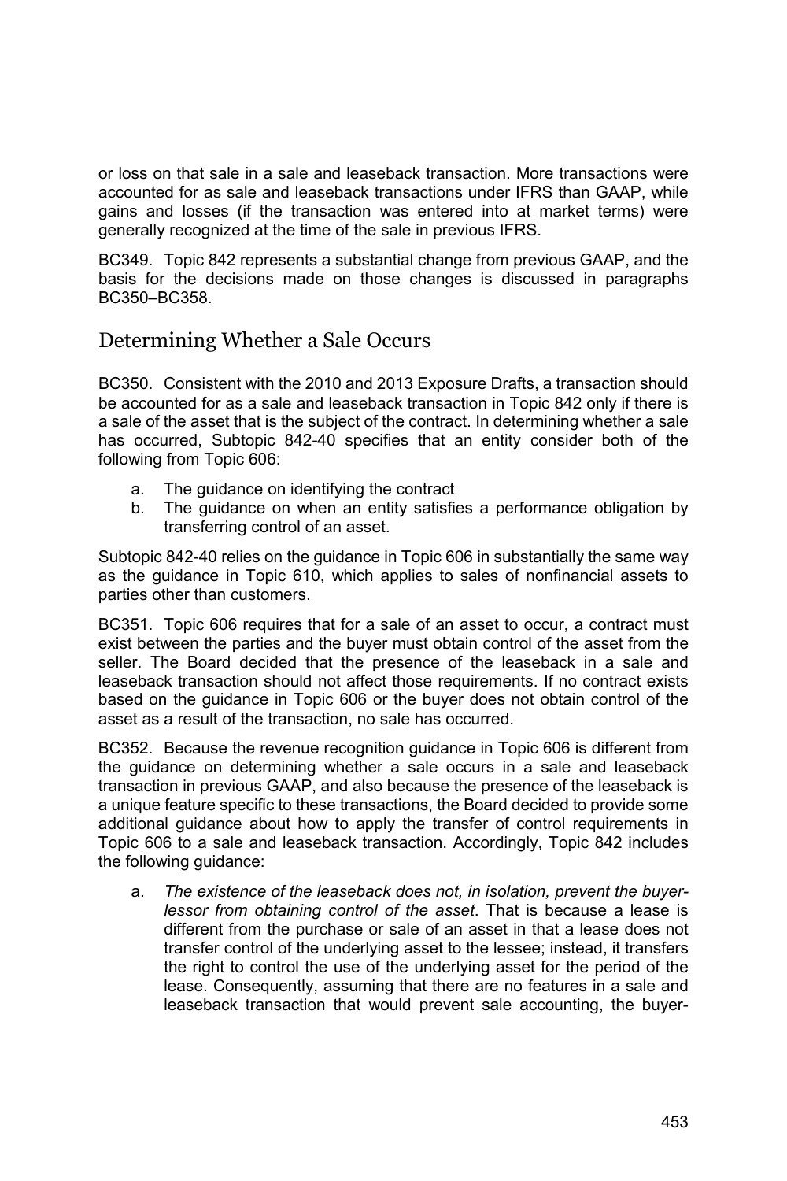or loss on that sale in a sale and leaseback transaction. More transactions were accounted for as sale and leaseback transactions under IFRS than GAAP, while gains and losses (if the transaction was entered into at market terms) were generally recognized at the time of the sale in previous IFRS.

BC349. Topic 842 represents a substantial change from previous GAAP, and the basis for the decisions made on those changes is discussed in paragraphs BC350–BC358.

## Determining Whether a Sale Occurs

BC350. Consistent with the 2010 and 2013 Exposure Drafts, a transaction should be accounted for as a sale and leaseback transaction in Topic 842 only if there is a sale of the asset that is the subject of the contract. In determining whether a sale has occurred, Subtopic 842-40 specifies that an entity consider both of the following from Topic 606:

a. The guidance on identifying the contract
b. The guidance on when an entity satisfies a performance obligation by transferring control of an asset.

Subtopic 842-40 relies on the guidance in Topic 606 in substantially the same way as the guidance in Topic 610, which applies to sales of nonfinancial assets to parties other than customers.

BC351. Topic 606 requires that for a sale of an asset to occur, a contract must exist between the parties and the buyer must obtain control of the asset from the seller. The Board decided that the presence of the leaseback in a sale and leaseback transaction should not affect those requirements. If no contract exists based on the guidance in Topic 606 or the buyer does not obtain control of the asset as a result of the transaction, no sale has occurred.

BC352. Because the revenue recognition guidance in Topic 606 is different from the guidance on determining whether a sale occurs in a sale and leaseback transaction in previous GAAP, and also because the presence of the leaseback is a unique feature specific to these transactions, the Board decided to provide some additional guidance about how to apply the transfer of control requirements in Topic 606 to a sale and leaseback transaction. Accordingly, Topic 842 includes the following guidance:

a. *The existence of the leaseback does not, in isolation, prevent the buyer-lessor from obtaining control of the asset*. That is because a lease is different from the purchase or sale of an asset in that a lease does not transfer control of the underlying asset to the lessee; instead, it transfers the right to control the use of the underlying asset for the period of the lease. Consequently, assuming that there are no features in a sale and leaseback transaction that would prevent sale accounting, the buyer-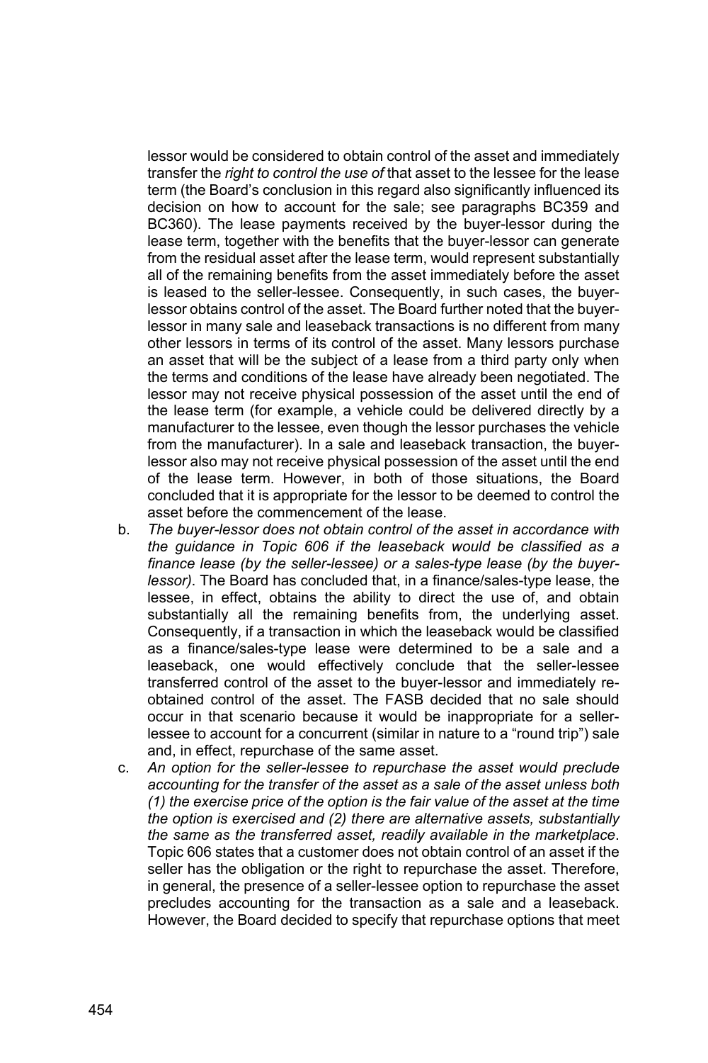lessor would be considered to obtain control of the asset and immediately transfer the *right to control the use of* that asset to the lessee for the lease term (the Board's conclusion in this regard also significantly influenced its decision on how to account for the sale; see paragraphs BC359 and BC360). The lease payments received by the buyer-lessor during the lease term, together with the benefits that the buyer-lessor can generate from the residual asset after the lease term, would represent substantially all of the remaining benefits from the asset immediately before the asset is leased to the seller-lessee. Consequently, in such cases, the buyer-lessor obtains control of the asset. The Board further noted that the buyer-lessor in many sale and leaseback transactions is no different from many other lessors in terms of its control of the asset. Many lessors purchase an asset that will be the subject of a lease from a third party only when the terms and conditions of the lease have already been negotiated. The lessor may not receive physical possession of the asset until the end of the lease term (for example, a vehicle could be delivered directly by a manufacturer to the lessee, even though the lessor purchases the vehicle from the manufacturer). In a sale and leaseback transaction, the buyer-lessor also may not receive physical possession of the asset until the end of the lease term. However, in both of those situations, the Board concluded that it is appropriate for the lessor to be deemed to control the asset before the commencement of the lease.

b. *The buyer-lessor does not obtain control of the asset in accordance with the guidance in Topic 606 if the leaseback would be classified as a finance lease (by the seller-lessee) or a sales-type lease (by the buyer-lessor).* The Board has concluded that, in a finance/sales-type lease, the lessee, in effect, obtains the ability to direct the use of, and obtain substantially all the remaining benefits from, the underlying asset. Consequently, if a transaction in which the leaseback would be classified as a finance/sales-type lease were determined to be a sale and a leaseback, one would effectively conclude that the seller-lessee transferred control of the asset to the buyer-lessor and immediately re-obtained control of the asset. The FASB decided that no sale should occur in that scenario because it would be inappropriate for a seller-lessee to account for a concurrent (similar in nature to a "round trip") sale and, in effect, repurchase of the same asset.

c. *An option for the seller-lessee to repurchase the asset would preclude accounting for the transfer of the asset as a sale of the asset unless both (1) the exercise price of the option is the fair value of the asset at the time the option is exercised and (2) there are alternative assets, substantially the same as the transferred asset, readily available in the marketplace*. Topic 606 states that a customer does not obtain control of an asset if the seller has the obligation or the right to repurchase the asset. Therefore, in general, the presence of a seller-lessee option to repurchase the asset precludes accounting for the transaction as a sale and a leaseback. However, the Board decided to specify that repurchase options that meet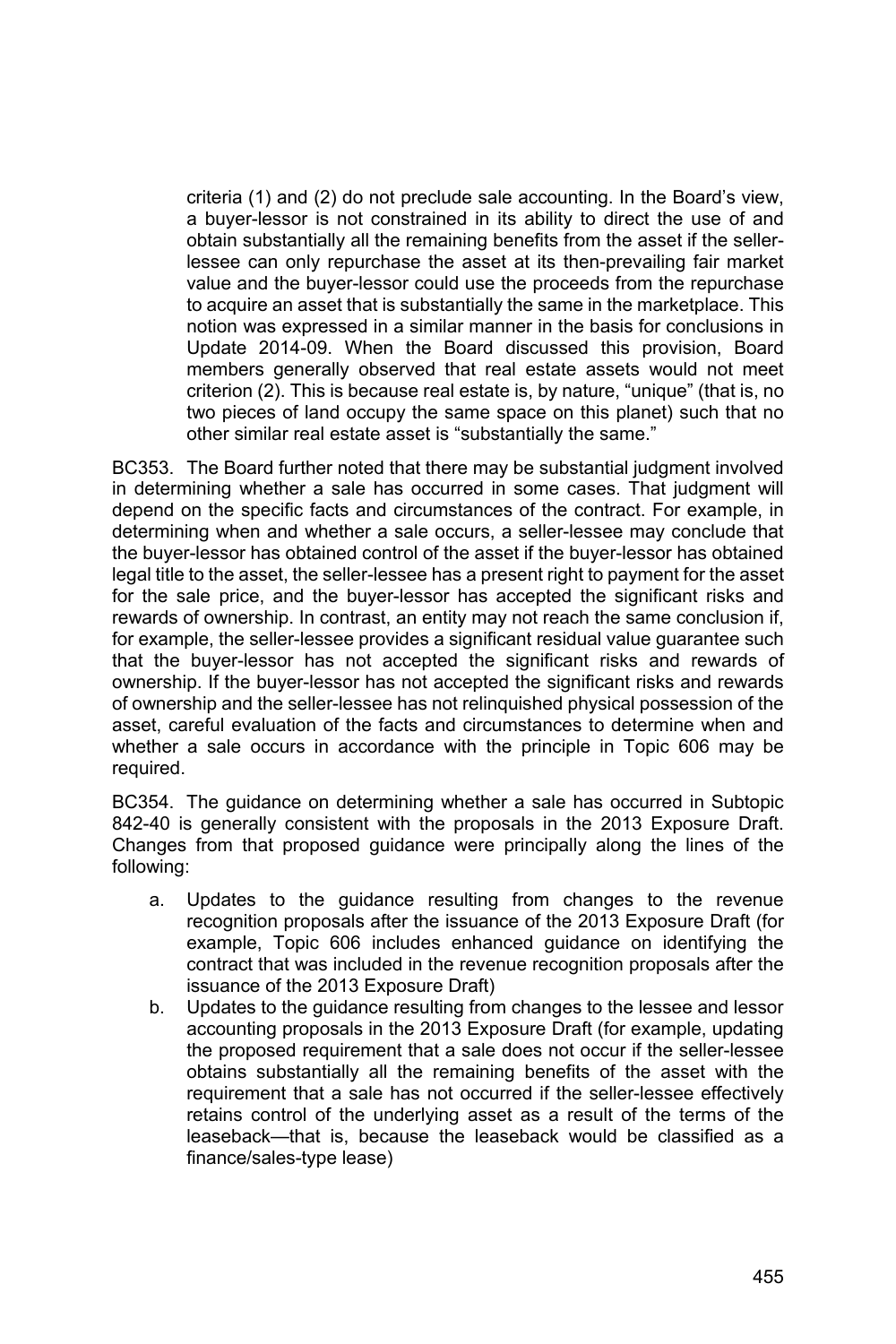criteria (1) and (2) do not preclude sale accounting. In the Board's view, a buyer-lessor is not constrained in its ability to direct the use of and obtain substantially all the remaining benefits from the asset if the seller-lessee can only repurchase the asset at its then-prevailing fair market value and the buyer-lessor could use the proceeds from the repurchase to acquire an asset that is substantially the same in the marketplace. This notion was expressed in a similar manner in the basis for conclusions in Update 2014-09. When the Board discussed this provision, Board members generally observed that real estate assets would not meet criterion (2). This is because real estate is, by nature, "unique" (that is, no two pieces of land occupy the same space on this planet) such that no other similar real estate asset is "substantially the same."

BC353. The Board further noted that there may be substantial judgment involved in determining whether a sale has occurred in some cases. That judgment will depend on the specific facts and circumstances of the contract. For example, in determining when and whether a sale occurs, a seller-lessee may conclude that the buyer-lessor has obtained control of the asset if the buyer-lessor has obtained legal title to the asset, the seller-lessee has a present right to payment for the asset for the sale price, and the buyer-lessor has accepted the significant risks and rewards of ownership. In contrast, an entity may not reach the same conclusion if, for example, the seller-lessee provides a significant residual value guarantee such that the buyer-lessor has not accepted the significant risks and rewards of ownership. If the buyer-lessor has not accepted the significant risks and rewards of ownership and the seller-lessee has not relinquished physical possession of the asset, careful evaluation of the facts and circumstances to determine when and whether a sale occurs in accordance with the principle in Topic 606 may be required.

BC354. The guidance on determining whether a sale has occurred in Subtopic 842-40 is generally consistent with the proposals in the 2013 Exposure Draft. Changes from that proposed guidance were principally along the lines of the following:

a. Updates to the guidance resulting from changes to the revenue recognition proposals after the issuance of the 2013 Exposure Draft (for example, Topic 606 includes enhanced guidance on identifying the contract that was included in the revenue recognition proposals after the issuance of the 2013 Exposure Draft)
b. Updates to the guidance resulting from changes to the lessee and lessor accounting proposals in the 2013 Exposure Draft (for example, updating the proposed requirement that a sale does not occur if the seller-lessee obtains substantially all the remaining benefits of the asset with the requirement that a sale has not occurred if the seller-lessee effectively retains control of the underlying asset as a result of the terms of the leaseback—that is, because the leaseback would be classified as a finance/sales-type lease)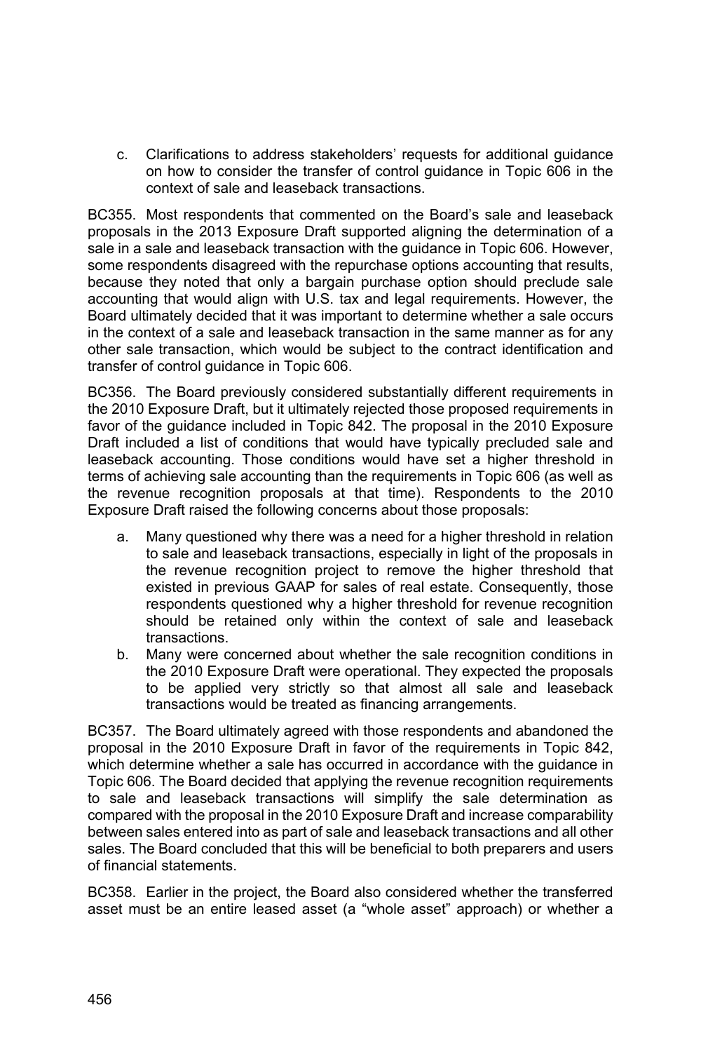c. Clarifications to address stakeholders' requests for additional guidance on how to consider the transfer of control guidance in Topic 606 in the context of sale and leaseback transactions.

BC355. Most respondents that commented on the Board's sale and leaseback proposals in the 2013 Exposure Draft supported aligning the determination of a sale in a sale and leaseback transaction with the guidance in Topic 606. However, some respondents disagreed with the repurchase options accounting that results, because they noted that only a bargain purchase option should preclude sale accounting that would align with U.S. tax and legal requirements. However, the Board ultimately decided that it was important to determine whether a sale occurs in the context of a sale and leaseback transaction in the same manner as for any other sale transaction, which would be subject to the contract identification and transfer of control guidance in Topic 606.

BC356. The Board previously considered substantially different requirements in the 2010 Exposure Draft, but it ultimately rejected those proposed requirements in favor of the guidance included in Topic 842. The proposal in the 2010 Exposure Draft included a list of conditions that would have typically precluded sale and leaseback accounting. Those conditions would have set a higher threshold in terms of achieving sale accounting than the requirements in Topic 606 (as well as the revenue recognition proposals at that time). Respondents to the 2010 Exposure Draft raised the following concerns about those proposals:

a. Many questioned why there was a need for a higher threshold in relation to sale and leaseback transactions, especially in light of the proposals in the revenue recognition project to remove the higher threshold that existed in previous GAAP for sales of real estate. Consequently, those respondents questioned why a higher threshold for revenue recognition should be retained only within the context of sale and leaseback transactions.
b. Many were concerned about whether the sale recognition conditions in the 2010 Exposure Draft were operational. They expected the proposals to be applied very strictly so that almost all sale and leaseback transactions would be treated as financing arrangements.

BC357. The Board ultimately agreed with those respondents and abandoned the proposal in the 2010 Exposure Draft in favor of the requirements in Topic 842, which determine whether a sale has occurred in accordance with the guidance in Topic 606. The Board decided that applying the revenue recognition requirements to sale and leaseback transactions will simplify the sale determination as compared with the proposal in the 2010 Exposure Draft and increase comparability between sales entered into as part of sale and leaseback transactions and all other sales. The Board concluded that this will be beneficial to both preparers and users of financial statements.

BC358. Earlier in the project, the Board also considered whether the transferred asset must be an entire leased asset (a "whole asset" approach) or whether a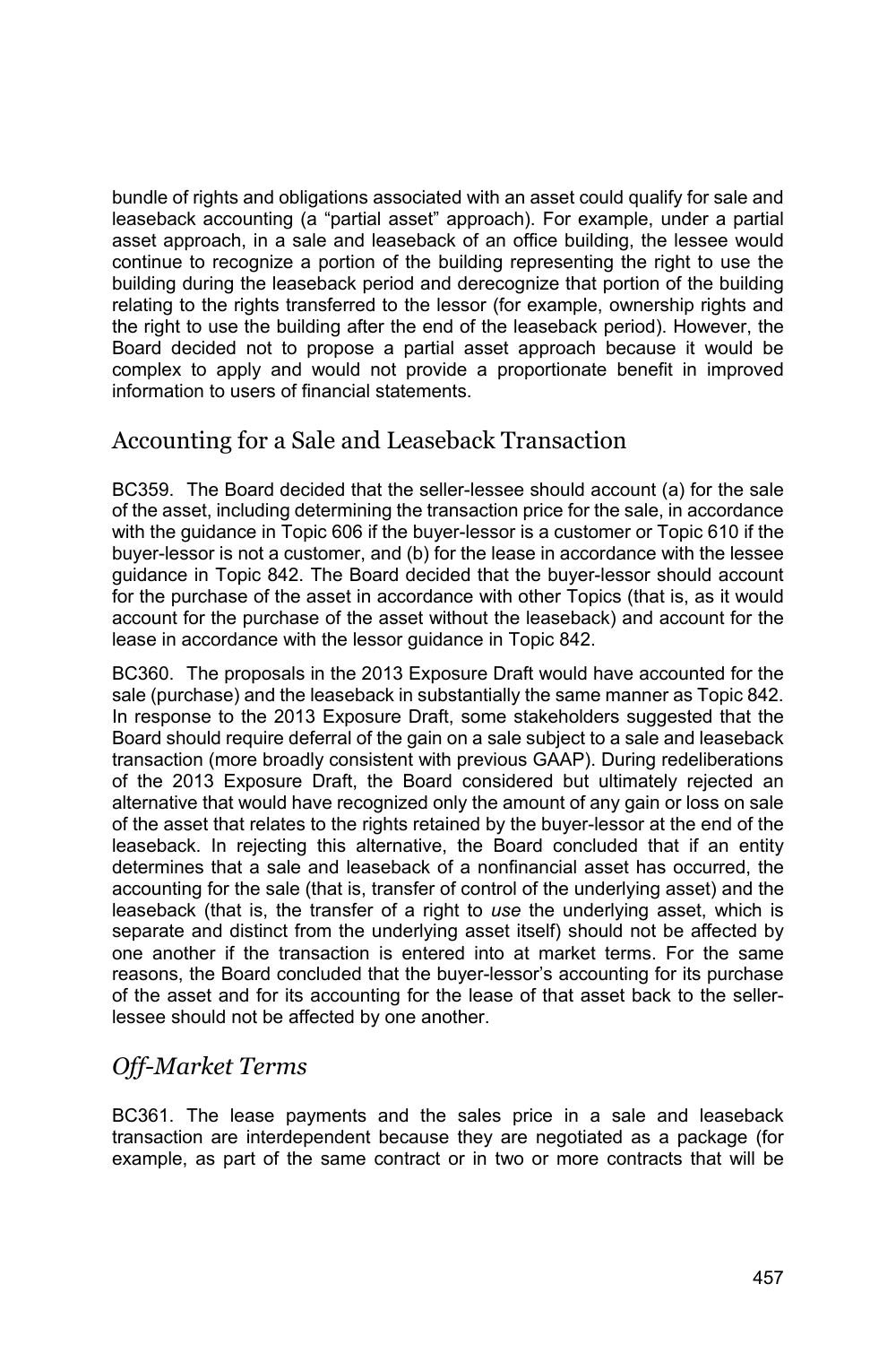bundle of rights and obligations associated with an asset could qualify for sale and leaseback accounting (a "partial asset" approach). For example, under a partial asset approach, in a sale and leaseback of an office building, the lessee would continue to recognize a portion of the building representing the right to use the building during the leaseback period and derecognize that portion of the building relating to the rights transferred to the lessor (for example, ownership rights and the right to use the building after the end of the leaseback period). However, the Board decided not to propose a partial asset approach because it would be complex to apply and would not provide a proportionate benefit in improved information to users of financial statements.

## Accounting for a Sale and Leaseback Transaction

BC359. The Board decided that the seller-lessee should account (a) for the sale of the asset, including determining the transaction price for the sale, in accordance with the guidance in Topic 606 if the buyer-lessor is a customer or Topic 610 if the buyer-lessor is not a customer, and (b) for the lease in accordance with the lessee guidance in Topic 842. The Board decided that the buyer-lessor should account for the purchase of the asset in accordance with other Topics (that is, as it would account for the purchase of the asset without the leaseback) and account for the lease in accordance with the lessor guidance in Topic 842.

BC360. The proposals in the 2013 Exposure Draft would have accounted for the sale (purchase) and the leaseback in substantially the same manner as Topic 842. In response to the 2013 Exposure Draft, some stakeholders suggested that the Board should require deferral of the gain on a sale subject to a sale and leaseback transaction (more broadly consistent with previous GAAP). During redeliberations of the 2013 Exposure Draft, the Board considered but ultimately rejected an alternative that would have recognized only the amount of any gain or loss on sale of the asset that relates to the rights retained by the buyer-lessor at the end of the leaseback. In rejecting this alternative, the Board concluded that if an entity determines that a sale and leaseback of a nonfinancial asset has occurred, the accounting for the sale (that is, transfer of control of the underlying asset) and the leaseback (that is, the transfer of a right to *use* the underlying asset, which is separate and distinct from the underlying asset itself) should not be affected by one another if the transaction is entered into at market terms. For the same reasons, the Board concluded that the buyer-lessor's accounting for its purchase of the asset and for its accounting for the lease of that asset back to the seller-lessee should not be affected by one another.

### *Off-Market Terms*

BC361. The lease payments and the sales price in a sale and leaseback transaction are interdependent because they are negotiated as a package (for example, as part of the same contract or in two or more contracts that will be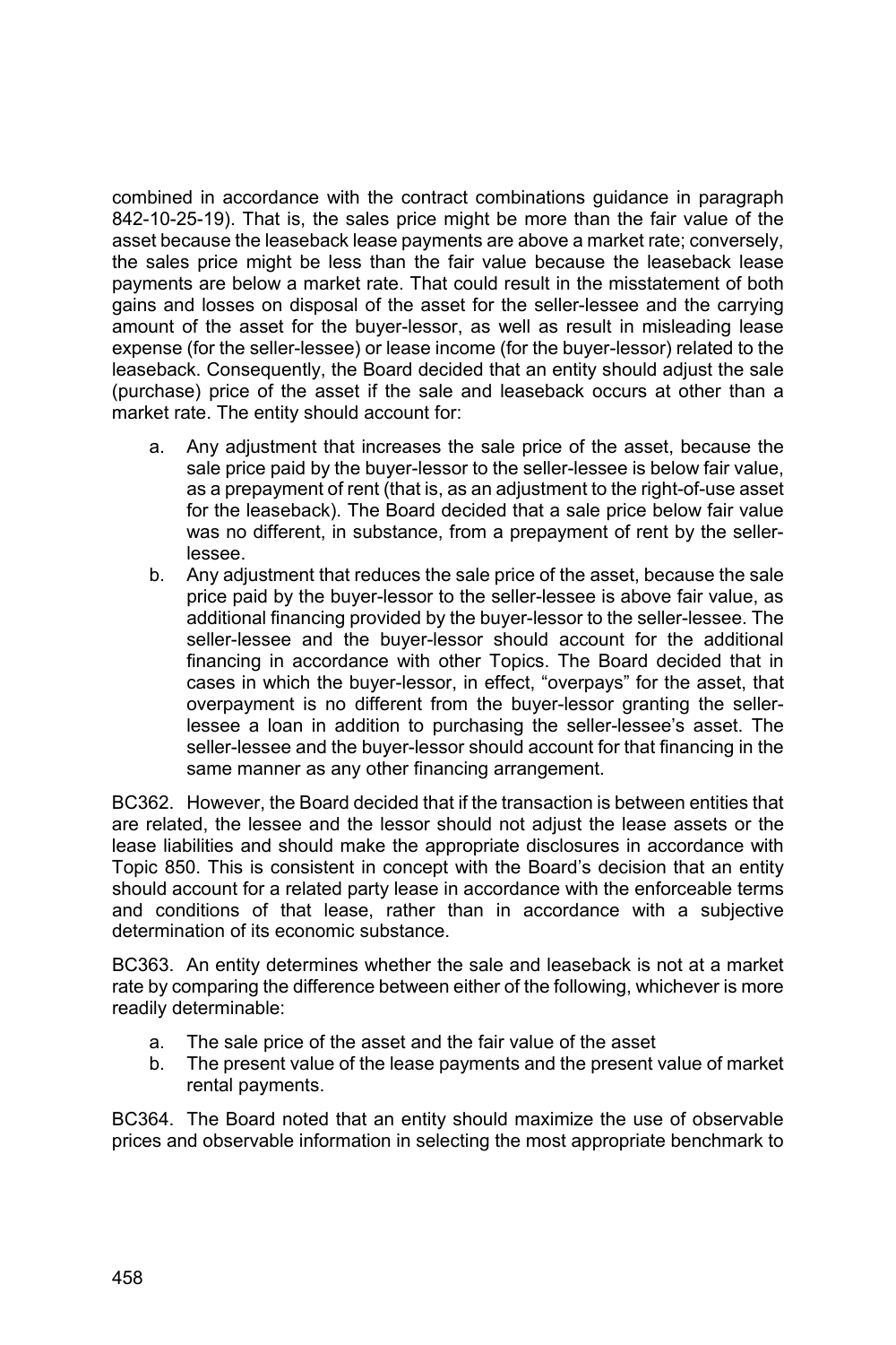combined in accordance with the contract combinations guidance in paragraph 842-10-25-19). That is, the sales price might be more than the fair value of the asset because the leaseback lease payments are above a market rate; conversely, the sales price might be less than the fair value because the leaseback lease payments are below a market rate. That could result in the misstatement of both gains and losses on disposal of the asset for the seller-lessee and the carrying amount of the asset for the buyer-lessor, as well as result in misleading lease expense (for the seller-lessee) or lease income (for the buyer-lessor) related to the leaseback. Consequently, the Board decided that an entity should adjust the sale (purchase) price of the asset if the sale and leaseback occurs at other than a market rate. The entity should account for:

a. Any adjustment that increases the sale price of the asset, because the sale price paid by the buyer-lessor to the seller-lessee is below fair value, as a prepayment of rent (that is, as an adjustment to the right-of-use asset for the leaseback). The Board decided that a sale price below fair value was no different, in substance, from a prepayment of rent by the seller-lessee.
b. Any adjustment that reduces the sale price of the asset, because the sale price paid by the buyer-lessor to the seller-lessee is above fair value, as additional financing provided by the buyer-lessor to the seller-lessee. The seller-lessee and the buyer-lessor should account for the additional financing in accordance with other Topics. The Board decided that in cases in which the buyer-lessor, in effect, "overpays" for the asset, that overpayment is no different from the buyer-lessor granting the seller-lessee a loan in addition to purchasing the seller-lessee's asset. The seller-lessee and the buyer-lessor should account for that financing in the same manner as any other financing arrangement.

BC362. However, the Board decided that if the transaction is between entities that are related, the lessee and the lessor should not adjust the lease assets or the lease liabilities and should make the appropriate disclosures in accordance with Topic 850. This is consistent in concept with the Board's decision that an entity should account for a related party lease in accordance with the enforceable terms and conditions of that lease, rather than in accordance with a subjective determination of its economic substance.

BC363. An entity determines whether the sale and leaseback is not at a market rate by comparing the difference between either of the following, whichever is more readily determinable:

a. The sale price of the asset and the fair value of the asset
b. The present value of the lease payments and the present value of market rental payments.

BC364. The Board noted that an entity should maximize the use of observable prices and observable information in selecting the most appropriate benchmark to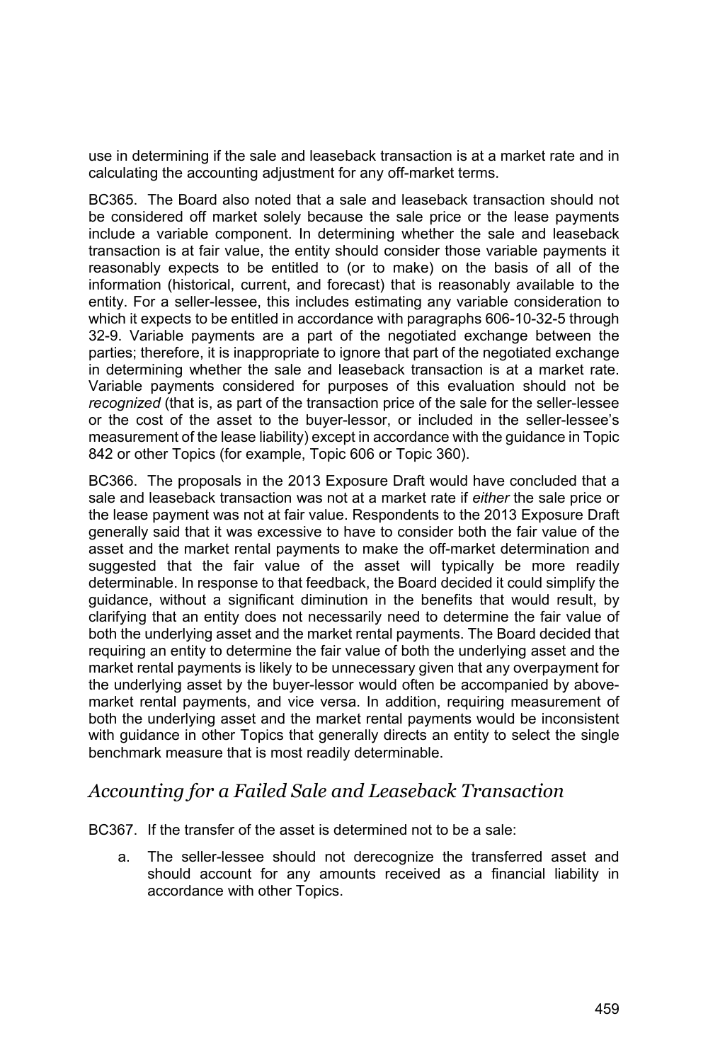use in determining if the sale and leaseback transaction is at a market rate and in calculating the accounting adjustment for any off-market terms.

BC365. The Board also noted that a sale and leaseback transaction should not be considered off market solely because the sale price or the lease payments include a variable component. In determining whether the sale and leaseback transaction is at fair value, the entity should consider those variable payments it reasonably expects to be entitled to (or to make) on the basis of all of the information (historical, current, and forecast) that is reasonably available to the entity. For a seller-lessee, this includes estimating any variable consideration to which it expects to be entitled in accordance with paragraphs 606-10-32-5 through 32-9. Variable payments are a part of the negotiated exchange between the parties; therefore, it is inappropriate to ignore that part of the negotiated exchange in determining whether the sale and leaseback transaction is at a market rate. Variable payments considered for purposes of this evaluation should not be *recognized* (that is, as part of the transaction price of the sale for the seller-lessee or the cost of the asset to the buyer-lessor, or included in the seller-lessee's measurement of the lease liability) except in accordance with the guidance in Topic 842 or other Topics (for example, Topic 606 or Topic 360).

BC366. The proposals in the 2013 Exposure Draft would have concluded that a sale and leaseback transaction was not at a market rate if *either* the sale price or the lease payment was not at fair value. Respondents to the 2013 Exposure Draft generally said that it was excessive to have to consider both the fair value of the asset and the market rental payments to make the off-market determination and suggested that the fair value of the asset will typically be more readily determinable. In response to that feedback, the Board decided it could simplify the guidance, without a significant diminution in the benefits that would result, by clarifying that an entity does not necessarily need to determine the fair value of both the underlying asset and the market rental payments. The Board decided that requiring an entity to determine the fair value of both the underlying asset and the market rental payments is likely to be unnecessary given that any overpayment for the underlying asset by the buyer-lessor would often be accompanied by above-market rental payments, and vice versa. In addition, requiring measurement of both the underlying asset and the market rental payments would be inconsistent with guidance in other Topics that generally directs an entity to select the single benchmark measure that is most readily determinable.

## *Accounting for a Failed Sale and Leaseback Transaction*

BC367. If the transfer of the asset is determined not to be a sale:

a. The seller-lessee should not derecognize the transferred asset and should account for any amounts received as a financial liability in accordance with other Topics.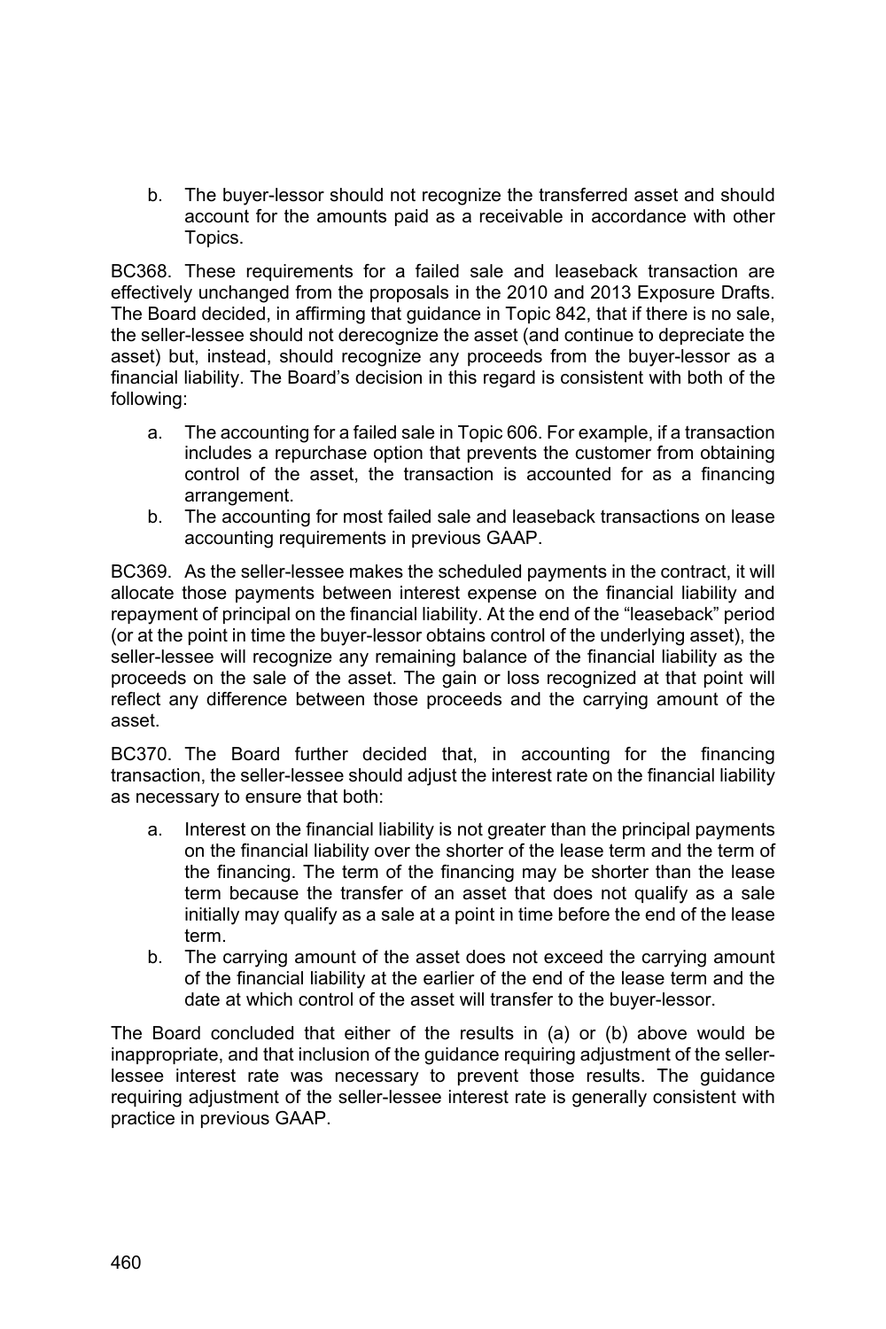b. The buyer-lessor should not recognize the transferred asset and should account for the amounts paid as a receivable in accordance with other Topics.

BC368. These requirements for a failed sale and leaseback transaction are effectively unchanged from the proposals in the 2010 and 2013 Exposure Drafts. The Board decided, in affirming that guidance in Topic 842, that if there is no sale, the seller-lessee should not derecognize the asset (and continue to depreciate the asset) but, instead, should recognize any proceeds from the buyer-lessor as a financial liability. The Board's decision in this regard is consistent with both of the following:

a. The accounting for a failed sale in Topic 606. For example, if a transaction includes a repurchase option that prevents the customer from obtaining control of the asset, the transaction is accounted for as a financing arrangement.
b. The accounting for most failed sale and leaseback transactions on lease accounting requirements in previous GAAP.

BC369. As the seller-lessee makes the scheduled payments in the contract, it will allocate those payments between interest expense on the financial liability and repayment of principal on the financial liability. At the end of the "leaseback" period (or at the point in time the buyer-lessor obtains control of the underlying asset), the seller-lessee will recognize any remaining balance of the financial liability as the proceeds on the sale of the asset. The gain or loss recognized at that point will reflect any difference between those proceeds and the carrying amount of the asset.

BC370. The Board further decided that, in accounting for the financing transaction, the seller-lessee should adjust the interest rate on the financial liability as necessary to ensure that both:

a. Interest on the financial liability is not greater than the principal payments on the financial liability over the shorter of the lease term and the term of the financing. The term of the financing may be shorter than the lease term because the transfer of an asset that does not qualify as a sale initially may qualify as a sale at a point in time before the end of the lease term.
b. The carrying amount of the asset does not exceed the carrying amount of the financial liability at the earlier of the end of the lease term and the date at which control of the asset will transfer to the buyer-lessor.

The Board concluded that either of the results in (a) or (b) above would be inappropriate, and that inclusion of the guidance requiring adjustment of the seller-lessee interest rate was necessary to prevent those results. The guidance requiring adjustment of the seller-lessee interest rate is generally consistent with practice in previous GAAP.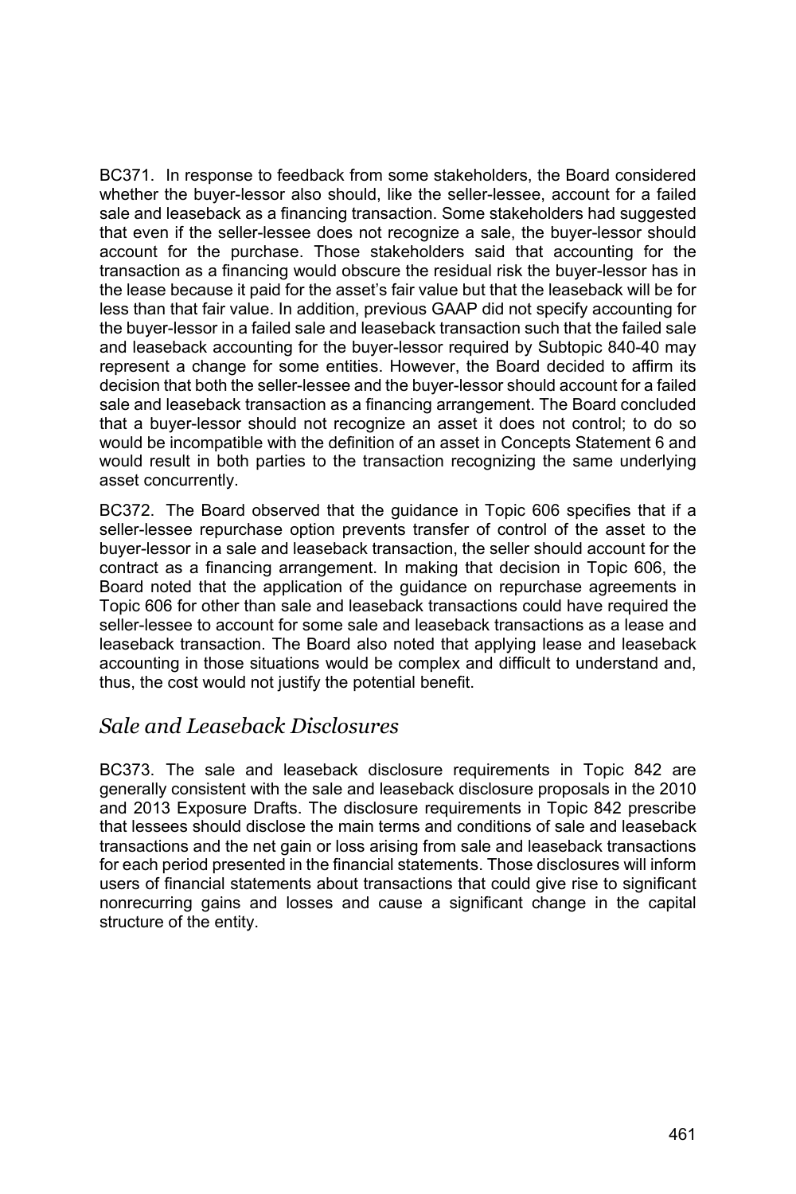BC371. In response to feedback from some stakeholders, the Board considered whether the buyer-lessor also should, like the seller-lessee, account for a failed sale and leaseback as a financing transaction. Some stakeholders had suggested that even if the seller-lessee does not recognize a sale, the buyer-lessor should account for the purchase. Those stakeholders said that accounting for the transaction as a financing would obscure the residual risk the buyer-lessor has in the lease because it paid for the asset's fair value but that the leaseback will be for less than that fair value. In addition, previous GAAP did not specify accounting for the buyer-lessor in a failed sale and leaseback transaction such that the failed sale and leaseback accounting for the buyer-lessor required by Subtopic 840-40 may represent a change for some entities. However, the Board decided to affirm its decision that both the seller-lessee and the buyer-lessor should account for a failed sale and leaseback transaction as a financing arrangement. The Board concluded that a buyer-lessor should not recognize an asset it does not control; to do so would be incompatible with the definition of an asset in Concepts Statement 6 and would result in both parties to the transaction recognizing the same underlying asset concurrently.

BC372. The Board observed that the guidance in Topic 606 specifies that if a seller-lessee repurchase option prevents transfer of control of the asset to the buyer-lessor in a sale and leaseback transaction, the seller should account for the contract as a financing arrangement. In making that decision in Topic 606, the Board noted that the application of the guidance on repurchase agreements in Topic 606 for other than sale and leaseback transactions could have required the seller-lessee to account for some sale and leaseback transactions as a lease and leaseback transaction. The Board also noted that applying lease and leaseback accounting in those situations would be complex and difficult to understand and, thus, the cost would not justify the potential benefit.

## *Sale and Leaseback Disclosures*

BC373. The sale and leaseback disclosure requirements in Topic 842 are generally consistent with the sale and leaseback disclosure proposals in the 2010 and 2013 Exposure Drafts. The disclosure requirements in Topic 842 prescribe that lessees should disclose the main terms and conditions of sale and leaseback transactions and the net gain or loss arising from sale and leaseback transactions for each period presented in the financial statements. Those disclosures will inform users of financial statements about transactions that could give rise to significant nonrecurring gains and losses and cause a significant change in the capital structure of the entity.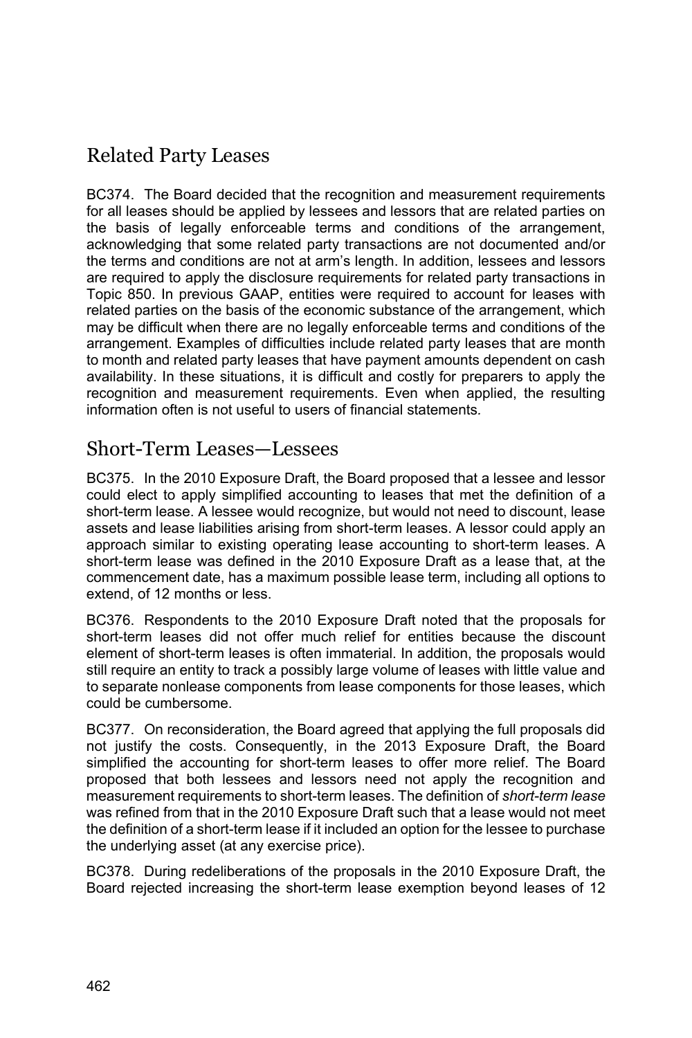## Related Party Leases

BC374. The Board decided that the recognition and measurement requirements for all leases should be applied by lessees and lessors that are related parties on the basis of legally enforceable terms and conditions of the arrangement, acknowledging that some related party transactions are not documented and/or the terms and conditions are not at arm's length. In addition, lessees and lessors are required to apply the disclosure requirements for related party transactions in Topic 850. In previous GAAP, entities were required to account for leases with related parties on the basis of the economic substance of the arrangement, which may be difficult when there are no legally enforceable terms and conditions of the arrangement. Examples of difficulties include related party leases that are month to month and related party leases that have payment amounts dependent on cash availability. In these situations, it is difficult and costly for preparers to apply the recognition and measurement requirements. Even when applied, the resulting information often is not useful to users of financial statements.

## Short-Term Leases—Lessees

BC375. In the 2010 Exposure Draft, the Board proposed that a lessee and lessor could elect to apply simplified accounting to leases that met the definition of a short-term lease. A lessee would recognize, but would not need to discount, lease assets and lease liabilities arising from short-term leases. A lessor could apply an approach similar to existing operating lease accounting to short-term leases. A short-term lease was defined in the 2010 Exposure Draft as a lease that, at the commencement date, has a maximum possible lease term, including all options to extend, of 12 months or less.

BC376. Respondents to the 2010 Exposure Draft noted that the proposals for short-term leases did not offer much relief for entities because the discount element of short-term leases is often immaterial. In addition, the proposals would still require an entity to track a possibly large volume of leases with little value and to separate nonlease components from lease components for those leases, which could be cumbersome.

BC377. On reconsideration, the Board agreed that applying the full proposals did not justify the costs. Consequently, in the 2013 Exposure Draft, the Board simplified the accounting for short-term leases to offer more relief. The Board proposed that both lessees and lessors need not apply the recognition and measurement requirements to short-term leases. The definition of *short-term lease* was refined from that in the 2010 Exposure Draft such that a lease would not meet the definition of a short-term lease if it included an option for the lessee to purchase the underlying asset (at any exercise price).

BC378. During redeliberations of the proposals in the 2010 Exposure Draft, the Board rejected increasing the short-term lease exemption beyond leases of 12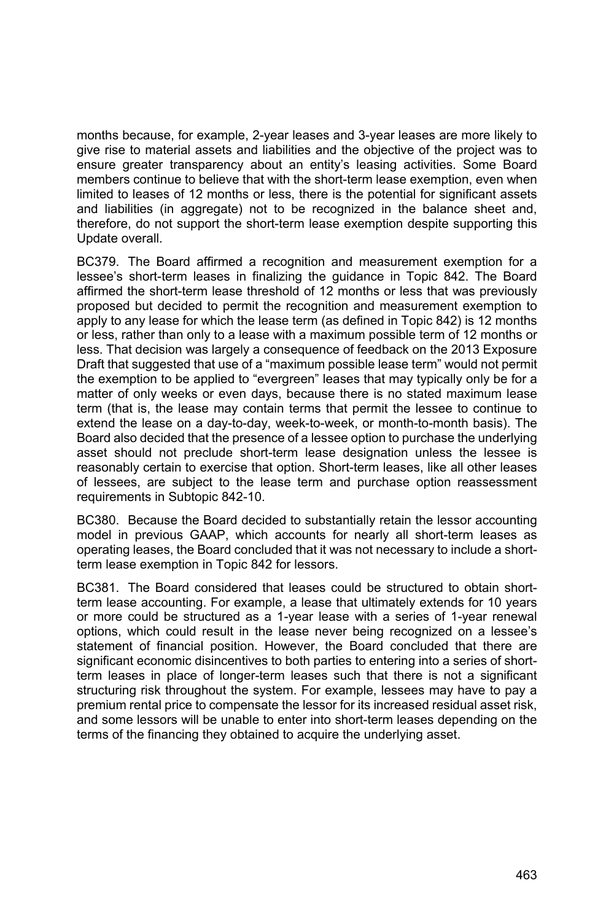months because, for example, 2-year leases and 3-year leases are more likely to give rise to material assets and liabilities and the objective of the project was to ensure greater transparency about an entity's leasing activities. Some Board members continue to believe that with the short-term lease exemption, even when limited to leases of 12 months or less, there is the potential for significant assets and liabilities (in aggregate) not to be recognized in the balance sheet and, therefore, do not support the short-term lease exemption despite supporting this Update overall.

BC379. The Board affirmed a recognition and measurement exemption for a lessee's short-term leases in finalizing the guidance in Topic 842. The Board affirmed the short-term lease threshold of 12 months or less that was previously proposed but decided to permit the recognition and measurement exemption to apply to any lease for which the lease term (as defined in Topic 842) is 12 months or less, rather than only to a lease with a maximum possible term of 12 months or less. That decision was largely a consequence of feedback on the 2013 Exposure Draft that suggested that use of a "maximum possible lease term" would not permit the exemption to be applied to "evergreen" leases that may typically only be for a matter of only weeks or even days, because there is no stated maximum lease term (that is, the lease may contain terms that permit the lessee to continue to extend the lease on a day-to-day, week-to-week, or month-to-month basis). The Board also decided that the presence of a lessee option to purchase the underlying asset should not preclude short-term lease designation unless the lessee is reasonably certain to exercise that option. Short-term leases, like all other leases of lessees, are subject to the lease term and purchase option reassessment requirements in Subtopic 842-10.

BC380. Because the Board decided to substantially retain the lessor accounting model in previous GAAP, which accounts for nearly all short-term leases as operating leases, the Board concluded that it was not necessary to include a short-term lease exemption in Topic 842 for lessors.

BC381. The Board considered that leases could be structured to obtain short-term lease accounting. For example, a lease that ultimately extends for 10 years or more could be structured as a 1-year lease with a series of 1-year renewal options, which could result in the lease never being recognized on a lessee's statement of financial position. However, the Board concluded that there are significant economic disincentives to both parties to entering into a series of short-term leases in place of longer-term leases such that there is not a significant structuring risk throughout the system. For example, lessees may have to pay a premium rental price to compensate the lessor for its increased residual asset risk, and some lessors will be unable to enter into short-term leases depending on the terms of the financing they obtained to acquire the underlying asset.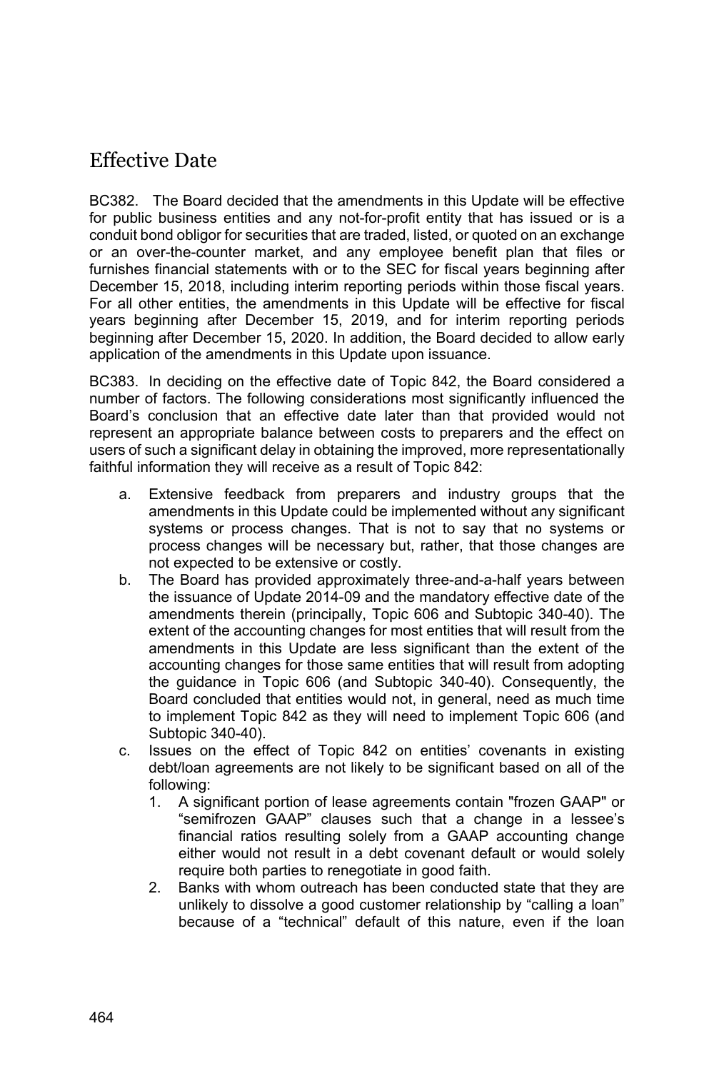## Effective Date

BC382. The Board decided that the amendments in this Update will be effective for public business entities and any not-for-profit entity that has issued or is a conduit bond obligor for securities that are traded, listed, or quoted on an exchange or an over-the-counter market, and any employee benefit plan that files or furnishes financial statements with or to the SEC for fiscal years beginning after December 15, 2018, including interim reporting periods within those fiscal years. For all other entities, the amendments in this Update will be effective for fiscal years beginning after December 15, 2019, and for interim reporting periods beginning after December 15, 2020. In addition, the Board decided to allow early application of the amendments in this Update upon issuance.

BC383. In deciding on the effective date of Topic 842, the Board considered a number of factors. The following considerations most significantly influenced the Board's conclusion that an effective date later than that provided would not represent an appropriate balance between costs to preparers and the effect on users of such a significant delay in obtaining the improved, more representationally faithful information they will receive as a result of Topic 842:

a. Extensive feedback from preparers and industry groups that the amendments in this Update could be implemented without any significant systems or process changes. That is not to say that no systems or process changes will be necessary but, rather, that those changes are not expected to be extensive or costly.
b. The Board has provided approximately three-and-a-half years between the issuance of Update 2014-09 and the mandatory effective date of the amendments therein (principally, Topic 606 and Subtopic 340-40). The extent of the accounting changes for most entities that will result from the amendments in this Update are less significant than the extent of the accounting changes for those same entities that will result from adopting the guidance in Topic 606 (and Subtopic 340-40). Consequently, the Board concluded that entities would not, in general, need as much time to implement Topic 842 as they will need to implement Topic 606 (and Subtopic 340-40).
c. Issues on the effect of Topic 842 on entities' covenants in existing debt/loan agreements are not likely to be significant based on all of the following:
    1. A significant portion of lease agreements contain "frozen GAAP" or "semifrozen GAAP" clauses such that a change in a lessee's financial ratios resulting solely from a GAAP accounting change either would not result in a debt covenant default or would solely require both parties to renegotiate in good faith.
    2. Banks with whom outreach has been conducted state that they are unlikely to dissolve a good customer relationship by "calling a loan" because of a "technical" default of this nature, even if the loan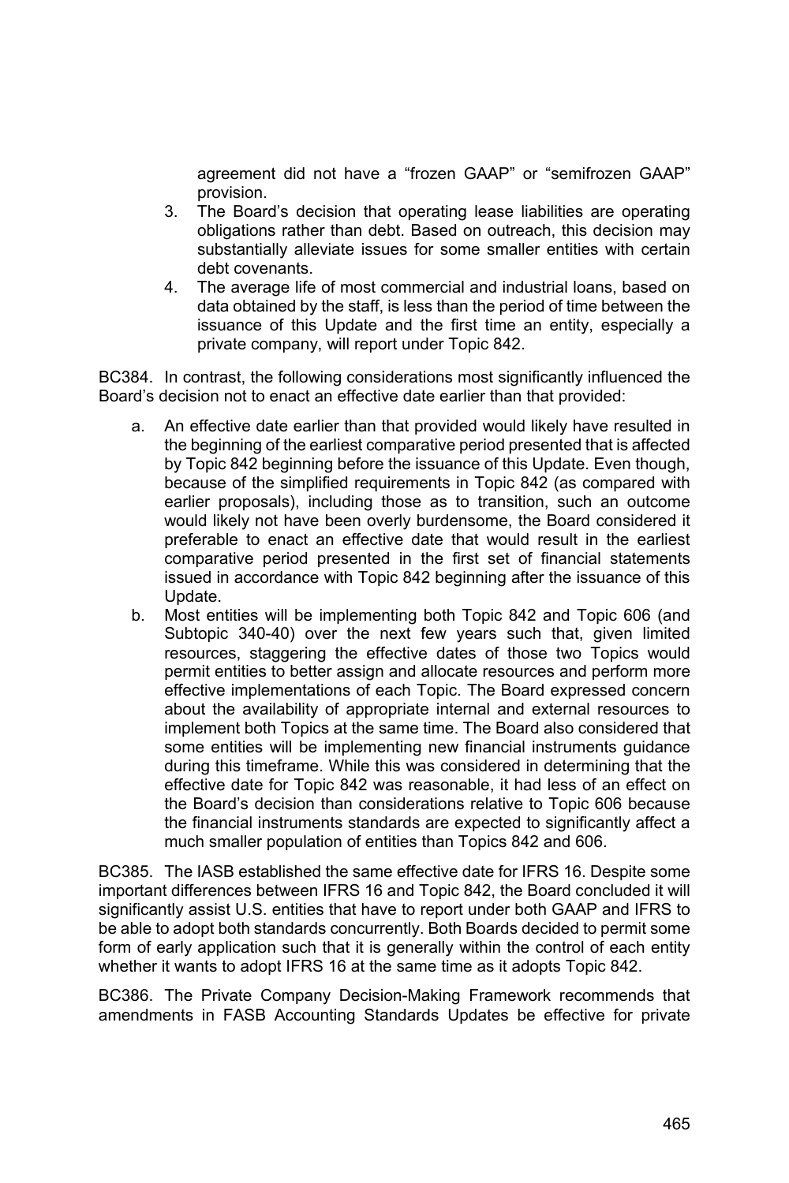agreement did not have a "frozen GAAP" or "semifrozen GAAP" provision.

3. The Board's decision that operating lease liabilities are operating obligations rather than debt. Based on outreach, this decision may substantially alleviate issues for some smaller entities with certain debt covenants.
4. The average life of most commercial and industrial loans, based on data obtained by the staff, is less than the period of time between the issuance of this Update and the first time an entity, especially a private company, will report under Topic 842.

BC384. In contrast, the following considerations most significantly influenced the Board's decision not to enact an effective date earlier than that provided:

a. An effective date earlier than that provided would likely have resulted in the beginning of the earliest comparative period presented that is affected by Topic 842 beginning before the issuance of this Update. Even though, because of the simplified requirements in Topic 842 (as compared with earlier proposals), including those as to transition, such an outcome would likely not have been overly burdensome, the Board considered it preferable to enact an effective date that would result in the earliest comparative period presented in the first set of financial statements issued in accordance with Topic 842 beginning after the issuance of this Update.
b. Most entities will be implementing both Topic 842 and Topic 606 (and Subtopic 340-40) over the next few years such that, given limited resources, staggering the effective dates of those two Topics would permit entities to better assign and allocate resources and perform more effective implementations of each Topic. The Board expressed concern about the availability of appropriate internal and external resources to implement both Topics at the same time. The Board also considered that some entities will be implementing new financial instruments guidance during this timeframe. While this was considered in determining that the effective date for Topic 842 was reasonable, it had less of an effect on the Board's decision than considerations relative to Topic 606 because the financial instruments standards are expected to significantly affect a much smaller population of entities than Topics 842 and 606.

BC385. The IASB established the same effective date for IFRS 16. Despite some important differences between IFRS 16 and Topic 842, the Board concluded it will significantly assist U.S. entities that have to report under both GAAP and IFRS to be able to adopt both standards concurrently. Both Boards decided to permit some form of early application such that it is generally within the control of each entity whether it wants to adopt IFRS 16 at the same time as it adopts Topic 842.

BC386. The Private Company Decision-Making Framework recommends that amendments in FASB Accounting Standards Updates be effective for private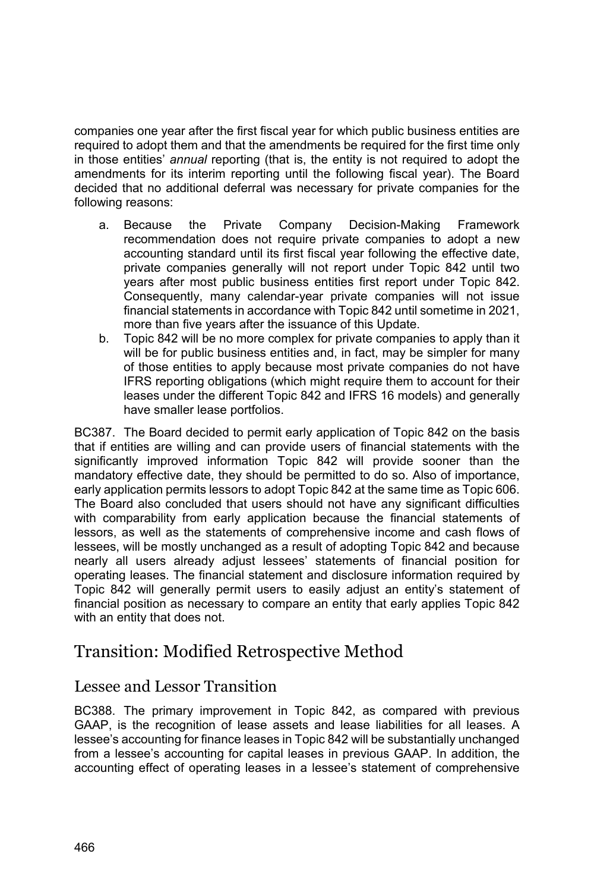companies one year after the first fiscal year for which public business entities are required to adopt them and that the amendments be required for the first time only in those entities' *annual* reporting (that is, the entity is not required to adopt the amendments for its interim reporting until the following fiscal year). The Board decided that no additional deferral was necessary for private companies for the following reasons:

a. Because the Private Company Decision-Making Framework recommendation does not require private companies to adopt a new accounting standard until its first fiscal year following the effective date, private companies generally will not report under Topic 842 until two years after most public business entities first report under Topic 842. Consequently, many calendar-year private companies will not issue financial statements in accordance with Topic 842 until sometime in 2021, more than five years after the issuance of this Update.
b. Topic 842 will be no more complex for private companies to apply than it will be for public business entities and, in fact, may be simpler for many of those entities to apply because most private companies do not have IFRS reporting obligations (which might require them to account for their leases under the different Topic 842 and IFRS 16 models) and generally have smaller lease portfolios.

BC387. The Board decided to permit early application of Topic 842 on the basis that if entities are willing and can provide users of financial statements with the significantly improved information Topic 842 will provide sooner than the mandatory effective date, they should be permitted to do so. Also of importance, early application permits lessors to adopt Topic 842 at the same time as Topic 606. The Board also concluded that users should not have any significant difficulties with comparability from early application because the financial statements of lessors, as well as the statements of comprehensive income and cash flows of lessees, will be mostly unchanged as a result of adopting Topic 842 and because nearly all users already adjust lessees' statements of financial position for operating leases. The financial statement and disclosure information required by Topic 842 will generally permit users to easily adjust an entity's statement of financial position as necessary to compare an entity that early applies Topic 842 with an entity that does not.

## Transition: Modified Retrospective Method

### Lessee and Lessor Transition

BC388. The primary improvement in Topic 842, as compared with previous GAAP, is the recognition of lease assets and lease liabilities for all leases. A lessee's accounting for finance leases in Topic 842 will be substantially unchanged from a lessee's accounting for capital leases in previous GAAP. In addition, the accounting effect of operating leases in a lessee's statement of comprehensive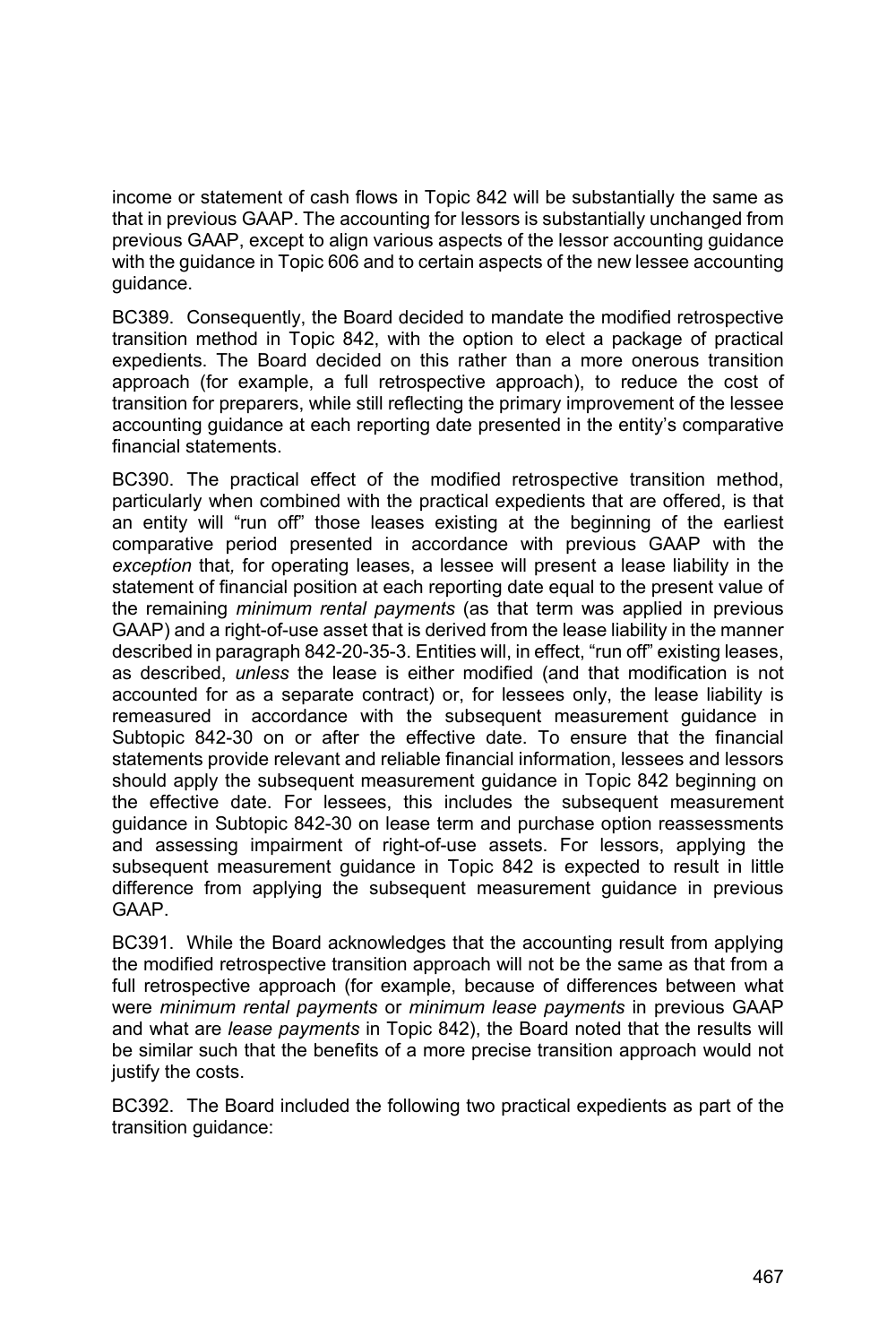income or statement of cash flows in Topic 842 will be substantially the same as that in previous GAAP. The accounting for lessors is substantially unchanged from previous GAAP, except to align various aspects of the lessor accounting guidance with the guidance in Topic 606 and to certain aspects of the new lessee accounting guidance.

BC389. Consequently, the Board decided to mandate the modified retrospective transition method in Topic 842, with the option to elect a package of practical expedients. The Board decided on this rather than a more onerous transition approach (for example, a full retrospective approach), to reduce the cost of transition for preparers, while still reflecting the primary improvement of the lessee accounting guidance at each reporting date presented in the entity's comparative financial statements.

BC390. The practical effect of the modified retrospective transition method, particularly when combined with the practical expedients that are offered, is that an entity will "run off" those leases existing at the beginning of the earliest comparative period presented in accordance with previous GAAP with the *exception* that, for operating leases, a lessee will present a lease liability in the statement of financial position at each reporting date equal to the present value of the remaining *minimum rental payments* (as that term was applied in previous GAAP) and a right-of-use asset that is derived from the lease liability in the manner described in paragraph 842-20-35-3. Entities will, in effect, "run off" existing leases, as described, *unless* the lease is either modified (and that modification is not accounted for as a separate contract) or, for lessees only, the lease liability is remeasured in accordance with the subsequent measurement guidance in Subtopic 842-30 on or after the effective date. To ensure that the financial statements provide relevant and reliable financial information, lessees and lessors should apply the subsequent measurement guidance in Topic 842 beginning on the effective date. For lessees, this includes the subsequent measurement guidance in Subtopic 842-30 on lease term and purchase option reassessments and assessing impairment of right-of-use assets. For lessors, applying the subsequent measurement guidance in Topic 842 is expected to result in little difference from applying the subsequent measurement guidance in previous GAAP.

BC391. While the Board acknowledges that the accounting result from applying the modified retrospective transition approach will not be the same as that from a full retrospective approach (for example, because of differences between what were *minimum rental payments* or *minimum lease payments* in previous GAAP and what are *lease payments* in Topic 842), the Board noted that the results will be similar such that the benefits of a more precise transition approach would not justify the costs.

BC392. The Board included the following two practical expedients as part of the transition guidance: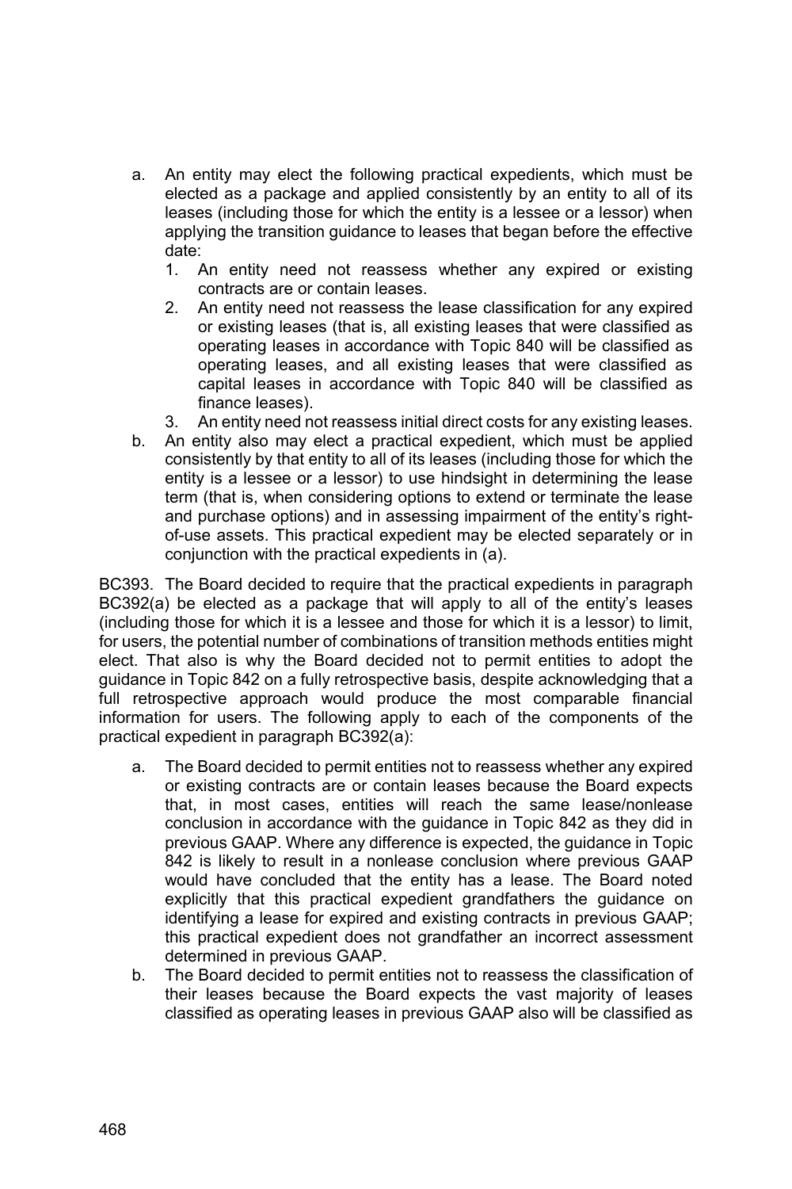a. An entity may elect the following practical expedients, which must be elected as a package and applied consistently by an entity to all of its leases (including those for which the entity is a lessee or a lessor) when applying the transition guidance to leases that began before the effective date:
   1. An entity need not reassess whether any expired or existing contracts are or contain leases.
   2. An entity need not reassess the lease classification for any expired or existing leases (that is, all existing leases that were classified as operating leases in accordance with Topic 840 will be classified as operating leases, and all existing leases that were classified as capital leases in accordance with Topic 840 will be classified as finance leases).
   3. An entity need not reassess initial direct costs for any existing leases.
b. An entity also may elect a practical expedient, which must be applied consistently by that entity to all of its leases (including those for which the entity is a lessee or a lessor) to use hindsight in determining the lease term (that is, when considering options to extend or terminate the lease and purchase options) and in assessing impairment of the entity's right-of-use assets. This practical expedient may be elected separately or in conjunction with the practical expedients in (a).

BC393. The Board decided to require that the practical expedients in paragraph BC392(a) be elected as a package that will apply to all of the entity's leases (including those for which it is a lessee and those for which it is a lessor) to limit, for users, the potential number of combinations of transition methods entities might elect. That also is why the Board decided not to permit entities to adopt the guidance in Topic 842 on a fully retrospective basis, despite acknowledging that a full retrospective approach would produce the most comparable financial information for users. The following apply to each of the components of the practical expedient in paragraph BC392(a):

a. The Board decided to permit entities not to reassess whether any expired or existing contracts are or contain leases because the Board expects that, in most cases, entities will reach the same lease/nonlease conclusion in accordance with the guidance in Topic 842 as they did in previous GAAP. Where any difference is expected, the guidance in Topic 842 is likely to result in a nonlease conclusion where previous GAAP would have concluded that the entity has a lease. The Board noted explicitly that this practical expedient grandfathers the guidance on identifying a lease for expired and existing contracts in previous GAAP; this practical expedient does not grandfather an incorrect assessment determined in previous GAAP.
b. The Board decided to permit entities not to reassess the classification of their leases because the Board expects the vast majority of leases classified as operating leases in previous GAAP also will be classified as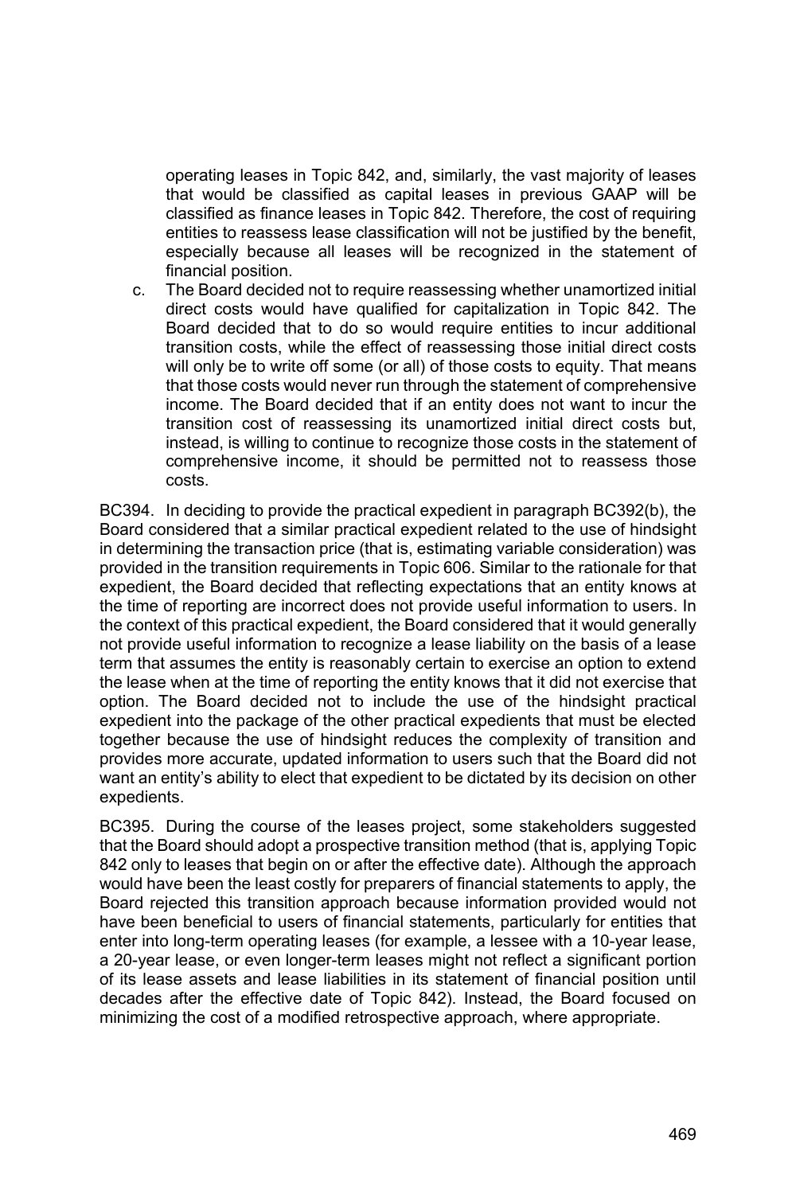operating leases in Topic 842, and, similarly, the vast majority of leases that would be classified as capital leases in previous GAAP will be classified as finance leases in Topic 842. Therefore, the cost of requiring entities to reassess lease classification will not be justified by the benefit, especially because all leases will be recognized in the statement of financial position.

c. The Board decided not to require reassessing whether unamortized initial direct costs would have qualified for capitalization in Topic 842. The Board decided that to do so would require entities to incur additional transition costs, while the effect of reassessing those initial direct costs will only be to write off some (or all) of those costs to equity. That means that those costs would never run through the statement of comprehensive income. The Board decided that if an entity does not want to incur the transition cost of reassessing its unamortized initial direct costs but, instead, is willing to continue to recognize those costs in the statement of comprehensive income, it should be permitted not to reassess those costs.

BC394. In deciding to provide the practical expedient in paragraph BC392(b), the Board considered that a similar practical expedient related to the use of hindsight in determining the transaction price (that is, estimating variable consideration) was provided in the transition requirements in Topic 606. Similar to the rationale for that expedient, the Board decided that reflecting expectations that an entity knows at the time of reporting are incorrect does not provide useful information to users. In the context of this practical expedient, the Board considered that it would generally not provide useful information to recognize a lease liability on the basis of a lease term that assumes the entity is reasonably certain to exercise an option to extend the lease when at the time of reporting the entity knows that it did not exercise that option. The Board decided not to include the use of the hindsight practical expedient into the package of the other practical expedients that must be elected together because the use of hindsight reduces the complexity of transition and provides more accurate, updated information to users such that the Board did not want an entity's ability to elect that expedient to be dictated by its decision on other expedients.

BC395. During the course of the leases project, some stakeholders suggested that the Board should adopt a prospective transition method (that is, applying Topic 842 only to leases that begin on or after the effective date). Although the approach would have been the least costly for preparers of financial statements to apply, the Board rejected this transition approach because information provided would not have been beneficial to users of financial statements, particularly for entities that enter into long-term operating leases (for example, a lessee with a 10-year lease, a 20-year lease, or even longer-term leases might not reflect a significant portion of its lease assets and lease liabilities in its statement of financial position until decades after the effective date of Topic 842). Instead, the Board focused on minimizing the cost of a modified retrospective approach, where appropriate.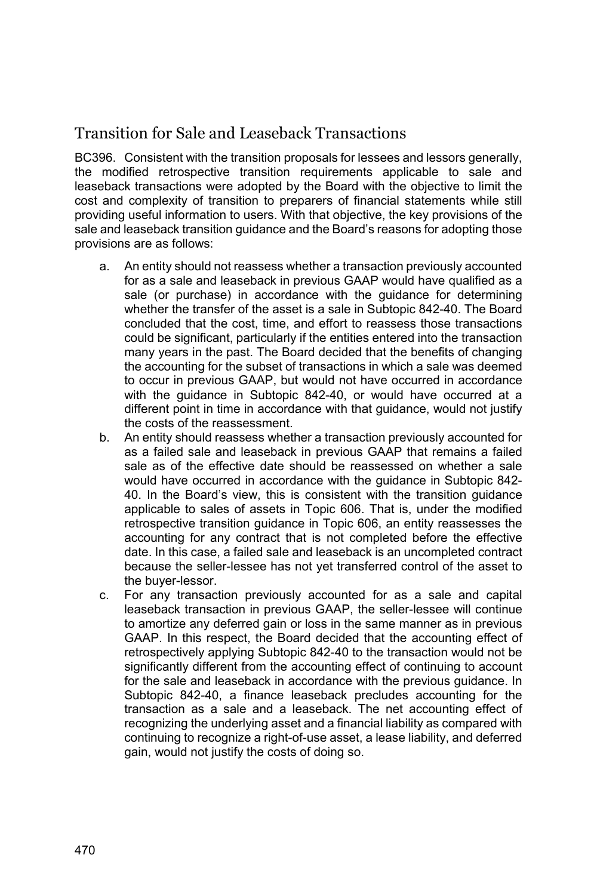## Transition for Sale and Leaseback Transactions

BC396. Consistent with the transition proposals for lessees and lessors generally, the modified retrospective transition requirements applicable to sale and leaseback transactions were adopted by the Board with the objective to limit the cost and complexity of transition to preparers of financial statements while still providing useful information to users. With that objective, the key provisions of the sale and leaseback transition guidance and the Board's reasons for adopting those provisions are as follows:

a. An entity should not reassess whether a transaction previously accounted for as a sale and leaseback in previous GAAP would have qualified as a sale (or purchase) in accordance with the guidance for determining whether the transfer of the asset is a sale in Subtopic 842-40. The Board concluded that the cost, time, and effort to reassess those transactions could be significant, particularly if the entities entered into the transaction many years in the past. The Board decided that the benefits of changing the accounting for the subset of transactions in which a sale was deemed to occur in previous GAAP, but would not have occurred in accordance with the guidance in Subtopic 842-40, or would have occurred at a different point in time in accordance with that guidance, would not justify the costs of the reassessment.
b. An entity should reassess whether a transaction previously accounted for as a failed sale and leaseback in previous GAAP that remains a failed sale as of the effective date should be reassessed on whether a sale would have occurred in accordance with the guidance in Subtopic 842-40. In the Board's view, this is consistent with the transition guidance applicable to sales of assets in Topic 606. That is, under the modified retrospective transition guidance in Topic 606, an entity reassesses the accounting for any contract that is not completed before the effective date. In this case, a failed sale and leaseback is an uncompleted contract because the seller-lessee has not yet transferred control of the asset to the buyer-lessor.
c. For any transaction previously accounted for as a sale and capital leaseback transaction in previous GAAP, the seller-lessee will continue to amortize any deferred gain or loss in the same manner as in previous GAAP. In this respect, the Board decided that the accounting effect of retrospectively applying Subtopic 842-40 to the transaction would not be significantly different from the accounting effect of continuing to account for the sale and leaseback in accordance with the previous guidance. In Subtopic 842-40, a finance leaseback precludes accounting for the transaction as a sale and a leaseback. The net accounting effect of recognizing the underlying asset and a financial liability as compared with continuing to recognize a right-of-use asset, a lease liability, and deferred gain, would not justify the costs of doing so.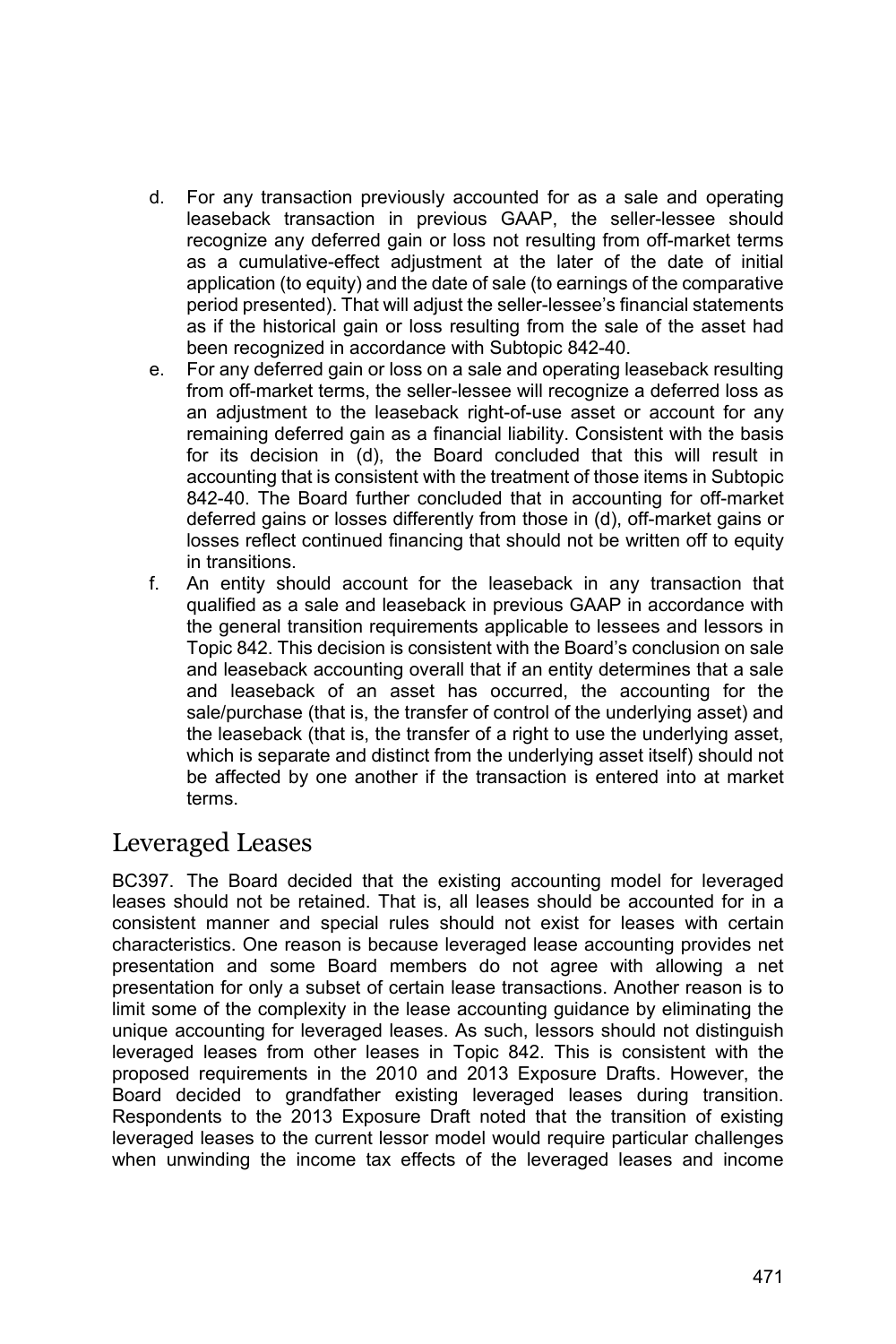d. For any transaction previously accounted for as a sale and operating leaseback transaction in previous GAAP, the seller-lessee should recognize any deferred gain or loss not resulting from off-market terms as a cumulative-effect adjustment at the later of the date of initial application (to equity) and the date of sale (to earnings of the comparative period presented). That will adjust the seller-lessee's financial statements as if the historical gain or loss resulting from the sale of the asset had been recognized in accordance with Subtopic 842-40.
e. For any deferred gain or loss on a sale and operating leaseback resulting from off-market terms, the seller-lessee will recognize a deferred loss as an adjustment to the leaseback right-of-use asset or account for any remaining deferred gain as a financial liability. Consistent with the basis for its decision in (d), the Board concluded that this will result in accounting that is consistent with the treatment of those items in Subtopic 842-40. The Board further concluded that in accounting for off-market deferred gains or losses differently from those in (d), off-market gains or losses reflect continued financing that should not be written off to equity in transitions.
f. An entity should account for the leaseback in any transaction that qualified as a sale and leaseback in previous GAAP in accordance with the general transition requirements applicable to lessees and lessors in Topic 842. This decision is consistent with the Board's conclusion on sale and leaseback accounting overall that if an entity determines that a sale and leaseback of an asset has occurred, the accounting for the sale/purchase (that is, the transfer of control of the underlying asset) and the leaseback (that is, the transfer of a right to use the underlying asset, which is separate and distinct from the underlying asset itself) should not be affected by one another if the transaction is entered into at market terms.

## Leveraged Leases

BC397. The Board decided that the existing accounting model for leveraged leases should not be retained. That is, all leases should be accounted for in a consistent manner and special rules should not exist for leases with certain characteristics. One reason is because leveraged lease accounting provides net presentation and some Board members do not agree with allowing a net presentation for only a subset of certain lease transactions. Another reason is to limit some of the complexity in the lease accounting guidance by eliminating the unique accounting for leveraged leases. As such, lessors should not distinguish leveraged leases from other leases in Topic 842. This is consistent with the proposed requirements in the 2010 and 2013 Exposure Drafts. However, the Board decided to grandfather existing leveraged leases during transition. Respondents to the 2013 Exposure Draft noted that the transition of existing leveraged leases to the current lessor model would require particular challenges when unwinding the income tax effects of the leveraged leases and income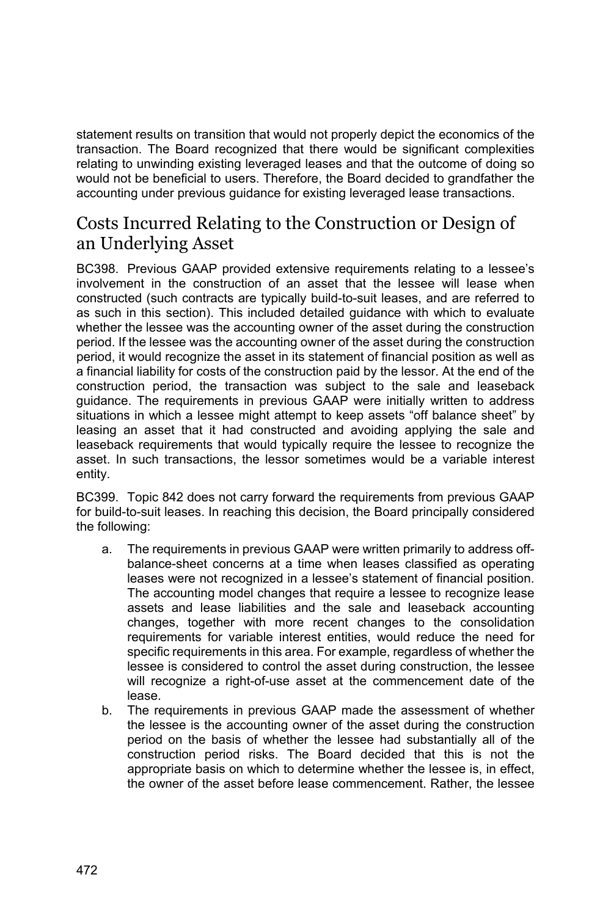statement results on transition that would not properly depict the economics of the transaction. The Board recognized that there would be significant complexities relating to unwinding existing leveraged leases and that the outcome of doing so would not be beneficial to users. Therefore, the Board decided to grandfather the accounting under previous guidance for existing leveraged lease transactions.

## Costs Incurred Relating to the Construction or Design of an Underlying Asset

BC398. Previous GAAP provided extensive requirements relating to a lessee's involvement in the construction of an asset that the lessee will lease when constructed (such contracts are typically build-to-suit leases, and are referred to as such in this section). This included detailed guidance with which to evaluate whether the lessee was the accounting owner of the asset during the construction period. If the lessee was the accounting owner of the asset during the construction period, it would recognize the asset in its statement of financial position as well as a financial liability for costs of the construction paid by the lessor. At the end of the construction period, the transaction was subject to the sale and leaseback guidance. The requirements in previous GAAP were initially written to address situations in which a lessee might attempt to keep assets "off balance sheet" by leasing an asset that it had constructed and avoiding applying the sale and leaseback requirements that would typically require the lessee to recognize the asset. In such transactions, the lessor sometimes would be a variable interest entity.

BC399. Topic 842 does not carry forward the requirements from previous GAAP for build-to-suit leases. In reaching this decision, the Board principally considered the following:

a. The requirements in previous GAAP were written primarily to address off-balance-sheet concerns at a time when leases classified as operating leases were not recognized in a lessee's statement of financial position. The accounting model changes that require a lessee to recognize lease assets and lease liabilities and the sale and leaseback accounting changes, together with more recent changes to the consolidation requirements for variable interest entities, would reduce the need for specific requirements in this area. For example, regardless of whether the lessee is considered to control the asset during construction, the lessee will recognize a right-of-use asset at the commencement date of the lease.
b. The requirements in previous GAAP made the assessment of whether the lessee is the accounting owner of the asset during the construction period on the basis of whether the lessee had substantially all of the construction period risks. The Board decided that this is not the appropriate basis on which to determine whether the lessee is, in effect, the owner of the asset before lease commencement. Rather, the lessee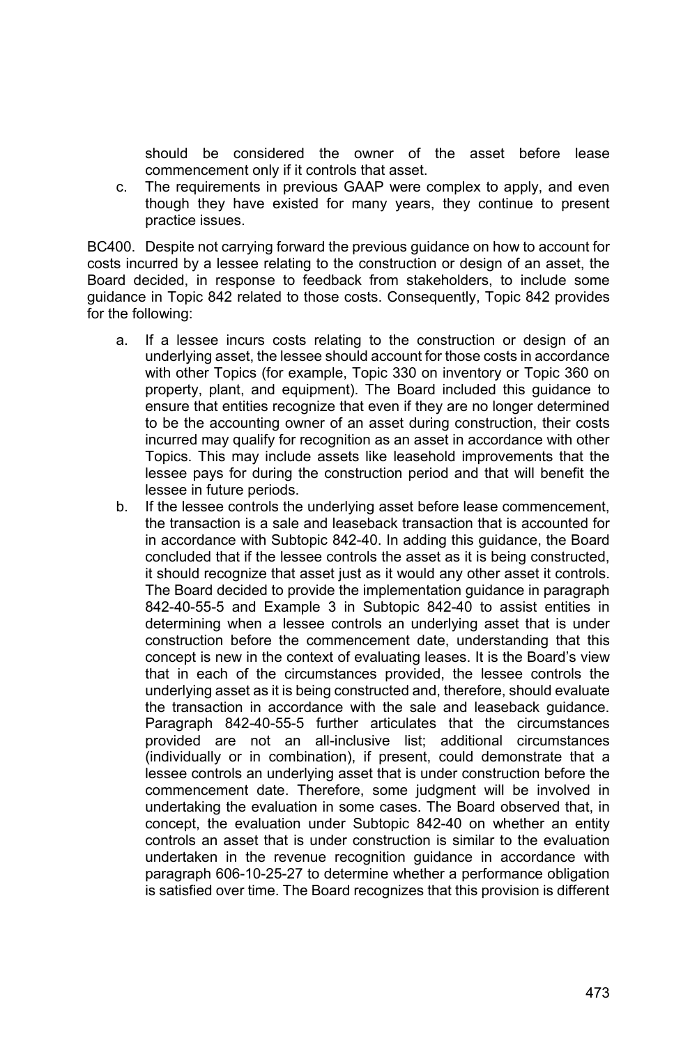should be considered the owner of the asset before lease commencement only if it controls that asset.

c. The requirements in previous GAAP were complex to apply, and even though they have existed for many years, they continue to present practice issues.

BC400. Despite not carrying forward the previous guidance on how to account for costs incurred by a lessee relating to the construction or design of an asset, the Board decided, in response to feedback from stakeholders, to include some guidance in Topic 842 related to those costs. Consequently, Topic 842 provides for the following:

a. If a lessee incurs costs relating to the construction or design of an underlying asset, the lessee should account for those costs in accordance with other Topics (for example, Topic 330 on inventory or Topic 360 on property, plant, and equipment). The Board included this guidance to ensure that entities recognize that even if they are no longer determined to be the accounting owner of an asset during construction, their costs incurred may qualify for recognition as an asset in accordance with other Topics. This may include assets like leasehold improvements that the lessee pays for during the construction period and that will benefit the lessee in future periods.

b. If the lessee controls the underlying asset before lease commencement, the transaction is a sale and leaseback transaction that is accounted for in accordance with Subtopic 842-40. In adding this guidance, the Board concluded that if the lessee controls the asset as it is being constructed, it should recognize that asset just as it would any other asset it controls. The Board decided to provide the implementation guidance in paragraph 842-40-55-5 and Example 3 in Subtopic 842-40 to assist entities in determining when a lessee controls an underlying asset that is under construction before the commencement date, understanding that this concept is new in the context of evaluating leases. It is the Board's view that in each of the circumstances provided, the lessee controls the underlying asset as it is being constructed and, therefore, should evaluate the transaction in accordance with the sale and leaseback guidance. Paragraph 842-40-55-5 further articulates that the circumstances provided are not an all-inclusive list; additional circumstances (individually or in combination), if present, could demonstrate that a lessee controls an underlying asset that is under construction before the commencement date. Therefore, some judgment will be involved in undertaking the evaluation in some cases. The Board observed that, in concept, the evaluation under Subtopic 842-40 on whether an entity controls an asset that is under construction is similar to the evaluation undertaken in the revenue recognition guidance in accordance with paragraph 606-10-25-27 to determine whether a performance obligation is satisfied over time. The Board recognizes that this provision is different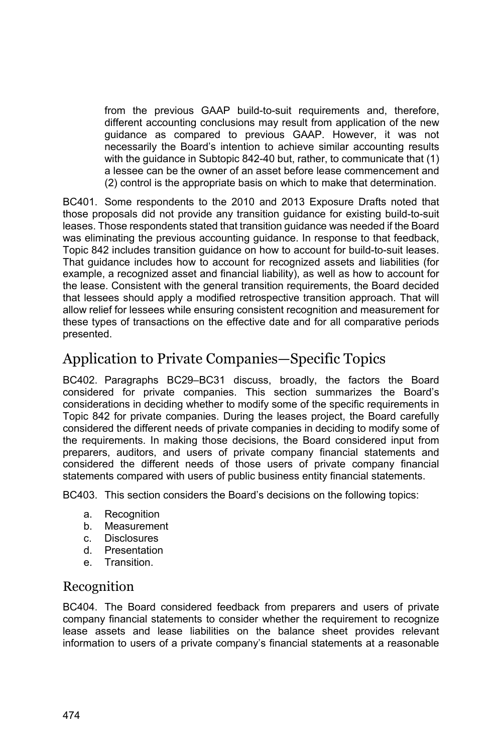from the previous GAAP build-to-suit requirements and, therefore, different accounting conclusions may result from application of the new guidance as compared to previous GAAP. However, it was not necessarily the Board's intention to achieve similar accounting results with the guidance in Subtopic 842-40 but, rather, to communicate that (1) a lessee can be the owner of an asset before lease commencement and (2) control is the appropriate basis on which to make that determination.

BC401. Some respondents to the 2010 and 2013 Exposure Drafts noted that those proposals did not provide any transition guidance for existing build-to-suit leases. Those respondents stated that transition guidance was needed if the Board was eliminating the previous accounting guidance. In response to that feedback, Topic 842 includes transition guidance on how to account for build-to-suit leases. That guidance includes how to account for recognized assets and liabilities (for example, a recognized asset and financial liability), as well as how to account for the lease. Consistent with the general transition requirements, the Board decided that lessees should apply a modified retrospective transition approach. That will allow relief for lessees while ensuring consistent recognition and measurement for these types of transactions on the effective date and for all comparative periods presented.

## Application to Private Companies—Specific Topics

BC402. Paragraphs BC29–BC31 discuss, broadly, the factors the Board considered for private companies. This section summarizes the Board's considerations in deciding whether to modify some of the specific requirements in Topic 842 for private companies. During the leases project, the Board carefully considered the different needs of private companies in deciding to modify some of the requirements. In making those decisions, the Board considered input from preparers, auditors, and users of private company financial statements and considered the different needs of those users of private company financial statements compared with users of public business entity financial statements.

BC403. This section considers the Board's decisions on the following topics:

a. Recognition
b. Measurement
c. Disclosures
d. Presentation
e. Transition.

### Recognition

BC404. The Board considered feedback from preparers and users of private company financial statements to consider whether the requirement to recognize lease assets and lease liabilities on the balance sheet provides relevant information to users of a private company's financial statements at a reasonable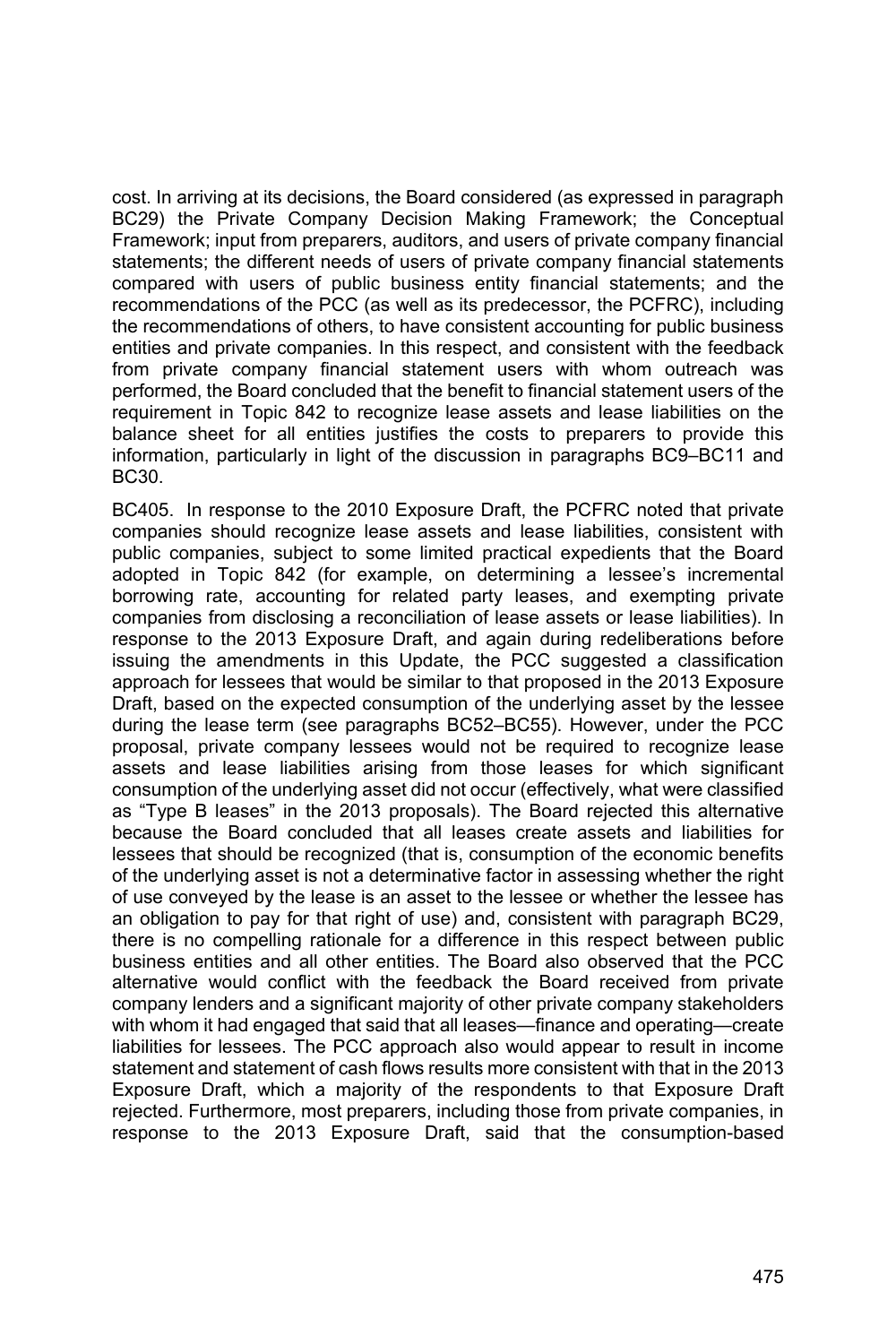cost. In arriving at its decisions, the Board considered (as expressed in paragraph BC29) the Private Company Decision Making Framework; the Conceptual Framework; input from preparers, auditors, and users of private company financial statements; the different needs of users of private company financial statements compared with users of public business entity financial statements; and the recommendations of the PCC (as well as its predecessor, the PCFRC), including the recommendations of others, to have consistent accounting for public business entities and private companies. In this respect, and consistent with the feedback from private company financial statement users with whom outreach was performed, the Board concluded that the benefit to financial statement users of the requirement in Topic 842 to recognize lease assets and lease liabilities on the balance sheet for all entities justifies the costs to preparers to provide this information, particularly in light of the discussion in paragraphs BC9–BC11 and BC30.

BC405. In response to the 2010 Exposure Draft, the PCFRC noted that private companies should recognize lease assets and lease liabilities, consistent with public companies, subject to some limited practical expedients that the Board adopted in Topic 842 (for example, on determining a lessee's incremental borrowing rate, accounting for related party leases, and exempting private companies from disclosing a reconciliation of lease assets or lease liabilities). In response to the 2013 Exposure Draft, and again during redeliberations before issuing the amendments in this Update, the PCC suggested a classification approach for lessees that would be similar to that proposed in the 2013 Exposure Draft, based on the expected consumption of the underlying asset by the lessee during the lease term (see paragraphs BC52–BC55). However, under the PCC proposal, private company lessees would not be required to recognize lease assets and lease liabilities arising from those leases for which significant consumption of the underlying asset did not occur (effectively, what were classified as "Type B leases" in the 2013 proposals). The Board rejected this alternative because the Board concluded that all leases create assets and liabilities for lessees that should be recognized (that is, consumption of the economic benefits of the underlying asset is not a determinative factor in assessing whether the right of use conveyed by the lease is an asset to the lessee or whether the lessee has an obligation to pay for that right of use) and, consistent with paragraph BC29, there is no compelling rationale for a difference in this respect between public business entities and all other entities. The Board also observed that the PCC alternative would conflict with the feedback the Board received from private company lenders and a significant majority of other private company stakeholders with whom it had engaged that said that all leases—finance and operating—create liabilities for lessees. The PCC approach also would appear to result in income statement and statement of cash flows results more consistent with that in the 2013 Exposure Draft, which a majority of the respondents to that Exposure Draft rejected. Furthermore, most preparers, including those from private companies, in response to the 2013 Exposure Draft, said that the consumption-based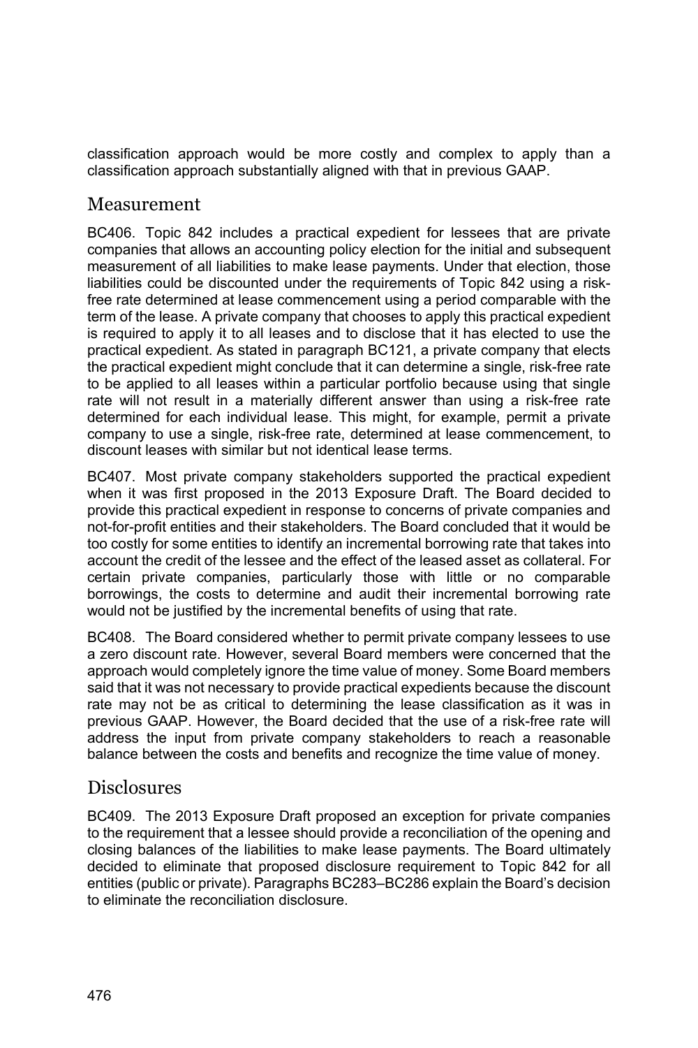classification approach would be more costly and complex to apply than a classification approach substantially aligned with that in previous GAAP.

## Measurement

BC406. Topic 842 includes a practical expedient for lessees that are private companies that allows an accounting policy election for the initial and subsequent measurement of all liabilities to make lease payments. Under that election, those liabilities could be discounted under the requirements of Topic 842 using a risk-free rate determined at lease commencement using a period comparable with the term of the lease. A private company that chooses to apply this practical expedient is required to apply it to all leases and to disclose that it has elected to use the practical expedient. As stated in paragraph BC121, a private company that elects the practical expedient might conclude that it can determine a single, risk-free rate to be applied to all leases within a particular portfolio because using that single rate will not result in a materially different answer than using a risk-free rate determined for each individual lease. This might, for example, permit a private company to use a single, risk-free rate, determined at lease commencement, to discount leases with similar but not identical lease terms.

BC407. Most private company stakeholders supported the practical expedient when it was first proposed in the 2013 Exposure Draft. The Board decided to provide this practical expedient in response to concerns of private companies and not-for-profit entities and their stakeholders. The Board concluded that it would be too costly for some entities to identify an incremental borrowing rate that takes into account the credit of the lessee and the effect of the leased asset as collateral. For certain private companies, particularly those with little or no comparable borrowings, the costs to determine and audit their incremental borrowing rate would not be justified by the incremental benefits of using that rate.

BC408. The Board considered whether to permit private company lessees to use a zero discount rate. However, several Board members were concerned that the approach would completely ignore the time value of money. Some Board members said that it was not necessary to provide practical expedients because the discount rate may not be as critical to determining the lease classification as it was in previous GAAP. However, the Board decided that the use of a risk-free rate will address the input from private company stakeholders to reach a reasonable balance between the costs and benefits and recognize the time value of money.

## Disclosures

BC409. The 2013 Exposure Draft proposed an exception for private companies to the requirement that a lessee should provide a reconciliation of the opening and closing balances of the liabilities to make lease payments. The Board ultimately decided to eliminate that proposed disclosure requirement to Topic 842 for all entities (public or private). Paragraphs BC283–BC286 explain the Board's decision to eliminate the reconciliation disclosure.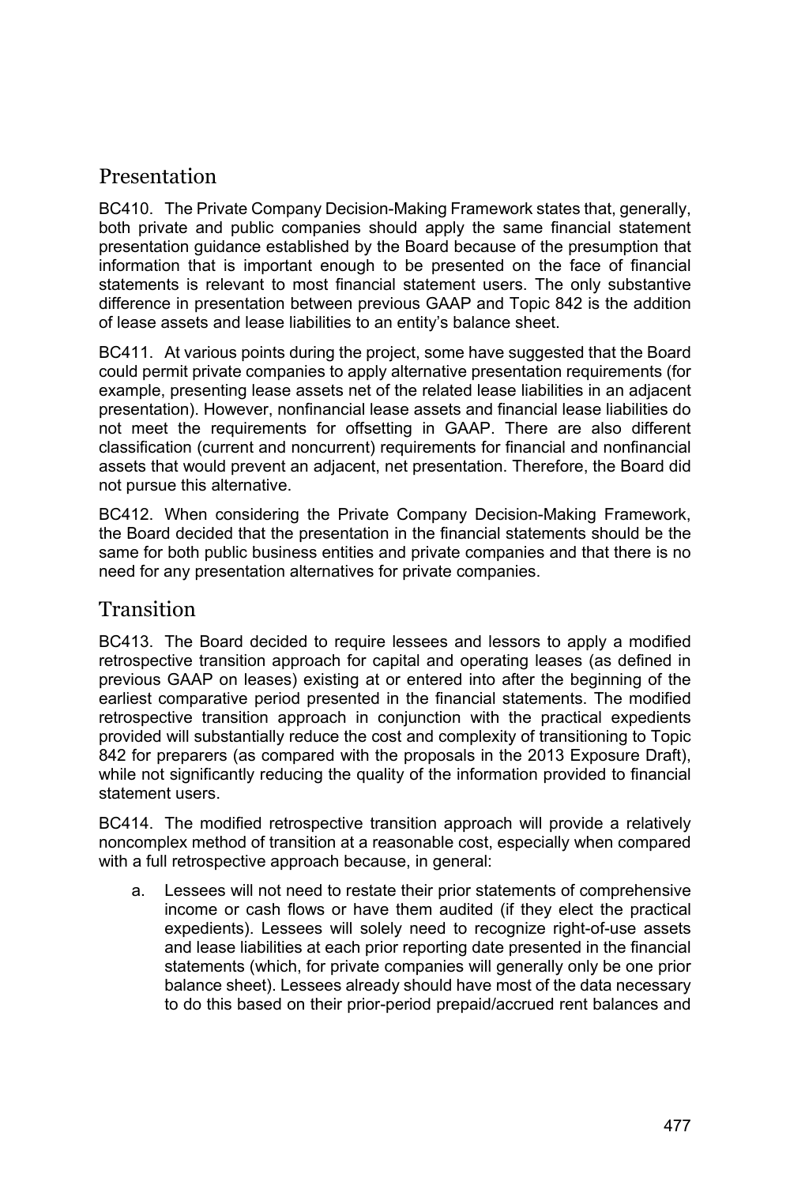## Presentation

BC410. The Private Company Decision-Making Framework states that, generally, both private and public companies should apply the same financial statement presentation guidance established by the Board because of the presumption that information that is important enough to be presented on the face of financial statements is relevant to most financial statement users. The only substantive difference in presentation between previous GAAP and Topic 842 is the addition of lease assets and lease liabilities to an entity's balance sheet.

BC411. At various points during the project, some have suggested that the Board could permit private companies to apply alternative presentation requirements (for example, presenting lease assets net of the related lease liabilities in an adjacent presentation). However, nonfinancial lease assets and financial lease liabilities do not meet the requirements for offsetting in GAAP. There are also different classification (current and noncurrent) requirements for financial and nonfinancial assets that would prevent an adjacent, net presentation. Therefore, the Board did not pursue this alternative.

BC412. When considering the Private Company Decision-Making Framework, the Board decided that the presentation in the financial statements should be the same for both public business entities and private companies and that there is no need for any presentation alternatives for private companies.

## Transition

BC413. The Board decided to require lessees and lessors to apply a modified retrospective transition approach for capital and operating leases (as defined in previous GAAP on leases) existing at or entered into after the beginning of the earliest comparative period presented in the financial statements. The modified retrospective transition approach in conjunction with the practical expedients provided will substantially reduce the cost and complexity of transitioning to Topic 842 for preparers (as compared with the proposals in the 2013 Exposure Draft), while not significantly reducing the quality of the information provided to financial statement users.

BC414. The modified retrospective transition approach will provide a relatively noncomplex method of transition at a reasonable cost, especially when compared with a full retrospective approach because, in general:

a. Lessees will not need to restate their prior statements of comprehensive income or cash flows or have them audited (if they elect the practical expedients). Lessees will solely need to recognize right-of-use assets and lease liabilities at each prior reporting date presented in the financial statements (which, for private companies will generally only be one prior balance sheet). Lessees already should have most of the data necessary to do this based on their prior-period prepaid/accrued rent balances and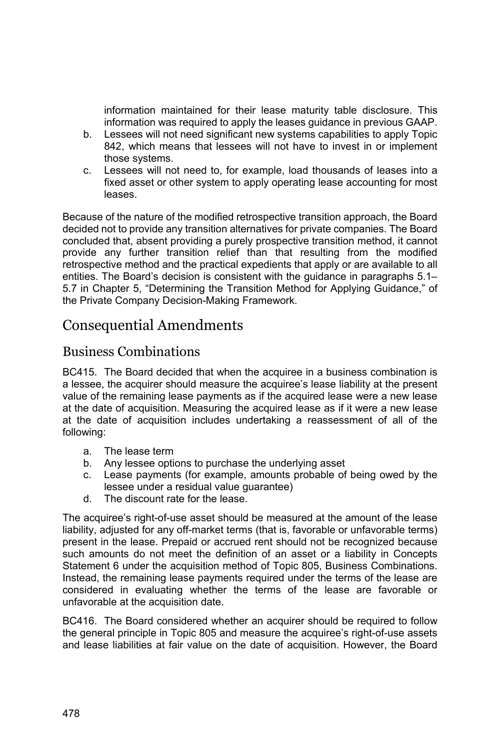information maintained for their lease maturity table disclosure. This information was required to apply the leases guidance in previous GAAP.

b. Lessees will not need significant new systems capabilities to apply Topic 842, which means that lessees will not have to invest in or implement those systems.
c. Lessees will not need to, for example, load thousands of leases into a fixed asset or other system to apply operating lease accounting for most leases.

Because of the nature of the modified retrospective transition approach, the Board decided not to provide any transition alternatives for private companies. The Board concluded that, absent providing a purely prospective transition method, it cannot provide any further transition relief than that resulting from the modified retrospective method and the practical expedients that apply or are available to all entities. The Board's decision is consistent with the guidance in paragraphs 5.1–5.7 in Chapter 5, "Determining the Transition Method for Applying Guidance," of the Private Company Decision-Making Framework.

## Consequential Amendments

### Business Combinations

BC415. The Board decided that when the acquiree in a business combination is a lessee, the acquirer should measure the acquiree's lease liability at the present value of the remaining lease payments as if the acquired lease were a new lease at the date of acquisition. Measuring the acquired lease as if it were a new lease at the date of acquisition includes undertaking a reassessment of all of the following:

a. The lease term
b. Any lessee options to purchase the underlying asset
c. Lease payments (for example, amounts probable of being owed by the lessee under a residual value guarantee)
d. The discount rate for the lease.

The acquiree's right-of-use asset should be measured at the amount of the lease liability, adjusted for any off-market terms (that is, favorable or unfavorable terms) present in the lease. Prepaid or accrued rent should not be recognized because such amounts do not meet the definition of an asset or a liability in Concepts Statement 6 under the acquisition method of Topic 805, Business Combinations. Instead, the remaining lease payments required under the terms of the lease are considered in evaluating whether the terms of the lease are favorable or unfavorable at the acquisition date.

BC416. The Board considered whether an acquirer should be required to follow the general principle in Topic 805 and measure the acquiree's right-of-use assets and lease liabilities at fair value on the date of acquisition. However, the Board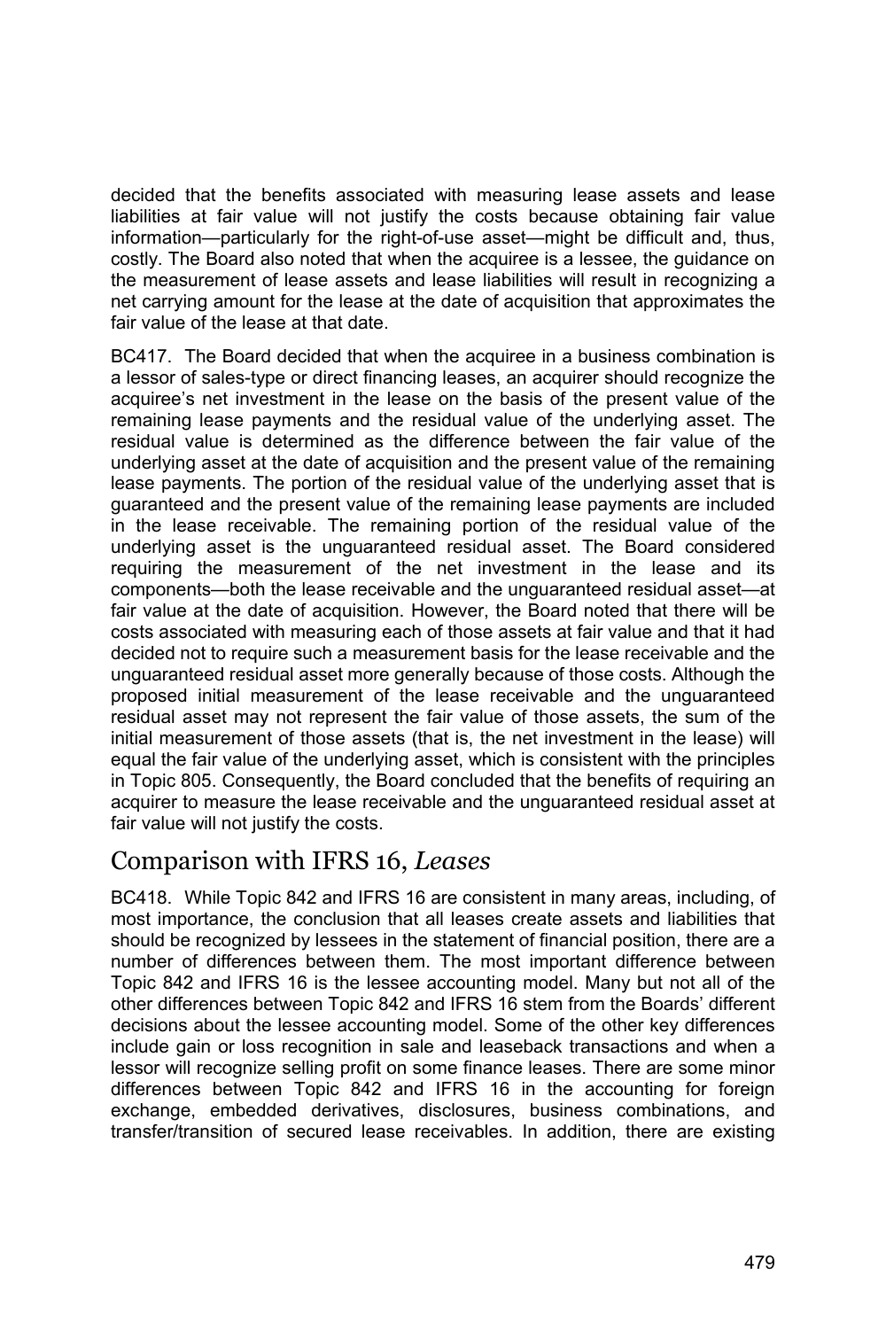decided that the benefits associated with measuring lease assets and lease liabilities at fair value will not justify the costs because obtaining fair value information—particularly for the right-of-use asset—might be difficult and, thus, costly. The Board also noted that when the acquiree is a lessee, the guidance on the measurement of lease assets and lease liabilities will result in recognizing a net carrying amount for the lease at the date of acquisition that approximates the fair value of the lease at that date.

BC417. The Board decided that when the acquiree in a business combination is a lessor of sales-type or direct financing leases, an acquirer should recognize the acquiree's net investment in the lease on the basis of the present value of the remaining lease payments and the residual value of the underlying asset. The residual value is determined as the difference between the fair value of the underlying asset at the date of acquisition and the present value of the remaining lease payments. The portion of the residual value of the underlying asset that is guaranteed and the present value of the remaining lease payments are included in the lease receivable. The remaining portion of the residual value of the underlying asset is the unguaranteed residual asset. The Board considered requiring the measurement of the net investment in the lease and its components—both the lease receivable and the unguaranteed residual asset—at fair value at the date of acquisition. However, the Board noted that there will be costs associated with measuring each of those assets at fair value and that it had decided not to require such a measurement basis for the lease receivable and the unguaranteed residual asset more generally because of those costs. Although the proposed initial measurement of the lease receivable and the unguaranteed residual asset may not represent the fair value of those assets, the sum of the initial measurement of those assets (that is, the net investment in the lease) will equal the fair value of the underlying asset, which is consistent with the principles in Topic 805. Consequently, the Board concluded that the benefits of requiring an acquirer to measure the lease receivable and the unguaranteed residual asset at fair value will not justify the costs.

## Comparison with IFRS 16, *Leases*

BC418. While Topic 842 and IFRS 16 are consistent in many areas, including, of most importance, the conclusion that all leases create assets and liabilities that should be recognized by lessees in the statement of financial position, there are a number of differences between them. The most important difference between Topic 842 and IFRS 16 is the lessee accounting model. Many but not all of the other differences between Topic 842 and IFRS 16 stem from the Boards' different decisions about the lessee accounting model. Some of the other key differences include gain or loss recognition in sale and leaseback transactions and when a lessor will recognize selling profit on some finance leases. There are some minor differences between Topic 842 and IFRS 16 in the accounting for foreign exchange, embedded derivatives, disclosures, business combinations, and transfer/transition of secured lease receivables. In addition, there are existing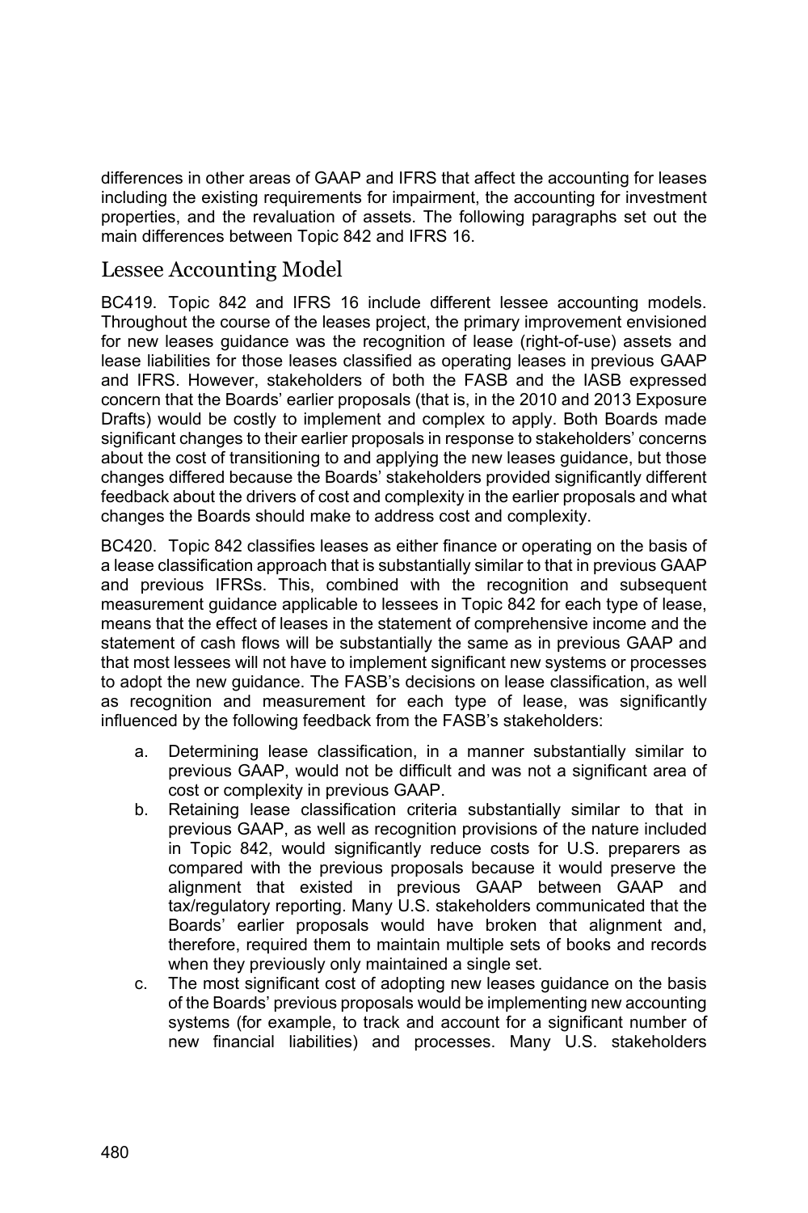differences in other areas of GAAP and IFRS that affect the accounting for leases including the existing requirements for impairment, the accounting for investment properties, and the revaluation of assets. The following paragraphs set out the main differences between Topic 842 and IFRS 16.

## Lessee Accounting Model

BC419. Topic 842 and IFRS 16 include different lessee accounting models. Throughout the course of the leases project, the primary improvement envisioned for new leases guidance was the recognition of lease (right-of-use) assets and lease liabilities for those leases classified as operating leases in previous GAAP and IFRS. However, stakeholders of both the FASB and the IASB expressed concern that the Boards' earlier proposals (that is, in the 2010 and 2013 Exposure Drafts) would be costly to implement and complex to apply. Both Boards made significant changes to their earlier proposals in response to stakeholders' concerns about the cost of transitioning to and applying the new leases guidance, but those changes differed because the Boards' stakeholders provided significantly different feedback about the drivers of cost and complexity in the earlier proposals and what changes the Boards should make to address cost and complexity.

BC420. Topic 842 classifies leases as either finance or operating on the basis of a lease classification approach that is substantially similar to that in previous GAAP and previous IFRSs. This, combined with the recognition and subsequent measurement guidance applicable to lessees in Topic 842 for each type of lease, means that the effect of leases in the statement of comprehensive income and the statement of cash flows will be substantially the same as in previous GAAP and that most lessees will not have to implement significant new systems or processes to adopt the new guidance. The FASB's decisions on lease classification, as well as recognition and measurement for each type of lease, was significantly influenced by the following feedback from the FASB's stakeholders:

a. Determining lease classification, in a manner substantially similar to previous GAAP, would not be difficult and was not a significant area of cost or complexity in previous GAAP.
b. Retaining lease classification criteria substantially similar to that in previous GAAP, as well as recognition provisions of the nature included in Topic 842, would significantly reduce costs for U.S. preparers as compared with the previous proposals because it would preserve the alignment that existed in previous GAAP between GAAP and tax/regulatory reporting. Many U.S. stakeholders communicated that the Boards' earlier proposals would have broken that alignment and, therefore, required them to maintain multiple sets of books and records when they previously only maintained a single set.
c. The most significant cost of adopting new leases guidance on the basis of the Boards' previous proposals would be implementing new accounting systems (for example, to track and account for a significant number of new financial liabilities) and processes. Many U.S. stakeholders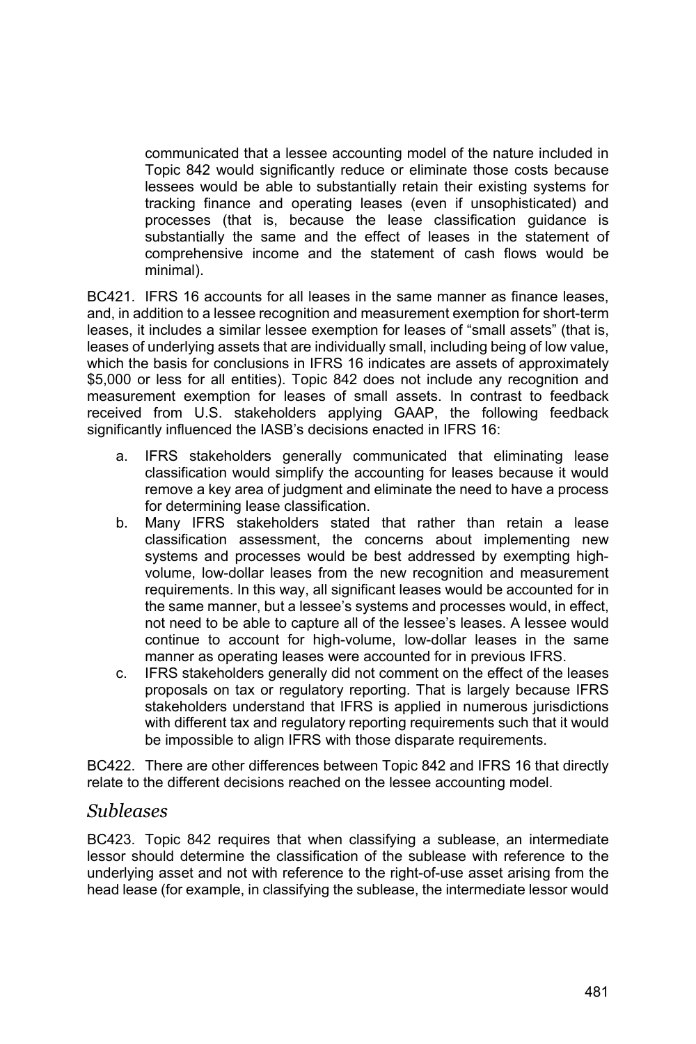communicated that a lessee accounting model of the nature included in Topic 842 would significantly reduce or eliminate those costs because lessees would be able to substantially retain their existing systems for tracking finance and operating leases (even if unsophisticated) and processes (that is, because the lease classification guidance is substantially the same and the effect of leases in the statement of comprehensive income and the statement of cash flows would be minimal).

BC421. IFRS 16 accounts for all leases in the same manner as finance leases, and, in addition to a lessee recognition and measurement exemption for short-term leases, it includes a similar lessee exemption for leases of "small assets" (that is, leases of underlying assets that are individually small, including being of low value, which the basis for conclusions in IFRS 16 indicates are assets of approximately $5,000 or less for all entities). Topic 842 does not include any recognition and measurement exemption for leases of small assets. In contrast to feedback received from U.S. stakeholders applying GAAP, the following feedback significantly influenced the IASB's decisions enacted in IFRS 16:

a. IFRS stakeholders generally communicated that eliminating lease classification would simplify the accounting for leases because it would remove a key area of judgment and eliminate the need to have a process for determining lease classification.
b. Many IFRS stakeholders stated that rather than retain a lease classification assessment, the concerns about implementing new systems and processes would be best addressed by exempting high-volume, low-dollar leases from the new recognition and measurement requirements. In this way, all significant leases would be accounted for in the same manner, but a lessee's systems and processes would, in effect, not need to be able to capture all of the lessee's leases. A lessee would continue to account for high-volume, low-dollar leases in the same manner as operating leases were accounted for in previous IFRS.
c. IFRS stakeholders generally did not comment on the effect of the leases proposals on tax or regulatory reporting. That is largely because IFRS stakeholders understand that IFRS is applied in numerous jurisdictions with different tax and regulatory reporting requirements such that it would be impossible to align IFRS with those disparate requirements.

BC422. There are other differences between Topic 842 and IFRS 16 that directly relate to the different decisions reached on the lessee accounting model.

## *Subleases*

BC423. Topic 842 requires that when classifying a sublease, an intermediate lessor should determine the classification of the sublease with reference to the underlying asset and not with reference to the right-of-use asset arising from the head lease (for example, in classifying the sublease, the intermediate lessor would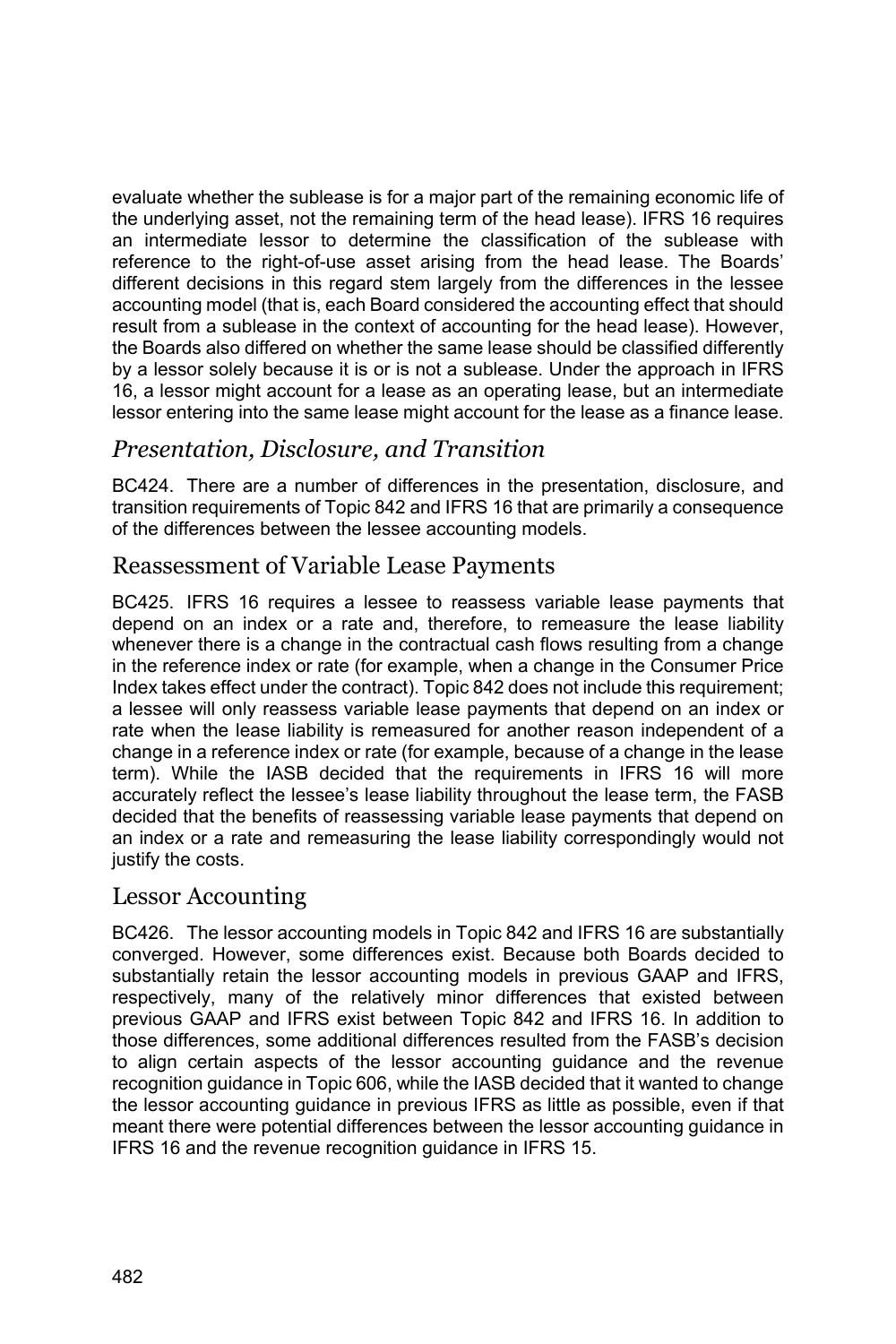evaluate whether the sublease is for a major part of the remaining economic life of the underlying asset, not the remaining term of the head lease). IFRS 16 requires an intermediate lessor to determine the classification of the sublease with reference to the right-of-use asset arising from the head lease. The Boards' different decisions in this regard stem largely from the differences in the lessee accounting model (that is, each Board considered the accounting effect that should result from a sublease in the context of accounting for the head lease). However, the Boards also differed on whether the same lease should be classified differently by a lessor solely because it is or is not a sublease. Under the approach in IFRS 16, a lessor might account for a lease as an operating lease, but an intermediate lessor entering into the same lease might account for the lease as a finance lease.

### *Presentation, Disclosure, and Transition*

BC424. There are a number of differences in the presentation, disclosure, and transition requirements of Topic 842 and IFRS 16 that are primarily a consequence of the differences between the lessee accounting models.

### Reassessment of Variable Lease Payments

BC425. IFRS 16 requires a lessee to reassess variable lease payments that depend on an index or a rate and, therefore, to remeasure the lease liability whenever there is a change in the contractual cash flows resulting from a change in the reference index or rate (for example, when a change in the Consumer Price Index takes effect under the contract). Topic 842 does not include this requirement; a lessee will only reassess variable lease payments that depend on an index or rate when the lease liability is remeasured for another reason independent of a change in a reference index or rate (for example, because of a change in the lease term). While the IASB decided that the requirements in IFRS 16 will more accurately reflect the lessee's lease liability throughout the lease term, the FASB decided that the benefits of reassessing variable lease payments that depend on an index or a rate and remeasuring the lease liability correspondingly would not justify the costs.

### Lessor Accounting

BC426. The lessor accounting models in Topic 842 and IFRS 16 are substantially converged. However, some differences exist. Because both Boards decided to substantially retain the lessor accounting models in previous GAAP and IFRS, respectively, many of the relatively minor differences that existed between previous GAAP and IFRS exist between Topic 842 and IFRS 16. In addition to those differences, some additional differences resulted from the FASB's decision to align certain aspects of the lessor accounting guidance and the revenue recognition guidance in Topic 606, while the IASB decided that it wanted to change the lessor accounting guidance in previous IFRS as little as possible, even if that meant there were potential differences between the lessor accounting guidance in IFRS 16 and the revenue recognition guidance in IFRS 15.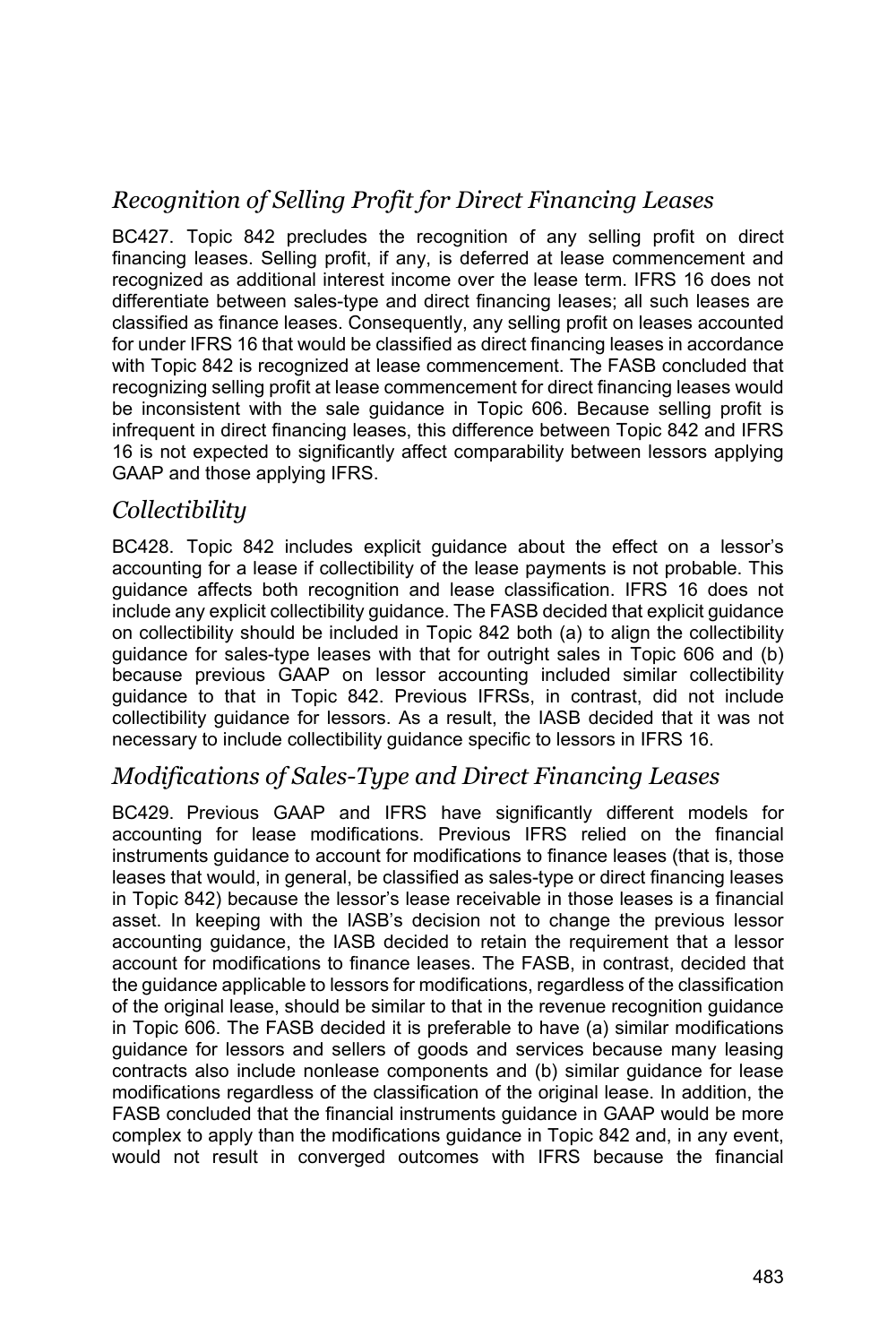## *Recognition of Selling Profit for Direct Financing Leases*

BC427. Topic 842 precludes the recognition of any selling profit on direct financing leases. Selling profit, if any, is deferred at lease commencement and recognized as additional interest income over the lease term. IFRS 16 does not differentiate between sales-type and direct financing leases; all such leases are classified as finance leases. Consequently, any selling profit on leases accounted for under IFRS 16 that would be classified as direct financing leases in accordance with Topic 842 is recognized at lease commencement. The FASB concluded that recognizing selling profit at lease commencement for direct financing leases would be inconsistent with the sale guidance in Topic 606. Because selling profit is infrequent in direct financing leases, this difference between Topic 842 and IFRS 16 is not expected to significantly affect comparability between lessors applying GAAP and those applying IFRS.

## *Collectibility*

BC428. Topic 842 includes explicit guidance about the effect on a lessor's accounting for a lease if collectibility of the lease payments is not probable. This guidance affects both recognition and lease classification. IFRS 16 does not include any explicit collectibility guidance. The FASB decided that explicit guidance on collectibility should be included in Topic 842 both (a) to align the collectibility guidance for sales-type leases with that for outright sales in Topic 606 and (b) because previous GAAP on lessor accounting included similar collectibility guidance to that in Topic 842. Previous IFRSs, in contrast, did not include collectibility guidance for lessors. As a result, the IASB decided that it was not necessary to include collectibility guidance specific to lessors in IFRS 16.

## *Modifications of Sales-Type and Direct Financing Leases*

BC429. Previous GAAP and IFRS have significantly different models for accounting for lease modifications. Previous IFRS relied on the financial instruments guidance to account for modifications to finance leases (that is, those leases that would, in general, be classified as sales-type or direct financing leases in Topic 842) because the lessor's lease receivable in those leases is a financial asset. In keeping with the IASB's decision not to change the previous lessor accounting guidance, the IASB decided to retain the requirement that a lessor account for modifications to finance leases. The FASB, in contrast, decided that the guidance applicable to lessors for modifications, regardless of the classification of the original lease, should be similar to that in the revenue recognition guidance in Topic 606. The FASB decided it is preferable to have (a) similar modifications guidance for lessors and sellers of goods and services because many leasing contracts also include nonlease components and (b) similar guidance for lease modifications regardless of the classification of the original lease. In addition, the FASB concluded that the financial instruments guidance in GAAP would be more complex to apply than the modifications guidance in Topic 842 and, in any event, would not result in converged outcomes with IFRS because the financial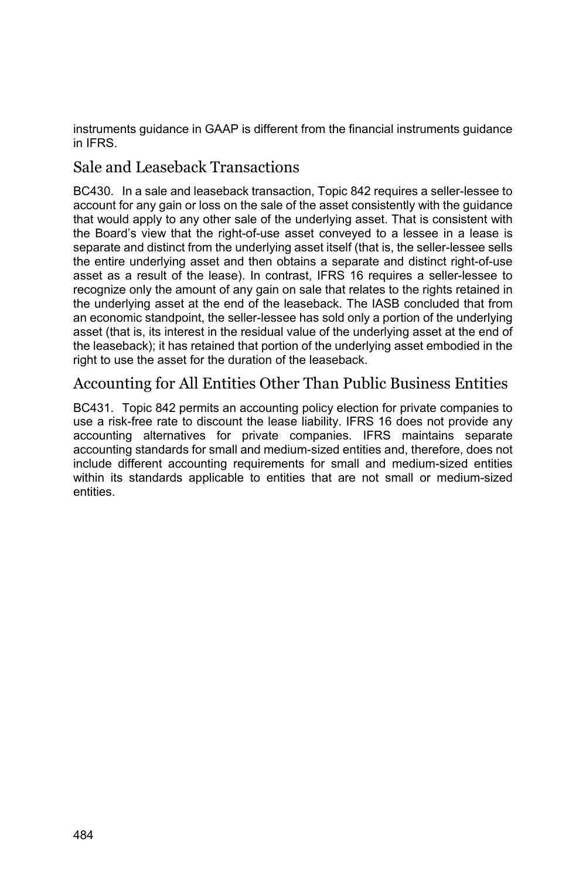instruments guidance in GAAP is different from the financial instruments guidance in IFRS.

## Sale and Leaseback Transactions

BC430. In a sale and leaseback transaction, Topic 842 requires a seller-lessee to account for any gain or loss on the sale of the asset consistently with the guidance that would apply to any other sale of the underlying asset. That is consistent with the Board's view that the right-of-use asset conveyed to a lessee in a lease is separate and distinct from the underlying asset itself (that is, the seller-lessee sells the entire underlying asset and then obtains a separate and distinct right-of-use asset as a result of the lease). In contrast, IFRS 16 requires a seller-lessee to recognize only the amount of any gain on sale that relates to the rights retained in the underlying asset at the end of the leaseback. The IASB concluded that from an economic standpoint, the seller-lessee has sold only a portion of the underlying asset (that is, its interest in the residual value of the underlying asset at the end of the leaseback); it has retained that portion of the underlying asset embodied in the right to use the asset for the duration of the leaseback.

## Accounting for All Entities Other Than Public Business Entities

BC431. Topic 842 permits an accounting policy election for private companies to use a risk-free rate to discount the lease liability. IFRS 16 does not provide any accounting alternatives for private companies. IFRS maintains separate accounting standards for small and medium-sized entities and, therefore, does not include different accounting requirements for small and medium-sized entities within its standards applicable to entities that are not small or medium-sized entities.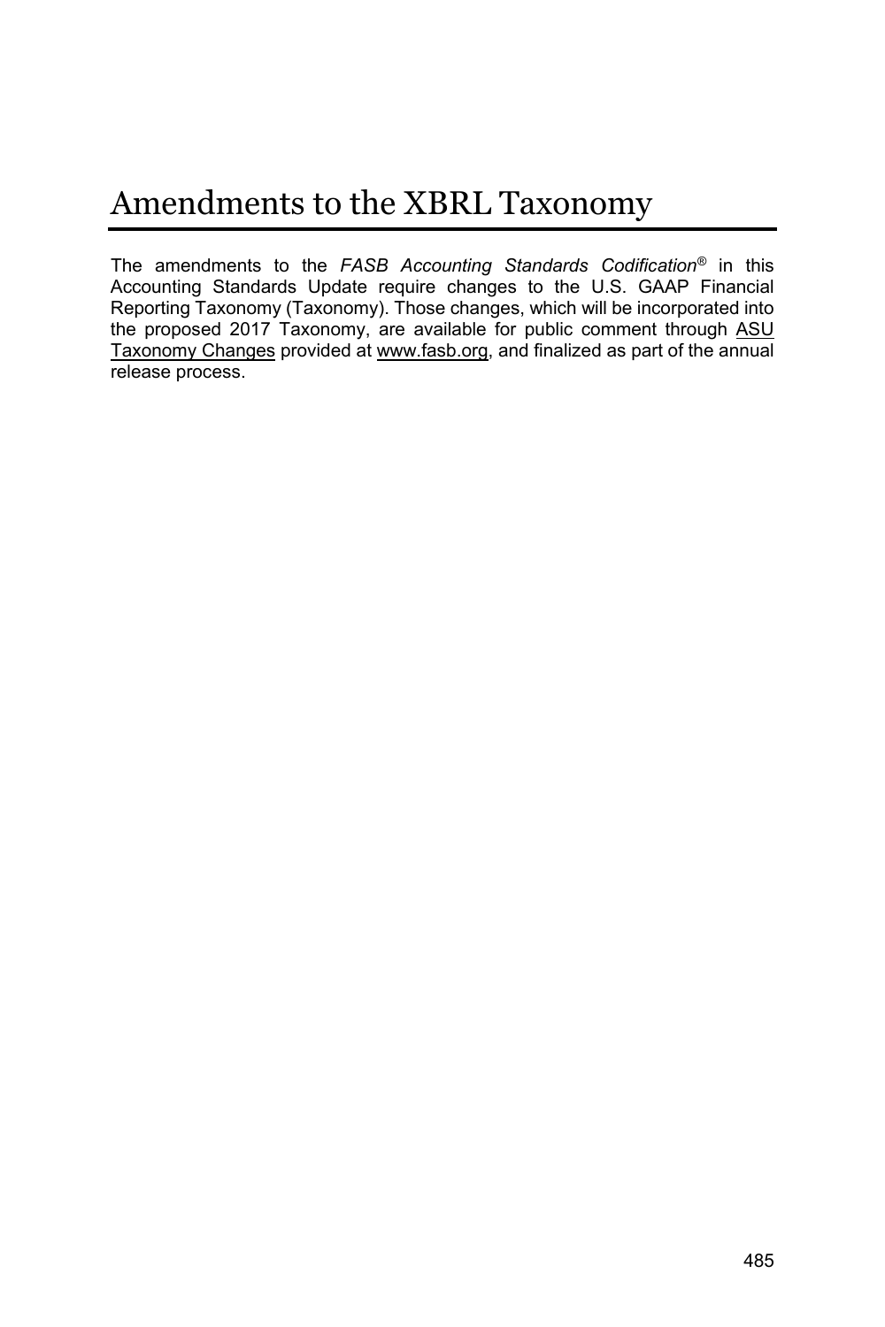# Amendments to the XBRL Taxonomy

The amendments to the *FASB Accounting Standards Codification*® in this Accounting Standards Update require changes to the U.S. GAAP Financial Reporting Taxonomy (Taxonomy). Those changes, which will be incorporated into the proposed 2017 Taxonomy, are available for public comment through ASU Taxonomy Changes provided at www.fasb.org, and finalized as part of the annual release process.